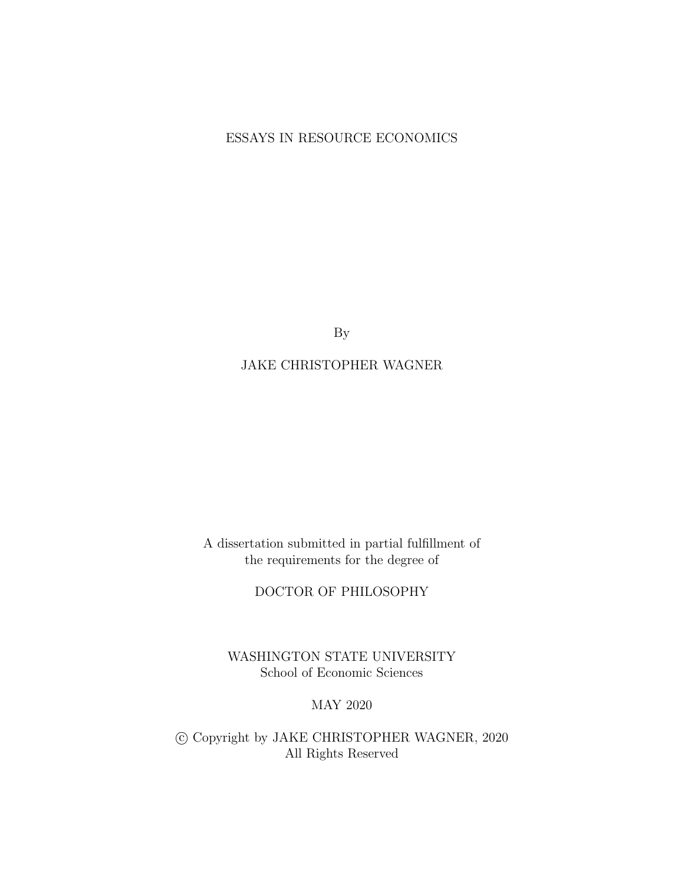# ESSAYS IN RESOURCE ECONOMICS

By

JAKE CHRISTOPHER WAGNER

A dissertation submitted in partial fulfillment of
the requirements for the degree of

DOCTOR OF PHILOSOPHY

WASHINGTON STATE UNIVERSITY
School of Economic Sciences

MAY 2020

© Copyright by JAKE CHRISTOPHER WAGNER, 2020
All Rights Reserved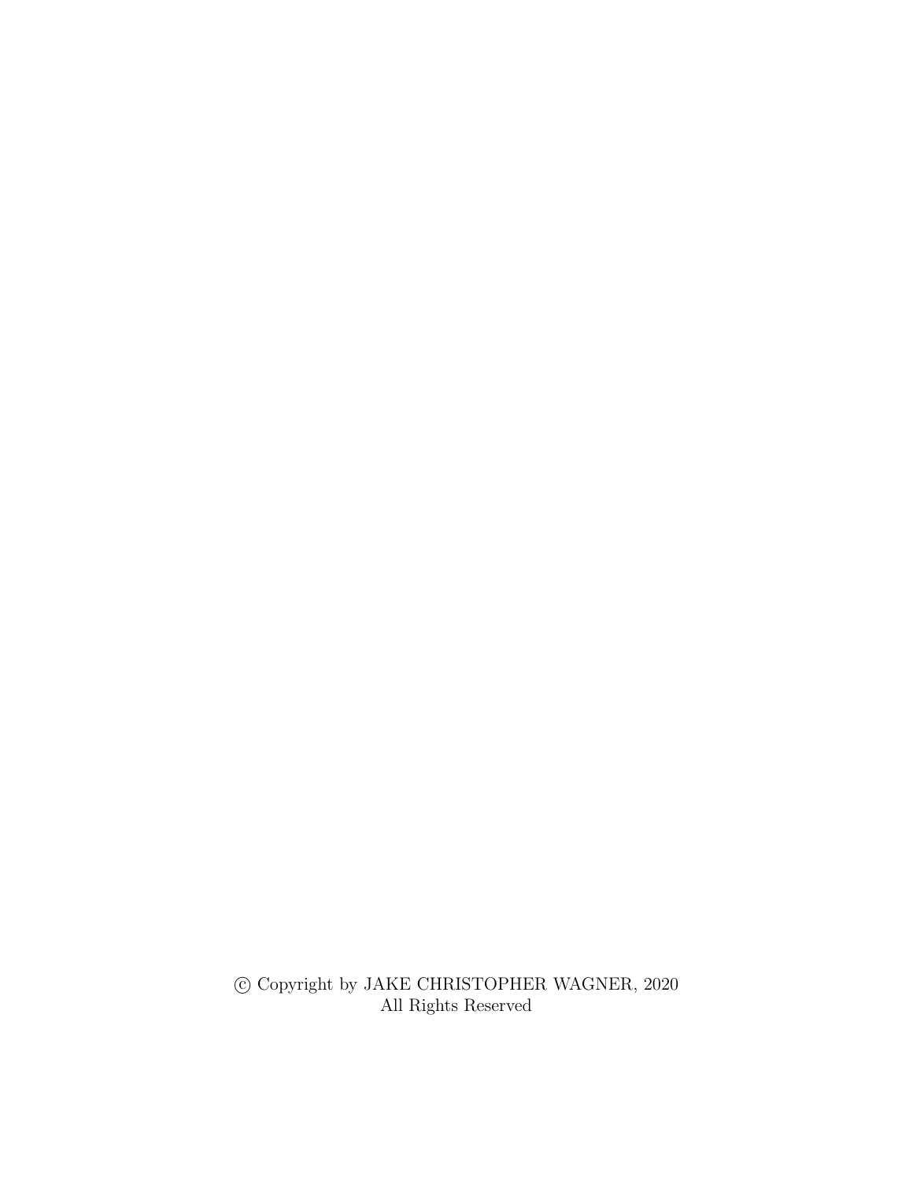© Copyright by JAKE CHRISTOPHER WAGNER, 2020
All Rights Reserved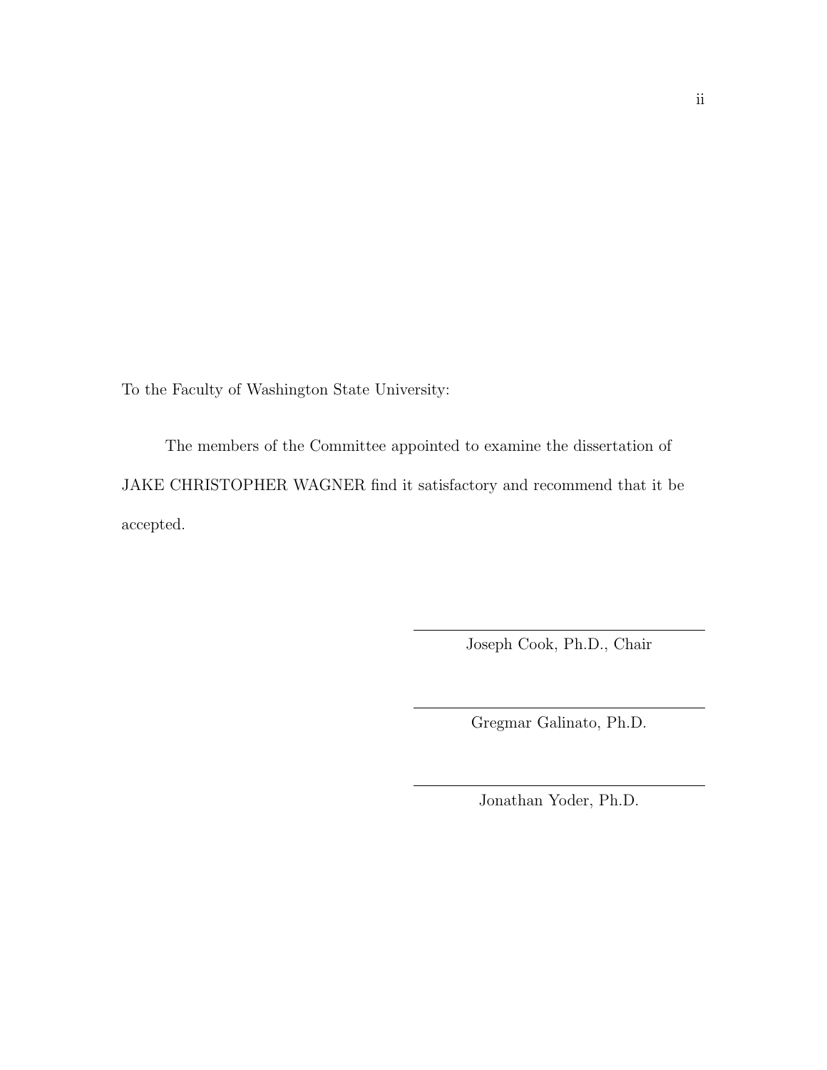To the Faculty of Washington State University:

The members of the Committee appointed to examine the dissertation of JAKE CHRISTOPHER WAGNER find it satisfactory and recommend that it be accepted.

Joseph Cook, Ph.D., Chair

Gregmar Galinato, Ph.D.

Jonathan Yoder, Ph.D.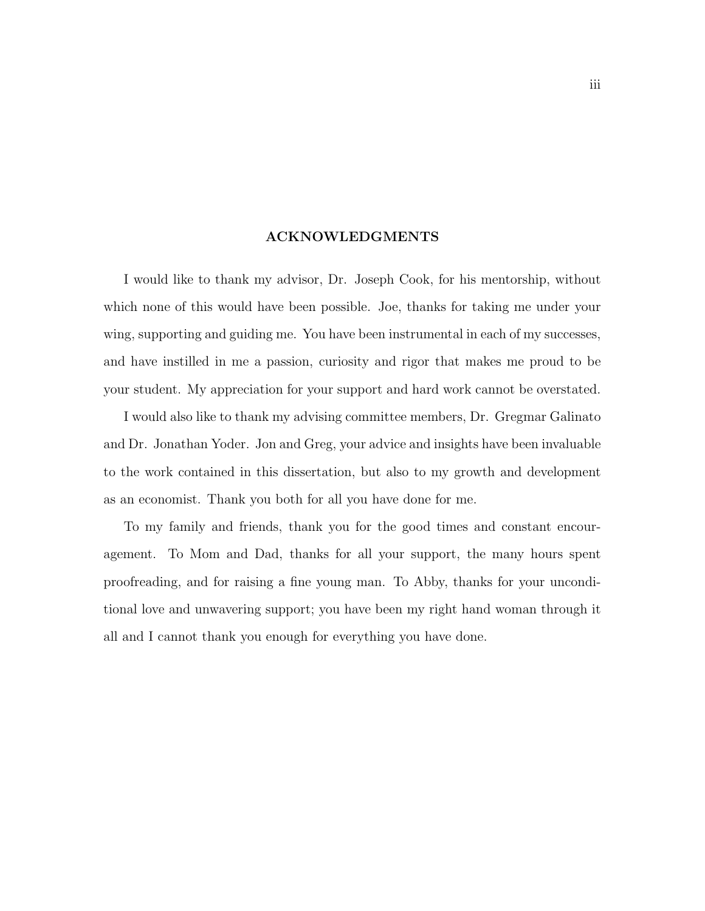## ACKNOWLEDGMENTS

I would like to thank my advisor, Dr. Joseph Cook, for his mentorship, without which none of this would have been possible. Joe, thanks for taking me under your wing, supporting and guiding me. You have been instrumental in each of my successes, and have instilled in me a passion, curiosity and rigor that makes me proud to be your student. My appreciation for your support and hard work cannot be overstated.

I would also like to thank my advising committee members, Dr. Gregmar Galinato and Dr. Jonathan Yoder. Jon and Greg, your advice and insights have been invaluable to the work contained in this dissertation, but also to my growth and development as an economist. Thank you both for all you have done for me.

To my family and friends, thank you for the good times and constant encouragement. To Mom and Dad, thanks for all your support, the many hours spent proofreading, and for raising a fine young man. To Abby, thanks for your unconditional love and unwavering support; you have been my right hand woman through it all and I cannot thank you enough for everything you have done.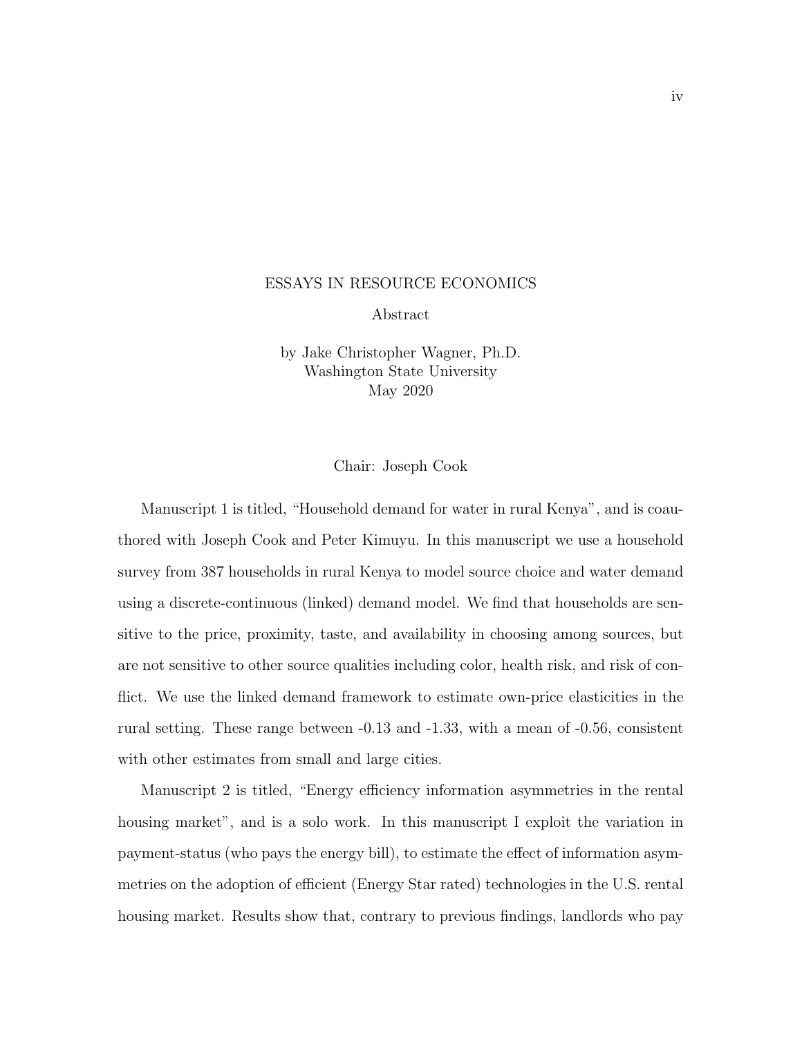ESSAYS IN RESOURCE ECONOMICS

Abstract

by Jake Christopher Wagner, Ph.D.
Washington State University
May 2020

Chair: Joseph Cook

Manuscript 1 is titled, "Household demand for water in rural Kenya", and is coauthored with Joseph Cook and Peter Kimuyu. In this manuscript we use a household survey from 387 households in rural Kenya to model source choice and water demand using a discrete-continuous (linked) demand model. We find that households are sensitive to the price, proximity, taste, and availability in choosing among sources, but are not sensitive to other source qualities including color, health risk, and risk of conflict. We use the linked demand framework to estimate own-price elasticities in the rural setting. These range between -0.13 and -1.33, with a mean of -0.56, consistent with other estimates from small and large cities.

Manuscript 2 is titled, "Energy efficiency information asymmetries in the rental housing market", and is a solo work. In this manuscript I exploit the variation in payment-status (who pays the energy bill), to estimate the effect of information asymmetries on the adoption of efficient (Energy Star rated) technologies in the U.S. rental housing market. Results show that, contrary to previous findings, landlords who pay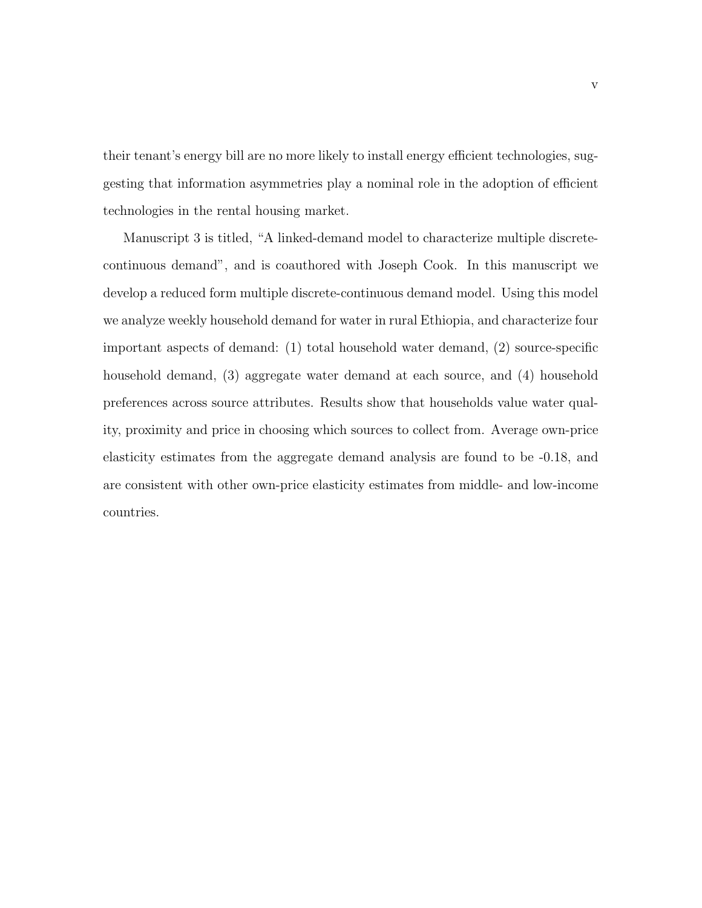their tenant's energy bill are no more likely to install energy efficient technologies, suggesting that information asymmetries play a nominal role in the adoption of efficient technologies in the rental housing market.

Manuscript 3 is titled, "A linked-demand model to characterize multiple discrete-continuous demand", and is coauthored with Joseph Cook. In this manuscript we develop a reduced form multiple discrete-continuous demand model. Using this model we analyze weekly household demand for water in rural Ethiopia, and characterize four important aspects of demand: (1) total household water demand, (2) source-specific household demand, (3) aggregate water demand at each source, and (4) household preferences across source attributes. Results show that households value water quality, proximity and price in choosing which sources to collect from. Average own-price elasticity estimates from the aggregate demand analysis are found to be -0.18, and are consistent with other own-price elasticity estimates from middle- and low-income countries.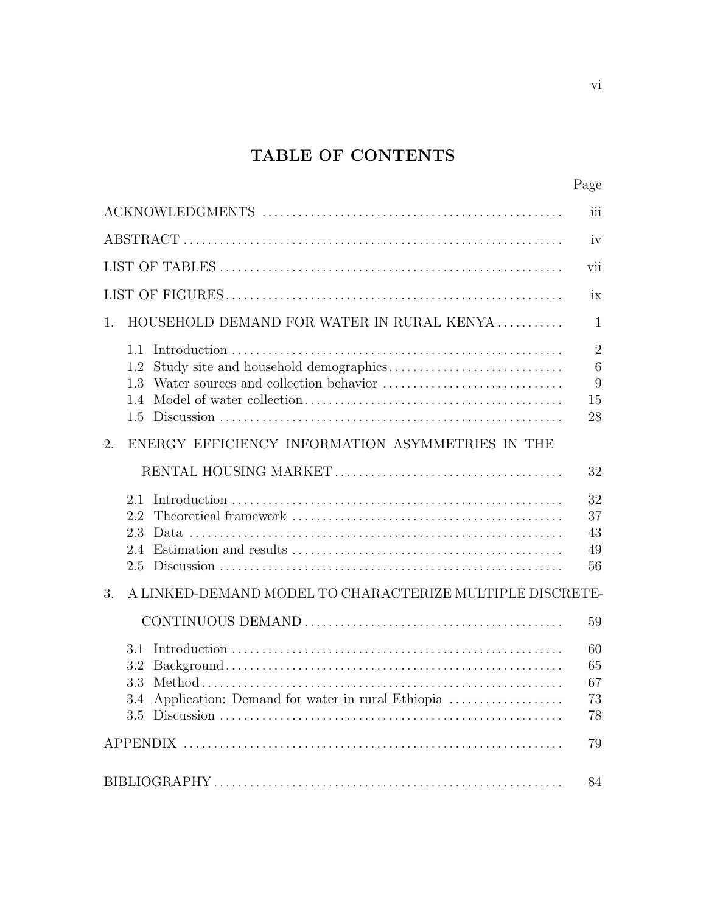# TABLE OF CONTENTS

| | Page |
|---|---|
| ACKNOWLEDGMENTS | iii |
| ABSTRACT | iv |
| LIST OF TABLES | vii |
| LIST OF FIGURES | ix |
| 1. HOUSEHOLD DEMAND FOR WATER IN RURAL KENYA | 1 |
| 1.1 Introduction | 2 |
| 1.2 Study site and household demographics | 6 |
| 1.3 Water sources and collection behavior | 9 |
| 1.4 Model of water collection | 15 |
| 1.5 Discussion | 28 |
| 2. ENERGY EFFICIENCY INFORMATION ASYMMETRIES IN THE RENTAL HOUSING MARKET | 32 |
| 2.1 Introduction | 32 |
| 2.2 Theoretical framework | 37 |
| 2.3 Data | 43 |
| 2.4 Estimation and results | 49 |
| 2.5 Discussion | 56 |
| 3. A LINKED-DEMAND MODEL TO CHARACTERIZE MULTIPLE DISCRETE-CONTINUOUS DEMAND | 59 |
| 3.1 Introduction | 60 |
| 3.2 Background | 65 |
| 3.3 Method | 67 |
| 3.4 Application: Demand for water in rural Ethiopia | 73 |
| 3.5 Discussion | 78 |
| APPENDIX | 79 |
| BIBLIOGRAPHY | 84 |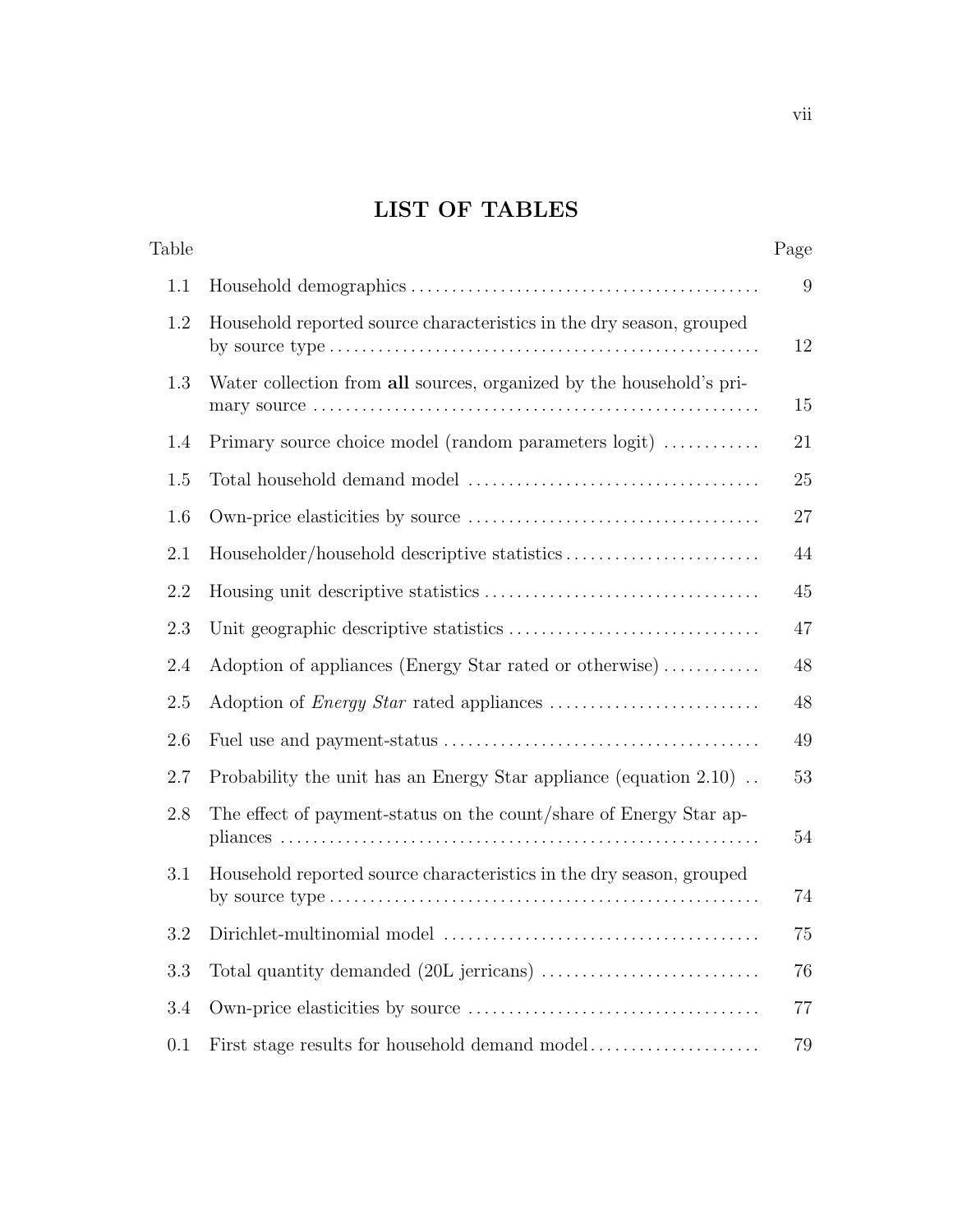# LIST OF TABLES

| Table | | Page |
|---|---|---|
| 1.1 | Household demographics | 9 |
| 1.2 | Household reported source characteristics in the dry season, grouped by source type | 12 |
| 1.3 | Water collection from **all** sources, organized by the household's primary source | 15 |
| 1.4 | Primary source choice model (random parameters logit) | 21 |
| 1.5 | Total household demand model | 25 |
| 1.6 | Own-price elasticities by source | 27 |
| 2.1 | Householder/household descriptive statistics | 44 |
| 2.2 | Housing unit descriptive statistics | 45 |
| 2.3 | Unit geographic descriptive statistics | 47 |
| 2.4 | Adoption of appliances (Energy Star rated or otherwise) | 48 |
| 2.5 | Adoption of *Energy Star* rated appliances | 48 |
| 2.6 | Fuel use and payment-status | 49 |
| 2.7 | Probability the unit has an Energy Star appliance (equation 2.10) | 53 |
| 2.8 | The effect of payment-status on the count/share of Energy Star appliances | 54 |
| 3.1 | Household reported source characteristics in the dry season, grouped by source type | 74 |
| 3.2 | Dirichlet-multinomial model | 75 |
| 3.3 | Total quantity demanded (20L jerricans) | 76 |
| 3.4 | Own-price elasticities by source | 77 |
| 0.1 | First stage results for household demand model | 79 |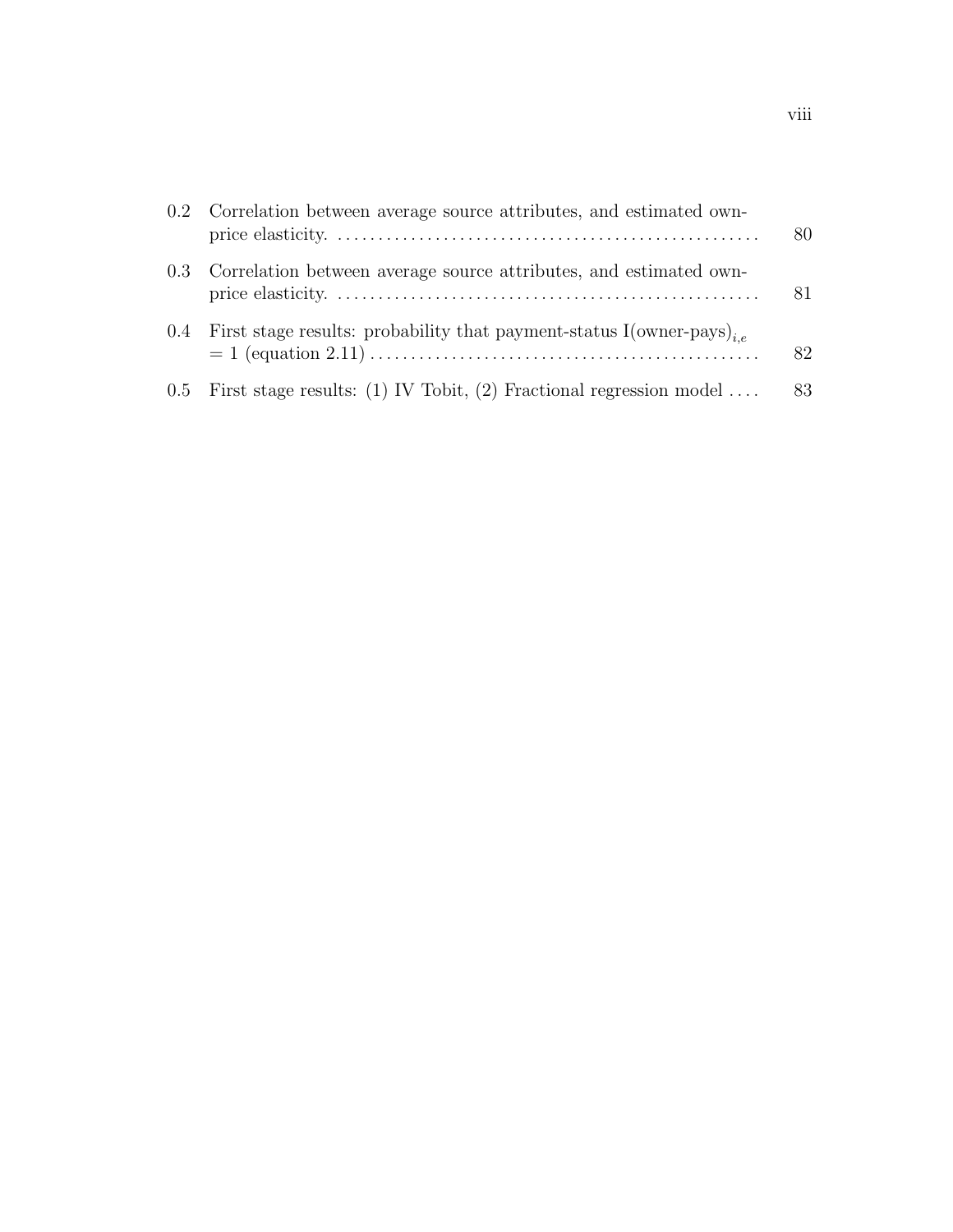| | | |
|---|---|---|
| 0.2 | Correlation between average source attributes, and estimated own-price elasticity. | 80 |
| 0.3 | Correlation between average source attributes, and estimated own-price elasticity. | 81 |
| 0.4 | First stage results: probability that payment-status I(owner-pays)$_{i,e}$ = 1 (equation 2.11) | 82 |
| 0.5 | First stage results: (1) IV Tobit, (2) Fractional regression model | 83 |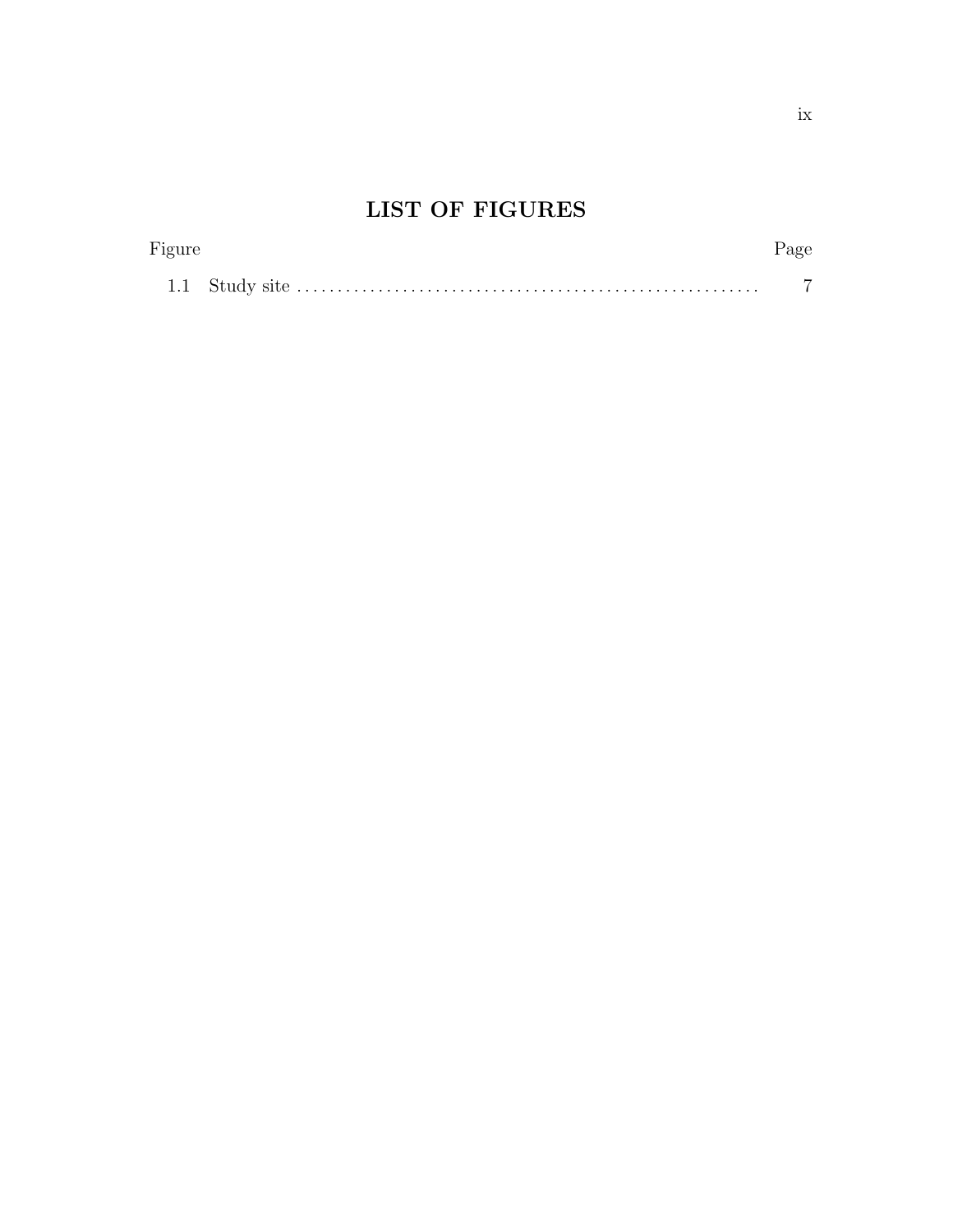# LIST OF FIGURES

| Figure | | Page |
|---|---|---|
| 1.1 | Study site | 7 |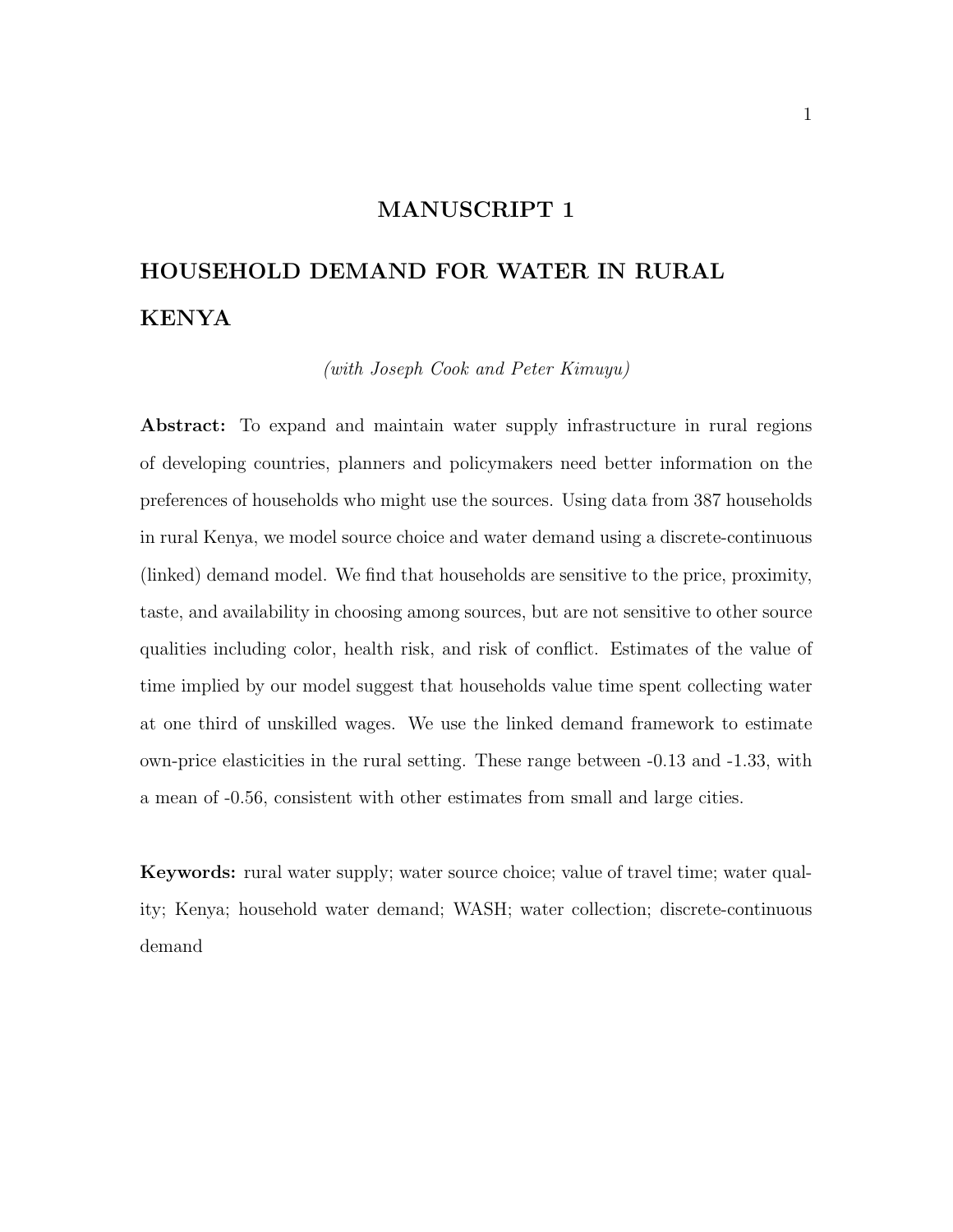# MANUSCRIPT 1

## HOUSEHOLD DEMAND FOR WATER IN RURAL KENYA

*(with Joseph Cook and Peter Kimuyu)*

**Abstract:** To expand and maintain water supply infrastructure in rural regions of developing countries, planners and policymakers need better information on the preferences of households who might use the sources. Using data from 387 households in rural Kenya, we model source choice and water demand using a discrete-continuous (linked) demand model. We find that households are sensitive to the price, proximity, taste, and availability in choosing among sources, but are not sensitive to other source qualities including color, health risk, and risk of conflict. Estimates of the value of time implied by our model suggest that households value time spent collecting water at one third of unskilled wages. We use the linked demand framework to estimate own-price elasticities in the rural setting. These range between -0.13 and -1.33, with a mean of -0.56, consistent with other estimates from small and large cities.

**Keywords:** rural water supply; water source choice; value of travel time; water quality; Kenya; household water demand; WASH; water collection; discrete-continuous demand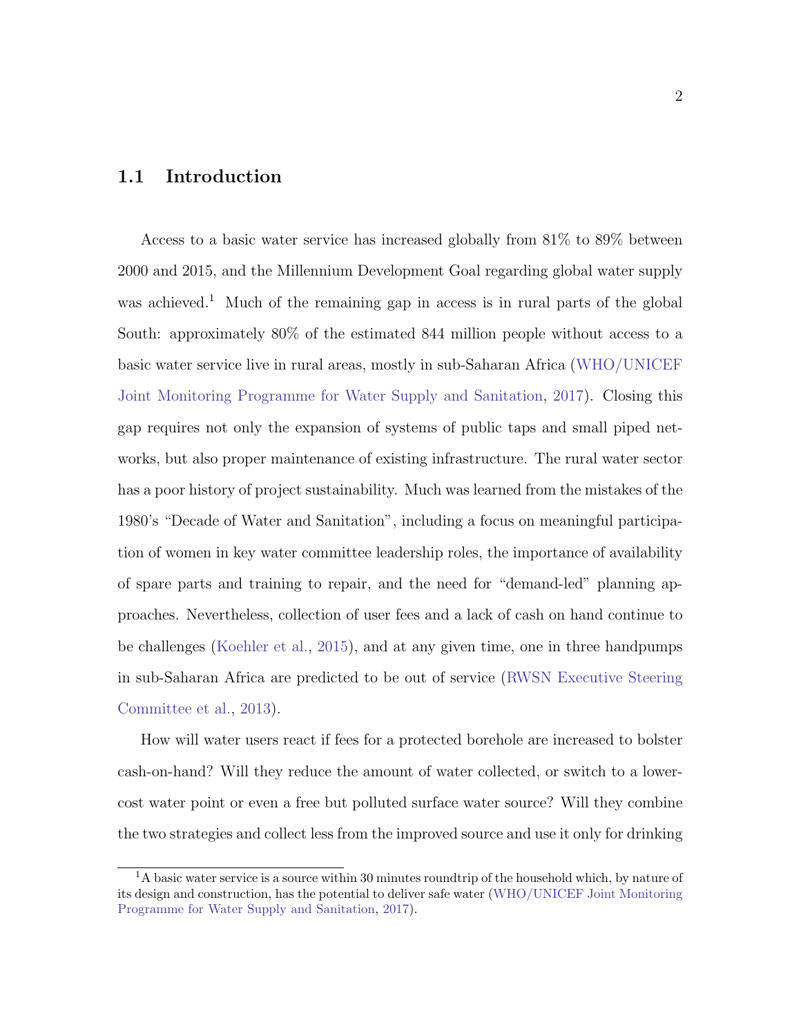## 1.1 Introduction

Access to a basic water service has increased globally from 81% to 89% between 2000 and 2015, and the Millennium Development Goal regarding global water supply was achieved.[1] Much of the remaining gap in access is in rural parts of the global South: approximately 80% of the estimated 844 million people without access to a basic water service live in rural areas, mostly in sub-Saharan Africa (WHO/UNICEF Joint Monitoring Programme for Water Supply and Sanitation, 2017). Closing this gap requires not only the expansion of systems of public taps and small piped networks, but also proper maintenance of existing infrastructure. The rural water sector has a poor history of project sustainability. Much was learned from the mistakes of the 1980's "Decade of Water and Sanitation", including a focus on meaningful participation of women in key water committee leadership roles, the importance of availability of spare parts and training to repair, and the need for "demand-led" planning approaches. Nevertheless, collection of user fees and a lack of cash on hand continue to be challenges (Koehler et al., 2015), and at any given time, one in three handpumps in sub-Saharan Africa are predicted to be out of service (RWSN Executive Steering Committee et al., 2013).

How will water users react if fees for a protected borehole are increased to bolster cash-on-hand? Will they reduce the amount of water collected, or switch to a lower-cost water point or even a free but polluted surface water source? Will they combine the two strategies and collect less from the improved source and use it only for drinking

[1] A basic water service is a source within 30 minutes roundtrip of the household which, by nature of its design and construction, has the potential to deliver safe water (WHO/UNICEF Joint Monitoring Programme for Water Supply and Sanitation, 2017).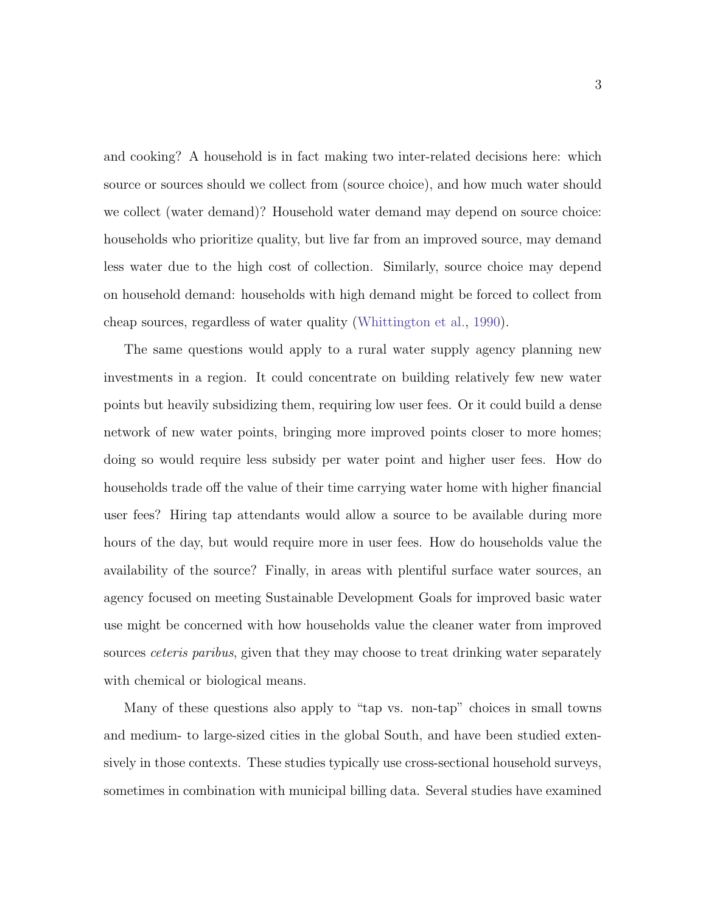and cooking? A household is in fact making two inter-related decisions here: which source or sources should we collect from (source choice), and how much water should we collect (water demand)? Household water demand may depend on source choice: households who prioritize quality, but live far from an improved source, may demand less water due to the high cost of collection. Similarly, source choice may depend on household demand: households with high demand might be forced to collect from cheap sources, regardless of water quality (Whittington et al., 1990).

The same questions would apply to a rural water supply agency planning new investments in a region. It could concentrate on building relatively few new water points but heavily subsidizing them, requiring low user fees. Or it could build a dense network of new water points, bringing more improved points closer to more homes; doing so would require less subsidy per water point and higher user fees. How do households trade off the value of their time carrying water home with higher financial user fees? Hiring tap attendants would allow a source to be available during more hours of the day, but would require more in user fees. How do households value the availability of the source? Finally, in areas with plentiful surface water sources, an agency focused on meeting Sustainable Development Goals for improved basic water use might be concerned with how households value the cleaner water from improved sources *ceteris paribus*, given that they may choose to treat drinking water separately with chemical or biological means.

Many of these questions also apply to "tap vs. non-tap" choices in small towns and medium- to large-sized cities in the global South, and have been studied extensively in those contexts. These studies typically use cross-sectional household surveys, sometimes in combination with municipal billing data. Several studies have examined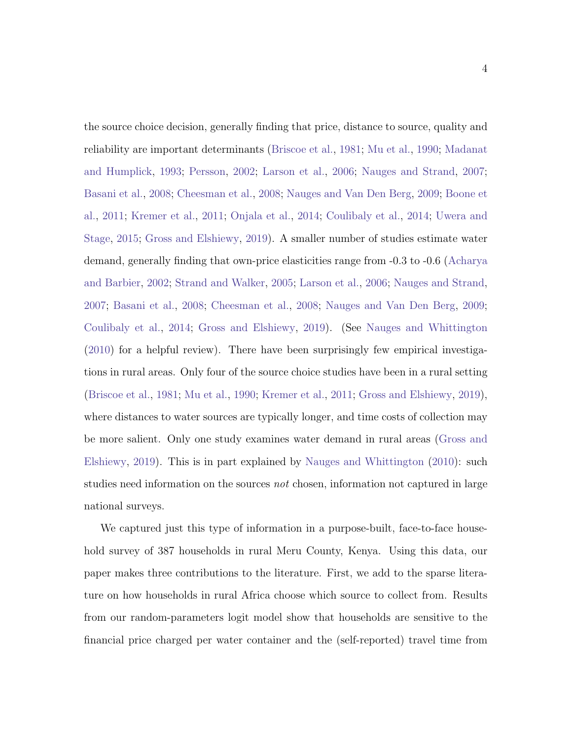the source choice decision, generally finding that price, distance to source, quality and reliability are important determinants (Briscoe et al., 1981; Mu et al., 1990; Madanat and Humplick, 1993; Persson, 2002; Larson et al., 2006; Nauges and Strand, 2007; Basani et al., 2008; Cheesman et al., 2008; Nauges and Van Den Berg, 2009; Boone et al., 2011; Kremer et al., 2011; Onjala et al., 2014; Coulibaly et al., 2014; Uwera and Stage, 2015; Gross and Elshiewy, 2019). A smaller number of studies estimate water demand, generally finding that own-price elasticities range from -0.3 to -0.6 (Acharya and Barbier, 2002; Strand and Walker, 2005; Larson et al., 2006; Nauges and Strand, 2007; Basani et al., 2008; Cheesman et al., 2008; Nauges and Van Den Berg, 2009; Coulibaly et al., 2014; Gross and Elshiewy, 2019). (See Nauges and Whittington (2010) for a helpful review). There have been surprisingly few empirical investigations in rural areas. Only four of the source choice studies have been in a rural setting (Briscoe et al., 1981; Mu et al., 1990; Kremer et al., 2011; Gross and Elshiewy, 2019), where distances to water sources are typically longer, and time costs of collection may be more salient. Only one study examines water demand in rural areas (Gross and Elshiewy, 2019). This is in part explained by Nauges and Whittington (2010): such studies need information on the sources *not* chosen, information not captured in large national surveys.

We captured just this type of information in a purpose-built, face-to-face household survey of 387 households in rural Meru County, Kenya. Using this data, our paper makes three contributions to the literature. First, we add to the sparse literature on how households in rural Africa choose which source to collect from. Results from our random-parameters logit model show that households are sensitive to the financial price charged per water container and the (self-reported) travel time from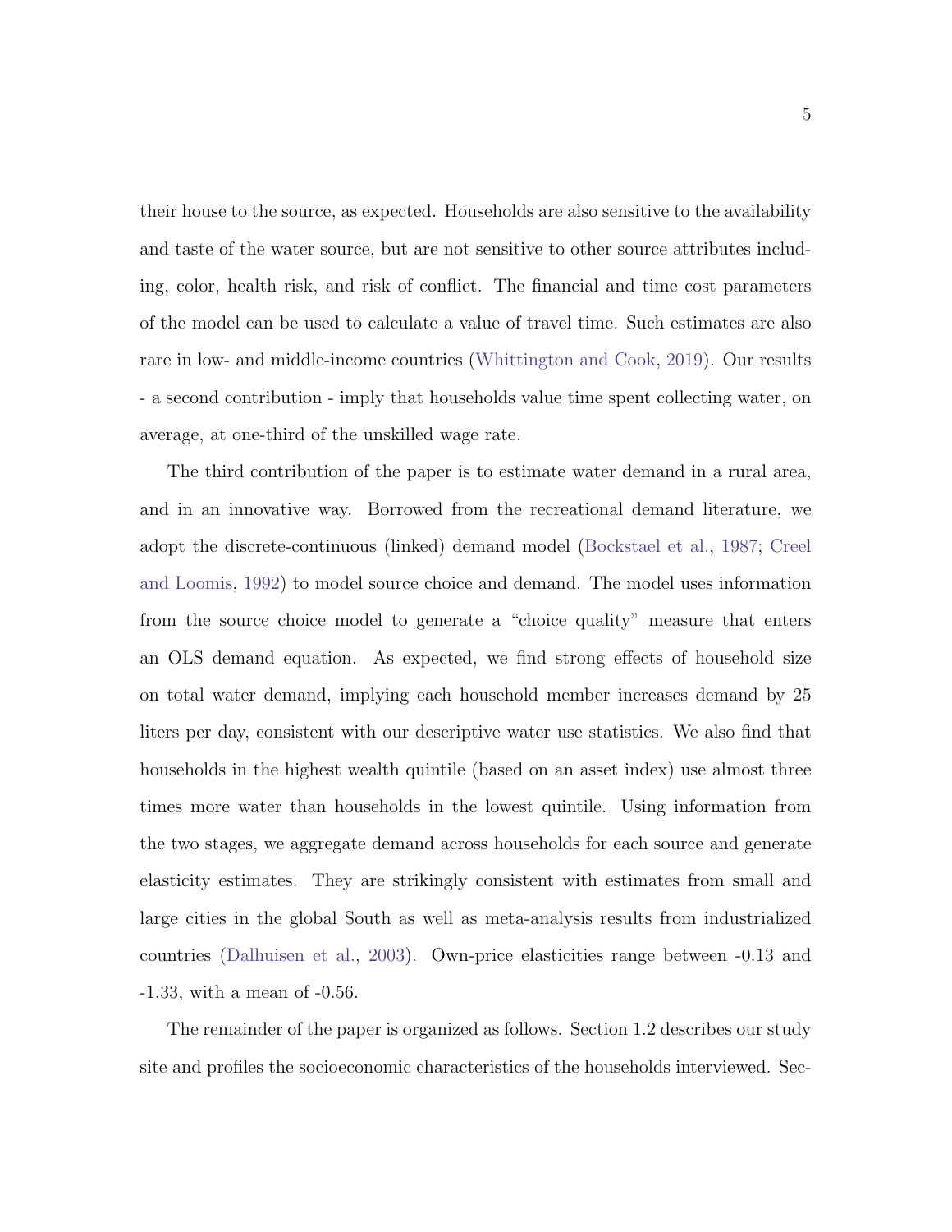their house to the source, as expected. Households are also sensitive to the availability and taste of the water source, but are not sensitive to other source attributes including, color, health risk, and risk of conflict. The financial and time cost parameters of the model can be used to calculate a value of travel time. Such estimates are also rare in low- and middle-income countries (Whittington and Cook, 2019). Our results - a second contribution - imply that households value time spent collecting water, on average, at one-third of the unskilled wage rate.

The third contribution of the paper is to estimate water demand in a rural area, and in an innovative way. Borrowed from the recreational demand literature, we adopt the discrete-continuous (linked) demand model (Bockstael et al., 1987; Creel and Loomis, 1992) to model source choice and demand. The model uses information from the source choice model to generate a "choice quality" measure that enters an OLS demand equation. As expected, we find strong effects of household size on total water demand, implying each household member increases demand by 25 liters per day, consistent with our descriptive water use statistics. We also find that households in the highest wealth quintile (based on an asset index) use almost three times more water than households in the lowest quintile. Using information from the two stages, we aggregate demand across households for each source and generate elasticity estimates. They are strikingly consistent with estimates from small and large cities in the global South as well as meta-analysis results from industrialized countries (Dalhuisen et al., 2003). Own-price elasticities range between -0.13 and -1.33, with a mean of -0.56.

The remainder of the paper is organized as follows. Section 1.2 describes our study site and profiles the socioeconomic characteristics of the households interviewed. Sec-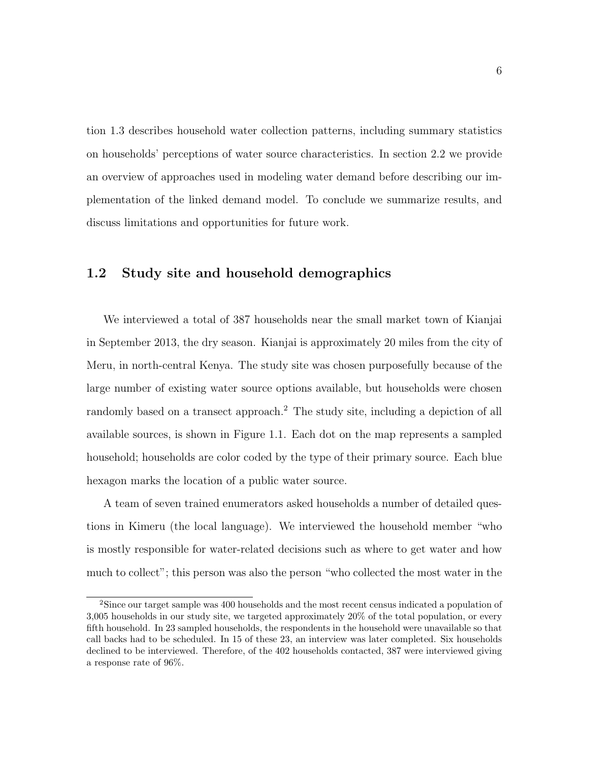tion 1.3 describes household water collection patterns, including summary statistics on households' perceptions of water source characteristics. In section 2.2 we provide an overview of approaches used in modeling water demand before describing our implementation of the linked demand model. To conclude we summarize results, and discuss limitations and opportunities for future work.

## 1.2 Study site and household demographics

We interviewed a total of 387 households near the small market town of Kianjai in September 2013, the dry season. Kianjai is approximately 20 miles from the city of Meru, in north-central Kenya. The study site was chosen purposefully because of the large number of existing water source options available, but households were chosen randomly based on a transect approach.[2] The study site, including a depiction of all available sources, is shown in Figure 1.1. Each dot on the map represents a sampled household; households are color coded by the type of their primary source. Each blue hexagon marks the location of a public water source.

A team of seven trained enumerators asked households a number of detailed questions in Kimeru (the local language). We interviewed the household member "who is mostly responsible for water-related decisions such as where to get water and how much to collect"; this person was also the person "who collected the most water in the

[2] Since our target sample was 400 households and the most recent census indicated a population of 3,005 households in our study site, we targeted approximately 20% of the total population, or every fifth household. In 23 sampled households, the respondents in the household were unavailable so that call backs had to be scheduled. In 15 of these 23, an interview was later completed. Six households declined to be interviewed. Therefore, of the 402 households contacted, 387 were interviewed giving a response rate of 96%.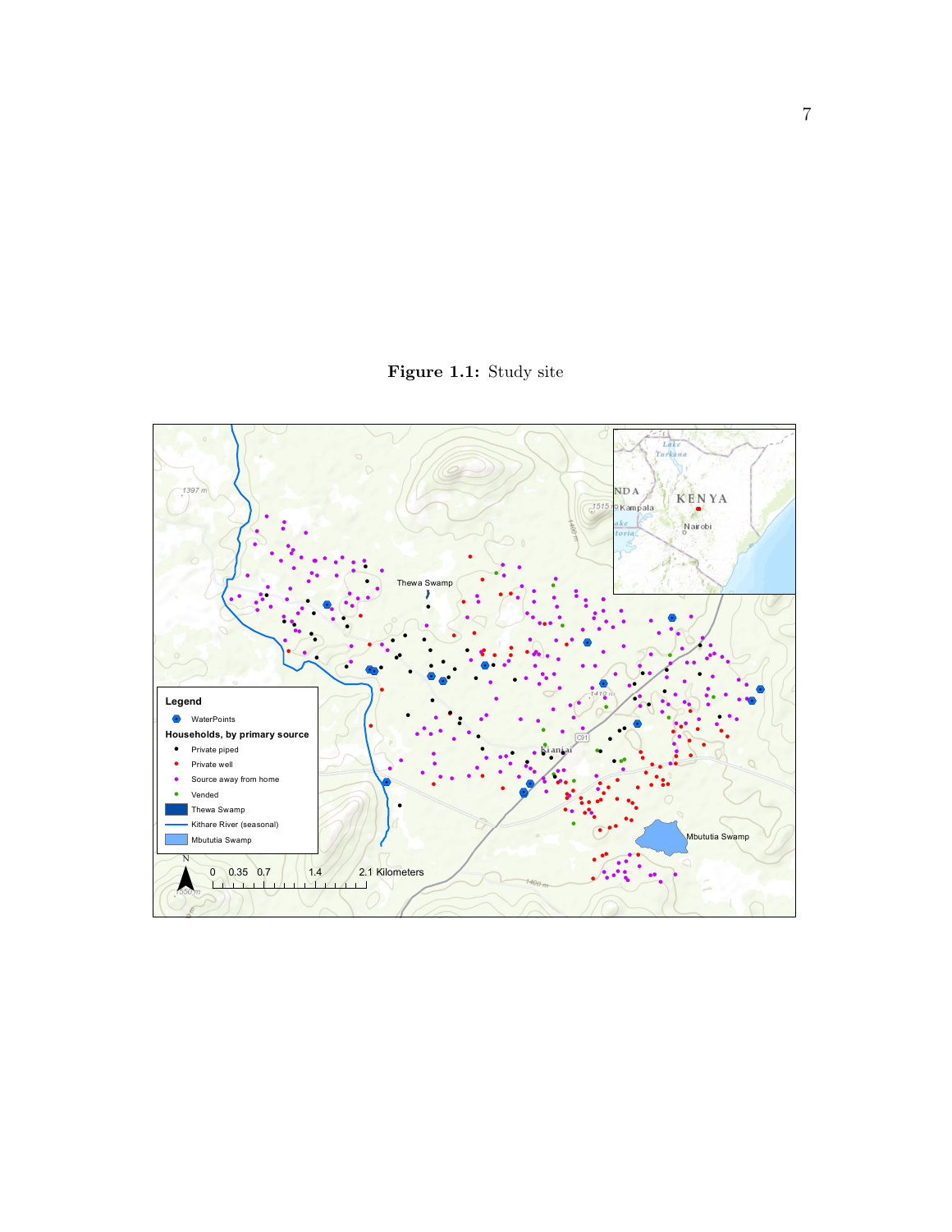**Figure 1.1:** Study site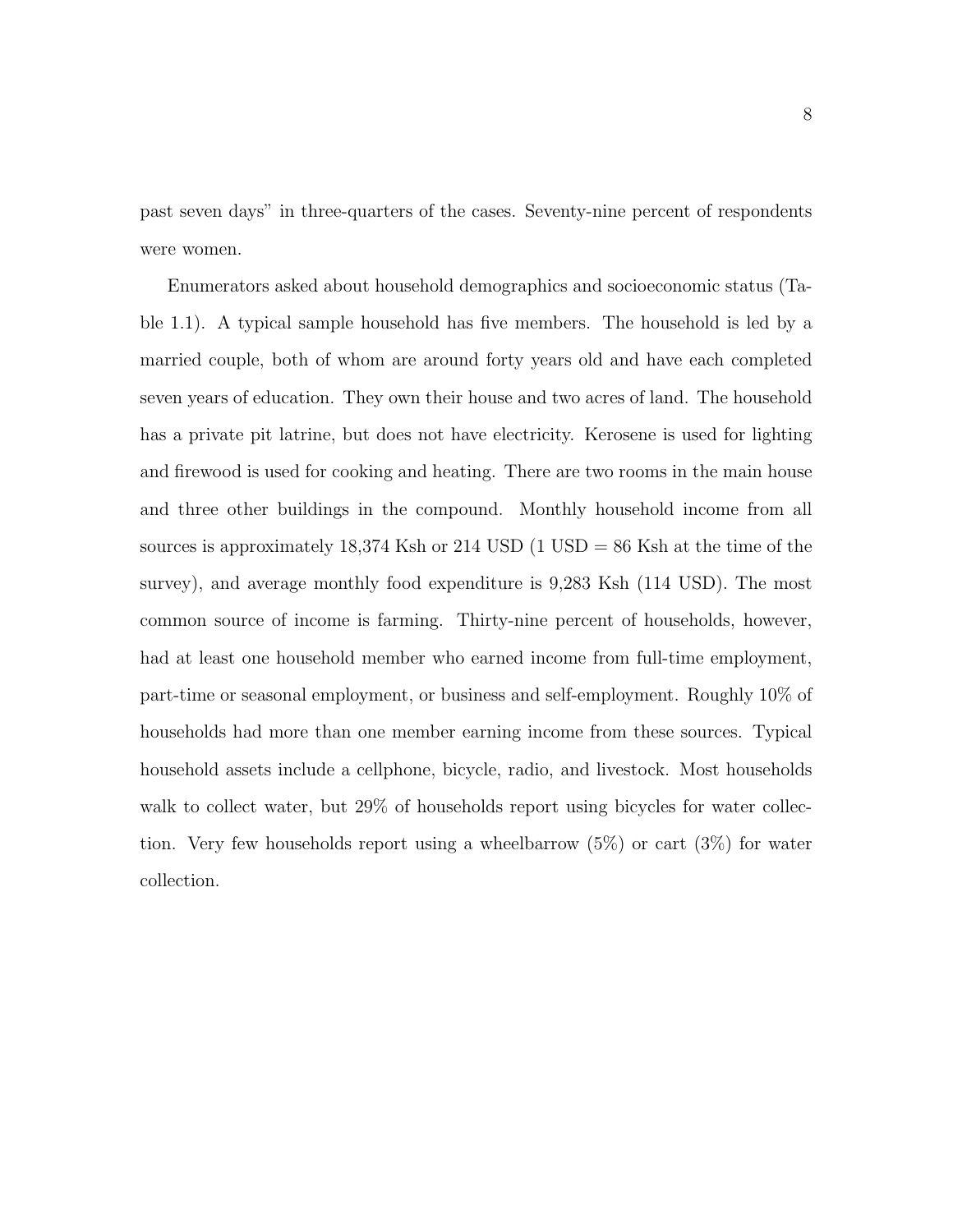past seven days" in three-quarters of the cases. Seventy-nine percent of respondents were women.

Enumerators asked about household demographics and socioeconomic status (Table 1.1). A typical sample household has five members. The household is led by a married couple, both of whom are around forty years old and have each completed seven years of education. They own their house and two acres of land. The household has a private pit latrine, but does not have electricity. Kerosene is used for lighting and firewood is used for cooking and heating. There are two rooms in the main house and three other buildings in the compound. Monthly household income from all sources is approximately 18,374 Ksh or 214 USD (1 USD = 86 Ksh at the time of the survey), and average monthly food expenditure is 9,283 Ksh (114 USD). The most common source of income is farming. Thirty-nine percent of households, however, had at least one household member who earned income from full-time employment, part-time or seasonal employment, or business and self-employment. Roughly 10% of households had more than one member earning income from these sources. Typical household assets include a cellphone, bicycle, radio, and livestock. Most households walk to collect water, but 29% of households report using bicycles for water collection. Very few households report using a wheelbarrow (5%) or cart (3%) for water collection.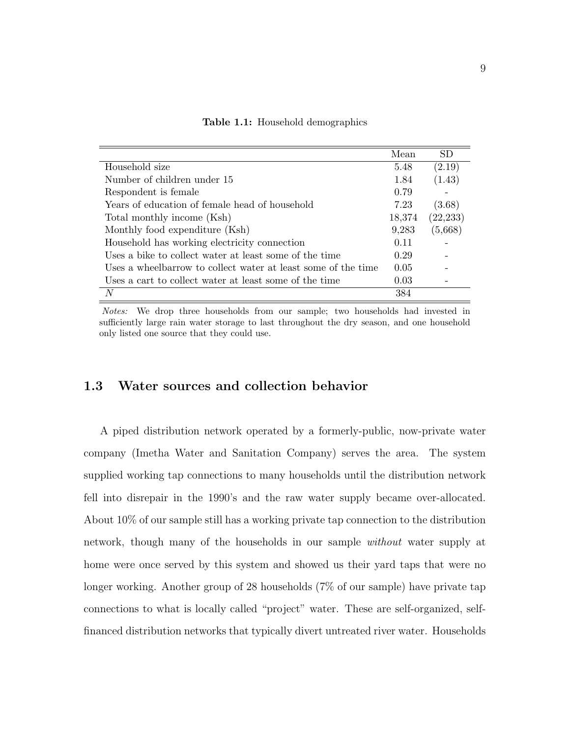**Table 1.1:** Household demographics

| | Mean | SD |
|---|---|---|
| Household size | 5.48 | (2.19) |
| Number of children under 15 | 1.84 | (1.43) |
| Respondent is female | 0.79 | - |
| Years of education of female head of household | 7.23 | (3.68) |
| Total monthly income (Ksh) | 18,374 | (22,233) |
| Monthly food expenditure (Ksh) | 9,283 | (5,668) |
| Household has working electricity connection | 0.11 | - |
| Uses a bike to collect water at least some of the time | 0.29 | - |
| Uses a wheelbarrow to collect water at least some of the time | 0.05 | - |
| Uses a cart to collect water at least some of the time | 0.03 | - |
| $N$ | 384 | |

*Notes:* We drop three households from our sample; two households had invested in sufficiently large rain water storage to last throughout the dry season, and one household only listed one source that they could use.

## 1.3 Water sources and collection behavior

A piped distribution network operated by a formerly-public, now-private water company (Imetha Water and Sanitation Company) serves the area. The system supplied working tap connections to many households until the distribution network fell into disrepair in the 1990's and the raw water supply became over-allocated. About 10% of our sample still has a working private tap connection to the distribution network, though many of the households in our sample *without* water supply at home were once served by this system and showed us their yard taps that were no longer working. Another group of 28 households (7% of our sample) have private tap connections to what is locally called "project" water. These are self-organized, self-financed distribution networks that typically divert untreated river water. Households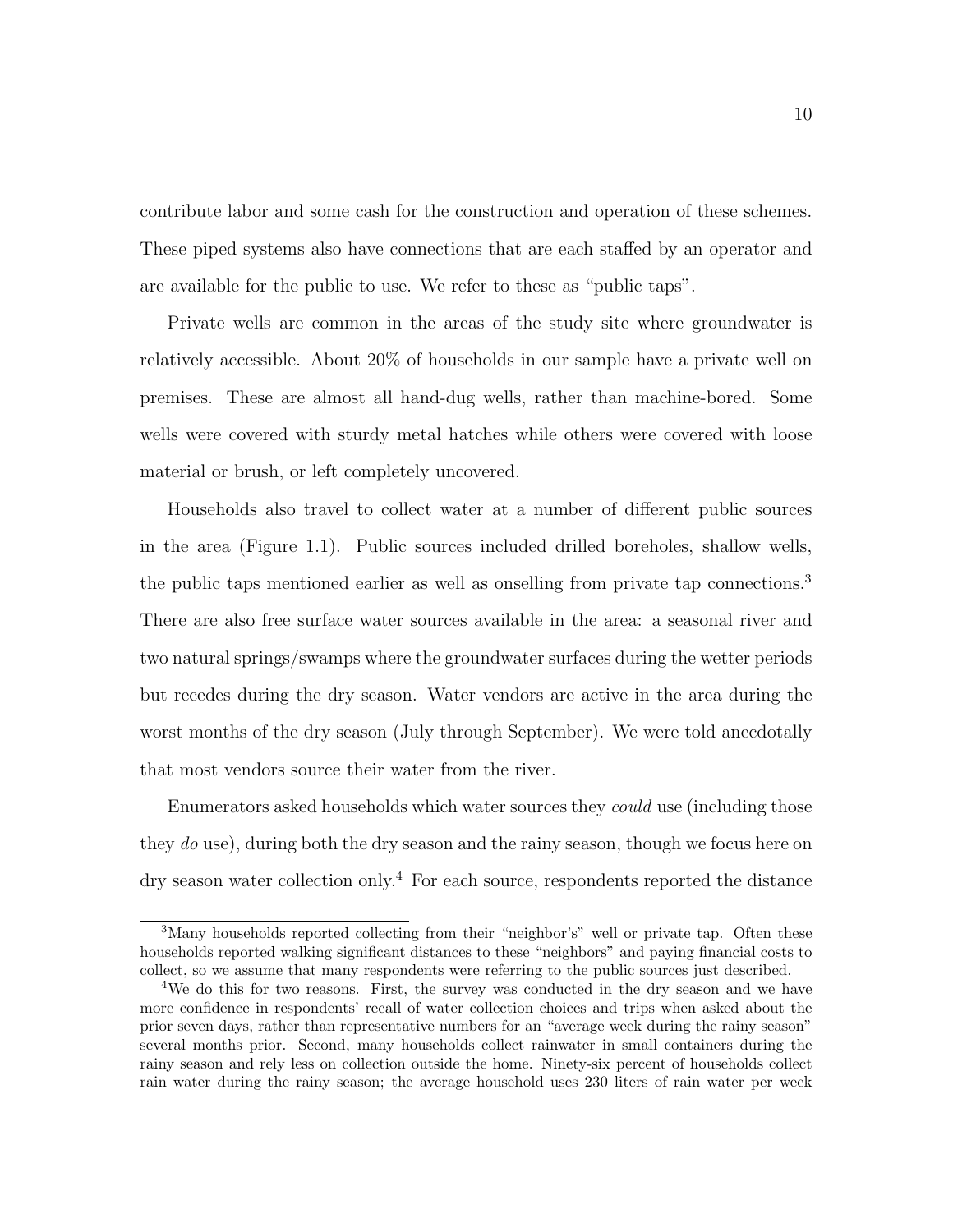contribute labor and some cash for the construction and operation of these schemes. These piped systems also have connections that are each staffed by an operator and are available for the public to use. We refer to these as "public taps".

Private wells are common in the areas of the study site where groundwater is relatively accessible. About 20% of households in our sample have a private well on premises. These are almost all hand-dug wells, rather than machine-bored. Some wells were covered with sturdy metal hatches while others were covered with loose material or brush, or left completely uncovered.

Households also travel to collect water at a number of different public sources in the area (Figure 1.1). Public sources included drilled boreholes, shallow wells, the public taps mentioned earlier as well as onselling from private tap connections.[3] There are also free surface water sources available in the area: a seasonal river and two natural springs/swamps where the groundwater surfaces during the wetter periods but recedes during the dry season. Water vendors are active in the area during the worst months of the dry season (July through September). We were told anecdotally that most vendors source their water from the river.

Enumerators asked households which water sources they *could* use (including those they *do* use), during both the dry season and the rainy season, though we focus here on dry season water collection only.[4] For each source, respondents reported the distance

[3] Many households reported collecting from their "neighbor's" well or private tap. Often these households reported walking significant distances to these "neighbors" and paying financial costs to collect, so we assume that many respondents were referring to the public sources just described.

[4] We do this for two reasons. First, the survey was conducted in the dry season and we have more confidence in respondents' recall of water collection choices and trips when asked about the prior seven days, rather than representative numbers for an "average week during the rainy season" several months prior. Second, many households collect rainwater in small containers during the rainy season and rely less on collection outside the home. Ninety-six percent of households collect rain water during the rainy season; the average household uses 230 liters of rain water per week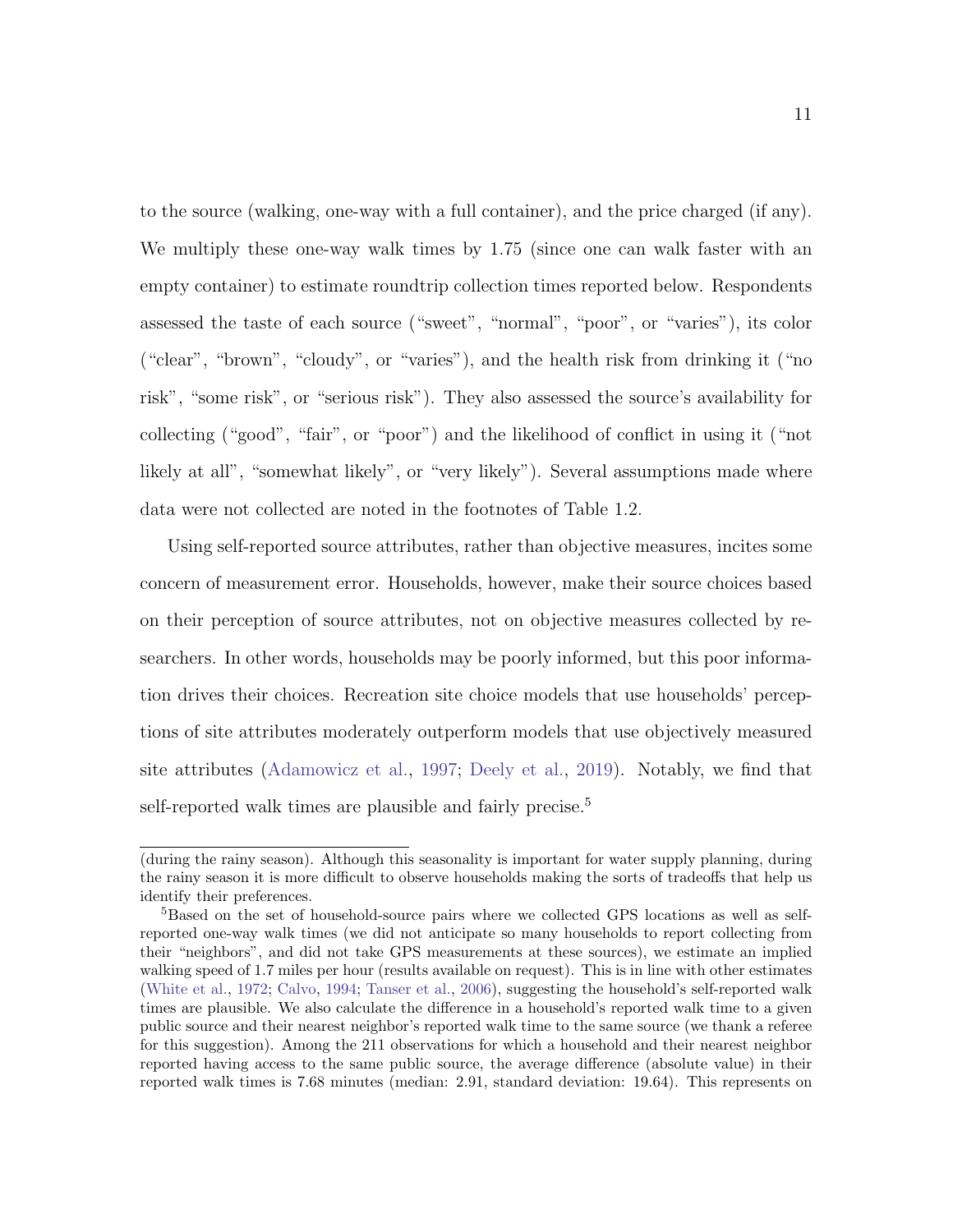to the source (walking, one-way with a full container), and the price charged (if any). We multiply these one-way walk times by 1.75 (since one can walk faster with an empty container) to estimate roundtrip collection times reported below. Respondents assessed the taste of each source ("sweet", "normal", "poor", or "varies"), its color ("clear", "brown", "cloudy", or "varies"), and the health risk from drinking it ("no risk", "some risk", or "serious risk"). They also assessed the source's availability for collecting ("good", "fair", or "poor") and the likelihood of conflict in using it ("not likely at all", "somewhat likely", or "very likely"). Several assumptions made where data were not collected are noted in the footnotes of Table 1.2.

Using self-reported source attributes, rather than objective measures, incites some concern of measurement error. Households, however, make their source choices based on their perception of source attributes, not on objective measures collected by researchers. In other words, households may be poorly informed, but this poor information drives their choices. Recreation site choice models that use households' perceptions of site attributes moderately outperform models that use objectively measured site attributes (Adamowicz et al., 1997; Deely et al., 2019). Notably, we find that self-reported walk times are plausible and fairly precise.[5]

---

(during the rainy season). Although this seasonality is important for water supply planning, during the rainy season it is more difficult to observe households making the sorts of tradeoffs that help us identify their preferences.

[5] Based on the set of household-source pairs where we collected GPS locations as well as self-reported one-way walk times (we did not anticipate so many households to report collecting from their "neighbors", and did not take GPS measurements at these sources), we estimate an implied walking speed of 1.7 miles per hour (results available on request). This is in line with other estimates (White et al., 1972; Calvo, 1994; Tanser et al., 2006), suggesting the household's self-reported walk times are plausible. We also calculate the difference in a household's reported walk time to a given public source and their nearest neighbor's reported walk time to the same source (we thank a referee for this suggestion). Among the 211 observations for which a household and their nearest neighbor reported having access to the same public source, the average difference (absolute value) in their reported walk times is 7.68 minutes (median: 2.91, standard deviation: 19.64). This represents on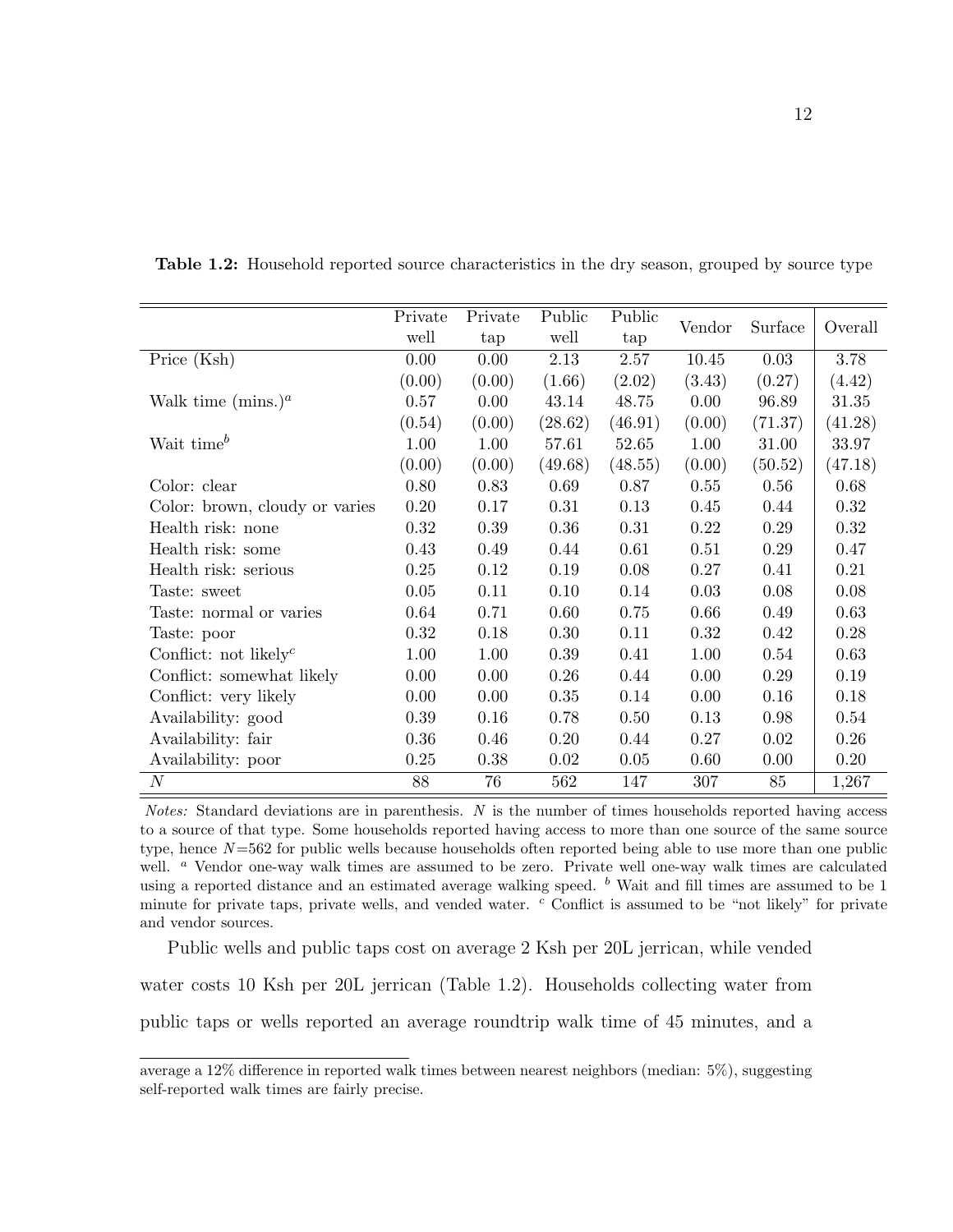**Table 1.2:** Household reported source characteristics in the dry season, grouped by source type

| | Private well | Private tap | Public well | Public tap | Vendor | Surface | Overall |
|---|---|---|---|---|---|---|---|
| Price (Ksh) | 0.00 | 0.00 | 2.13 | 2.57 | 10.45 | 0.03 | 3.78 |
| | (0.00) | (0.00) | (1.66) | (2.02) | (3.43) | (0.27) | (4.42) |
| Walk time (mins.)[a] | 0.57 | 0.00 | 43.14 | 48.75 | 0.00 | 96.89 | 31.35 |
| | (0.54) | (0.00) | (28.62) | (46.91) | (0.00) | (71.37) | (41.28) |
| Wait time[b] | 1.00 | 1.00 | 57.61 | 52.65 | 1.00 | 31.00 | 33.97 |
| | (0.00) | (0.00) | (49.68) | (48.55) | (0.00) | (50.52) | (47.18) |
| Color: clear | 0.80 | 0.83 | 0.69 | 0.87 | 0.55 | 0.56 | 0.68 |
| Color: brown, cloudy or varies | 0.20 | 0.17 | 0.31 | 0.13 | 0.45 | 0.44 | 0.32 |
| Health risk: none | 0.32 | 0.39 | 0.36 | 0.31 | 0.22 | 0.29 | 0.32 |
| Health risk: some | 0.43 | 0.49 | 0.44 | 0.61 | 0.51 | 0.29 | 0.47 |
| Health risk: serious | 0.25 | 0.12 | 0.19 | 0.08 | 0.27 | 0.41 | 0.21 |
| Taste: sweet | 0.05 | 0.11 | 0.10 | 0.14 | 0.03 | 0.08 | 0.08 |
| Taste: normal or varies | 0.64 | 0.71 | 0.60 | 0.75 | 0.66 | 0.49 | 0.63 |
| Taste: poor | 0.32 | 0.18 | 0.30 | 0.11 | 0.32 | 0.42 | 0.28 |
| Conflict: not likely[c] | 1.00 | 1.00 | 0.39 | 0.41 | 1.00 | 0.54 | 0.63 |
| Conflict: somewhat likely | 0.00 | 0.00 | 0.26 | 0.44 | 0.00 | 0.29 | 0.19 |
| Conflict: very likely | 0.00 | 0.00 | 0.35 | 0.14 | 0.00 | 0.16 | 0.18 |
| Availability: good | 0.39 | 0.16 | 0.78 | 0.50 | 0.13 | 0.98 | 0.54 |
| Availability: fair | 0.36 | 0.46 | 0.20 | 0.44 | 0.27 | 0.02 | 0.26 |
| Availability: poor | 0.25 | 0.38 | 0.02 | 0.05 | 0.60 | 0.00 | 0.20 |
| $N$ | 88 | 76 | 562 | 147 | 307 | 85 | 1,267 |

*Notes:* Standard deviations are in parenthesis. $N$ is the number of times households reported having access to a source of that type. Some households reported having access to more than one source of the same source type, hence $N$=562 for public wells because households often reported being able to use more than one public well. [a] Vendor one-way walk times are assumed to be zero. Private well one-way walk times are calculated using a reported distance and an estimated average walking speed. [b] Wait and fill times are assumed to be 1 minute for private taps, private wells, and vended water. [c] Conflict is assumed to be "not likely" for private and vendor sources.

Public wells and public taps cost on average 2 Ksh per 20L jerrican, while vended water costs 10 Ksh per 20L jerrican (Table 1.2). Households collecting water from public taps or wells reported an average roundtrip walk time of 45 minutes, and a

average a 12% difference in reported walk times between nearest neighbors (median: 5%), suggesting self-reported walk times are fairly precise.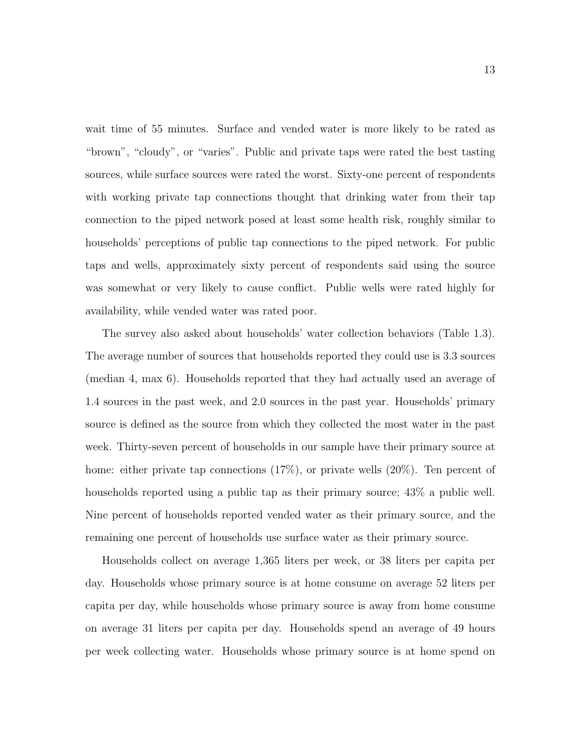wait time of 55 minutes. Surface and vended water is more likely to be rated as "brown", "cloudy", or "varies". Public and private taps were rated the best tasting sources, while surface sources were rated the worst. Sixty-one percent of respondents with working private tap connections thought that drinking water from their tap connection to the piped network posed at least some health risk, roughly similar to households' perceptions of public tap connections to the piped network. For public taps and wells, approximately sixty percent of respondents said using the source was somewhat or very likely to cause conflict. Public wells were rated highly for availability, while vended water was rated poor.

The survey also asked about households' water collection behaviors (Table 1.3). The average number of sources that households reported they could use is 3.3 sources (median 4, max 6). Households reported that they had actually used an average of 1.4 sources in the past week, and 2.0 sources in the past year. Households' primary source is defined as the source from which they collected the most water in the past week. Thirty-seven percent of households in our sample have their primary source at home: either private tap connections (17%), or private wells (20%). Ten percent of households reported using a public tap as their primary source; 43% a public well. Nine percent of households reported vended water as their primary source, and the remaining one percent of households use surface water as their primary source.

Households collect on average 1,365 liters per week, or 38 liters per capita per day. Households whose primary source is at home consume on average 52 liters per capita per day, while households whose primary source is away from home consume on average 31 liters per capita per day. Households spend an average of 49 hours per week collecting water. Households whose primary source is at home spend on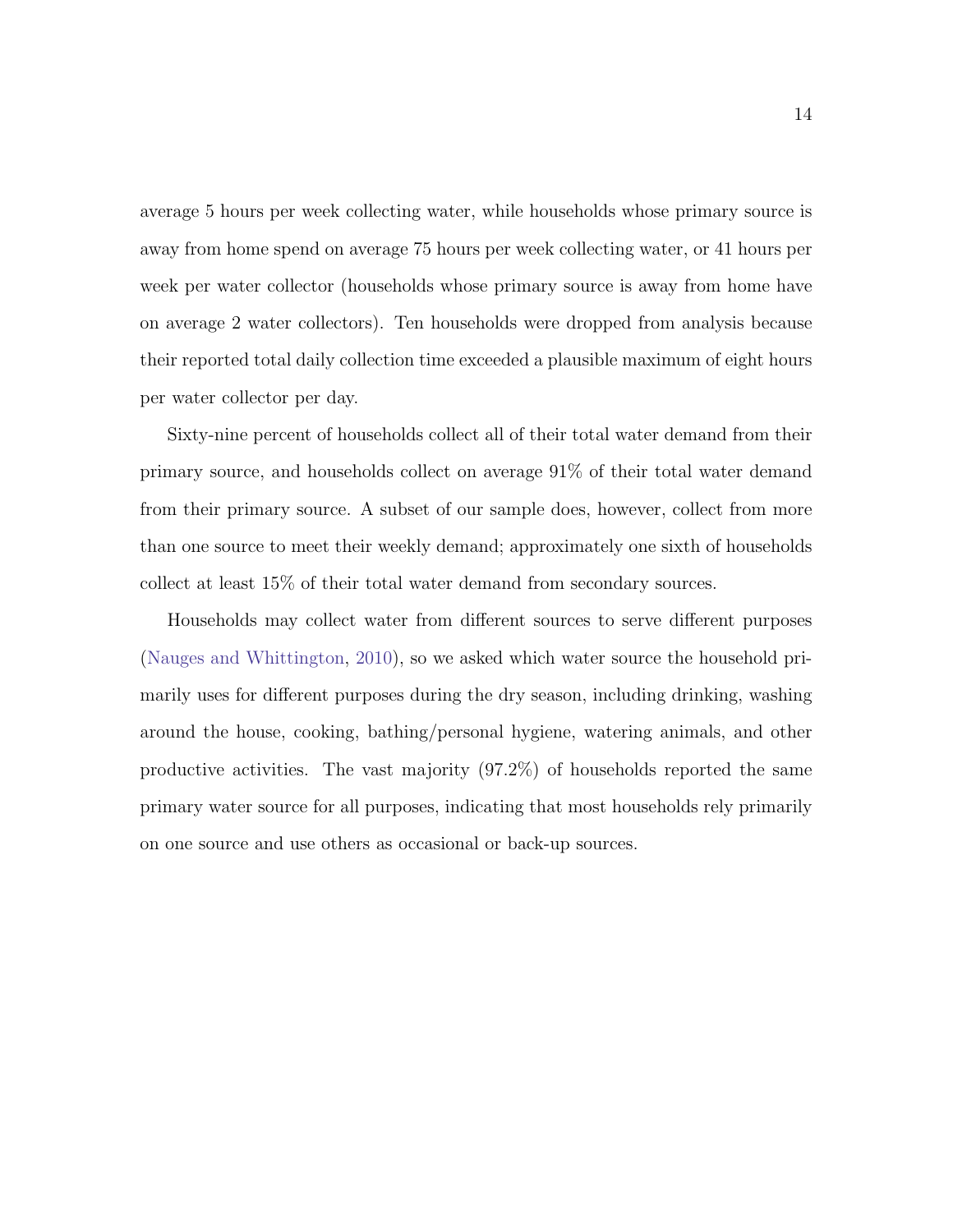average 5 hours per week collecting water, while households whose primary source is away from home spend on average 75 hours per week collecting water, or 41 hours per week per water collector (households whose primary source is away from home have on average 2 water collectors). Ten households were dropped from analysis because their reported total daily collection time exceeded a plausible maximum of eight hours per water collector per day.

Sixty-nine percent of households collect all of their total water demand from their primary source, and households collect on average 91% of their total water demand from their primary source. A subset of our sample does, however, collect from more than one source to meet their weekly demand; approximately one sixth of households collect at least 15% of their total water demand from secondary sources.

Households may collect water from different sources to serve different purposes (Nauges and Whittington, 2010), so we asked which water source the household primarily uses for different purposes during the dry season, including drinking, washing around the house, cooking, bathing/personal hygiene, watering animals, and other productive activities. The vast majority (97.2%) of households reported the same primary water source for all purposes, indicating that most households rely primarily on one source and use others as occasional or back-up sources.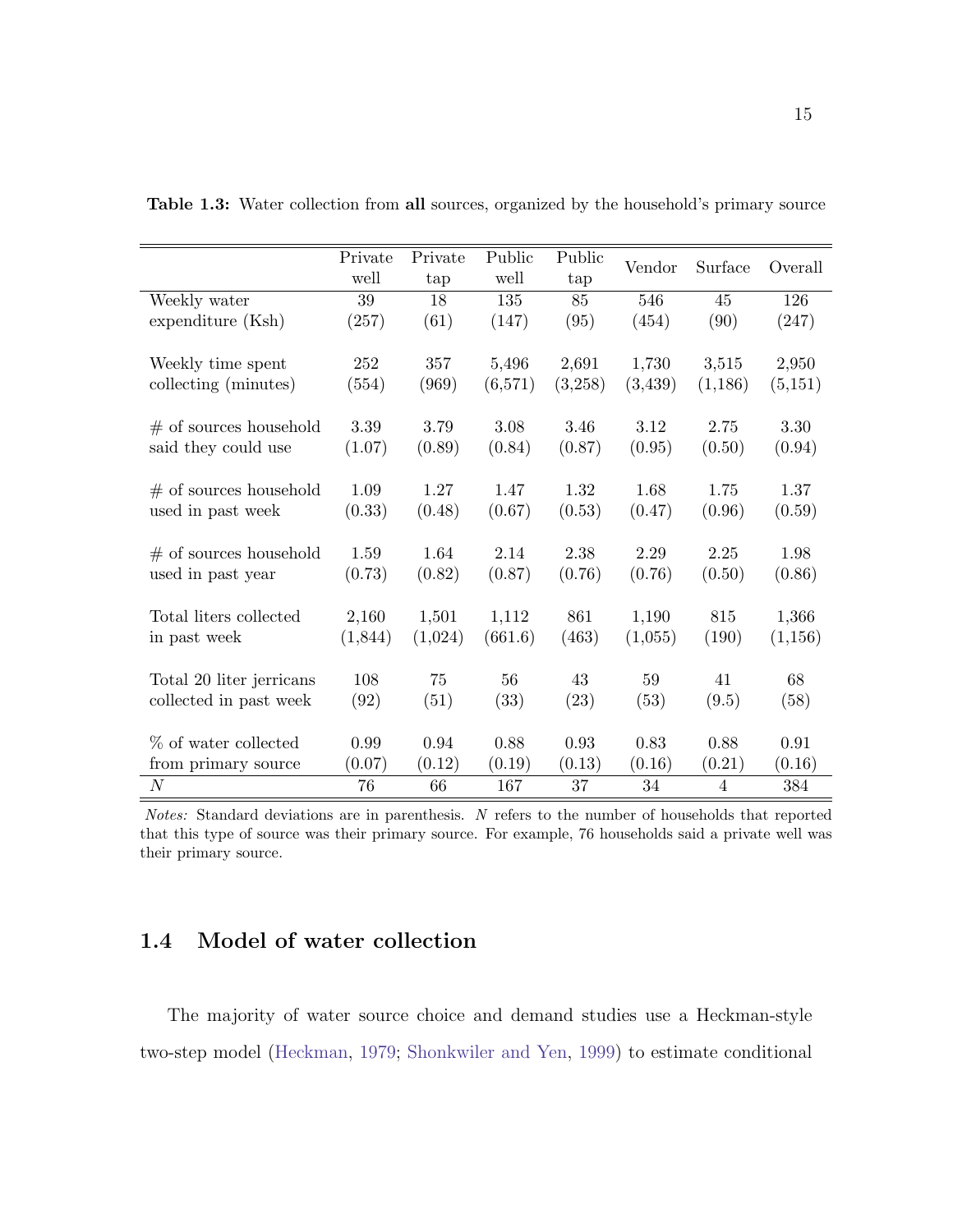**Table 1.3:** Water collection from **all** sources, organized by the household's primary source

| | Private well | Private tap | Public well | Public tap | Vendor | Surface | Overall |
|---|---|---|---|---|---|---|---|
| Weekly water expenditure (Ksh) | 39 | 18 | 135 | 85 | 546 | 45 | 126 |
| | (257) | (61) | (147) | (95) | (454) | (90) | (247) |
| Weekly time spent collecting (minutes) | 252 | 357 | 5,496 | 2,691 | 1,730 | 3,515 | 2,950 |
| | (554) | (969) | (6,571) | (3,258) | (3,439) | (1,186) | (5,151) |
| # of sources household said they could use | 3.39 | 3.79 | 3.08 | 3.46 | 3.12 | 2.75 | 3.30 |
| | (1.07) | (0.89) | (0.84) | (0.87) | (0.95) | (0.50) | (0.94) |
| # of sources household used in past week | 1.09 | 1.27 | 1.47 | 1.32 | 1.68 | 1.75 | 1.37 |
| | (0.33) | (0.48) | (0.67) | (0.53) | (0.47) | (0.96) | (0.59) |
| # of sources household used in past year | 1.59 | 1.64 | 2.14 | 2.38 | 2.29 | 2.25 | 1.98 |
| | (0.73) | (0.82) | (0.87) | (0.76) | (0.76) | (0.50) | (0.86) |
| Total liters collected in past week | 2,160 | 1,501 | 1,112 | 861 | 1,190 | 815 | 1,366 |
| | (1,844) | (1,024) | (661.6) | (463) | (1,055) | (190) | (1,156) |
| Total 20 liter jerricans collected in past week | 108 | 75 | 56 | 43 | 59 | 41 | 68 |
| | (92) | (51) | (33) | (23) | (53) | (9.5) | (58) |
| % of water collected from primary source | 0.99 | 0.94 | 0.88 | 0.93 | 0.83 | 0.88 | 0.91 |
| | (0.07) | (0.12) | (0.19) | (0.13) | (0.16) | (0.21) | (0.16) |
| $N$ | 76 | 66 | 167 | 37 | 34 | 4 | 384 |

*Notes:* Standard deviations are in parenthesis. $N$ refers to the number of households that reported that this type of source was their primary source. For example, 76 households said a private well was their primary source.

## 1.4 Model of water collection

The majority of water source choice and demand studies use a Heckman-style two-step model (Heckman, 1979; Shonkwiler and Yen, 1999) to estimate conditional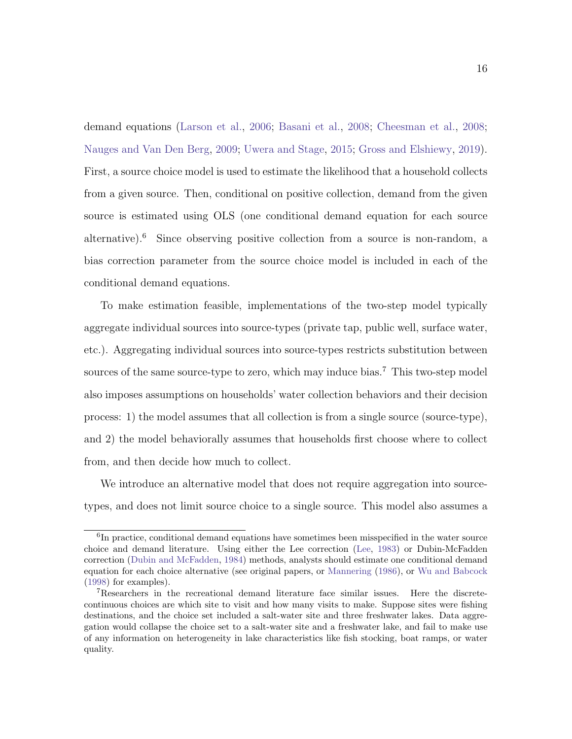demand equations (Larson et al., 2006; Basani et al., 2008; Cheesman et al., 2008; Nauges and Van Den Berg, 2009; Uwera and Stage, 2015; Gross and Elshiewy, 2019). First, a source choice model is used to estimate the likelihood that a household collects from a given source. Then, conditional on positive collection, demand from the given source is estimated using OLS (one conditional demand equation for each source alternative).[6] Since observing positive collection from a source is non-random, a bias correction parameter from the source choice model is included in each of the conditional demand equations.

To make estimation feasible, implementations of the two-step model typically aggregate individual sources into source-types (private tap, public well, surface water, etc.). Aggregating individual sources into source-types restricts substitution between sources of the same source-type to zero, which may induce bias.[7] This two-step model also imposes assumptions on households' water collection behaviors and their decision process: 1) the model assumes that all collection is from a single source (source-type), and 2) the model behaviorally assumes that households first choose where to collect from, and then decide how much to collect.

We introduce an alternative model that does not require aggregation into source-types, and does not limit source choice to a single source. This model also assumes a

---

[6] In practice, conditional demand equations have sometimes been misspecified in the water source choice and demand literature. Using either the Lee correction (Lee, 1983) or Dubin-McFadden correction (Dubin and McFadden, 1984) methods, analysts should estimate one conditional demand equation for each choice alternative (see original papers, or Mannering (1986), or Wu and Babcock (1998) for examples).

[7] Researchers in the recreational demand literature face similar issues. Here the discrete-continuous choices are which site to visit and how many visits to make. Suppose sites were fishing destinations, and the choice set included a salt-water site and three freshwater lakes. Data aggregation would collapse the choice set to a salt-water site and a freshwater lake, and fail to make use of any information on heterogeneity in lake characteristics like fish stocking, boat ramps, or water quality.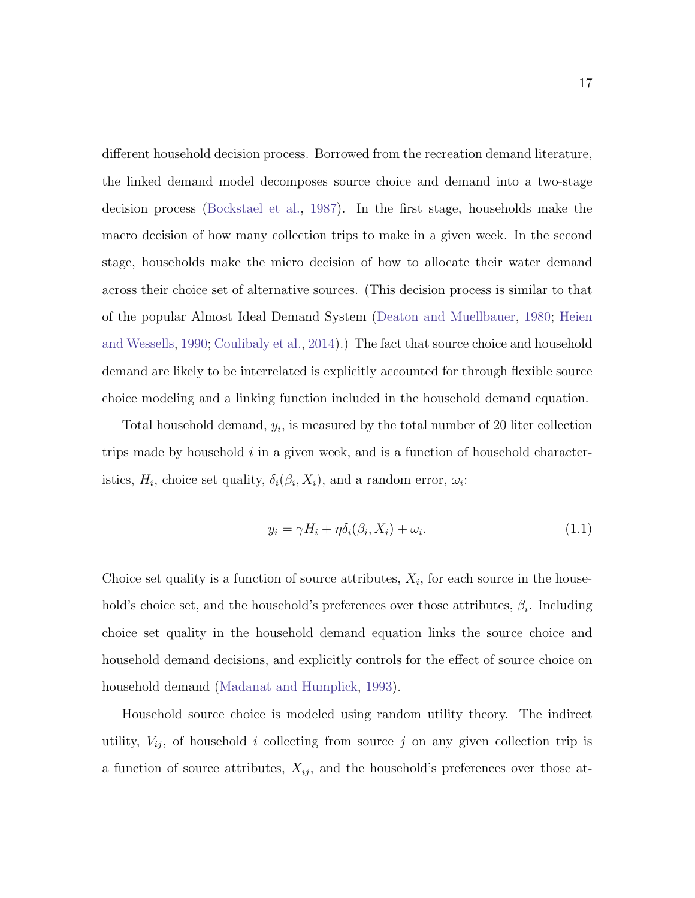different household decision process. Borrowed from the recreation demand literature, the linked demand model decomposes source choice and demand into a two-stage decision process (Bockstael et al., 1987). In the first stage, households make the macro decision of how many collection trips to make in a given week. In the second stage, households make the micro decision of how to allocate their water demand across their choice set of alternative sources. (This decision process is similar to that of the popular Almost Ideal Demand System (Deaton and Muellbauer, 1980; Heien and Wessells, 1990; Coulibaly et al., 2014).) The fact that source choice and household demand are likely to be interrelated is explicitly accounted for through flexible source choice modeling and a linking function included in the household demand equation.

Total household demand, $y_i$, is measured by the total number of 20 liter collection trips made by household $i$ in a given week, and is a function of household characteristics, $H_i$, choice set quality, $\delta_i(\beta_i, X_i)$, and a random error, $\omega_i$:

$$y_i = \gamma H_i + \eta \delta_i(\beta_i, X_i) + \omega_i. \tag{1.1}$$

Choice set quality is a function of source attributes, $X_i$, for each source in the household's choice set, and the household's preferences over those attributes, $\beta_i$. Including choice set quality in the household demand equation links the source choice and household demand decisions, and explicitly controls for the effect of source choice on household demand (Madanat and Humplick, 1993).

Household source choice is modeled using random utility theory. The indirect utility, $V_{ij}$, of household $i$ collecting from source $j$ on any given collection trip is a function of source attributes, $X_{ij}$, and the household's preferences over those at-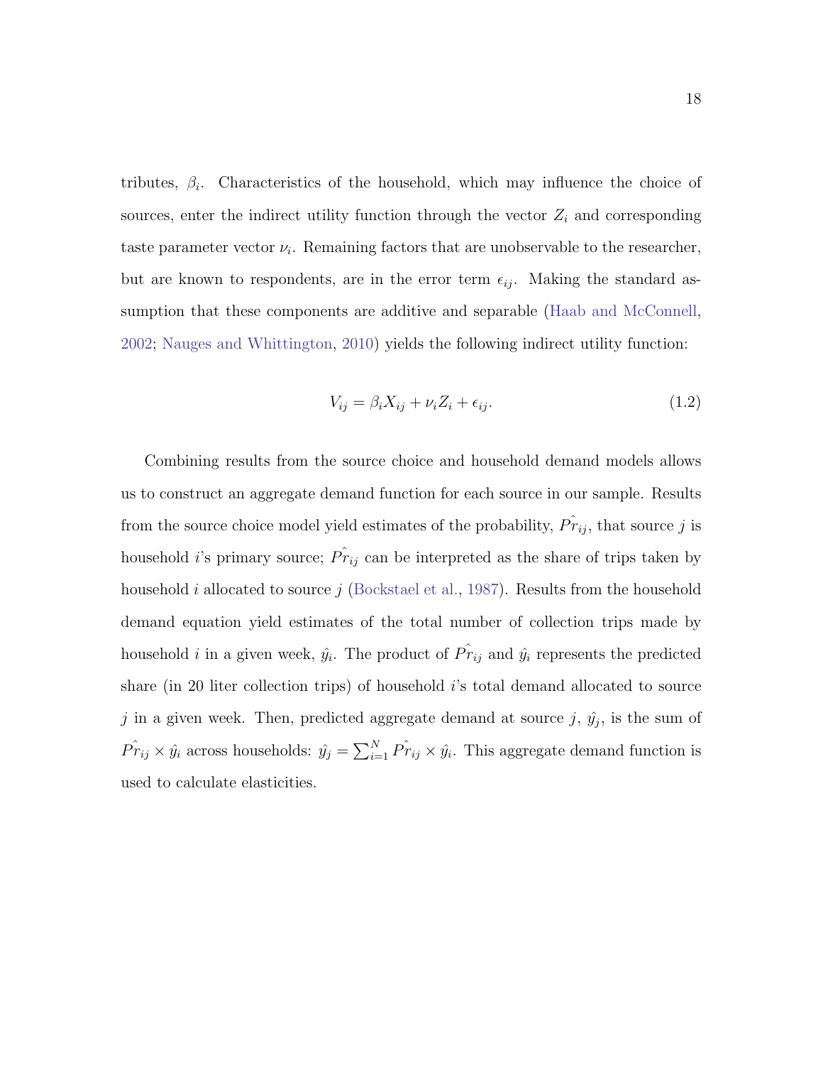tributes, $\beta_i$. Characteristics of the household, which may influence the choice of sources, enter the indirect utility function through the vector $Z_i$ and corresponding taste parameter vector $\nu_i$. Remaining factors that are unobservable to the researcher, but are known to respondents, are in the error term $\epsilon_{ij}$. Making the standard assumption that these components are additive and separable (Haab and McConnell, 2002; Nauges and Whittington, 2010) yields the following indirect utility function:

$$V_{ij} = \beta_i X_{ij} + \nu_i Z_i + \epsilon_{ij}. \tag{1.2}$$

Combining results from the source choice and household demand models allows us to construct an aggregate demand function for each source in our sample. Results from the source choice model yield estimates of the probability, $\hat{Pr}_{ij}$, that source $j$ is household $i$'s primary source; $\hat{Pr}_{ij}$ can be interpreted as the share of trips taken by household $i$ allocated to source $j$ (Bockstael et al., 1987). Results from the household demand equation yield estimates of the total number of collection trips made by household $i$ in a given week, $\hat{y}_i$. The product of $\hat{Pr}_{ij}$ and $\hat{y}_i$ represents the predicted share (in 20 liter collection trips) of household $i$'s total demand allocated to source $j$ in a given week. Then, predicted aggregate demand at source $j$, $\hat{y}_j$, is the sum of $\hat{Pr}_{ij} \times \hat{y}_i$ across households: $\hat{y}_j = \sum_{i=1}^{N} \hat{Pr}_{ij} \times \hat{y}_i$. This aggregate demand function is used to calculate elasticities.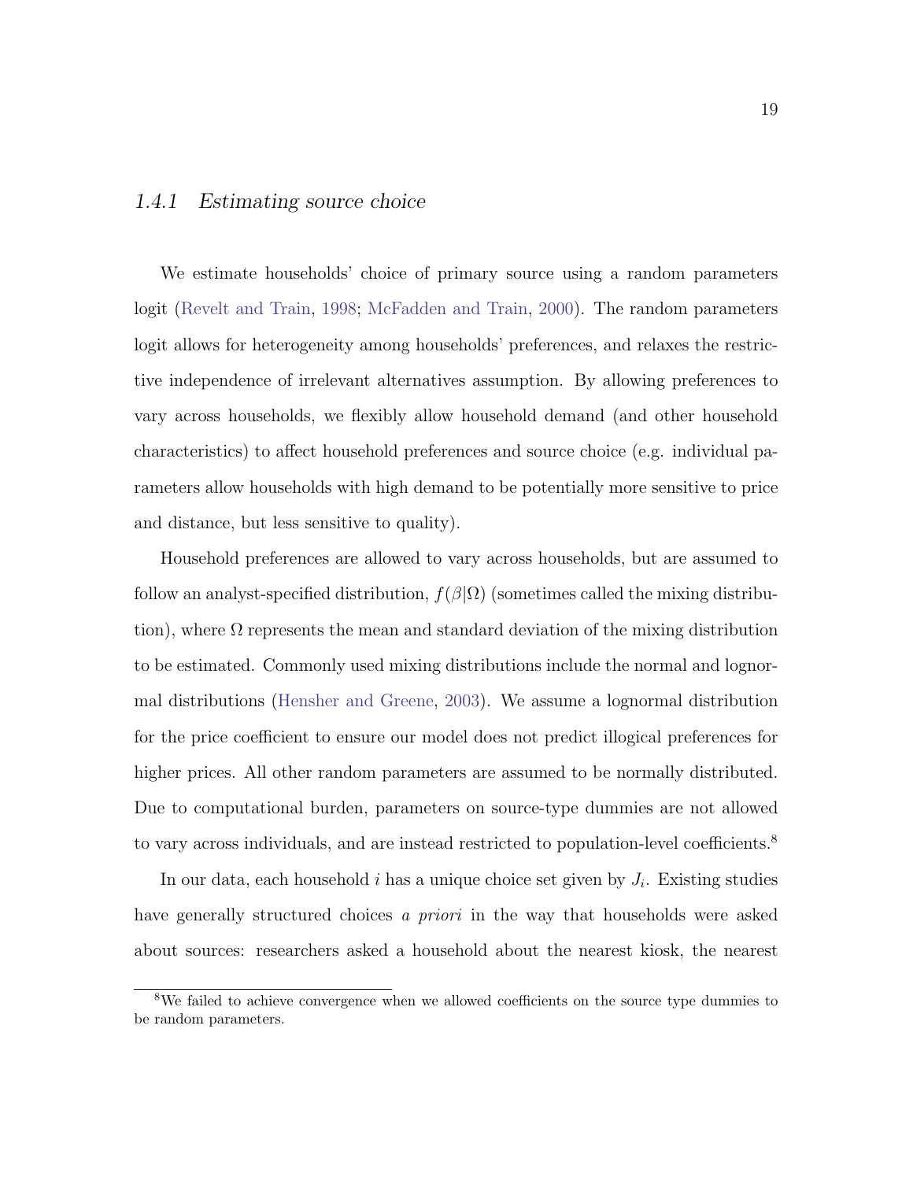### 1.4.1 *Estimating source choice*

We estimate households' choice of primary source using a random parameters logit (Revelt and Train, 1998; McFadden and Train, 2000). The random parameters logit allows for heterogeneity among households' preferences, and relaxes the restrictive independence of irrelevant alternatives assumption. By allowing preferences to vary across households, we flexibly allow household demand (and other household characteristics) to affect household preferences and source choice (e.g. individual parameters allow households with high demand to be potentially more sensitive to price and distance, but less sensitive to quality).

Household preferences are allowed to vary across households, but are assumed to follow an analyst-specified distribution, $f(\beta|\Omega)$ (sometimes called the mixing distribution), where $\Omega$ represents the mean and standard deviation of the mixing distribution to be estimated. Commonly used mixing distributions include the normal and lognormal distributions (Hensher and Greene, 2003). We assume a lognormal distribution for the price coefficient to ensure our model does not predict illogical preferences for higher prices. All other random parameters are assumed to be normally distributed. Due to computational burden, parameters on source-type dummies are not allowed to vary across individuals, and are instead restricted to population-level coefficients.[8]

In our data, each household $i$ has a unique choice set given by $J_i$. Existing studies have generally structured choices *a priori* in the way that households were asked about sources: researchers asked a household about the nearest kiosk, the nearest

[8] We failed to achieve convergence when we allowed coefficients on the source type dummies to be random parameters.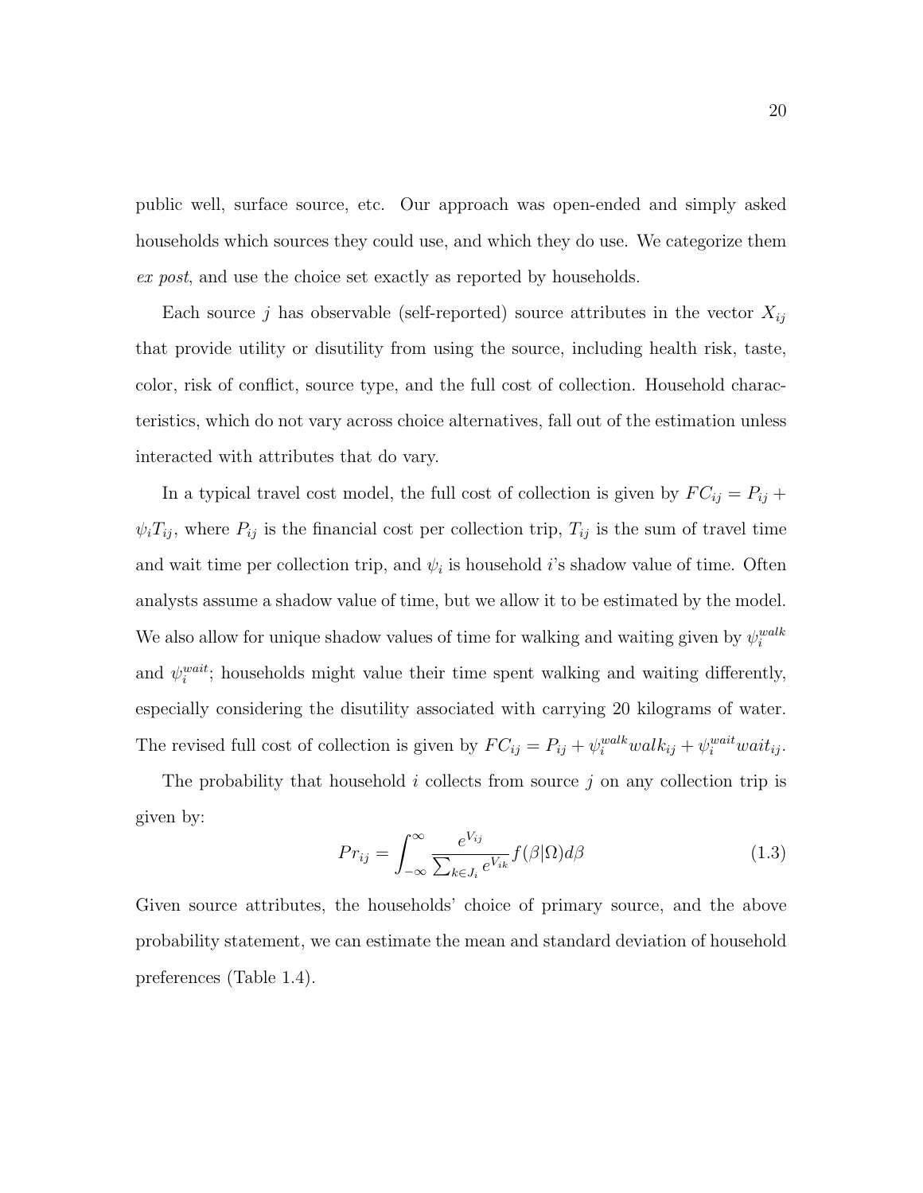public well, surface source, etc. Our approach was open-ended and simply asked households which sources they could use, and which they do use. We categorize them *ex post*, and use the choice set exactly as reported by households.

Each source $j$ has observable (self-reported) source attributes in the vector $X_{ij}$ that provide utility or disutility from using the source, including health risk, taste, color, risk of conflict, source type, and the full cost of collection. Household characteristics, which do not vary across choice alternatives, fall out of the estimation unless interacted with attributes that do vary.

In a typical travel cost model, the full cost of collection is given by $FC_{ij} = P_{ij} + \psi_i T_{ij}$, where $P_{ij}$ is the financial cost per collection trip, $T_{ij}$ is the sum of travel time and wait time per collection trip, and $\psi_i$ is household $i$'s shadow value of time. Often analysts assume a shadow value of time, but we allow it to be estimated by the model. We also allow for unique shadow values of time for walking and waiting given by $\psi_i^{walk}$ and $\psi_i^{wait}$; households might value their time spent walking and waiting differently, especially considering the disutility associated with carrying 20 kilograms of water. The revised full cost of collection is given by $FC_{ij} = P_{ij} + \psi_i^{walk} walk_{ij} + \psi_i^{wait} wait_{ij}$.

The probability that household $i$ collects from source $j$ on any collection trip is given by:

$$Pr_{ij} = \int_{-\infty}^{\infty} \frac{e^{V_{ij}}}{\sum_{k \in J_i} e^{V_{ik}}} f(\beta|\Omega) d\beta \tag{1.3}$$

Given source attributes, the households' choice of primary source, and the above probability statement, we can estimate the mean and standard deviation of household preferences (Table 1.4).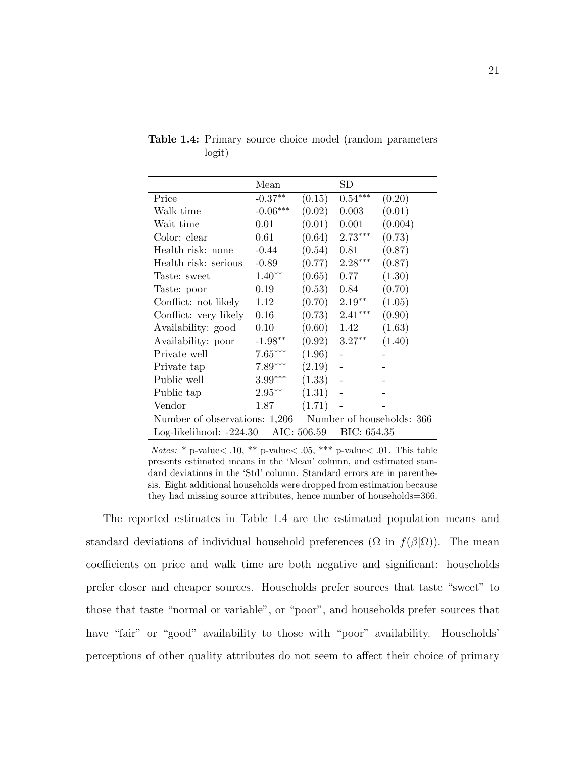**Table 1.4:** Primary source choice model (random parameters logit)

| | Mean | | SD | |
|---|---|---|---|---|
| Price | -0.37** | (0.15) | 0.54*** | (0.20) |
| Walk time | -0.06*** | (0.02) | 0.003 | (0.01) |
| Wait time | 0.01 | (0.01) | 0.001 | (0.004) |
| Color: clear | 0.61 | (0.64) | 2.73*** | (0.73) |
| Health risk: none | -0.44 | (0.54) | 0.81 | (0.87) |
| Health risk: serious | -0.89 | (0.77) | 2.28*** | (0.87) |
| Taste: sweet | 1.40** | (0.65) | 0.77 | (1.30) |
| Taste: poor | 0.19 | (0.53) | 0.84 | (0.70) |
| Conflict: not likely | 1.12 | (0.70) | 2.19** | (1.05) |
| Conflict: very likely | 0.16 | (0.73) | 2.41*** | (0.90) |
| Availability: good | 0.10 | (0.60) | 1.42 | (1.63) |
| Availability: poor | -1.98** | (0.92) | 3.27** | (1.40) |
| Private well | 7.65*** | (1.96) | - | - |
| Private tap | 7.89*** | (2.19) | - | - |
| Public well | 3.99*** | (1.33) | - | - |
| Public tap | 2.95** | (1.31) | - | - |
| Vendor | 1.87 | (1.71) | - | - |
| Number of observations: 1,206 | | Number of households: 366 | | |
| Log-likelihood: -224.30 | AIC: 506.59 | BIC: 654.35 | | |

*Notes:* * p-value< .10, ** p-value< .05, *** p-value< .01. This table presents estimated means in the 'Mean' column, and estimated standard deviations in the 'Std' column. Standard errors are in parenthesis. Eight additional households were dropped from estimation because they had missing source attributes, hence number of households=366.

The reported estimates in Table 1.4 are the estimated population means and standard deviations of individual household preferences ($\Omega$ in $f(\beta|\Omega)$). The mean coefficients on price and walk time are both negative and significant: households prefer closer and cheaper sources. Households prefer sources that taste "sweet" to those that taste "normal or variable", or "poor", and households prefer sources that have "fair" or "good" availability to those with "poor" availability. Households' perceptions of other quality attributes do not seem to affect their choice of primary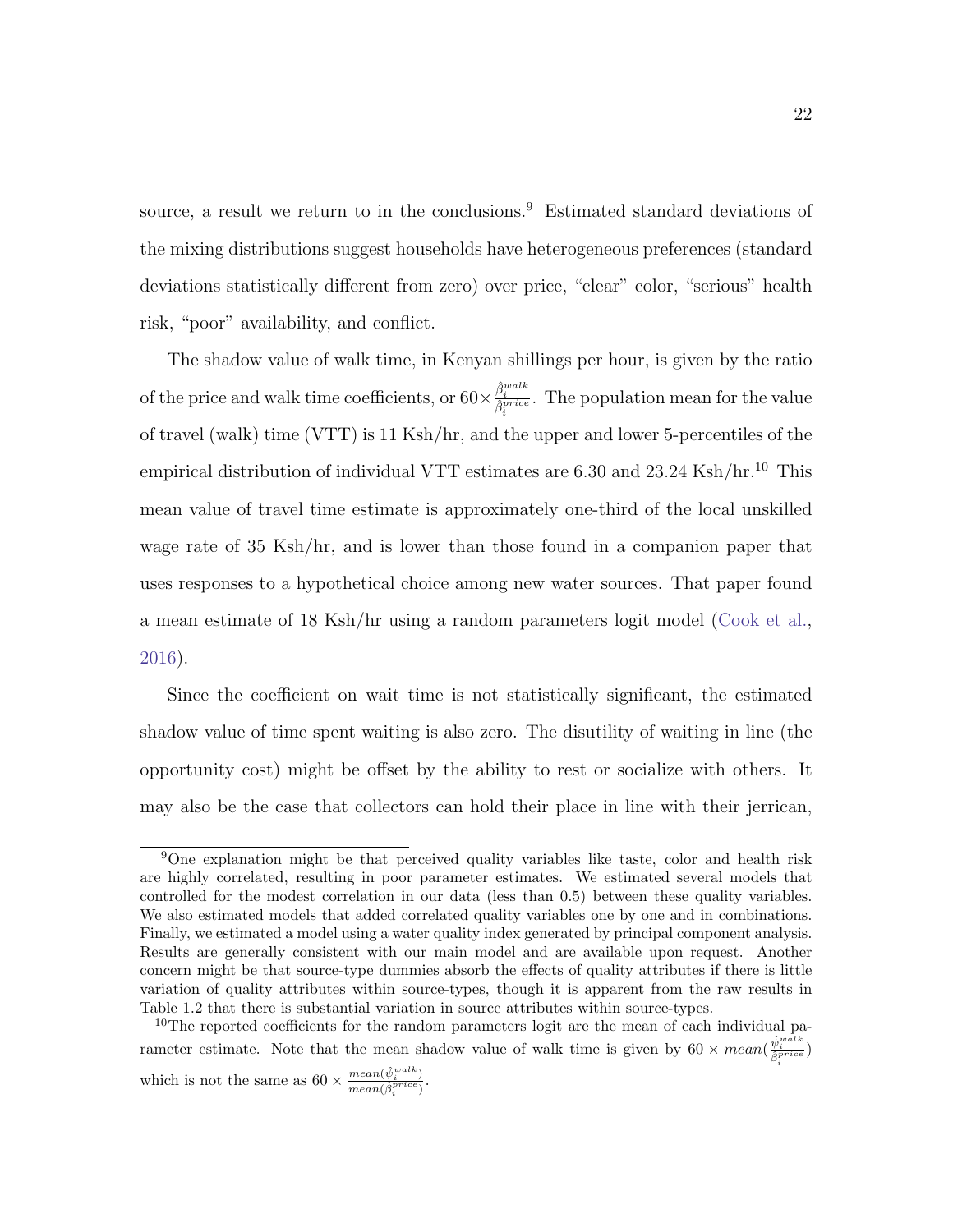source, a result we return to in the conclusions.[9] Estimated standard deviations of the mixing distributions suggest households have heterogeneous preferences (standard deviations statistically different from zero) over price, "clear" color, "serious" health risk, "poor" availability, and conflict.

The shadow value of walk time, in Kenyan shillings per hour, is given by the ratio of the price and walk time coefficients, or $60 \times \frac{\hat{\beta}_i^{walk}}{\hat{\beta}_i^{price}}$. The population mean for the value of travel (walk) time (VTT) is 11 Ksh/hr, and the upper and lower 5-percentiles of the empirical distribution of individual VTT estimates are 6.30 and 23.24 Ksh/hr.[10] This mean value of travel time estimate is approximately one-third of the local unskilled wage rate of 35 Ksh/hr, and is lower than those found in a companion paper that uses responses to a hypothetical choice among new water sources. That paper found a mean estimate of 18 Ksh/hr using a random parameters logit model (Cook et al., 2016).

Since the coefficient on wait time is not statistically significant, the estimated shadow value of time spent waiting is also zero. The disutility of waiting in line (the opportunity cost) might be offset by the ability to rest or socialize with others. It may also be the case that collectors can hold their place in line with their jerrican,

---

[9] One explanation might be that perceived quality variables like taste, color and health risk are highly correlated, resulting in poor parameter estimates. We estimated several models that controlled for the modest correlation in our data (less than 0.5) between these quality variables. We also estimated models that added correlated quality variables one by one and in combinations. Finally, we estimated a model using a water quality index generated by principal component analysis. Results are generally consistent with our main model and are available upon request. Another concern might be that source-type dummies absorb the effects of quality attributes if there is little variation of quality attributes within source-types, though it is apparent from the raw results in Table 1.2 that there is substantial variation in source attributes within source-types.

[10] The reported coefficients for the random parameters logit are the mean of each individual parameter estimate. Note that the mean shadow value of walk time is given by $60 \times mean(\frac{\hat{\psi}_i^{walk}}{\hat{\beta}_i^{price}})$ which is not the same as $60 \times \frac{mean(\hat{\psi}_i^{walk})}{mean(\hat{\beta}_i^{price})}$.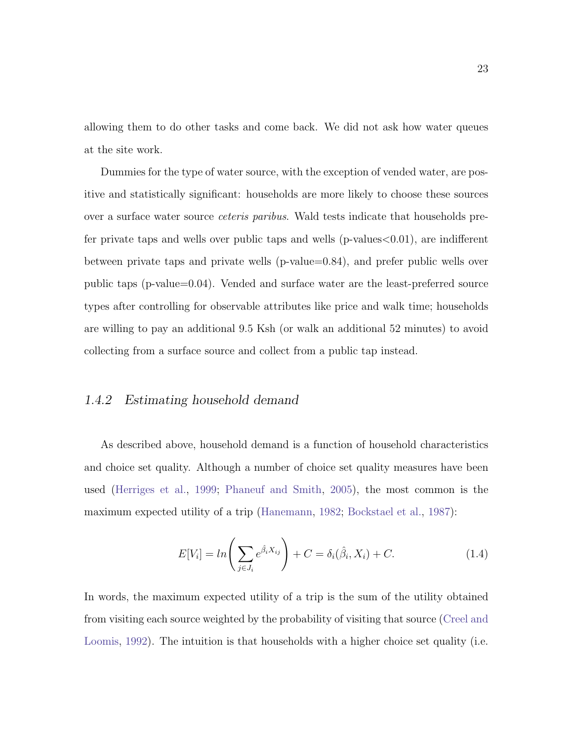allowing them to do other tasks and come back. We did not ask how water queues at the site work.

Dummies for the type of water source, with the exception of vended water, are positive and statistically significant: households are more likely to choose these sources over a surface water source *ceteris paribus*. Wald tests indicate that households prefer private taps and wells over public taps and wells (p-values<0.01), are indifferent between private taps and private wells (p-value=0.84), and prefer public wells over public taps (p-value=0.04). Vended and surface water are the least-preferred source types after controlling for observable attributes like price and walk time; households are willing to pay an additional 9.5 Ksh (or walk an additional 52 minutes) to avoid collecting from a surface source and collect from a public tap instead.

### *1.4.2 Estimating household demand*

As described above, household demand is a function of household characteristics and choice set quality. Although a number of choice set quality measures have been used (Herriges et al., 1999; Phaneuf and Smith, 2005), the most common is the maximum expected utility of a trip (Hanemann, 1982; Bockstael et al., 1987):

$$E[V_i] = ln\left(\sum_{j \in J_i} e^{\hat{\beta}_i X_{ij}}\right) + C = \delta_i(\hat{\beta}_i, X_i) + C. \tag{1.4}$$

In words, the maximum expected utility of a trip is the sum of the utility obtained from visiting each source weighted by the probability of visiting that source (Creel and Loomis, 1992). The intuition is that households with a higher choice set quality (i.e.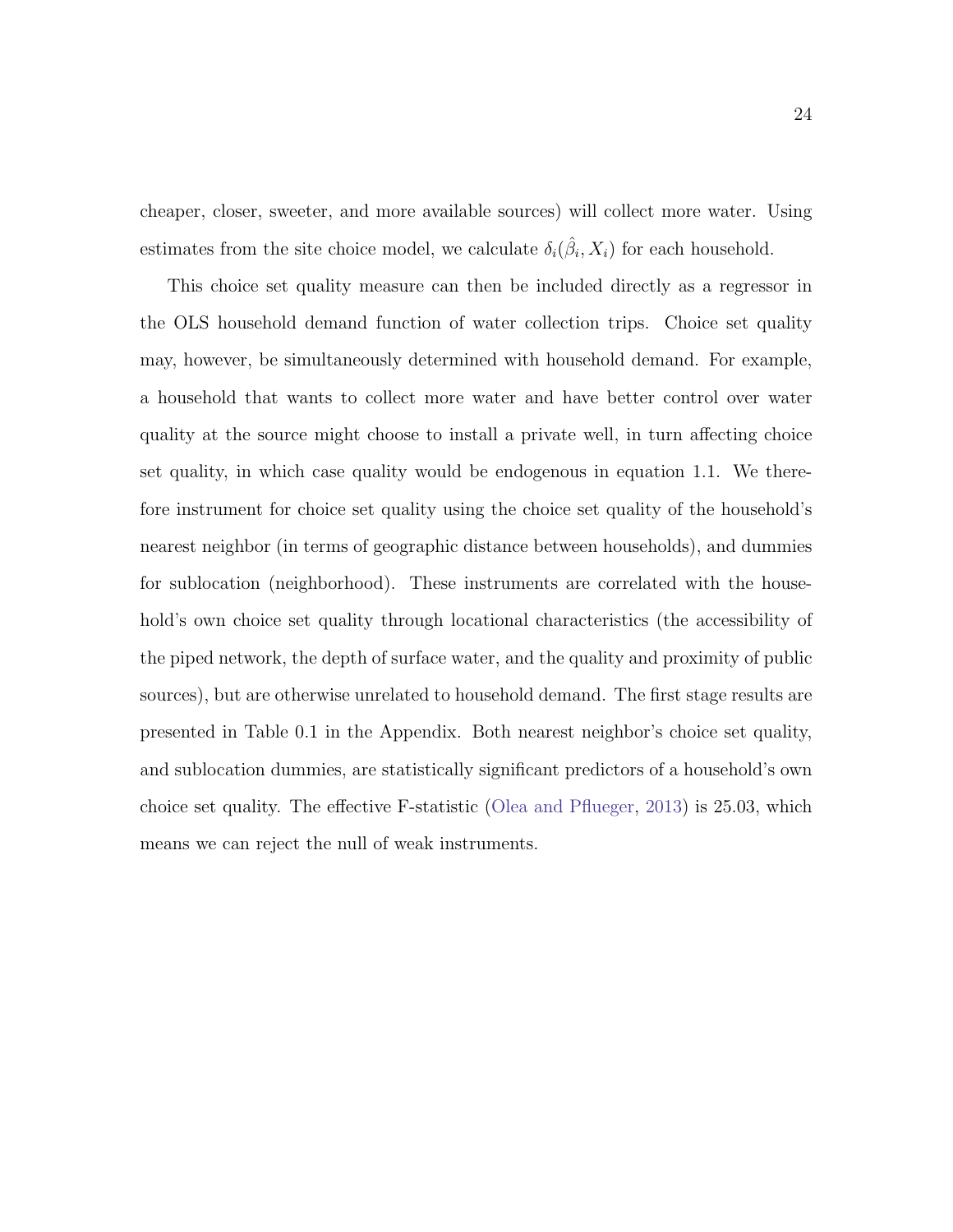cheaper, closer, sweeter, and more available sources) will collect more water. Using estimates from the site choice model, we calculate $\delta_i(\hat{\beta}_i, X_i)$ for each household.

This choice set quality measure can then be included directly as a regressor in the OLS household demand function of water collection trips. Choice set quality may, however, be simultaneously determined with household demand. For example, a household that wants to collect more water and have better control over water quality at the source might choose to install a private well, in turn affecting choice set quality, in which case quality would be endogenous in equation 1.1. We therefore instrument for choice set quality using the choice set quality of the household's nearest neighbor (in terms of geographic distance between households), and dummies for sublocation (neighborhood). These instruments are correlated with the household's own choice set quality through locational characteristics (the accessibility of the piped network, the depth of surface water, and the quality and proximity of public sources), but are otherwise unrelated to household demand. The first stage results are presented in Table 0.1 in the Appendix. Both nearest neighbor's choice set quality, and sublocation dummies, are statistically significant predictors of a household's own choice set quality. The effective F-statistic (Olea and Pflueger, 2013) is 25.03, which means we can reject the null of weak instruments.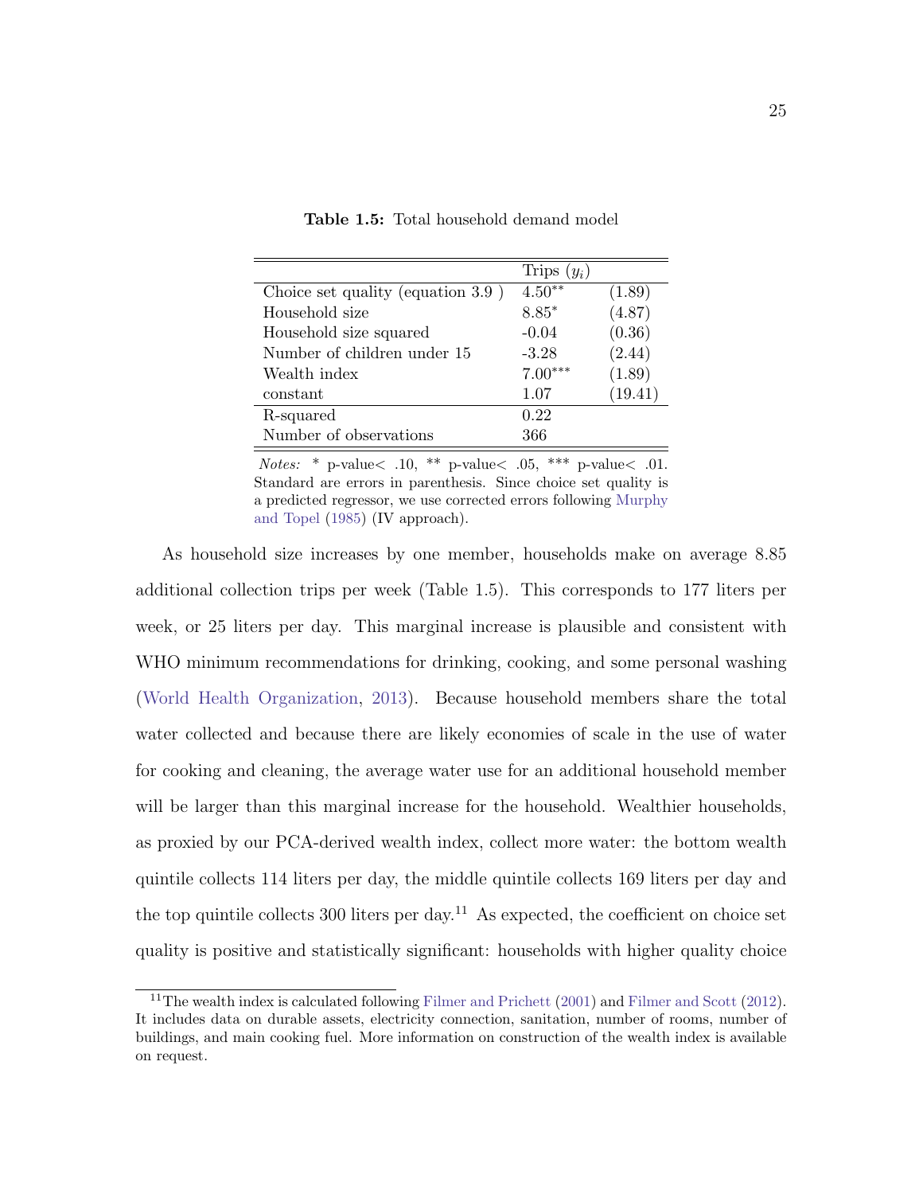**Table 1.5:** Total household demand model

| | Trips ($y_i$) | |
|---|---|---|
| Choice set quality (equation 3.9 ) | 4.50** | (1.89) |
| Household size | 8.85* | (4.87) |
| Household size squared | -0.04 | (0.36) |
| Number of children under 15 | -3.28 | (2.44) |
| Wealth index | 7.00*** | (1.89) |
| constant | 1.07 | (19.41) |
| R-squared | 0.22 | |
| Number of observations | 366 | |

*Notes:* * p-value< .10, ** p-value< .05, *** p-value< .01. Standard are errors in parenthesis. Since choice set quality is a predicted regressor, we use corrected errors following Murphy and Topel (1985) (IV approach).

As household size increases by one member, households make on average 8.85 additional collection trips per week (Table 1.5). This corresponds to 177 liters per week, or 25 liters per day. This marginal increase is plausible and consistent with WHO minimum recommendations for drinking, cooking, and some personal washing (World Health Organization, 2013). Because household members share the total water collected and because there are likely economies of scale in the use of water for cooking and cleaning, the average water use for an additional household member will be larger than this marginal increase for the household. Wealthier households, as proxied by our PCA-derived wealth index, collect more water: the bottom wealth quintile collects 114 liters per day, the middle quintile collects 169 liters per day and the top quintile collects 300 liters per day.[11] As expected, the coefficient on choice set quality is positive and statistically significant: households with higher quality choice

[11] The wealth index is calculated following Filmer and Prichett (2001) and Filmer and Scott (2012). It includes data on durable assets, electricity connection, sanitation, number of rooms, number of buildings, and main cooking fuel. More information on construction of the wealth index is available on request.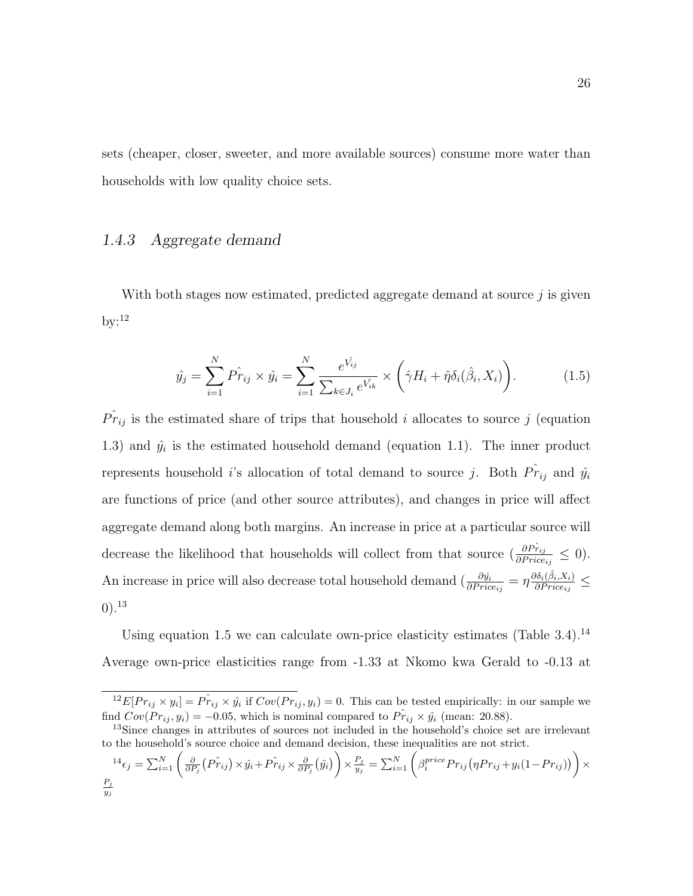sets (cheaper, closer, sweeter, and more available sources) consume more water than households with low quality choice sets.

### *1.4.3 Aggregate demand*

With both stages now estimated, predicted aggregate demand at source $j$ is given by:[12]

$$\hat{y_j} = \sum_{i=1}^{N} \hat{Pr_{ij}} \times \hat{y_i} = \sum_{i=1}^{N} \frac{e^{\hat{V_{ij}}}}{\sum_{k \in J_i} e^{\hat{V_{ik}}}} \times \left( \hat{\gamma} H_i + \hat{\eta} \delta_i(\hat{\beta_i}, X_i) \right). \tag{1.5}$$

$\hat{Pr_{ij}}$ is the estimated share of trips that household $i$ allocates to source $j$ (equation 1.3) and $\hat{y_i}$ is the estimated household demand (equation 1.1). The inner product represents household $i$'s allocation of total demand to source $j$. Both $\hat{Pr_{ij}}$ and $\hat{y_i}$ are functions of price (and other source attributes), and changes in price will affect aggregate demand along both margins. An increase in price at a particular source will decrease the likelihood that households will collect from that source ($\frac{\partial \hat{Pr_{ij}}}{\partial Price_{ij}} \leq 0$). An increase in price will also decrease total household demand ($\frac{\partial \hat{y_i}}{\partial Price_{ij}} = \eta \frac{\partial \delta_i(\hat{\beta_i}, X_i)}{\partial Price_{ij}} \leq 0$).[13]

Using equation 1.5 we can calculate own-price elasticity estimates (Table 3.4).[14] Average own-price elasticities range from -1.33 at Nkomo kwa Gerald to -0.13 at

---

[12] $E[Pr_{ij} \times y_i] = \hat{Pr_{ij}} \times \hat{y_i}$ if $Cov(Pr_{ij}, y_i) = 0$. This can be tested empirically: in our sample we find $Cov(Pr_{ij}, y_i) = -0.05$, which is nominal compared to $\hat{Pr_{ij}} \times \hat{y_i}$ (mean: 20.88).

[13] Since changes in attributes of sources not included in the household's choice set are irrelevant to the household's source choice and demand decision, these inequalities are not strict.

[14] $\epsilon_j = \sum_{i=1}^{N} \left( \frac{\partial}{\partial P_j} \big(\hat{Pr_{ij}}\big) \times \hat{y_i} + \hat{Pr_{ij}} \times \frac{\partial}{\partial P_j} \big(\hat{y_i}\big) \right) \times \frac{P_j}{y_j} = \sum_{i=1}^{N} \left( \beta_i^{price} Pr_{ij} \big( \eta Pr_{ij} + y_i (1 - Pr_{ij}) \big) \right) \times \frac{P_j}{y_j}$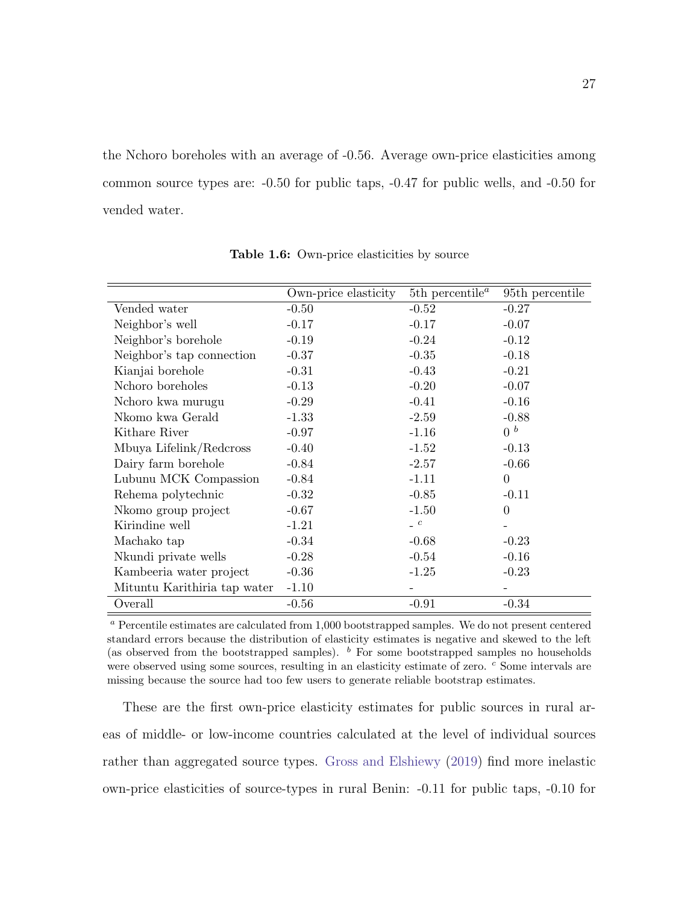the Nchoro boreholes with an average of -0.56. Average own-price elasticities among common source types are: -0.50 for public taps, -0.47 for public wells, and -0.50 for vended water.

**Table 1.6:** Own-price elasticities by source

| | Own-price elasticity | 5th percentile[a] | 95th percentile |
|---|---|---|---|
| Vended water | -0.50 | -0.52 | -0.27 |
| Neighbor's well | -0.17 | -0.17 | -0.07 |
| Neighbor's borehole | -0.19 | -0.24 | -0.12 |
| Neighbor's tap connection | -0.37 | -0.35 | -0.18 |
| Kianjai borehole | -0.31 | -0.43 | -0.21 |
| Nchoro boreholes | -0.13 | -0.20 | -0.07 |
| Nchoro kwa murugu | -0.29 | -0.41 | -0.16 |
| Nkomo kwa Gerald | -1.33 | -2.59 | -0.88 |
| Kithare River | -0.97 | -1.16 | 0 [b] |
| Mbuya Lifelink/Redcross | -0.40 | -1.52 | -0.13 |
| Dairy farm borehole | -0.84 | -2.57 | -0.66 |
| Lubunu MCK Compassion | -0.84 | -1.11 | 0 |
| Rehema polytechnic | -0.32 | -0.85 | -0.11 |
| Nkomo group project | -0.67 | -1.50 | 0 |
| Kirindine well | -1.21 | - [c] | - |
| Machako tap | -0.34 | -0.68 | -0.23 |
| Nkundi private wells | -0.28 | -0.54 | -0.16 |
| Kambeeria water project | -0.36 | -1.25 | -0.23 |
| Mituntu Karithiria tap water | -1.10 | - | - |
| Overall | -0.56 | -0.91 | -0.34 |

[a] Percentile estimates are calculated from 1,000 bootstrapped samples. We do not present centered standard errors because the distribution of elasticity estimates is negative and skewed to the left (as observed from the bootstrapped samples). [b] For some bootstrapped samples no households were observed using some sources, resulting in an elasticity estimate of zero. [c] Some intervals are missing because the source had too few users to generate reliable bootstrap estimates.

These are the first own-price elasticity estimates for public sources in rural areas of middle- or low-income countries calculated at the level of individual sources rather than aggregated source types. Gross and Elshiewy (2019) find more inelastic own-price elasticities of source-types in rural Benin: -0.11 for public taps, -0.10 for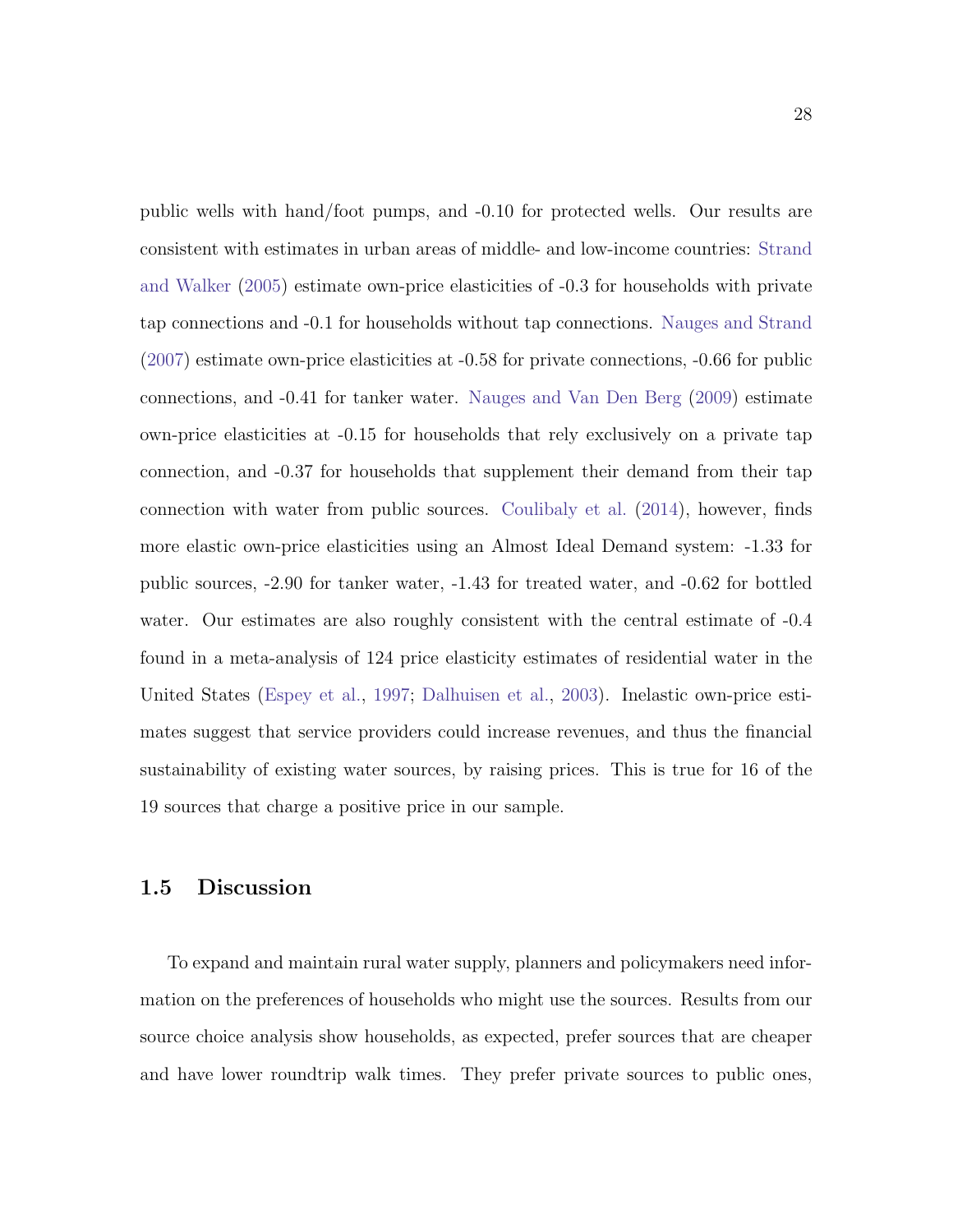public wells with hand/foot pumps, and -0.10 for protected wells. Our results are consistent with estimates in urban areas of middle- and low-income countries: Strand and Walker (2005) estimate own-price elasticities of -0.3 for households with private tap connections and -0.1 for households without tap connections. Nauges and Strand (2007) estimate own-price elasticities at -0.58 for private connections, -0.66 for public connections, and -0.41 for tanker water. Nauges and Van Den Berg (2009) estimate own-price elasticities at -0.15 for households that rely exclusively on a private tap connection, and -0.37 for households that supplement their demand from their tap connection with water from public sources. Coulibaly et al. (2014), however, finds more elastic own-price elasticities using an Almost Ideal Demand system: -1.33 for public sources, -2.90 for tanker water, -1.43 for treated water, and -0.62 for bottled water. Our estimates are also roughly consistent with the central estimate of -0.4 found in a meta-analysis of 124 price elasticity estimates of residential water in the United States (Espey et al., 1997; Dalhuisen et al., 2003). Inelastic own-price estimates suggest that service providers could increase revenues, and thus the financial sustainability of existing water sources, by raising prices. This is true for 16 of the 19 sources that charge a positive price in our sample.

## 1.5 Discussion

To expand and maintain rural water supply, planners and policymakers need information on the preferences of households who might use the sources. Results from our source choice analysis show households, as expected, prefer sources that are cheaper and have lower roundtrip walk times. They prefer private sources to public ones,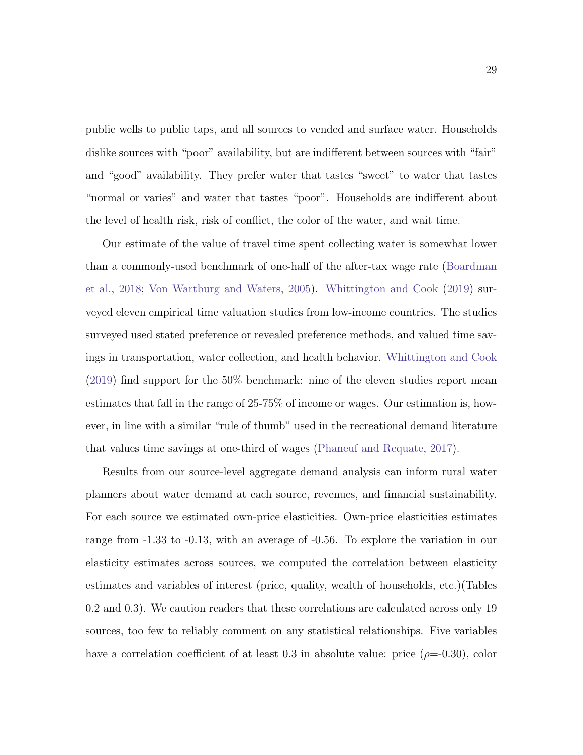public wells to public taps, and all sources to vended and surface water. Households dislike sources with "poor" availability, but are indifferent between sources with "fair" and "good" availability. They prefer water that tastes "sweet" to water that tastes "normal or varies" and water that tastes "poor". Households are indifferent about the level of health risk, risk of conflict, the color of the water, and wait time.

Our estimate of the value of travel time spent collecting water is somewhat lower than a commonly-used benchmark of one-half of the after-tax wage rate (Boardman et al., 2018; Von Wartburg and Waters, 2005). Whittington and Cook (2019) surveyed eleven empirical time valuation studies from low-income countries. The studies surveyed used stated preference or revealed preference methods, and valued time savings in transportation, water collection, and health behavior. Whittington and Cook (2019) find support for the 50% benchmark: nine of the eleven studies report mean estimates that fall in the range of 25-75% of income or wages. Our estimation is, however, in line with a similar "rule of thumb" used in the recreational demand literature that values time savings at one-third of wages (Phaneuf and Requate, 2017).

Results from our source-level aggregate demand analysis can inform rural water planners about water demand at each source, revenues, and financial sustainability. For each source we estimated own-price elasticities. Own-price elasticities estimates range from -1.33 to -0.13, with an average of -0.56. To explore the variation in our elasticity estimates across sources, we computed the correlation between elasticity estimates and variables of interest (price, quality, wealth of households, etc.)(Tables 0.2 and 0.3). We caution readers that these correlations are calculated across only 19 sources, too few to reliably comment on any statistical relationships. Five variables have a correlation coefficient of at least 0.3 in absolute value: price ($\rho$=-0.30), color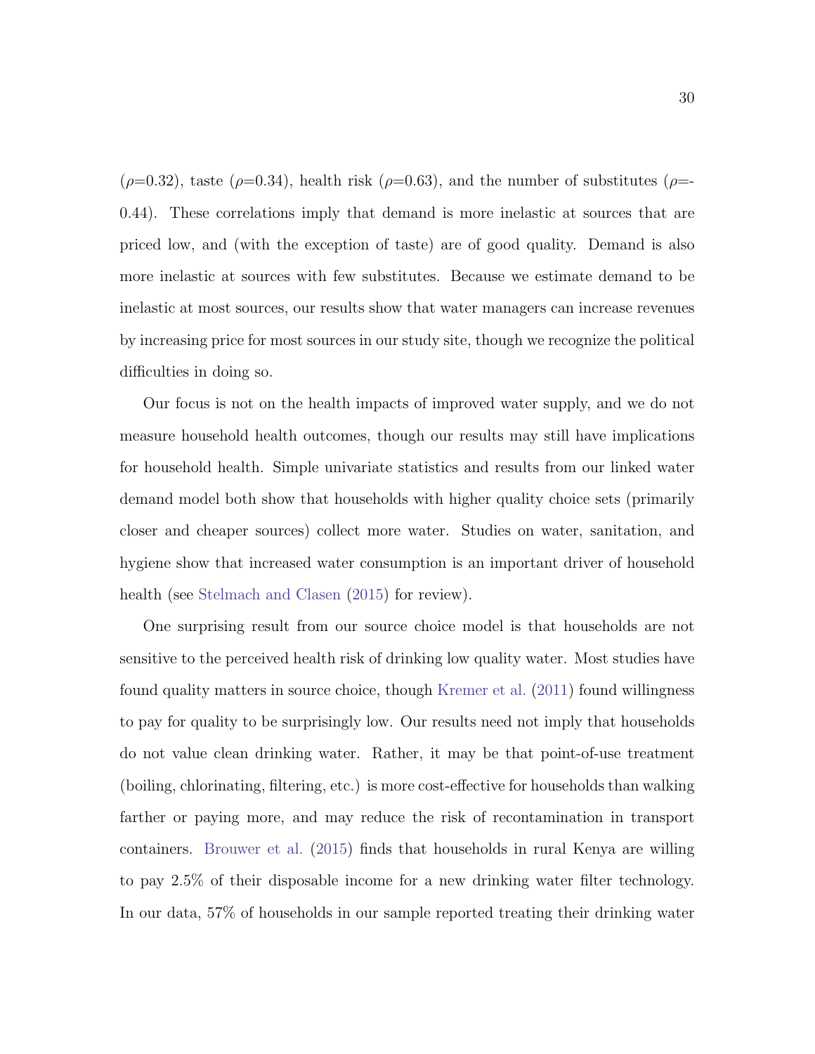($\rho$=0.32), taste ($\rho$=0.34), health risk ($\rho$=0.63), and the number of substitutes ($\rho$=-0.44). These correlations imply that demand is more inelastic at sources that are priced low, and (with the exception of taste) are of good quality. Demand is also more inelastic at sources with few substitutes. Because we estimate demand to be inelastic at most sources, our results show that water managers can increase revenues by increasing price for most sources in our study site, though we recognize the political difficulties in doing so.

Our focus is not on the health impacts of improved water supply, and we do not measure household health outcomes, though our results may still have implications for household health. Simple univariate statistics and results from our linked water demand model both show that households with higher quality choice sets (primarily closer and cheaper sources) collect more water. Studies on water, sanitation, and hygiene show that increased water consumption is an important driver of household health (see Stelmach and Clasen (2015) for review).

One surprising result from our source choice model is that households are not sensitive to the perceived health risk of drinking low quality water. Most studies have found quality matters in source choice, though Kremer et al. (2011) found willingness to pay for quality to be surprisingly low. Our results need not imply that households do not value clean drinking water. Rather, it may be that point-of-use treatment (boiling, chlorinating, filtering, etc.) is more cost-effective for households than walking farther or paying more, and may reduce the risk of recontamination in transport containers. Brouwer et al. (2015) finds that households in rural Kenya are willing to pay 2.5% of their disposable income for a new drinking water filter technology. In our data, 57% of households in our sample reported treating their drinking water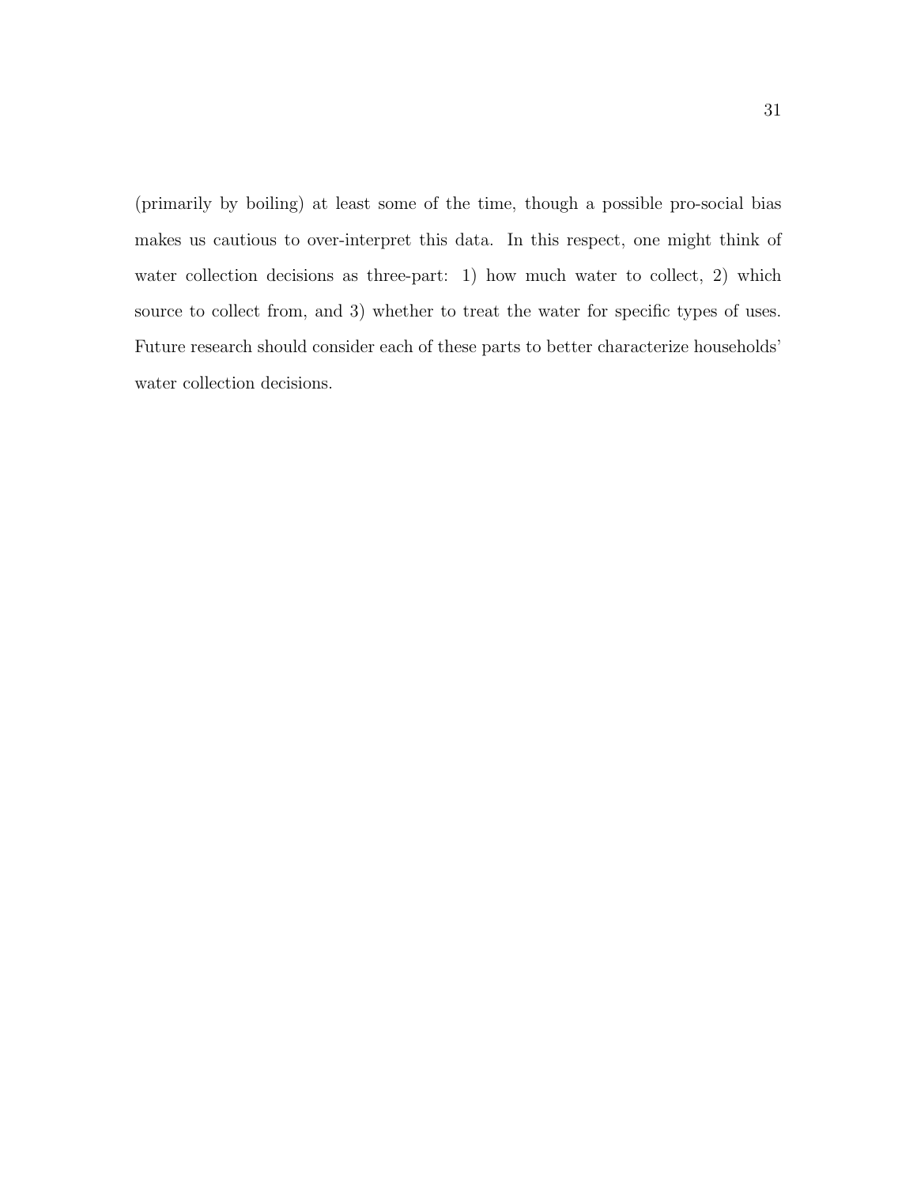(primarily by boiling) at least some of the time, though a possible pro-social bias makes us cautious to over-interpret this data. In this respect, one might think of water collection decisions as three-part: 1) how much water to collect, 2) which source to collect from, and 3) whether to treat the water for specific types of uses. Future research should consider each of these parts to better characterize households' water collection decisions.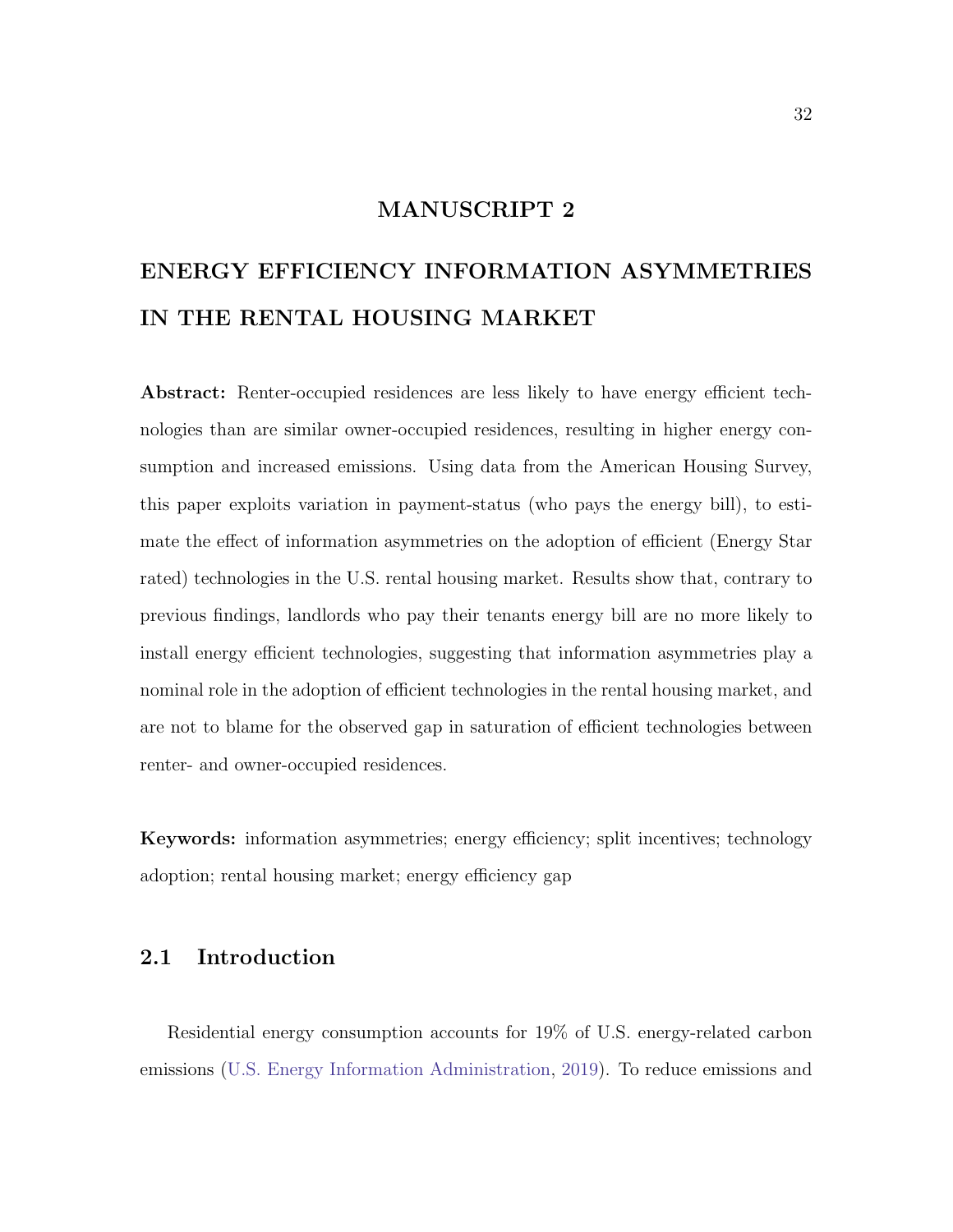# MANUSCRIPT 2

# ENERGY EFFICIENCY INFORMATION ASYMMETRIES IN THE RENTAL HOUSING MARKET

**Abstract:** Renter-occupied residences are less likely to have energy efficient technologies than are similar owner-occupied residences, resulting in higher energy consumption and increased emissions. Using data from the American Housing Survey, this paper exploits variation in payment-status (who pays the energy bill), to estimate the effect of information asymmetries on the adoption of efficient (Energy Star rated) technologies in the U.S. rental housing market. Results show that, contrary to previous findings, landlords who pay their tenants energy bill are no more likely to install energy efficient technologies, suggesting that information asymmetries play a nominal role in the adoption of efficient technologies in the rental housing market, and are not to blame for the observed gap in saturation of efficient technologies between renter- and owner-occupied residences.

**Keywords:** information asymmetries; energy efficiency; split incentives; technology adoption; rental housing market; energy efficiency gap

## 2.1 Introduction

Residential energy consumption accounts for 19% of U.S. energy-related carbon emissions (U.S. Energy Information Administration, 2019). To reduce emissions and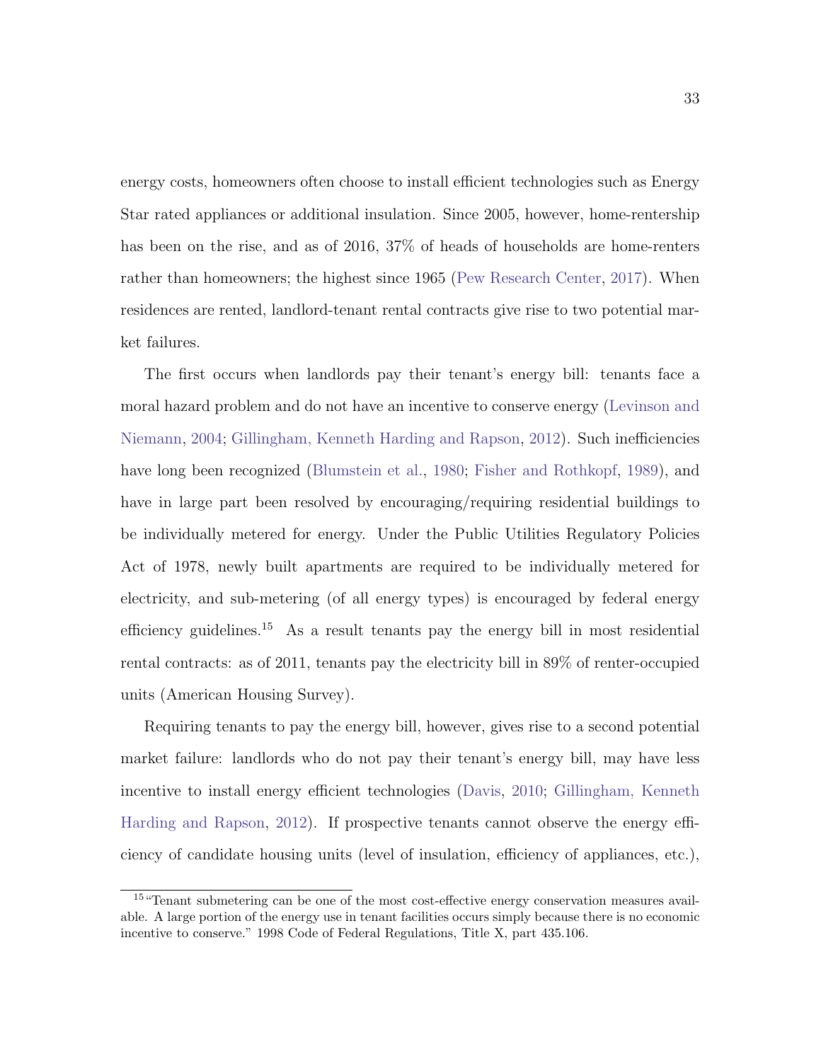energy costs, homeowners often choose to install efficient technologies such as Energy Star rated appliances or additional insulation. Since 2005, however, home-rentership has been on the rise, and as of 2016, 37% of heads of households are home-renters rather than homeowners; the highest since 1965 (Pew Research Center, 2017). When residences are rented, landlord-tenant rental contracts give rise to two potential market failures.

The first occurs when landlords pay their tenant's energy bill: tenants face a moral hazard problem and do not have an incentive to conserve energy (Levinson and Niemann, 2004; Gillingham, Kenneth Harding and Rapson, 2012). Such inefficiencies have long been recognized (Blumstein et al., 1980; Fisher and Rothkopf, 1989), and have in large part been resolved by encouraging/requiring residential buildings to be individually metered for energy. Under the Public Utilities Regulatory Policies Act of 1978, newly built apartments are required to be individually metered for electricity, and sub-metering (of all energy types) is encouraged by federal energy efficiency guidelines.[15] As a result tenants pay the energy bill in most residential rental contracts: as of 2011, tenants pay the electricity bill in 89% of renter-occupied units (American Housing Survey).

Requiring tenants to pay the energy bill, however, gives rise to a second potential market failure: landlords who do not pay their tenant's energy bill, may have less incentive to install energy efficient technologies (Davis, 2010; Gillingham, Kenneth Harding and Rapson, 2012). If prospective tenants cannot observe the energy efficiency of candidate housing units (level of insulation, efficiency of appliances, etc.),

[15] "Tenant submetering can be one of the most cost-effective energy conservation measures available. A large portion of the energy use in tenant facilities occurs simply because there is no economic incentive to conserve." 1998 Code of Federal Regulations, Title X, part 435.106.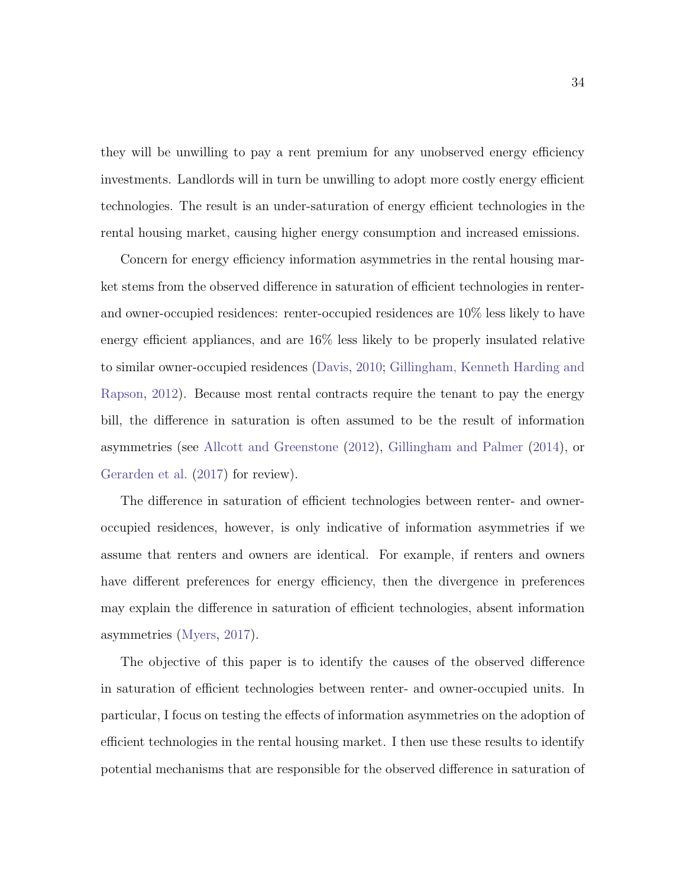they will be unwilling to pay a rent premium for any unobserved energy efficiency investments. Landlords will in turn be unwilling to adopt more costly energy efficient technologies. The result is an under-saturation of energy efficient technologies in the rental housing market, causing higher energy consumption and increased emissions.

Concern for energy efficiency information asymmetries in the rental housing market stems from the observed difference in saturation of efficient technologies in renter- and owner-occupied residences: renter-occupied residences are 10% less likely to have energy efficient appliances, and are 16% less likely to be properly insulated relative to similar owner-occupied residences (Davis, 2010; Gillingham, Kenneth Harding and Rapson, 2012). Because most rental contracts require the tenant to pay the energy bill, the difference in saturation is often assumed to be the result of information asymmetries (see Allcott and Greenstone (2012), Gillingham and Palmer (2014), or Gerarden et al. (2017) for review).

The difference in saturation of efficient technologies between renter- and owner-occupied residences, however, is only indicative of information asymmetries if we assume that renters and owners are identical. For example, if renters and owners have different preferences for energy efficiency, then the divergence in preferences may explain the difference in saturation of efficient technologies, absent information asymmetries (Myers, 2017).

The objective of this paper is to identify the causes of the observed difference in saturation of efficient technologies between renter- and owner-occupied units. In particular, I focus on testing the effects of information asymmetries on the adoption of efficient technologies in the rental housing market. I then use these results to identify potential mechanisms that are responsible for the observed difference in saturation of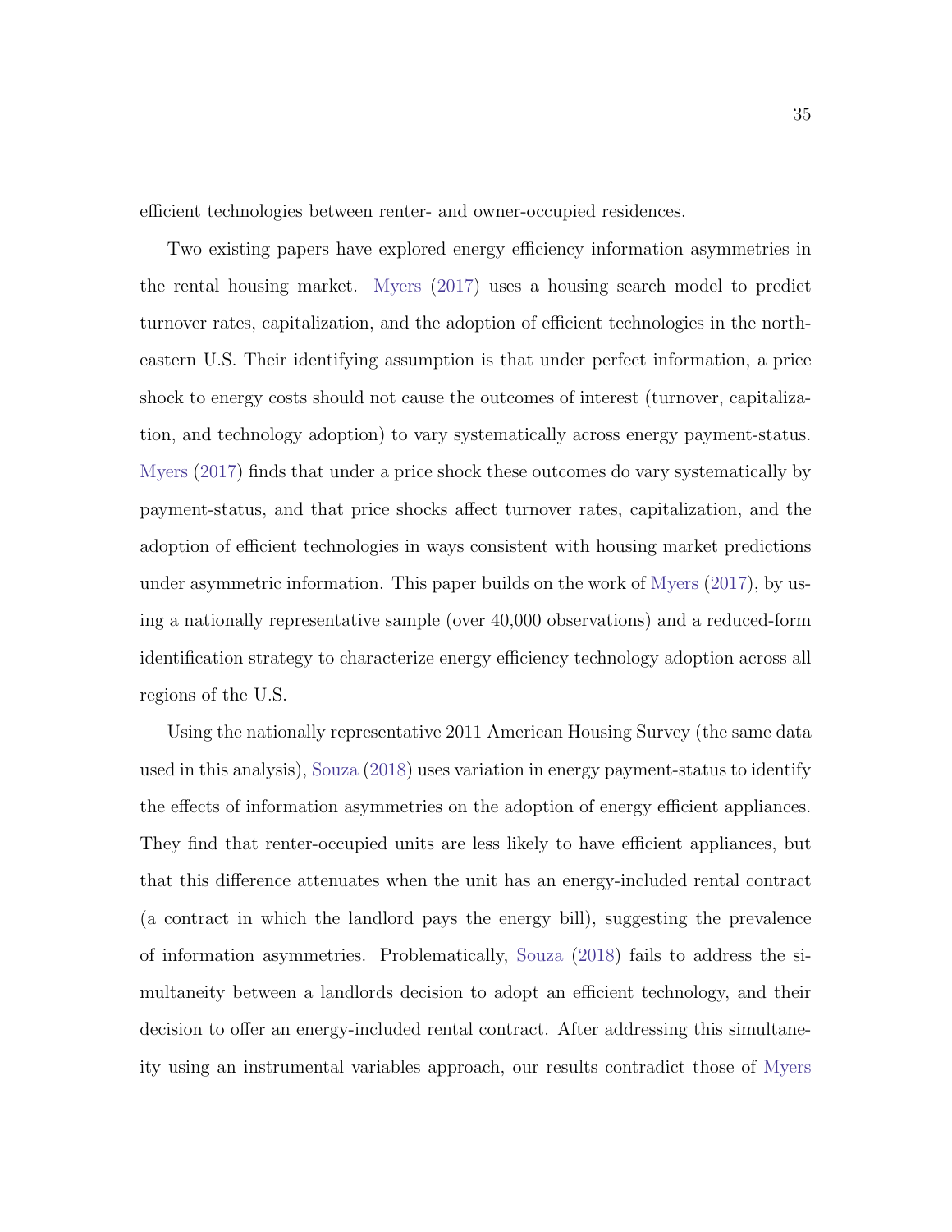efficient technologies between renter- and owner-occupied residences.

Two existing papers have explored energy efficiency information asymmetries in the rental housing market. Myers (2017) uses a housing search model to predict turnover rates, capitalization, and the adoption of efficient technologies in the northeastern U.S. Their identifying assumption is that under perfect information, a price shock to energy costs should not cause the outcomes of interest (turnover, capitalization, and technology adoption) to vary systematically across energy payment-status. Myers (2017) finds that under a price shock these outcomes do vary systematically by payment-status, and that price shocks affect turnover rates, capitalization, and the adoption of efficient technologies in ways consistent with housing market predictions under asymmetric information. This paper builds on the work of Myers (2017), by using a nationally representative sample (over 40,000 observations) and a reduced-form identification strategy to characterize energy efficiency technology adoption across all regions of the U.S.

Using the nationally representative 2011 American Housing Survey (the same data used in this analysis), Souza (2018) uses variation in energy payment-status to identify the effects of information asymmetries on the adoption of energy efficient appliances. They find that renter-occupied units are less likely to have efficient appliances, but that this difference attenuates when the unit has an energy-included rental contract (a contract in which the landlord pays the energy bill), suggesting the prevalence of information asymmetries. Problematically, Souza (2018) fails to address the simultaneity between a landlords decision to adopt an efficient technology, and their decision to offer an energy-included rental contract. After addressing this simultaneity using an instrumental variables approach, our results contradict those of Myers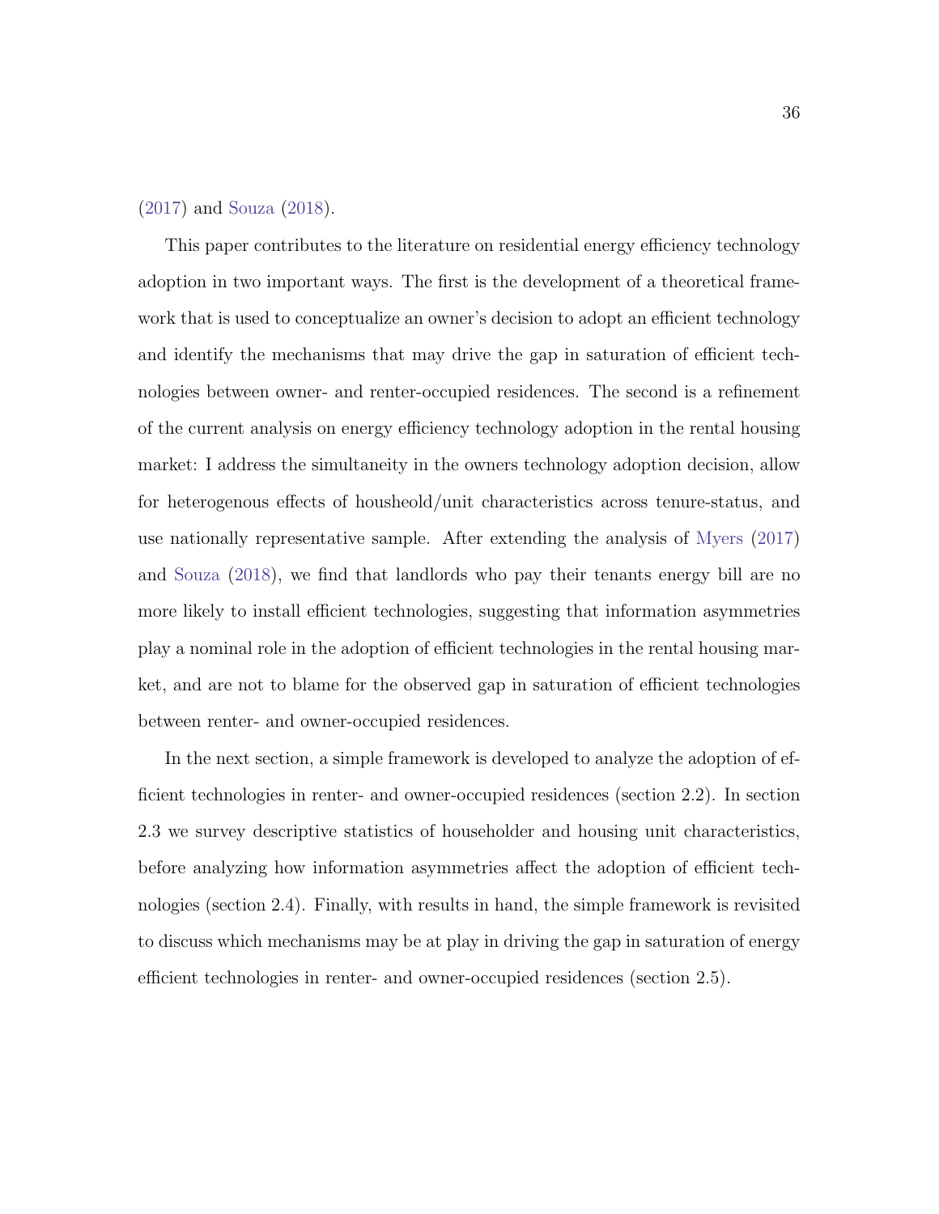(2017) and Souza (2018).

This paper contributes to the literature on residential energy efficiency technology adoption in two important ways. The first is the development of a theoretical framework that is used to conceptualize an owner's decision to adopt an efficient technology and identify the mechanisms that may drive the gap in saturation of efficient technologies between owner- and renter-occupied residences. The second is a refinement of the current analysis on energy efficiency technology adoption in the rental housing market: I address the simultaneity in the owners technology adoption decision, allow for heterogenous effects of housheold/unit characteristics across tenure-status, and use nationally representative sample. After extending the analysis of Myers (2017) and Souza (2018), we find that landlords who pay their tenants energy bill are no more likely to install efficient technologies, suggesting that information asymmetries play a nominal role in the adoption of efficient technologies in the rental housing market, and are not to blame for the observed gap in saturation of efficient technologies between renter- and owner-occupied residences.

In the next section, a simple framework is developed to analyze the adoption of efficient technologies in renter- and owner-occupied residences (section 2.2). In section 2.3 we survey descriptive statistics of householder and housing unit characteristics, before analyzing how information asymmetries affect the adoption of efficient technologies (section 2.4). Finally, with results in hand, the simple framework is revisited to discuss which mechanisms may be at play in driving the gap in saturation of energy efficient technologies in renter- and owner-occupied residences (section 2.5).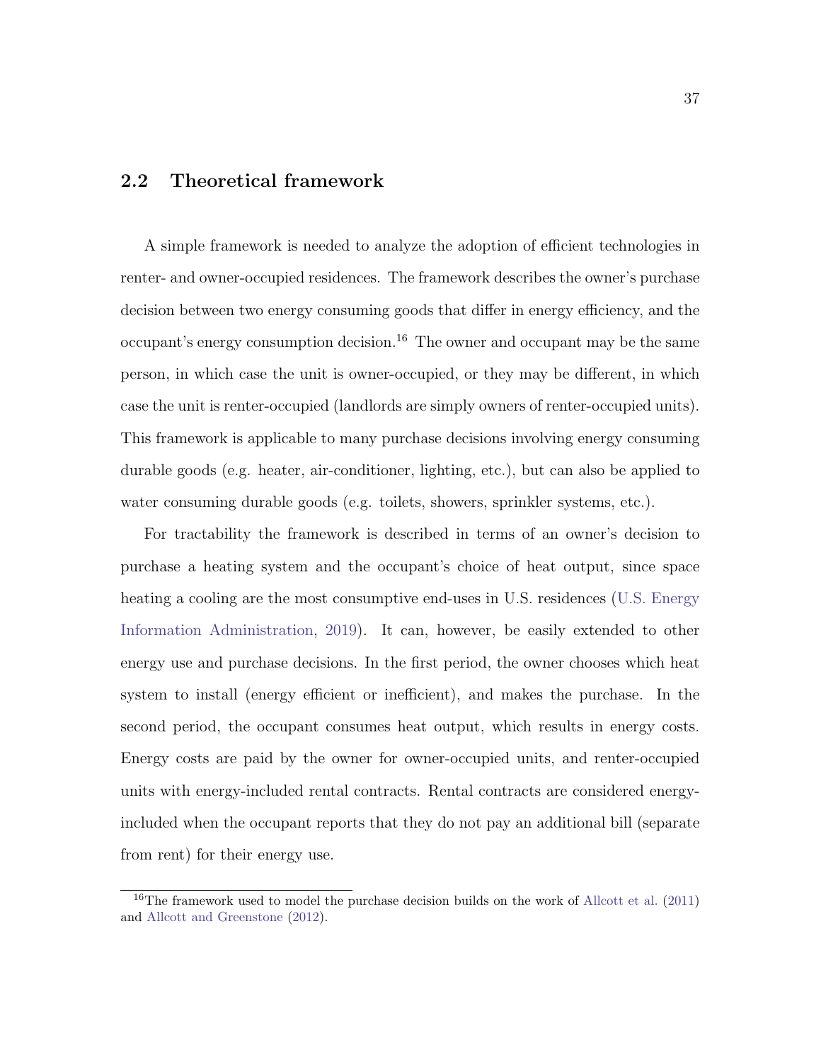## 2.2 Theoretical framework

A simple framework is needed to analyze the adoption of efficient technologies in renter- and owner-occupied residences. The framework describes the owner's purchase decision between two energy consuming goods that differ in energy efficiency, and the occupant's energy consumption decision.[16] The owner and occupant may be the same person, in which case the unit is owner-occupied, or they may be different, in which case the unit is renter-occupied (landlords are simply owners of renter-occupied units). This framework is applicable to many purchase decisions involving energy consuming durable goods (e.g. heater, air-conditioner, lighting, etc.), but can also be applied to water consuming durable goods (e.g. toilets, showers, sprinkler systems, etc.).

For tractability the framework is described in terms of an owner's decision to purchase a heating system and the occupant's choice of heat output, since space heating a cooling are the most consumptive end-uses in U.S. residences (U.S. Energy Information Administration, 2019). It can, however, be easily extended to other energy use and purchase decisions. In the first period, the owner chooses which heat system to install (energy efficient or inefficient), and makes the purchase. In the second period, the occupant consumes heat output, which results in energy costs. Energy costs are paid by the owner for owner-occupied units, and renter-occupied units with energy-included rental contracts. Rental contracts are considered energy-included when the occupant reports that they do not pay an additional bill (separate from rent) for their energy use.

[16] The framework used to model the purchase decision builds on the work of Allcott et al. (2011) and Allcott and Greenstone (2012).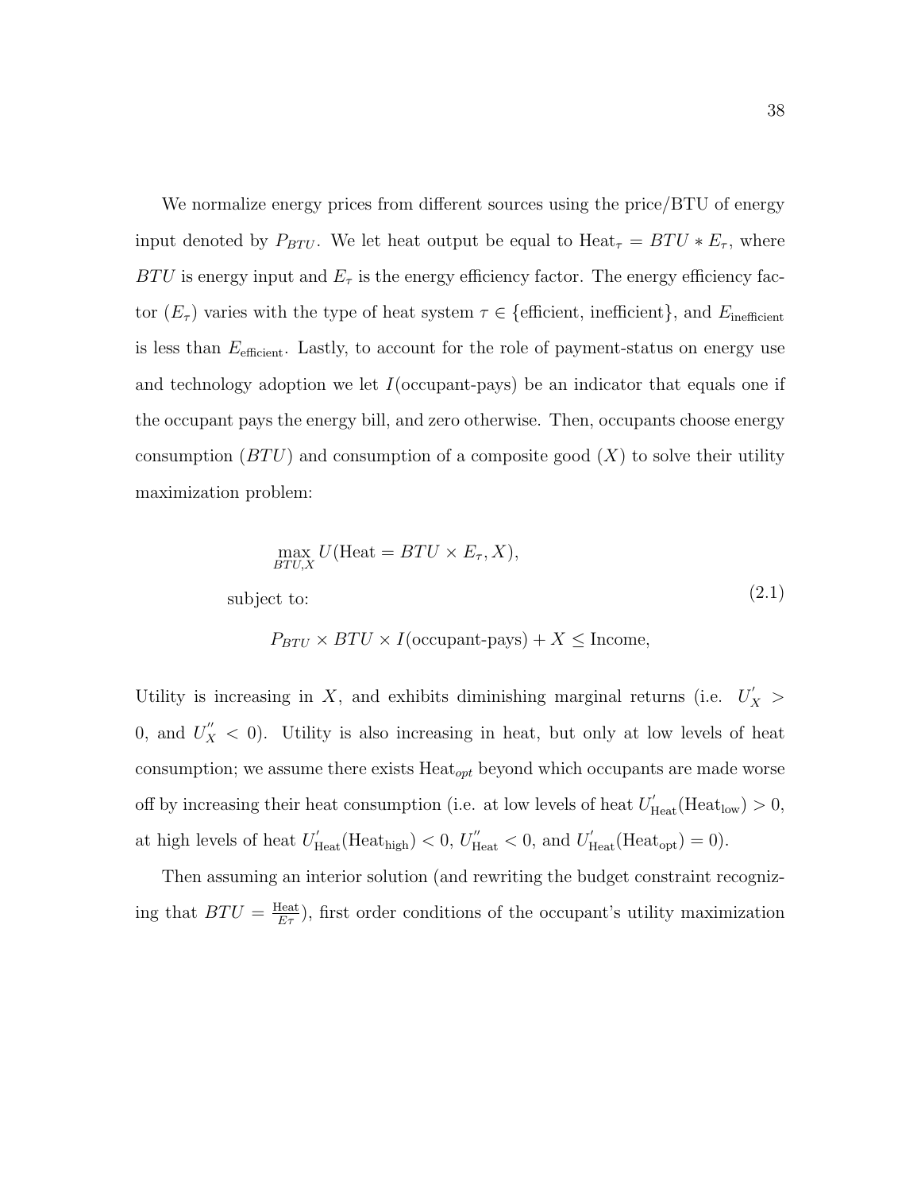We normalize energy prices from different sources using the price/BTU of energy input denoted by $P_{BTU}$. We let heat output be equal to $\text{Heat}_\tau = BTU * E_\tau$, where $BTU$ is energy input and $E_\tau$ is the energy efficiency factor. The energy efficiency factor ($E_\tau$) varies with the type of heat system $\tau \in \{\text{efficient, inefficient}\}$, and $E_{\text{inefficient}}$ is less than $E_{\text{efficient}}$. Lastly, to account for the role of payment-status on energy use and technology adoption we let $I(\text{occupant-pays})$ be an indicator that equals one if the occupant pays the energy bill, and zero otherwise. Then, occupants choose energy consumption ($BTU$) and consumption of a composite good ($X$) to solve their utility maximization problem:

$$
\begin{aligned}
&\max_{BTU,X} U(\text{Heat} = BTU \times E_\tau, X), \\
&\text{subject to:} \\
&P_{BTU} \times BTU \times I(\text{occupant-pays}) + X \leq \text{Income},
\end{aligned}
\tag{2.1}
$$

Utility is increasing in $X$, and exhibits diminishing marginal returns (i.e. $U_X^{'} > 0$, and $U_X^{''} < 0$). Utility is also increasing in heat, but only at low levels of heat consumption; we assume there exists $\text{Heat}_{opt}$ beyond which occupants are made worse off by increasing their heat consumption (i.e. at low levels of heat $U_{\text{Heat}}^{'}(\text{Heat}_{\text{low}}) > 0$, at high levels of heat $U_{\text{Heat}}^{'}(\text{Heat}_{\text{high}}) < 0$, $U_{\text{Heat}}^{''} < 0$, and $U_{\text{Heat}}^{'}(\text{Heat}_{\text{opt}}) = 0$).

Then assuming an interior solution (and rewriting the budget constraint recognizing that $BTU = \frac{\text{Heat}}{E\tau}$), first order conditions of the occupant's utility maximization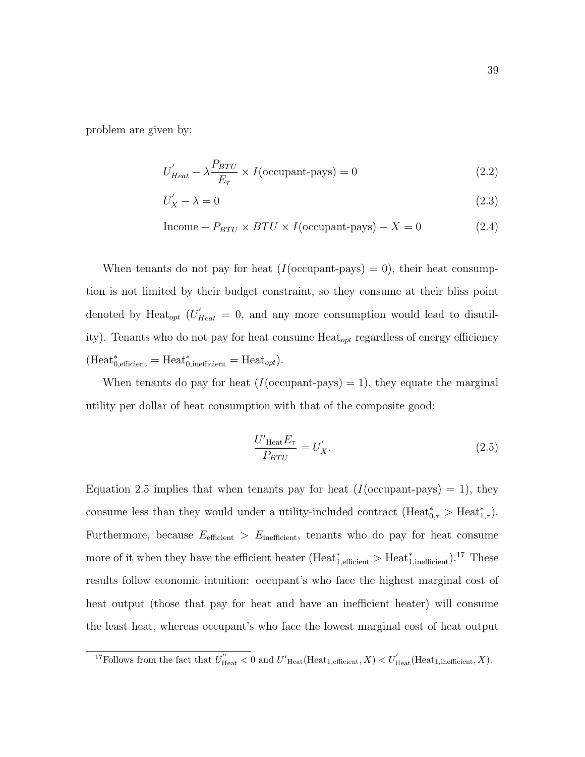problem are given by:

$$U^{'}_{Heat} - \lambda \frac{P_{BTU}}{E_{\tau}} \times I(\text{occupant-pays}) = 0 \tag{2.2}$$

$$U^{'}_{X} - \lambda = 0 \tag{2.3}$$

$$\text{Income} - P_{BTU} \times BTU \times I(\text{occupant-pays}) - X = 0 \tag{2.4}$$

When tenants do not pay for heat ($I(\text{occupant-pays}) = 0$), their heat consumption is not limited by their budget constraint, so they consume at their bliss point denoted by $\text{Heat}_{opt}$ ($U^{'}_{Heat} = 0$, and any more consumption would lead to disutility). Tenants who do not pay for heat consume $\text{Heat}_{opt}$ regardless of energy efficiency ($\text{Heat}^{*}_{0,\text{efficient}} = \text{Heat}^{*}_{0,\text{inefficient}} = \text{Heat}_{opt}$).

When tenants do pay for heat ($I(\text{occupant-pays}) = 1$), they equate the marginal utility per dollar of heat consumption with that of the composite good:

$$\frac{U'_{\text{Heat}} E_{\tau}}{P_{BTU}} = U^{'}_{X}. \tag{2.5}$$

Equation 2.5 implies that when tenants pay for heat ($I(\text{occupant-pays}) = 1$), they consume less than they would under a utility-included contract ($\text{Heat}^{*}_{0,\tau} > \text{Heat}^{*}_{1,\tau}$). Furthermore, because $E_{\text{efficient}} > E_{\text{inefficient}}$, tenants who do pay for heat consume more of it when they have the efficient heater ($\text{Heat}^{*}_{1,\text{efficient}} > \text{Heat}^{*}_{1,\text{inefficient}}$).[17] These results follow economic intuition: occupant's who face the highest marginal cost of heat output (those that pay for heat and have an inefficient heater) will consume the least heat, whereas occupant's who face the lowest marginal cost of heat output

[17] Follows from the fact that $U^{''}_{\text{Heat}} < 0$ and $U'_{\text{Heat}}(\text{Heat}_{1,\text{efficient}}, X) < U^{'}_{\text{Heat}}(\text{Heat}_{1,\text{inefficient}}, X)$.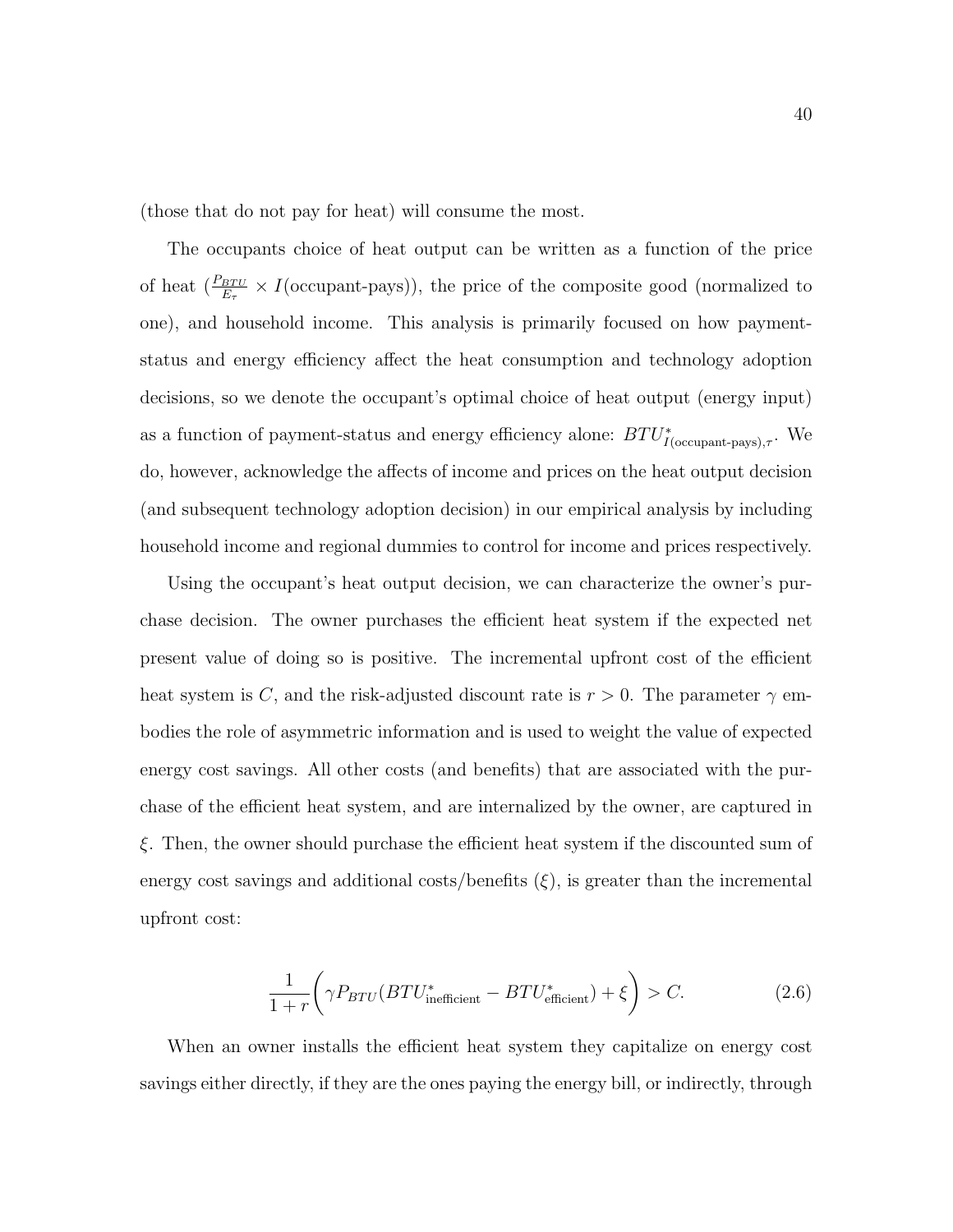(those that do not pay for heat) will consume the most.

The occupants choice of heat output can be written as a function of the price of heat ($\frac{P_{BTU}}{E_\tau} \times I(\text{occupant-pays})$), the price of the composite good (normalized to one), and household income. This analysis is primarily focused on how payment-status and energy efficiency affect the heat consumption and technology adoption decisions, so we denote the occupant's optimal choice of heat output (energy input) as a function of payment-status and energy efficiency alone: $BTU^*_{I(\text{occupant-pays}),\tau}$. We do, however, acknowledge the affects of income and prices on the heat output decision (and subsequent technology adoption decision) in our empirical analysis by including household income and regional dummies to control for income and prices respectively.

Using the occupant's heat output decision, we can characterize the owner's purchase decision. The owner purchases the efficient heat system if the expected net present value of doing so is positive. The incremental upfront cost of the efficient heat system is $C$, and the risk-adjusted discount rate is $r > 0$. The parameter $\gamma$ embodies the role of asymmetric information and is used to weight the value of expected energy cost savings. All other costs (and benefits) that are associated with the purchase of the efficient heat system, and are internalized by the owner, are captured in $\xi$. Then, the owner should purchase the efficient heat system if the discounted sum of energy cost savings and additional costs/benefits ($\xi$), is greater than the incremental upfront cost:

$$\frac{1}{1+r}\bigg(\gamma P_{BTU}(BTU^*_{\text{inefficient}} - BTU^*_{\text{efficient}}) + \xi\bigg) > C. \tag{2.6}$$

When an owner installs the efficient heat system they capitalize on energy cost savings either directly, if they are the ones paying the energy bill, or indirectly, through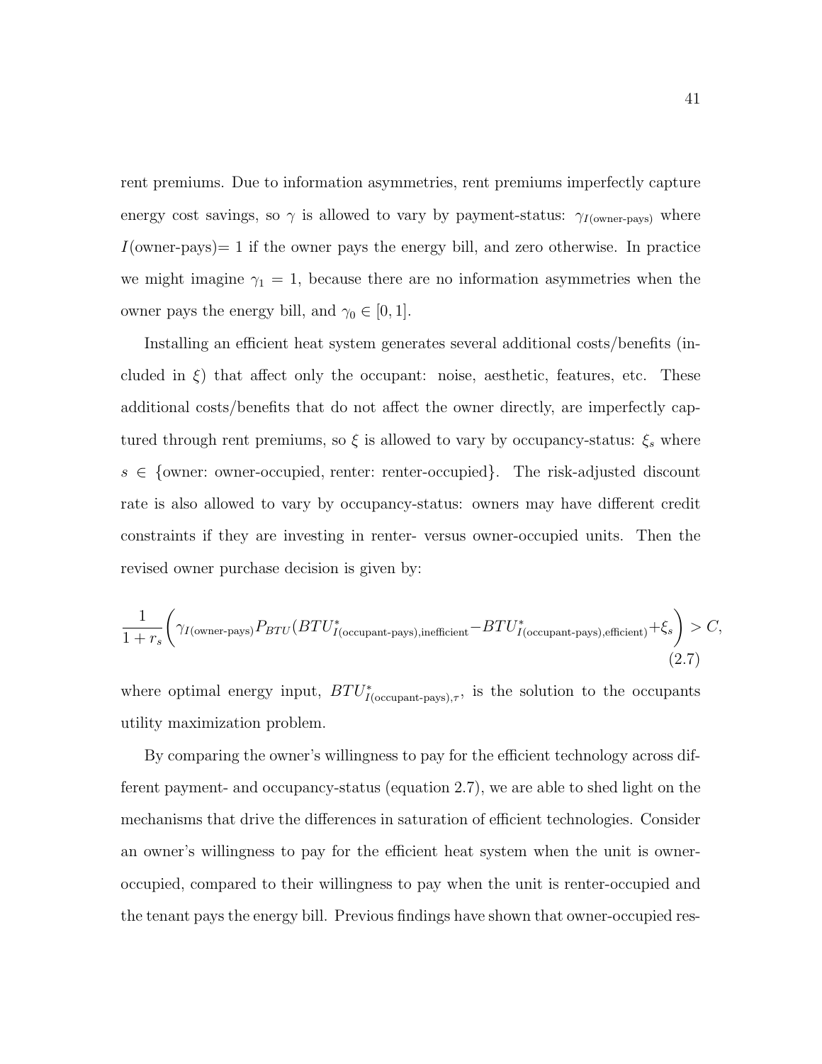rent premiums. Due to information asymmetries, rent premiums imperfectly capture energy cost savings, so $\gamma$ is allowed to vary by payment-status: $\gamma_{I(\text{owner-pays})}$ where $I(\text{owner-pays}) = 1$ if the owner pays the energy bill, and zero otherwise. In practice we might imagine $\gamma_1 = 1$, because there are no information asymmetries when the owner pays the energy bill, and $\gamma_0 \in [0, 1]$.

Installing an efficient heat system generates several additional costs/benefits (included in $\xi$) that affect only the occupant: noise, aesthetic, features, etc. These additional costs/benefits that do not affect the owner directly, are imperfectly captured through rent premiums, so $\xi$ is allowed to vary by occupancy-status: $\xi_s$ where $s \in$ {owner: owner-occupied, renter: renter-occupied}. The risk-adjusted discount rate is also allowed to vary by occupancy-status: owners may have different credit constraints if they are investing in renter- versus owner-occupied units. Then the revised owner purchase decision is given by:

$$\frac{1}{1+r_s}\left(\gamma_{I(\text{owner-pays})} P_{BTU}(BTU^*_{I(\text{occupant-pays}),\text{inefficient}} - BTU^*_{I(\text{occupant-pays}),\text{efficient})} + \xi_s\right) > C, \tag{2.7}$$

where optimal energy input, $BTU^*_{I(\text{occupant-pays}),\tau}$, is the solution to the occupants utility maximization problem.

By comparing the owner's willingness to pay for the efficient technology across different payment- and occupancy-status (equation 2.7), we are able to shed light on the mechanisms that drive the differences in saturation of efficient technologies. Consider an owner's willingness to pay for the efficient heat system when the unit is owner-occupied, compared to their willingness to pay when the unit is renter-occupied and the tenant pays the energy bill. Previous findings have shown that owner-occupied res-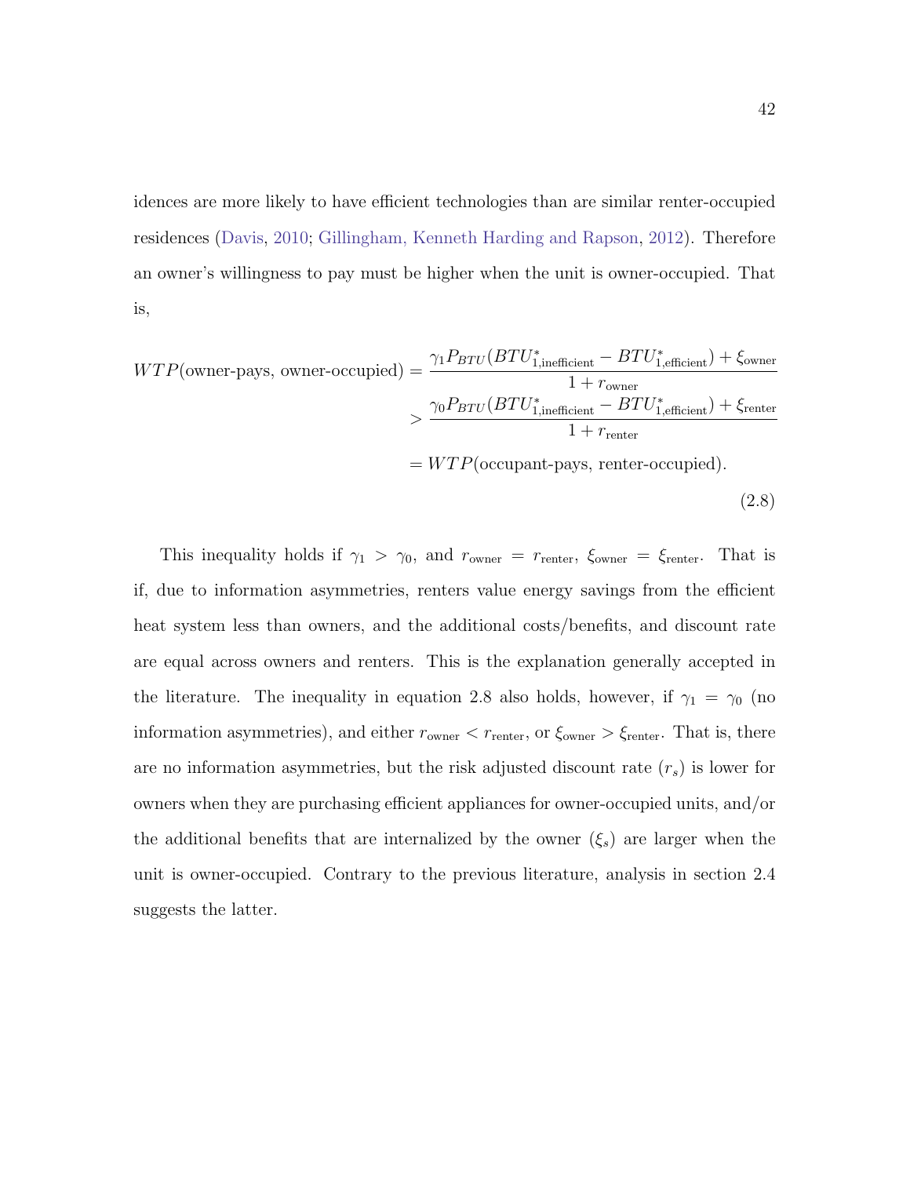idences are more likely to have efficient technologies than are similar renter-occupied residences (Davis, 2010; Gillingham, Kenneth Harding and Rapson, 2012). Therefore an owner's willingness to pay must be higher when the unit is owner-occupied. That is,

$$
\begin{aligned}
WTP(\text{owner-pays, owner-occupied}) &= \frac{\gamma_1 P_{BTU}(BTU^*_{1,\text{inefficient}} - BTU^*_{1,\text{efficient}}) + \xi_{\text{owner}}}{1 + r_{\text{owner}}} \\
&> \frac{\gamma_0 P_{BTU}(BTU^*_{1,\text{inefficient}} - BTU^*_{1,\text{efficient}}) + \xi_{\text{renter}}}{1 + r_{\text{renter}}} \\
&= WTP(\text{occupant-pays, renter-occupied}).
\end{aligned}
\tag{2.8}
$$

This inequality holds if $\gamma_1 > \gamma_0$, and $r_{\text{owner}} = r_{\text{renter}}$, $\xi_{\text{owner}} = \xi_{\text{renter}}$. That is if, due to information asymmetries, renters value energy savings from the efficient heat system less than owners, and the additional costs/benefits, and discount rate are equal across owners and renters. This is the explanation generally accepted in the literature. The inequality in equation 2.8 also holds, however, if $\gamma_1 = \gamma_0$ (no information asymmetries), and either $r_{\text{owner}} < r_{\text{renter}}$, or $\xi_{\text{owner}} > \xi_{\text{renter}}$. That is, there are no information asymmetries, but the risk adjusted discount rate ($r_s$) is lower for owners when they are purchasing efficient appliances for owner-occupied units, and/or the additional benefits that are internalized by the owner ($\xi_s$) are larger when the unit is owner-occupied. Contrary to the previous literature, analysis in section 2.4 suggests the latter.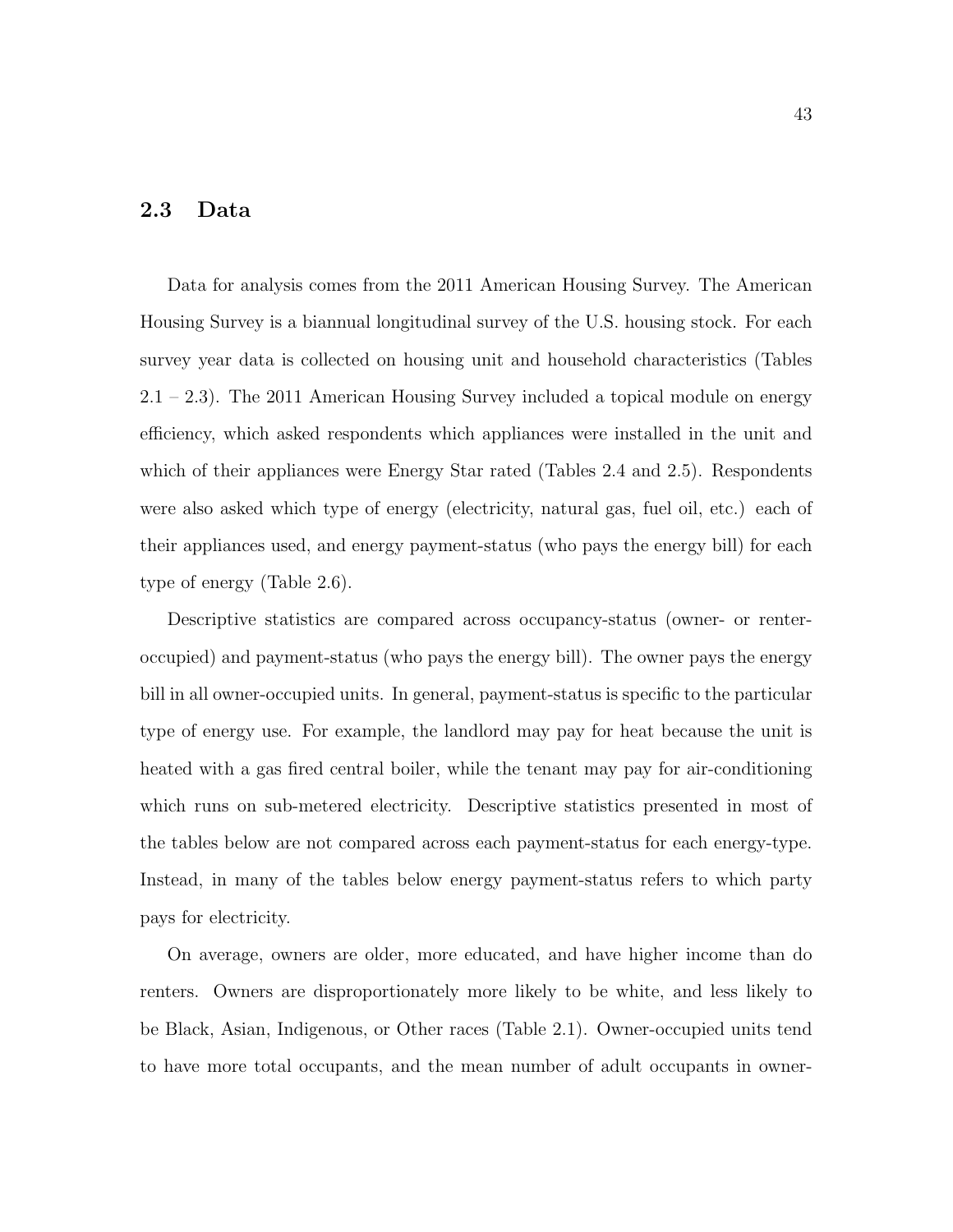## 2.3 Data

Data for analysis comes from the 2011 American Housing Survey. The American Housing Survey is a biannual longitudinal survey of the U.S. housing stock. For each survey year data is collected on housing unit and household characteristics (Tables 2.1 – 2.3). The 2011 American Housing Survey included a topical module on energy efficiency, which asked respondents which appliances were installed in the unit and which of their appliances were Energy Star rated (Tables 2.4 and 2.5). Respondents were also asked which type of energy (electricity, natural gas, fuel oil, etc.) each of their appliances used, and energy payment-status (who pays the energy bill) for each type of energy (Table 2.6).

Descriptive statistics are compared across occupancy-status (owner- or renter-occupied) and payment-status (who pays the energy bill). The owner pays the energy bill in all owner-occupied units. In general, payment-status is specific to the particular type of energy use. For example, the landlord may pay for heat because the unit is heated with a gas fired central boiler, while the tenant may pay for air-conditioning which runs on sub-metered electricity. Descriptive statistics presented in most of the tables below are not compared across each payment-status for each energy-type. Instead, in many of the tables below energy payment-status refers to which party pays for electricity.

On average, owners are older, more educated, and have higher income than do renters. Owners are disproportionately more likely to be white, and less likely to be Black, Asian, Indigenous, or Other races (Table 2.1). Owner-occupied units tend to have more total occupants, and the mean number of adult occupants in owner-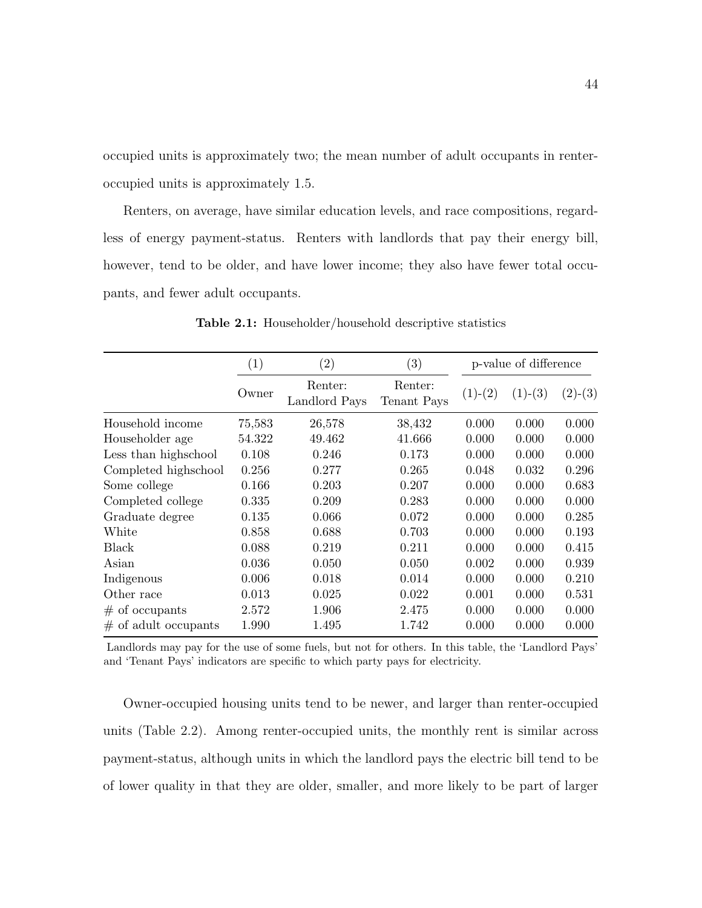occupied units is approximately two; the mean number of adult occupants in renter-occupied units is approximately 1.5.

Renters, on average, have similar education levels, and race compositions, regardless of energy payment-status. Renters with landlords that pay their energy bill, however, tend to be older, and have lower income; they also have fewer total occupants, and fewer adult occupants.

**Table 2.1:** Householder/household descriptive statistics

| | (1) | (2) | (3) | p-value of difference | | |
|---|---|---|---|---|---|---|
| | Owner | Renter: Landlord Pays | Renter: Tenant Pays | (1)-(2) | (1)-(3) | (2)-(3) |
| Household income | 75,583 | 26,578 | 38,432 | 0.000 | 0.000 | 0.000 |
| Householder age | 54.322 | 49.462 | 41.666 | 0.000 | 0.000 | 0.000 |
| Less than highschool | 0.108 | 0.246 | 0.173 | 0.000 | 0.000 | 0.000 |
| Completed highschool | 0.256 | 0.277 | 0.265 | 0.048 | 0.032 | 0.296 |
| Some college | 0.166 | 0.203 | 0.207 | 0.000 | 0.000 | 0.683 |
| Completed college | 0.335 | 0.209 | 0.283 | 0.000 | 0.000 | 0.000 |
| Graduate degree | 0.135 | 0.066 | 0.072 | 0.000 | 0.000 | 0.285 |
| White | 0.858 | 0.688 | 0.703 | 0.000 | 0.000 | 0.193 |
| Black | 0.088 | 0.219 | 0.211 | 0.000 | 0.000 | 0.415 |
| Asian | 0.036 | 0.050 | 0.050 | 0.002 | 0.000 | 0.939 |
| Indigenous | 0.006 | 0.018 | 0.014 | 0.000 | 0.000 | 0.210 |
| Other race | 0.013 | 0.025 | 0.022 | 0.001 | 0.000 | 0.531 |
| # of occupants | 2.572 | 1.906 | 2.475 | 0.000 | 0.000 | 0.000 |
| # of adult occupants | 1.990 | 1.495 | 1.742 | 0.000 | 0.000 | 0.000 |

Landlords may pay for the use of some fuels, but not for others. In this table, the 'Landlord Pays' and 'Tenant Pays' indicators are specific to which party pays for electricity.

Owner-occupied housing units tend to be newer, and larger than renter-occupied units (Table 2.2). Among renter-occupied units, the monthly rent is similar across payment-status, although units in which the landlord pays the electric bill tend to be of lower quality in that they are older, smaller, and more likely to be part of larger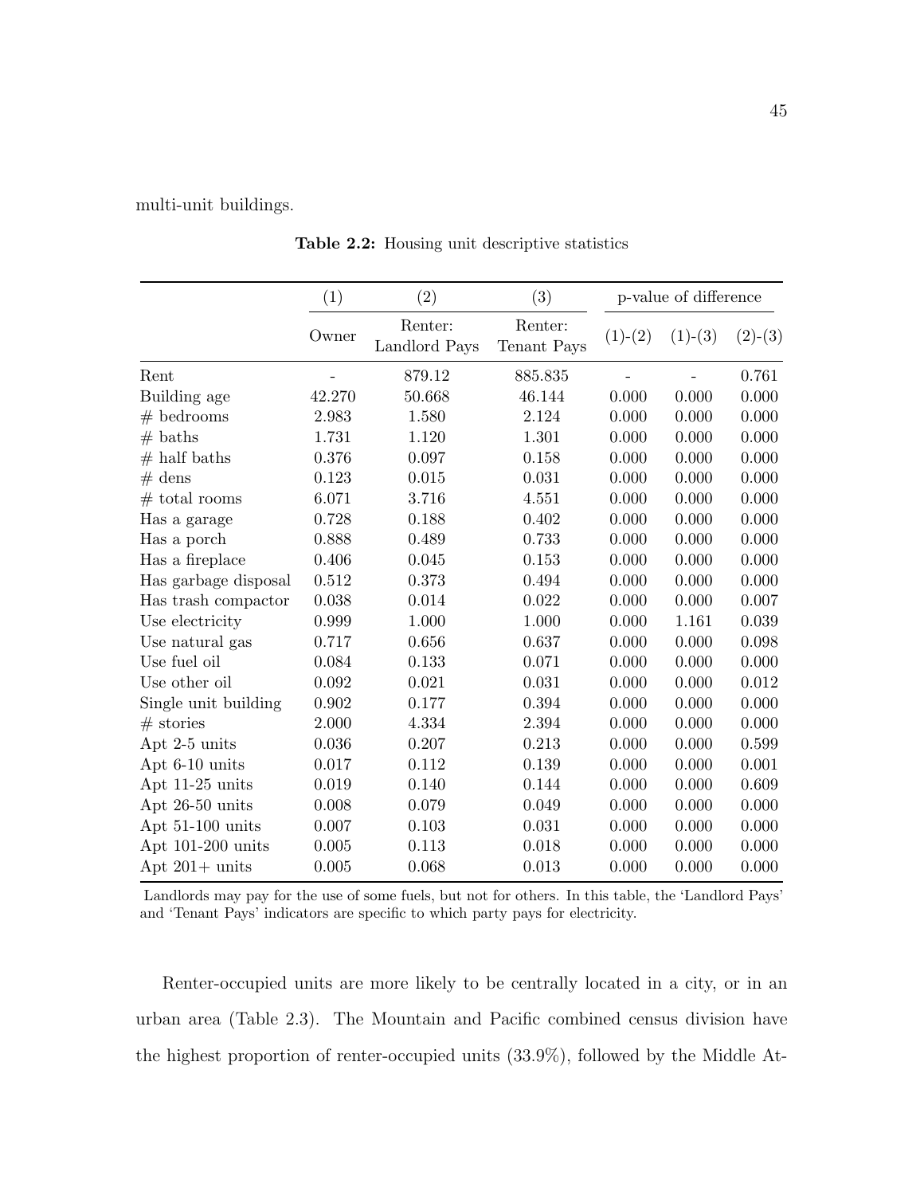multi-unit buildings.

**Table 2.2:** Housing unit descriptive statistics

| | (1) | (2) | (3) | p-value of difference | | |
|---|---|---|---|---|---|---|
| | Owner | Renter: Landlord Pays | Renter: Tenant Pays | (1)-(2) | (1)-(3) | (2)-(3) |
| Rent | - | 879.12 | 885.835 | - | - | 0.761 |
| Building age | 42.270 | 50.668 | 46.144 | 0.000 | 0.000 | 0.000 |
| # bedrooms | 2.983 | 1.580 | 2.124 | 0.000 | 0.000 | 0.000 |
| # baths | 1.731 | 1.120 | 1.301 | 0.000 | 0.000 | 0.000 |
| # half baths | 0.376 | 0.097 | 0.158 | 0.000 | 0.000 | 0.000 |
| # dens | 0.123 | 0.015 | 0.031 | 0.000 | 0.000 | 0.000 |
| # total rooms | 6.071 | 3.716 | 4.551 | 0.000 | 0.000 | 0.000 |
| Has a garage | 0.728 | 0.188 | 0.402 | 0.000 | 0.000 | 0.000 |
| Has a porch | 0.888 | 0.489 | 0.733 | 0.000 | 0.000 | 0.000 |
| Has a fireplace | 0.406 | 0.045 | 0.153 | 0.000 | 0.000 | 0.000 |
| Has garbage disposal | 0.512 | 0.373 | 0.494 | 0.000 | 0.000 | 0.000 |
| Has trash compactor | 0.038 | 0.014 | 0.022 | 0.000 | 0.000 | 0.007 |
| Use electricity | 0.999 | 1.000 | 1.000 | 0.000 | 1.161 | 0.039 |
| Use natural gas | 0.717 | 0.656 | 0.637 | 0.000 | 0.000 | 0.098 |
| Use fuel oil | 0.084 | 0.133 | 0.071 | 0.000 | 0.000 | 0.000 |
| Use other oil | 0.092 | 0.021 | 0.031 | 0.000 | 0.000 | 0.012 |
| Single unit building | 0.902 | 0.177 | 0.394 | 0.000 | 0.000 | 0.000 |
| # stories | 2.000 | 4.334 | 2.394 | 0.000 | 0.000 | 0.000 |
| Apt 2-5 units | 0.036 | 0.207 | 0.213 | 0.000 | 0.000 | 0.599 |
| Apt 6-10 units | 0.017 | 0.112 | 0.139 | 0.000 | 0.000 | 0.001 |
| Apt 11-25 units | 0.019 | 0.140 | 0.144 | 0.000 | 0.000 | 0.609 |
| Apt 26-50 units | 0.008 | 0.079 | 0.049 | 0.000 | 0.000 | 0.000 |
| Apt 51-100 units | 0.007 | 0.103 | 0.031 | 0.000 | 0.000 | 0.000 |
| Apt 101-200 units | 0.005 | 0.113 | 0.018 | 0.000 | 0.000 | 0.000 |
| Apt 201+ units | 0.005 | 0.068 | 0.013 | 0.000 | 0.000 | 0.000 |

Landlords may pay for the use of some fuels, but not for others. In this table, the 'Landlord Pays' and 'Tenant Pays' indicators are specific to which party pays for electricity.

Renter-occupied units are more likely to be centrally located in a city, or in an urban area (Table 2.3). The Mountain and Pacific combined census division have the highest proportion of renter-occupied units (33.9%), followed by the Middle At-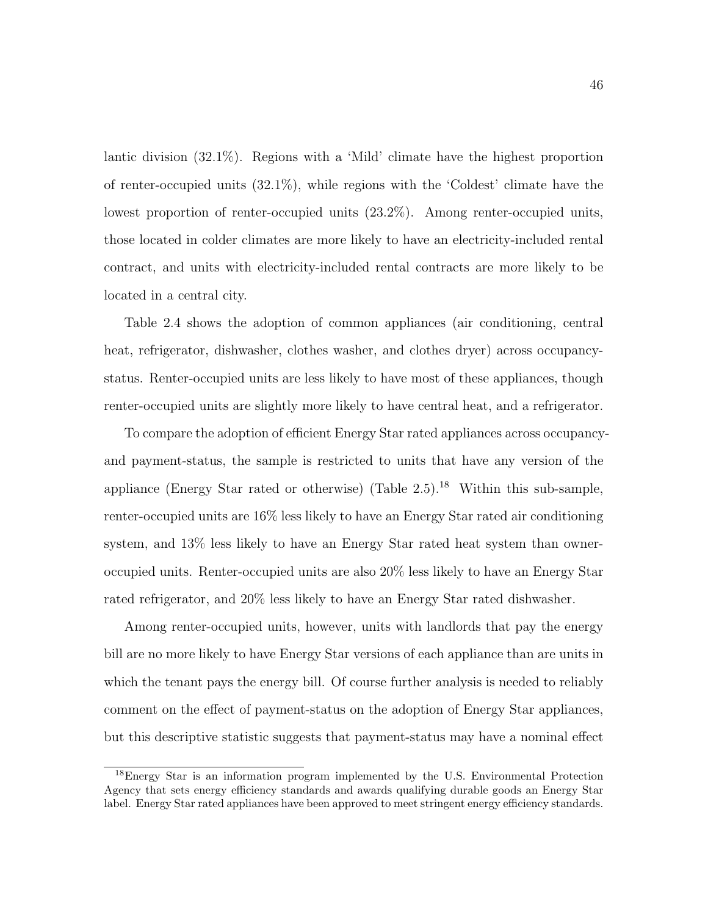lantic division (32.1%). Regions with a 'Mild' climate have the highest proportion of renter-occupied units (32.1%), while regions with the 'Coldest' climate have the lowest proportion of renter-occupied units (23.2%). Among renter-occupied units, those located in colder climates are more likely to have an electricity-included rental contract, and units with electricity-included rental contracts are more likely to be located in a central city.

Table 2.4 shows the adoption of common appliances (air conditioning, central heat, refrigerator, dishwasher, clothes washer, and clothes dryer) across occupancy-status. Renter-occupied units are less likely to have most of these appliances, though renter-occupied units are slightly more likely to have central heat, and a refrigerator.

To compare the adoption of efficient Energy Star rated appliances across occupancy- and payment-status, the sample is restricted to units that have any version of the appliance (Energy Star rated or otherwise) (Table 2.5).[18] Within this sub-sample, renter-occupied units are 16% less likely to have an Energy Star rated air conditioning system, and 13% less likely to have an Energy Star rated heat system than owner-occupied units. Renter-occupied units are also 20% less likely to have an Energy Star rated refrigerator, and 20% less likely to have an Energy Star rated dishwasher.

Among renter-occupied units, however, units with landlords that pay the energy bill are no more likely to have Energy Star versions of each appliance than are units in which the tenant pays the energy bill. Of course further analysis is needed to reliably comment on the effect of payment-status on the adoption of Energy Star appliances, but this descriptive statistic suggests that payment-status may have a nominal effect

[18] Energy Star is an information program implemented by the U.S. Environmental Protection Agency that sets energy efficiency standards and awards qualifying durable goods an Energy Star label. Energy Star rated appliances have been approved to meet stringent energy efficiency standards.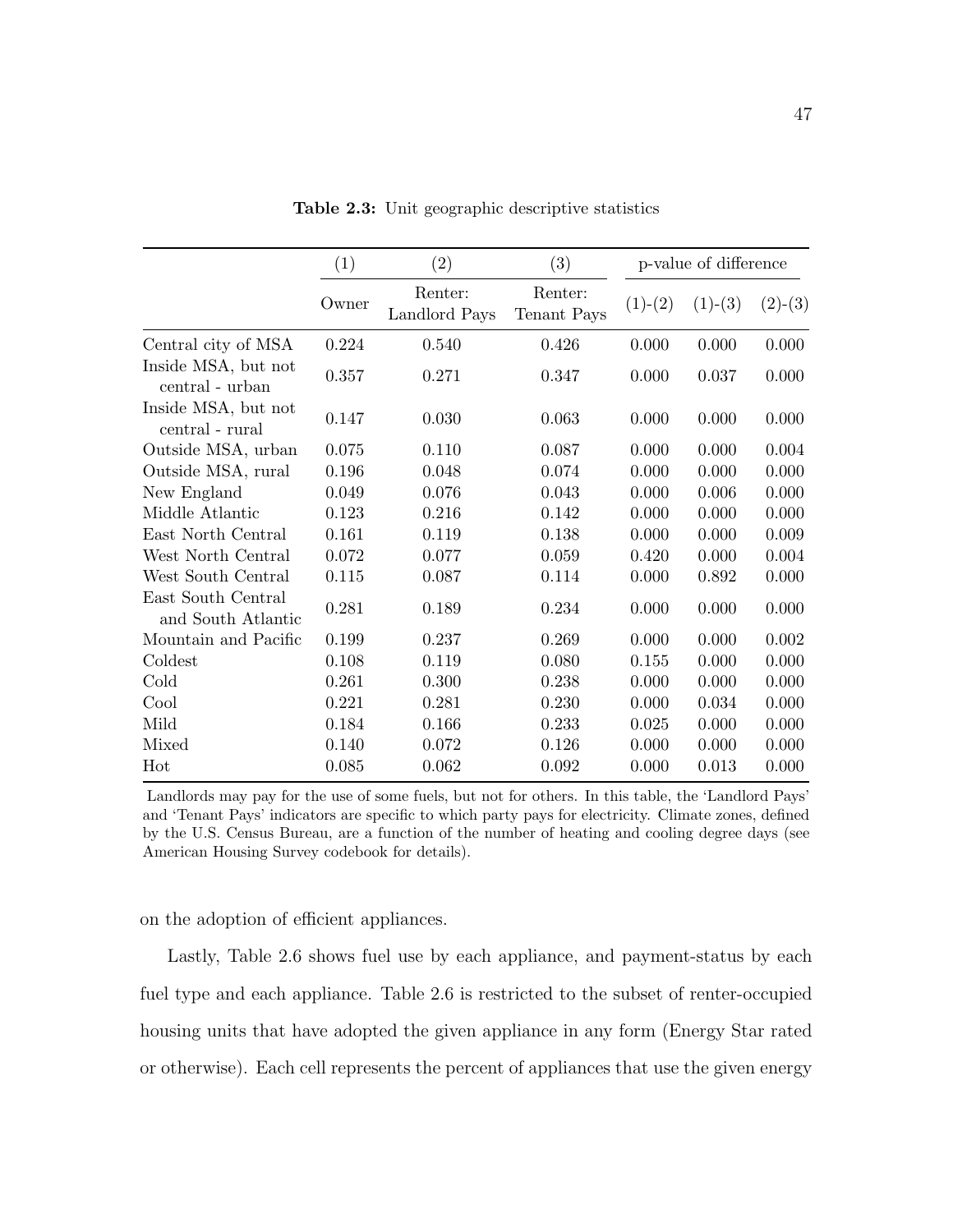**Table 2.3:** Unit geographic descriptive statistics

| | (1) | (2) | (3) | p-value of difference | | |
|---|---|---|---|---|---|---|
| | Owner | Renter: Landlord Pays | Renter: Tenant Pays | (1)-(2) | (1)-(3) | (2)-(3) |
| Central city of MSA | 0.224 | 0.540 | 0.426 | 0.000 | 0.000 | 0.000 |
| Inside MSA, but not central - urban | 0.357 | 0.271 | 0.347 | 0.000 | 0.037 | 0.000 |
| Inside MSA, but not central - rural | 0.147 | 0.030 | 0.063 | 0.000 | 0.000 | 0.000 |
| Outside MSA, urban | 0.075 | 0.110 | 0.087 | 0.000 | 0.000 | 0.004 |
| Outside MSA, rural | 0.196 | 0.048 | 0.074 | 0.000 | 0.000 | 0.000 |
| New England | 0.049 | 0.076 | 0.043 | 0.000 | 0.006 | 0.000 |
| Middle Atlantic | 0.123 | 0.216 | 0.142 | 0.000 | 0.000 | 0.000 |
| East North Central | 0.161 | 0.119 | 0.138 | 0.000 | 0.000 | 0.009 |
| West North Central | 0.072 | 0.077 | 0.059 | 0.420 | 0.000 | 0.004 |
| West South Central | 0.115 | 0.087 | 0.114 | 0.000 | 0.892 | 0.000 |
| East South Central and South Atlantic | 0.281 | 0.189 | 0.234 | 0.000 | 0.000 | 0.000 |
| Mountain and Pacific | 0.199 | 0.237 | 0.269 | 0.000 | 0.000 | 0.002 |
| Coldest | 0.108 | 0.119 | 0.080 | 0.155 | 0.000 | 0.000 |
| Cold | 0.261 | 0.300 | 0.238 | 0.000 | 0.000 | 0.000 |
| Cool | 0.221 | 0.281 | 0.230 | 0.000 | 0.034 | 0.000 |
| Mild | 0.184 | 0.166 | 0.233 | 0.025 | 0.000 | 0.000 |
| Mixed | 0.140 | 0.072 | 0.126 | 0.000 | 0.000 | 0.000 |
| Hot | 0.085 | 0.062 | 0.092 | 0.000 | 0.013 | 0.000 |

Landlords may pay for the use of some fuels, but not for others. In this table, the 'Landlord Pays' and 'Tenant Pays' indicators are specific to which party pays for electricity. Climate zones, defined by the U.S. Census Bureau, are a function of the number of heating and cooling degree days (see American Housing Survey codebook for details).

on the adoption of efficient appliances.

Lastly, Table 2.6 shows fuel use by each appliance, and payment-status by each fuel type and each appliance. Table 2.6 is restricted to the subset of renter-occupied housing units that have adopted the given appliance in any form (Energy Star rated or otherwise). Each cell represents the percent of appliances that use the given energy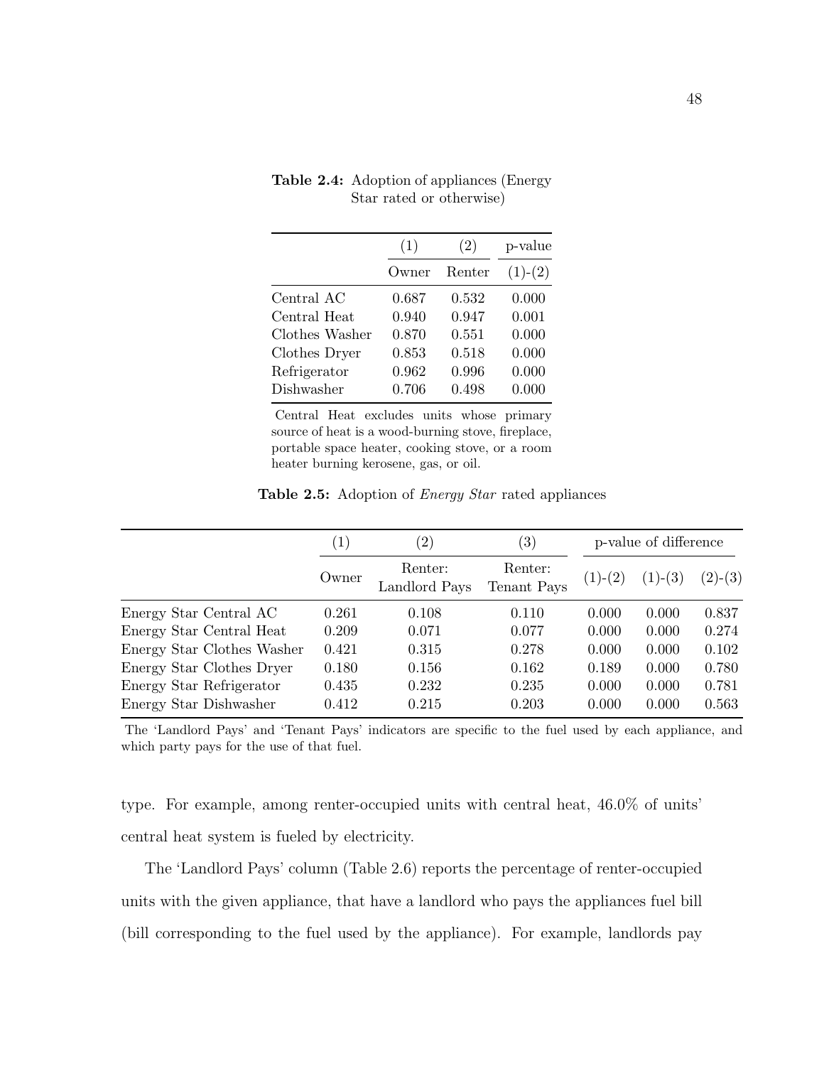**Table 2.4:** Adoption of appliances (Energy Star rated or otherwise)

| | (1) | (2) | p-value |
|---|---|---|---|
| | Owner | Renter | (1)-(2) |
| Central AC | 0.687 | 0.532 | 0.000 |
| Central Heat | 0.940 | 0.947 | 0.001 |
| Clothes Washer | 0.870 | 0.551 | 0.000 |
| Clothes Dryer | 0.853 | 0.518 | 0.000 |
| Refrigerator | 0.962 | 0.996 | 0.000 |
| Dishwasher | 0.706 | 0.498 | 0.000 |

Central Heat excludes units whose primary source of heat is a wood-burning stove, fireplace, portable space heater, cooking stove, or a room heater burning kerosene, gas, or oil.

**Table 2.5:** Adoption of *Energy Star* rated appliances

| | (1) | (2) | (3) | p-value of difference | | |
|---|---|---|---|---|---|---|
| | Owner | Renter: Landlord Pays | Renter: Tenant Pays | (1)-(2) | (1)-(3) | (2)-(3) |
| Energy Star Central AC | 0.261 | 0.108 | 0.110 | 0.000 | 0.000 | 0.837 |
| Energy Star Central Heat | 0.209 | 0.071 | 0.077 | 0.000 | 0.000 | 0.274 |
| Energy Star Clothes Washer | 0.421 | 0.315 | 0.278 | 0.000 | 0.000 | 0.102 |
| Energy Star Clothes Dryer | 0.180 | 0.156 | 0.162 | 0.189 | 0.000 | 0.780 |
| Energy Star Refrigerator | 0.435 | 0.232 | 0.235 | 0.000 | 0.000 | 0.781 |
| Energy Star Dishwasher | 0.412 | 0.215 | 0.203 | 0.000 | 0.000 | 0.563 |

The 'Landlord Pays' and 'Tenant Pays' indicators are specific to the fuel used by each appliance, and which party pays for the use of that fuel.

type. For example, among renter-occupied units with central heat, 46.0% of units' central heat system is fueled by electricity.

The 'Landlord Pays' column (Table 2.6) reports the percentage of renter-occupied units with the given appliance, that have a landlord who pays the appliances fuel bill (bill corresponding to the fuel used by the appliance). For example, landlords pay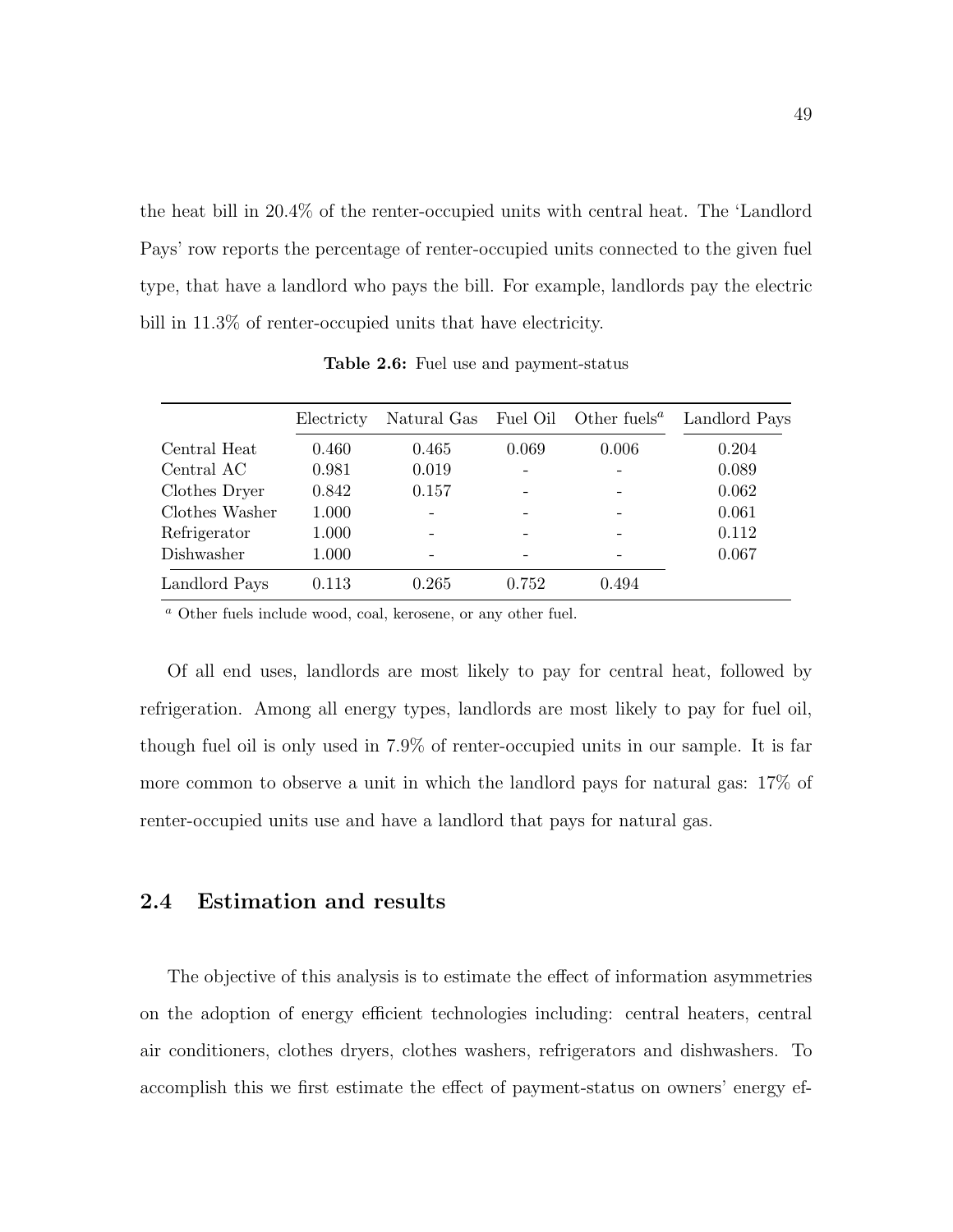the heat bill in 20.4% of the renter-occupied units with central heat. The 'Landlord Pays' row reports the percentage of renter-occupied units connected to the given fuel type, that have a landlord who pays the bill. For example, landlords pay the electric bill in 11.3% of renter-occupied units that have electricity.

**Table 2.6:** Fuel use and payment-status

| | Electricty | Natural Gas | Fuel Oil | Other fuels[a] | Landlord Pays |
|---|---|---|---|---|---|
| Central Heat | 0.460 | 0.465 | 0.069 | 0.006 | 0.204 |
| Central AC | 0.981 | 0.019 | - | - | 0.089 |
| Clothes Dryer | 0.842 | 0.157 | - | - | 0.062 |
| Clothes Washer | 1.000 | - | - | - | 0.061 |
| Refrigerator | 1.000 | - | - | - | 0.112 |
| Dishwasher | 1.000 | - | - | - | 0.067 |
| Landlord Pays | 0.113 | 0.265 | 0.752 | 0.494 | |

[a] Other fuels include wood, coal, kerosene, or any other fuel.

Of all end uses, landlords are most likely to pay for central heat, followed by refrigeration. Among all energy types, landlords are most likely to pay for fuel oil, though fuel oil is only used in 7.9% of renter-occupied units in our sample. It is far more common to observe a unit in which the landlord pays for natural gas: 17% of renter-occupied units use and have a landlord that pays for natural gas.

## 2.4 Estimation and results

The objective of this analysis is to estimate the effect of information asymmetries on the adoption of energy efficient technologies including: central heaters, central air conditioners, clothes dryers, clothes washers, refrigerators and dishwashers. To accomplish this we first estimate the effect of payment-status on owners' energy ef-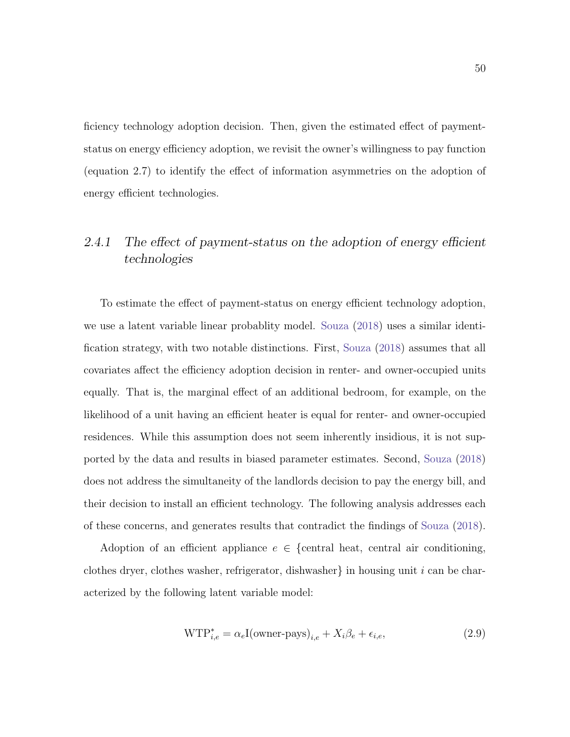ficiency technology adoption decision. Then, given the estimated effect of payment-status on energy efficiency adoption, we revisit the owner's willingness to pay function (equation 2.7) to identify the effect of information asymmetries on the adoption of energy efficient technologies.

### *2.4.1 The effect of payment-status on the adoption of energy efficient technologies*

To estimate the effect of payment-status on energy efficient technology adoption, we use a latent variable linear probablity model. Souza (2018) uses a similar identification strategy, with two notable distinctions. First, Souza (2018) assumes that all covariates affect the efficiency adoption decision in renter- and owner-occupied units equally. That is, the marginal effect of an additional bedroom, for example, on the likelihood of a unit having an efficient heater is equal for renter- and owner-occupied residences. While this assumption does not seem inherently insidious, it is not supported by the data and results in biased parameter estimates. Second, Souza (2018) does not address the simultaneity of the landlords decision to pay the energy bill, and their decision to install an efficient technology. The following analysis addresses each of these concerns, and generates results that contradict the findings of Souza (2018).

Adoption of an efficient appliance $e \in$ {central heat, central air conditioning, clothes dryer, clothes washer, refrigerator, dishwasher} in housing unit $i$ can be characterized by the following latent variable model:

$$\text{WTP}^{*}_{i,e} = \alpha_e \text{I(owner-pays)}_{i,e} + X_i\beta_e + \epsilon_{i,e}, \tag{2.9}$$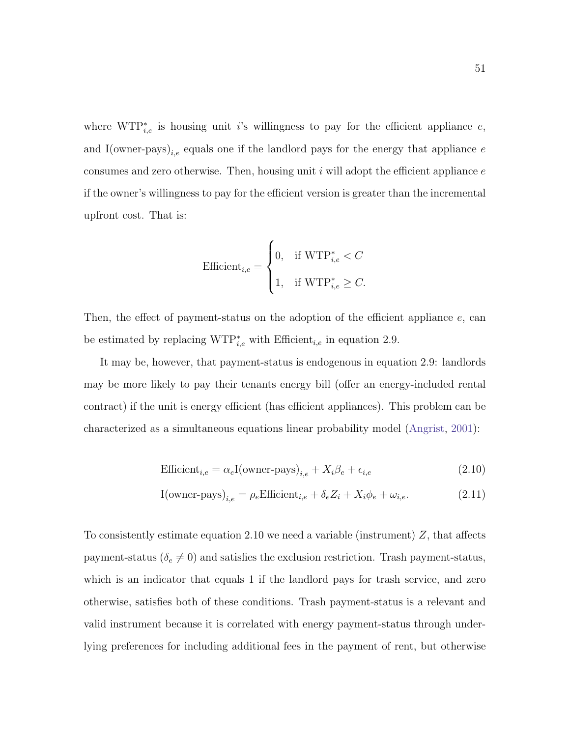where $\text{WTP}^*_{i,e}$ is housing unit $i$'s willingness to pay for the efficient appliance $e$, and $\text{I(owner-pays)}_{i,e}$ equals one if the landlord pays for the energy that appliance $e$ consumes and zero otherwise. Then, housing unit $i$ will adopt the efficient appliance $e$ if the owner's willingness to pay for the efficient version is greater than the incremental upfront cost. That is:

$$\text{Efficient}_{i,e} = \begin{cases} 0, & \text{if } \text{WTP}^*_{i,e} < C \\ 1, & \text{if } \text{WTP}^*_{i,e} \geq C. \end{cases}$$

Then, the effect of payment-status on the adoption of the efficient appliance $e$, can be estimated by replacing $\text{WTP}^*_{i,e}$ with $\text{Efficient}_{i,e}$ in equation 2.9.

It may be, however, that payment-status is endogenous in equation 2.9: landlords may be more likely to pay their tenants energy bill (offer an energy-included rental contract) if the unit is energy efficient (has efficient appliances). This problem can be characterized as a simultaneous equations linear probability model (Angrist, 2001):

$$\text{Efficient}_{i,e} = \alpha_e \text{I(owner-pays)}_{i,e} + X_i \beta_e + \epsilon_{i,e} \tag{2.10}$$

$$\text{I(owner-pays)}_{i,e} = \rho_e \text{Efficient}_{i,e} + \delta_e Z_i + X_i \phi_e + \omega_{i,e}. \tag{2.11}$$

To consistently estimate equation 2.10 we need a variable (instrument) $Z$, that affects payment-status ($\delta_e \neq 0$) and satisfies the exclusion restriction. Trash payment-status, which is an indicator that equals 1 if the landlord pays for trash service, and zero otherwise, satisfies both of these conditions. Trash payment-status is a relevant and valid instrument because it is correlated with energy payment-status through underlying preferences for including additional fees in the payment of rent, but otherwise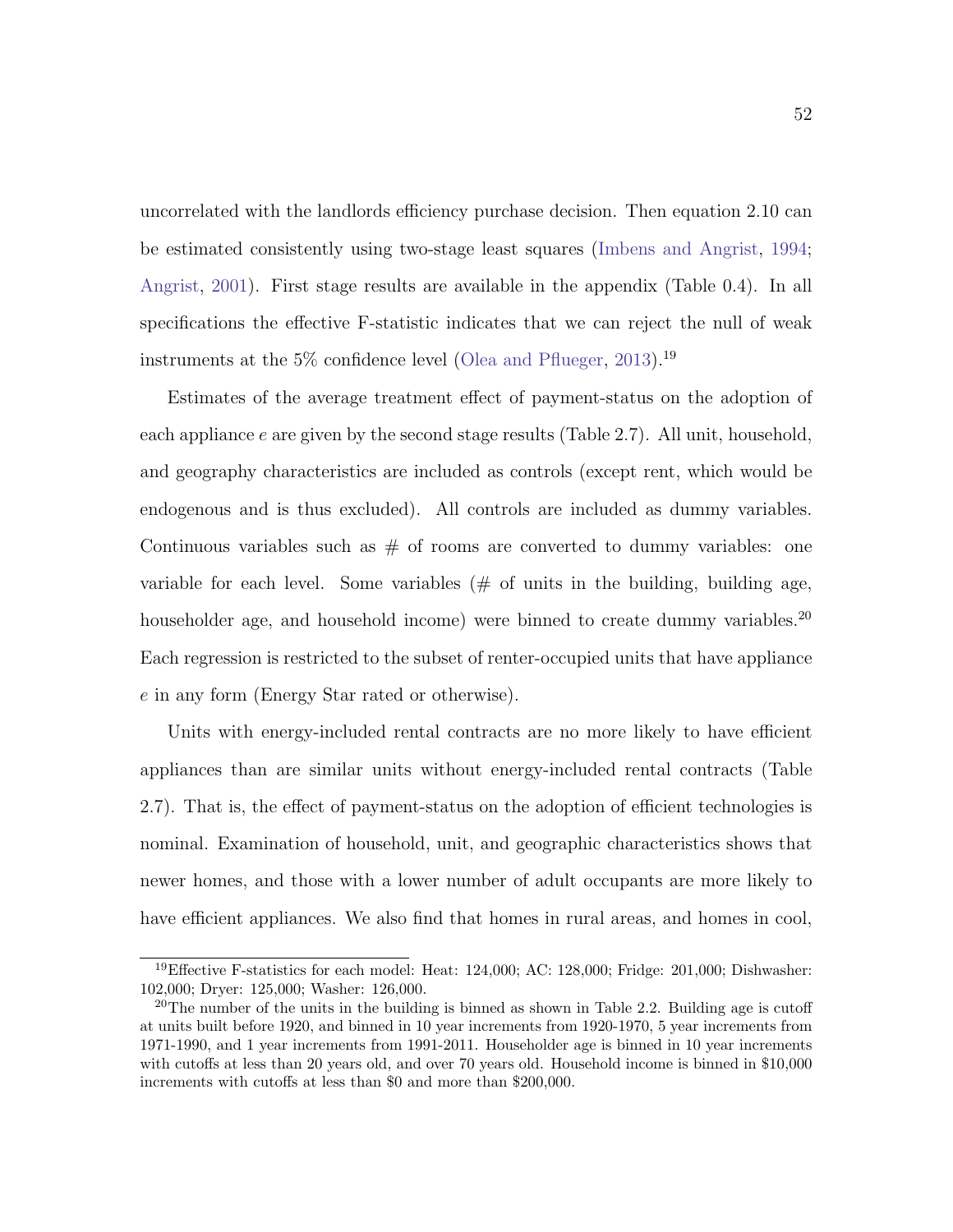uncorrelated with the landlords efficiency purchase decision. Then equation 2.10 can be estimated consistently using two-stage least squares (Imbens and Angrist, 1994; Angrist, 2001). First stage results are available in the appendix (Table 0.4). In all specifications the effective F-statistic indicates that we can reject the null of weak instruments at the 5% confidence level (Olea and Pflueger, 2013).[19]

Estimates of the average treatment effect of payment-status on the adoption of each appliance $e$ are given by the second stage results (Table 2.7). All unit, household, and geography characteristics are included as controls (except rent, which would be endogenous and is thus excluded). All controls are included as dummy variables. Continuous variables such as # of rooms are converted to dummy variables: one variable for each level. Some variables (# of units in the building, building age, householder age, and household income) were binned to create dummy variables.[20] Each regression is restricted to the subset of renter-occupied units that have appliance $e$ in any form (Energy Star rated or otherwise).

Units with energy-included rental contracts are no more likely to have efficient appliances than are similar units without energy-included rental contracts (Table 2.7). That is, the effect of payment-status on the adoption of efficient technologies is nominal. Examination of household, unit, and geographic characteristics shows that newer homes, and those with a lower number of adult occupants are more likely to have efficient appliances. We also find that homes in rural areas, and homes in cool,

---

[19] Effective F-statistics for each model: Heat: 124,000; AC: 128,000; Fridge: 201,000; Dishwasher: 102,000; Dryer: 125,000; Washer: 126,000.

[20] The number of the units in the building is binned as shown in Table 2.2. Building age is cutoff at units built before 1920, and binned in 10 year increments from 1920-1970, 5 year increments from 1971-1990, and 1 year increments from 1991-2011. Householder age is binned in 10 year increments with cutoffs at less than 20 years old, and over 70 years old. Household income is binned in \$10,000 increments with cutoffs at less than \$0 and more than \$200,000.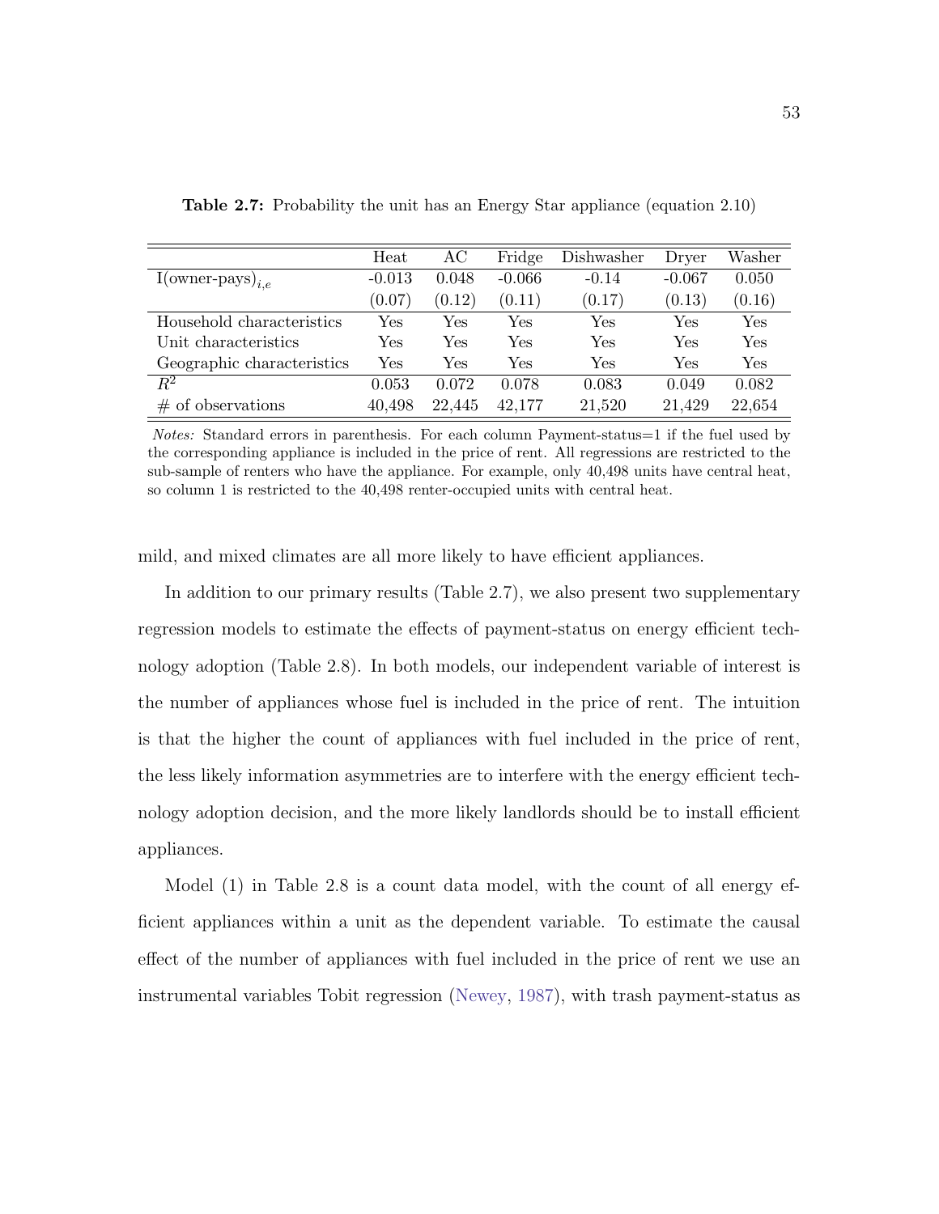**Table 2.7:** Probability the unit has an Energy Star appliance (equation 2.10)

| | Heat | AC | Fridge | Dishwasher | Dryer | Washer |
|---|---|---|---|---|---|---|
| I(owner-pays)$_{i,e}$ | -0.013 | 0.048 | -0.066 | -0.14 | -0.067 | 0.050 |
| | (0.07) | (0.12) | (0.11) | (0.17) | (0.13) | (0.16) |
| Household characteristics | Yes | Yes | Yes | Yes | Yes | Yes |
| Unit characteristics | Yes | Yes | Yes | Yes | Yes | Yes |
| Geographic characteristics | Yes | Yes | Yes | Yes | Yes | Yes |
| $R^2$ | 0.053 | 0.072 | 0.078 | 0.083 | 0.049 | 0.082 |
| # of observations | 40,498 | 22,445 | 42,177 | 21,520 | 21,429 | 22,654 |

*Notes:* Standard errors in parenthesis. For each column Payment-status=1 if the fuel used by the corresponding appliance is included in the price of rent. All regressions are restricted to the sub-sample of renters who have the appliance. For example, only 40,498 units have central heat, so column 1 is restricted to the 40,498 renter-occupied units with central heat.

mild, and mixed climates are all more likely to have efficient appliances.

In addition to our primary results (Table 2.7), we also present two supplementary regression models to estimate the effects of payment-status on energy efficient technology adoption (Table 2.8). In both models, our independent variable of interest is the number of appliances whose fuel is included in the price of rent. The intuition is that the higher the count of appliances with fuel included in the price of rent, the less likely information asymmetries are to interfere with the energy efficient technology adoption decision, and the more likely landlords should be to install efficient appliances.

Model (1) in Table 2.8 is a count data model, with the count of all energy efficient appliances within a unit as the dependent variable. To estimate the causal effect of the number of appliances with fuel included in the price of rent we use an instrumental variables Tobit regression (Newey, 1987), with trash payment-status as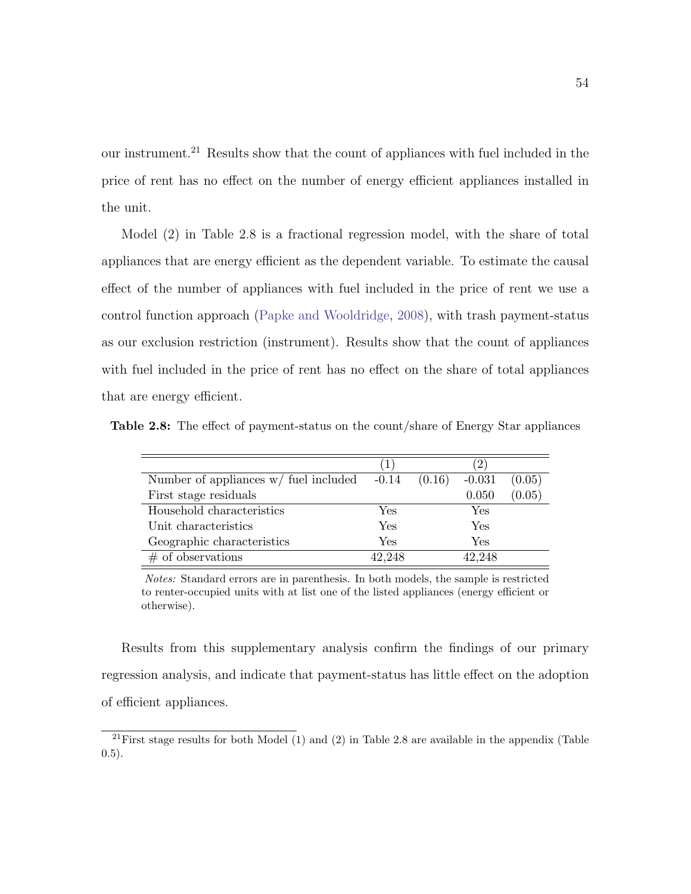our instrument.[21] Results show that the count of appliances with fuel included in the price of rent has no effect on the number of energy efficient appliances installed in the unit.

Model (2) in Table 2.8 is a fractional regression model, with the share of total appliances that are energy efficient as the dependent variable. To estimate the causal effect of the number of appliances with fuel included in the price of rent we use a control function approach (Papke and Wooldridge, 2008), with trash payment-status as our exclusion restriction (instrument). Results show that the count of appliances with fuel included in the price of rent has no effect on the share of total appliances that are energy efficient.

**Table 2.8:** The effect of payment-status on the count/share of Energy Star appliances

| | (1) | | (2) | |
|---|---|---|---|---|
| Number of appliances w/ fuel included | -0.14 | (0.16) | -0.031 | (0.05) |
| First stage residuals | | | 0.050 | (0.05) |
| Household characteristics | Yes | | Yes | |
| Unit characteristics | Yes | | Yes | |
| Geographic characteristics | Yes | | Yes | |
| # of observations | 42,248 | | 42,248 | |

*Notes:* Standard errors are in parenthesis. In both models, the sample is restricted to renter-occupied units with at list one of the listed appliances (energy efficient or otherwise).

Results from this supplementary analysis confirm the findings of our primary regression analysis, and indicate that payment-status has little effect on the adoption of efficient appliances.

[21] First stage results for both Model (1) and (2) in Table 2.8 are available in the appendix (Table 0.5).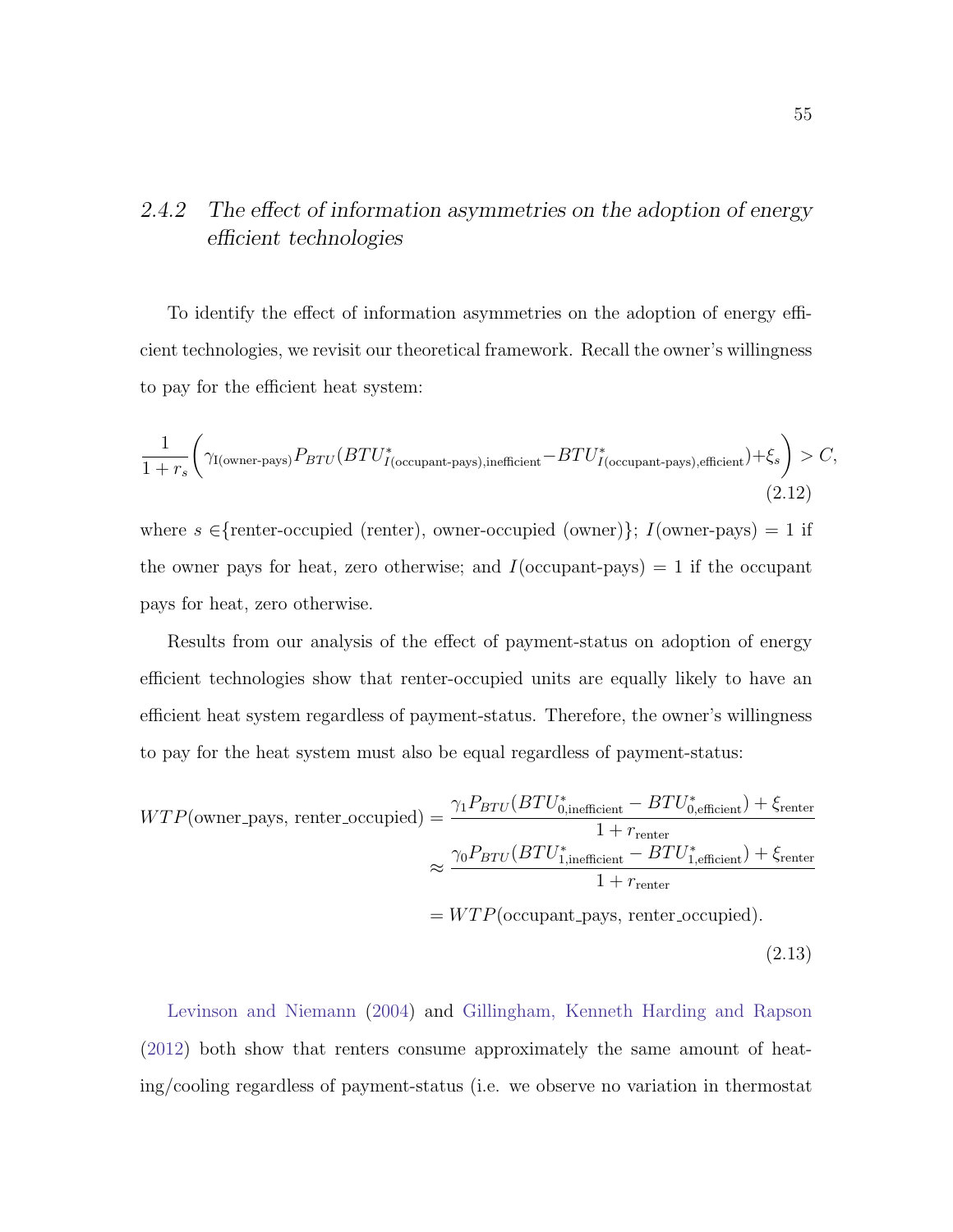### 2.4.2 The effect of information asymmetries on the adoption of energy efficient technologies

To identify the effect of information asymmetries on the adoption of energy efficient technologies, we revisit our theoretical framework. Recall the owner's willingness to pay for the efficient heat system:

$$\frac{1}{1+r_s}\left(\gamma_{\text{I(owner-pays)}} P_{BTU}(BTU^*_{I(\text{occupant-pays}),\text{inefficient}} - BTU^*_{I(\text{occupant-pays}),\text{efficient}}) + \xi_s\right) > C, \tag{2.12}$$

where $s \in$ {renter-occupied (renter), owner-occupied (owner)}; $I$(owner-pays) = 1 if the owner pays for heat, zero otherwise; and $I$(occupant-pays) = 1 if the occupant pays for heat, zero otherwise.

Results from our analysis of the effect of payment-status on adoption of energy efficient technologies show that renter-occupied units are equally likely to have an efficient heat system regardless of payment-status. Therefore, the owner's willingness to pay for the heat system must also be equal regardless of payment-status:

$$\begin{aligned} WTP(\text{owner\_pays, renter\_occupied}) &= \frac{\gamma_1 P_{BTU}(BTU^*_{0,\text{inefficient}} - BTU^*_{0,\text{efficient}}) + \xi_{\text{renter}}}{1+r_{\text{renter}}} \\ &\approx \frac{\gamma_0 P_{BTU}(BTU^*_{1,\text{inefficient}} - BTU^*_{1,\text{efficient}}) + \xi_{\text{renter}}}{1+r_{\text{renter}}} \\ &= WTP(\text{occupant\_pays, renter\_occupied}). \end{aligned} \tag{2.13}$$

Levinson and Niemann (2004) and Gillingham, Kenneth Harding and Rapson (2012) both show that renters consume approximately the same amount of heating/cooling regardless of payment-status (i.e. we observe no variation in thermostat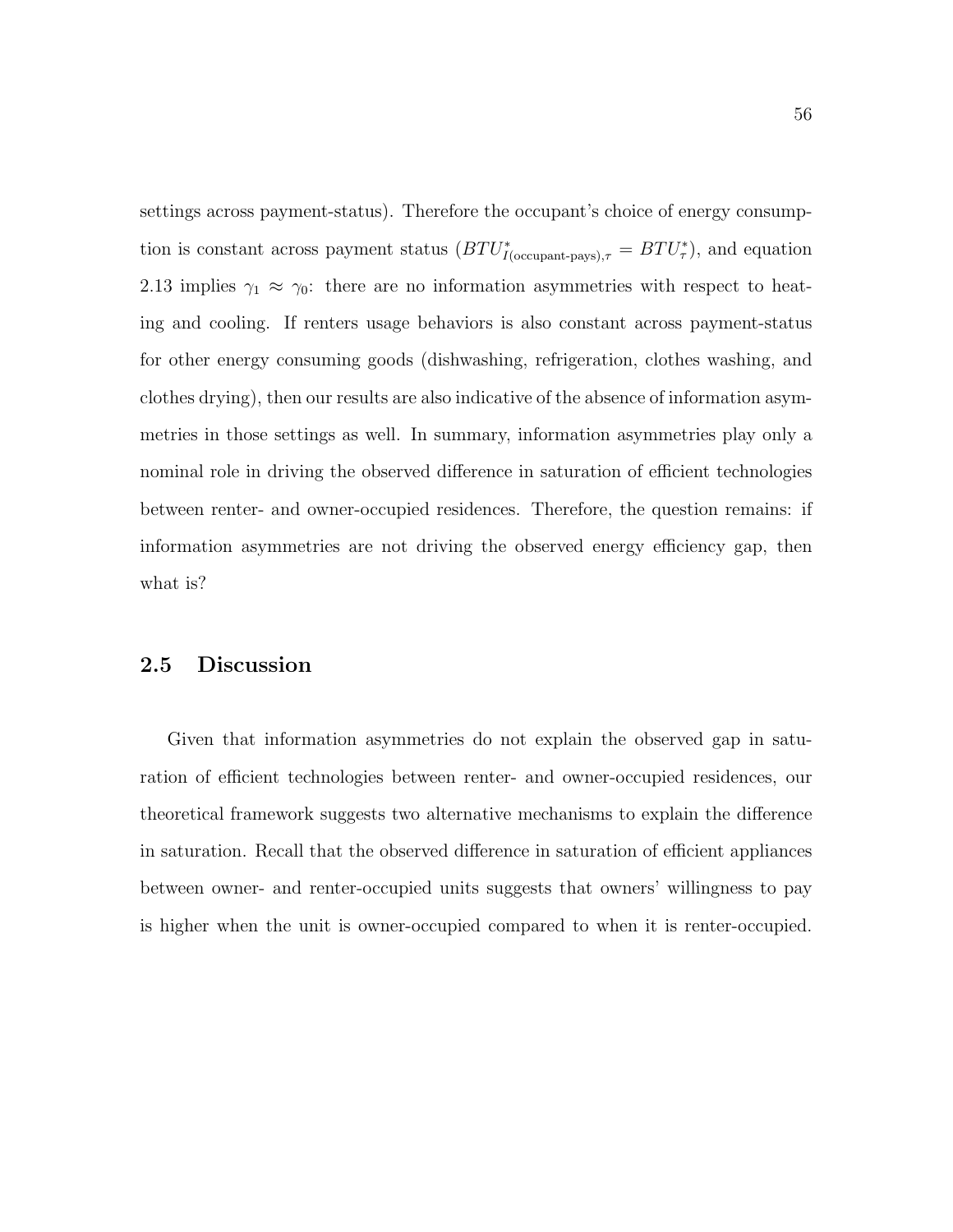settings across payment-status). Therefore the occupant's choice of energy consumption is constant across payment status ($BTU^*_{I(\text{occupant-pays}),\tau} = BTU^*_\tau$), and equation 2.13 implies $\gamma_1 \approx \gamma_0$: there are no information asymmetries with respect to heating and cooling. If renters usage behaviors is also constant across payment-status for other energy consuming goods (dishwashing, refrigeration, clothes washing, and clothes drying), then our results are also indicative of the absence of information asymmetries in those settings as well. In summary, information asymmetries play only a nominal role in driving the observed difference in saturation of efficient technologies between renter- and owner-occupied residences. Therefore, the question remains: if information asymmetries are not driving the observed energy efficiency gap, then what is?

## 2.5 Discussion

Given that information asymmetries do not explain the observed gap in saturation of efficient technologies between renter- and owner-occupied residences, our theoretical framework suggests two alternative mechanisms to explain the difference in saturation. Recall that the observed difference in saturation of efficient appliances between owner- and renter-occupied units suggests that owners' willingness to pay is higher when the unit is owner-occupied compared to when it is renter-occupied.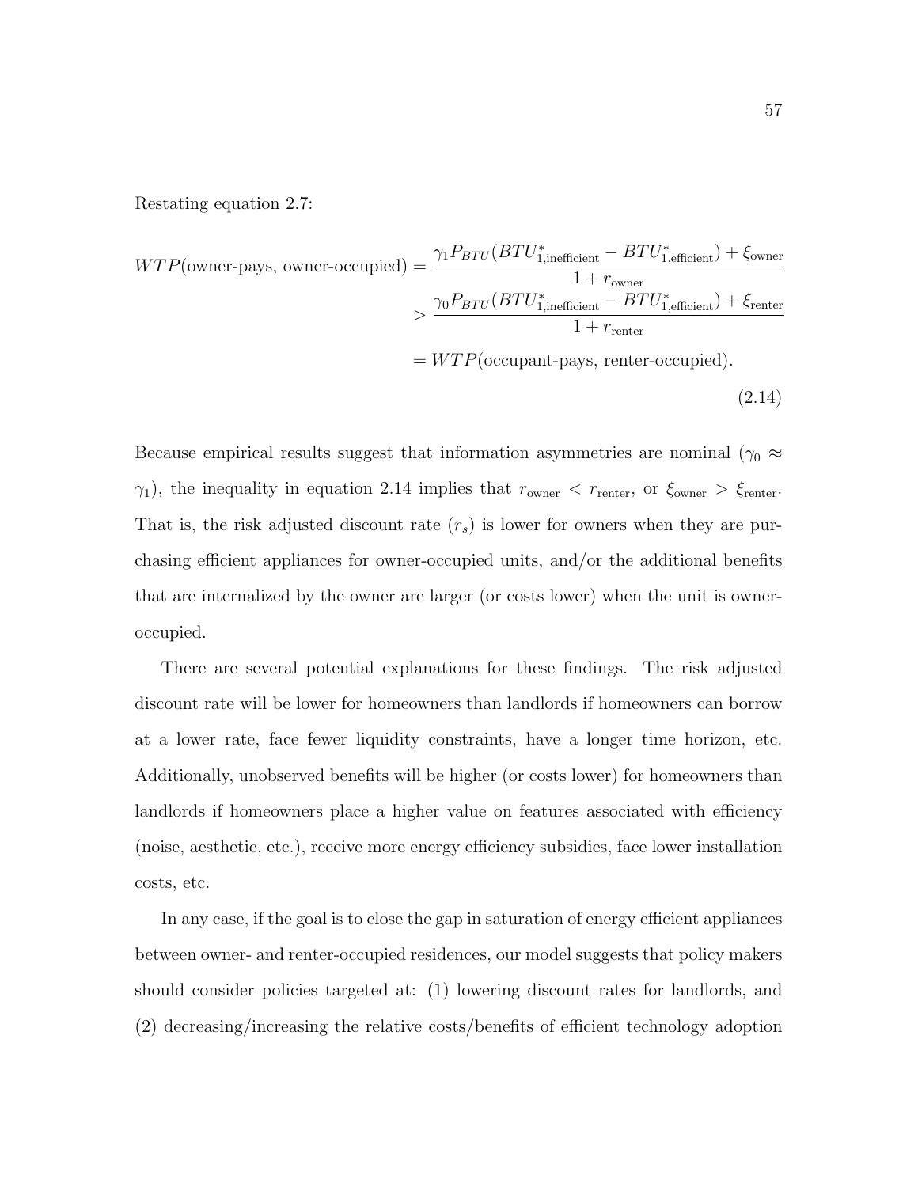Restating equation 2.7:

$$
\begin{aligned}
WTP(\text{owner-pays, owner-occupied}) &= \frac{\gamma_1 P_{BTU}(BTU^*_{1,\text{inefficient}} - BTU^*_{1,\text{efficient}}) + \xi_{\text{owner}}}{1 + r_{\text{owner}}} \\
&> \frac{\gamma_0 P_{BTU}(BTU^*_{1,\text{inefficient}} - BTU^*_{1,\text{efficient}}) + \xi_{\text{renter}}}{1 + r_{\text{renter}}} \\
&= WTP(\text{occupant-pays, renter-occupied}).
\end{aligned}
\tag{2.14}
$$

Because empirical results suggest that information asymmetries are nominal ($\gamma_0 \approx \gamma_1$), the inequality in equation 2.14 implies that $r_{\text{owner}} < r_{\text{renter}}$, or $\xi_{\text{owner}} > \xi_{\text{renter}}$. That is, the risk adjusted discount rate ($r_s$) is lower for owners when they are purchasing efficient appliances for owner-occupied units, and/or the additional benefits that are internalized by the owner are larger (or costs lower) when the unit is owner-occupied.

There are several potential explanations for these findings. The risk adjusted discount rate will be lower for homeowners than landlords if homeowners can borrow at a lower rate, face fewer liquidity constraints, have a longer time horizon, etc. Additionally, unobserved benefits will be higher (or costs lower) for homeowners than landlords if homeowners place a higher value on features associated with efficiency (noise, aesthetic, etc.), receive more energy efficiency subsidies, face lower installation costs, etc.

In any case, if the goal is to close the gap in saturation of energy efficient appliances between owner- and renter-occupied residences, our model suggests that policy makers should consider policies targeted at: (1) lowering discount rates for landlords, and (2) decreasing/increasing the relative costs/benefits of efficient technology adoption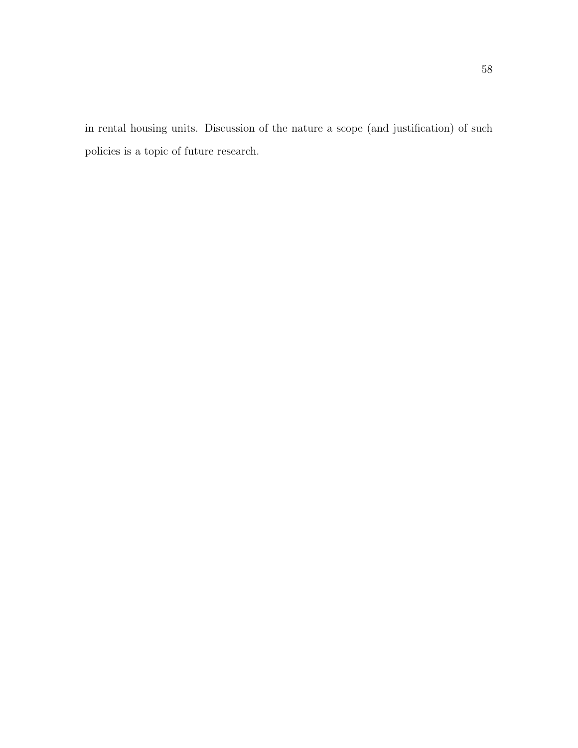in rental housing units. Discussion of the nature a scope (and justification) of such policies is a topic of future research.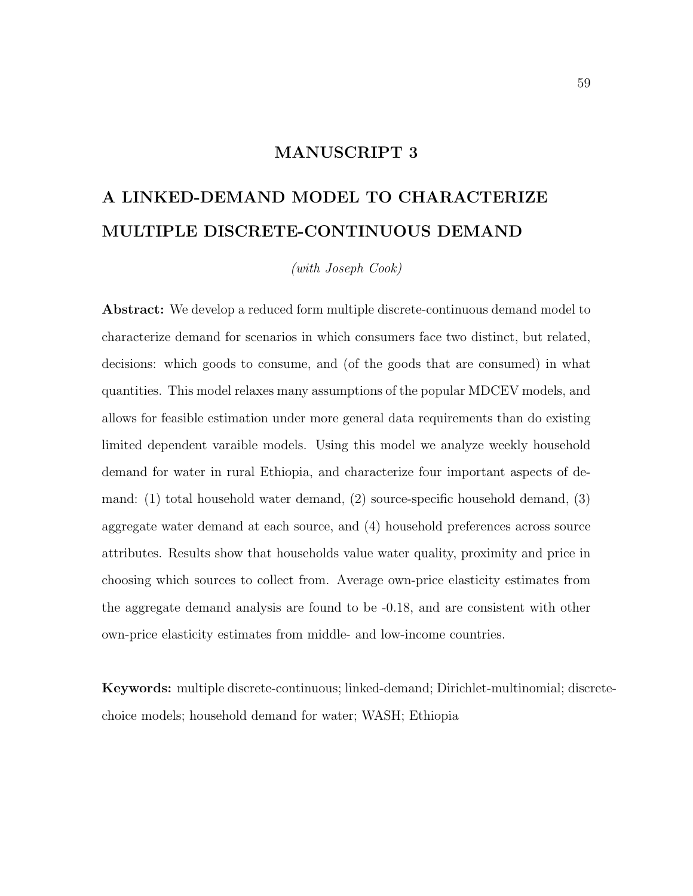# MANUSCRIPT 3

# A LINKED-DEMAND MODEL TO CHARACTERIZE MULTIPLE DISCRETE-CONTINUOUS DEMAND

*(with Joseph Cook)*

**Abstract:** We develop a reduced form multiple discrete-continuous demand model to characterize demand for scenarios in which consumers face two distinct, but related, decisions: which goods to consume, and (of the goods that are consumed) in what quantities. This model relaxes many assumptions of the popular MDCEV models, and allows for feasible estimation under more general data requirements than do existing limited dependent varaible models. Using this model we analyze weekly household demand for water in rural Ethiopia, and characterize four important aspects of demand: (1) total household water demand, (2) source-specific household demand, (3) aggregate water demand at each source, and (4) household preferences across source attributes. Results show that households value water quality, proximity and price in choosing which sources to collect from. Average own-price elasticity estimates from the aggregate demand analysis are found to be -0.18, and are consistent with other own-price elasticity estimates from middle- and low-income countries.

**Keywords:** multiple discrete-continuous; linked-demand; Dirichlet-multinomial; discrete-choice models; household demand for water; WASH; Ethiopia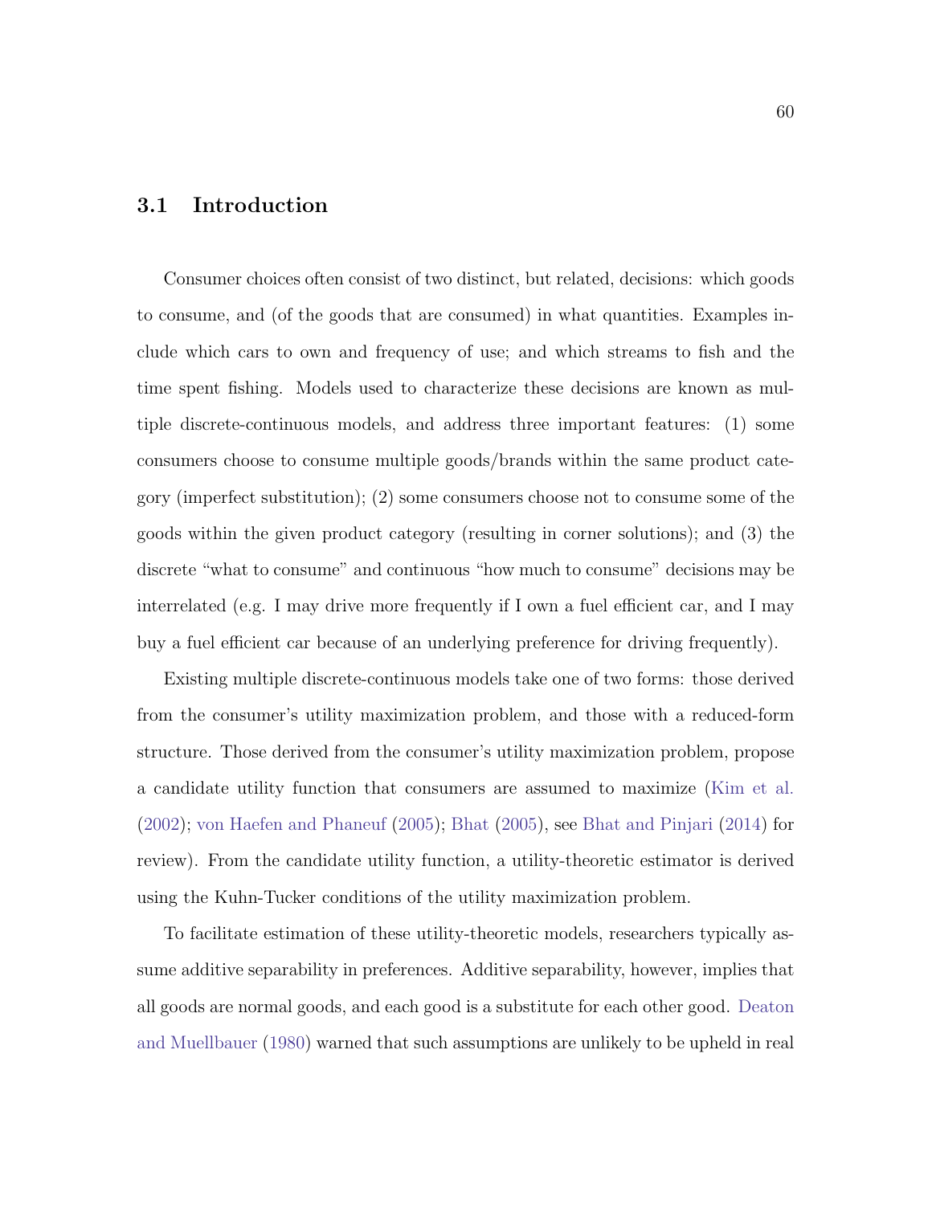## 3.1 Introduction

Consumer choices often consist of two distinct, but related, decisions: which goods to consume, and (of the goods that are consumed) in what quantities. Examples include which cars to own and frequency of use; and which streams to fish and the time spent fishing. Models used to characterize these decisions are known as multiple discrete-continuous models, and address three important features: (1) some consumers choose to consume multiple goods/brands within the same product category (imperfect substitution); (2) some consumers choose not to consume some of the goods within the given product category (resulting in corner solutions); and (3) the discrete "what to consume" and continuous "how much to consume" decisions may be interrelated (e.g. I may drive more frequently if I own a fuel efficient car, and I may buy a fuel efficient car because of an underlying preference for driving frequently).

Existing multiple discrete-continuous models take one of two forms: those derived from the consumer's utility maximization problem, and those with a reduced-form structure. Those derived from the consumer's utility maximization problem, propose a candidate utility function that consumers are assumed to maximize (Kim et al. (2002); von Haefen and Phaneuf (2005); Bhat (2005), see Bhat and Pinjari (2014) for review). From the candidate utility function, a utility-theoretic estimator is derived using the Kuhn-Tucker conditions of the utility maximization problem.

To facilitate estimation of these utility-theoretic models, researchers typically assume additive separability in preferences. Additive separability, however, implies that all goods are normal goods, and each good is a substitute for each other good. Deaton and Muellbauer (1980) warned that such assumptions are unlikely to be upheld in real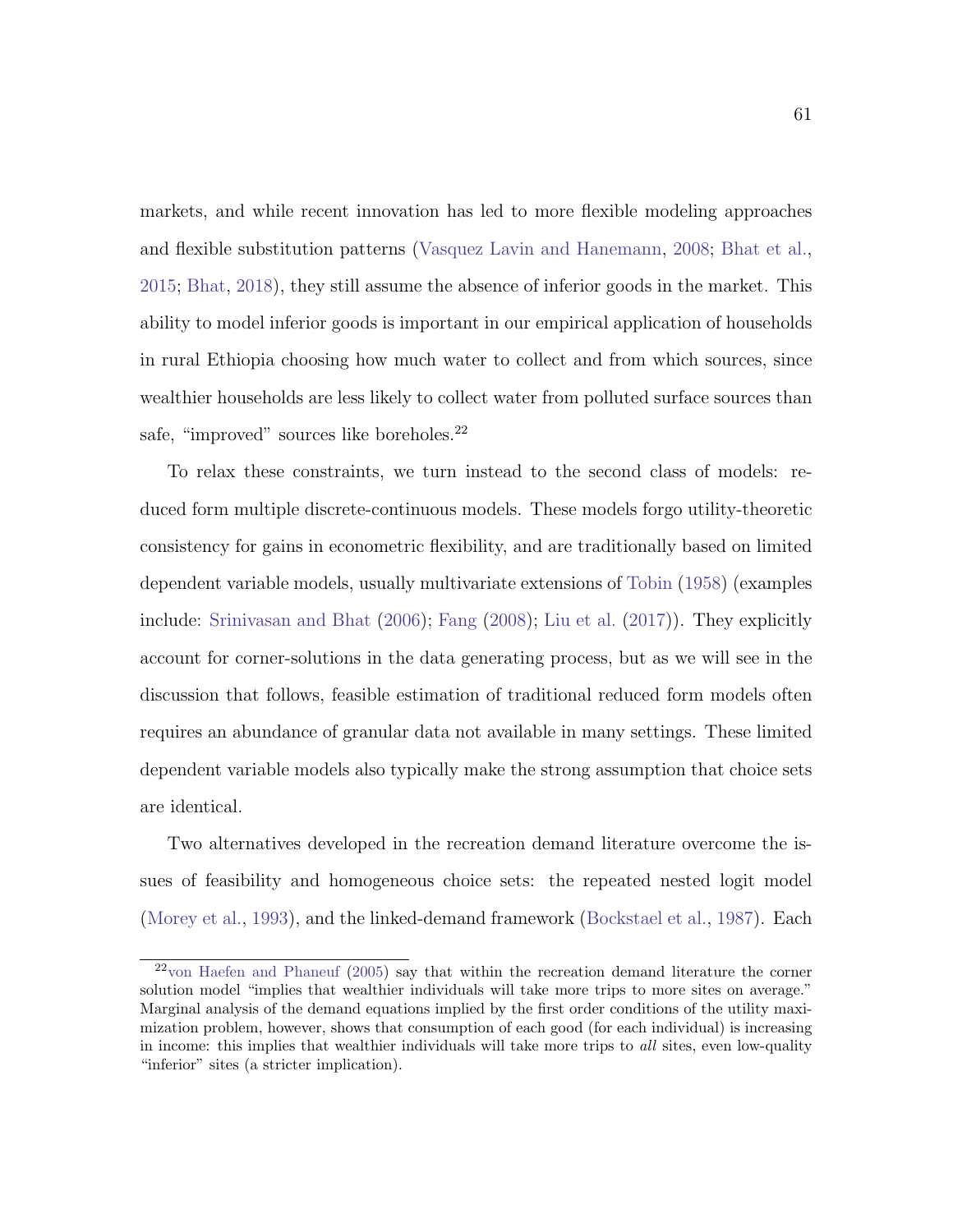markets, and while recent innovation has led to more flexible modeling approaches and flexible substitution patterns (Vasquez Lavin and Hanemann, 2008; Bhat et al., 2015; Bhat, 2018), they still assume the absence of inferior goods in the market. This ability to model inferior goods is important in our empirical application of households in rural Ethiopia choosing how much water to collect and from which sources, since wealthier households are less likely to collect water from polluted surface sources than safe, "improved" sources like boreholes.[22]

To relax these constraints, we turn instead to the second class of models: reduced form multiple discrete-continuous models. These models forgo utility-theoretic consistency for gains in econometric flexibility, and are traditionally based on limited dependent variable models, usually multivariate extensions of Tobin (1958) (examples include: Srinivasan and Bhat (2006); Fang (2008); Liu et al. (2017)). They explicitly account for corner-solutions in the data generating process, but as we will see in the discussion that follows, feasible estimation of traditional reduced form models often requires an abundance of granular data not available in many settings. These limited dependent variable models also typically make the strong assumption that choice sets are identical.

Two alternatives developed in the recreation demand literature overcome the issues of feasibility and homogeneous choice sets: the repeated nested logit model (Morey et al., 1993), and the linked-demand framework (Bockstael et al., 1987). Each

[22] von Haefen and Phaneuf (2005) say that within the recreation demand literature the corner solution model "implies that wealthier individuals will take more trips to more sites on average." Marginal analysis of the demand equations implied by the first order conditions of the utility maximization problem, however, shows that consumption of each good (for each individual) is increasing in income: this implies that wealthier individuals will take more trips to *all* sites, even low-quality "inferior" sites (a stricter implication).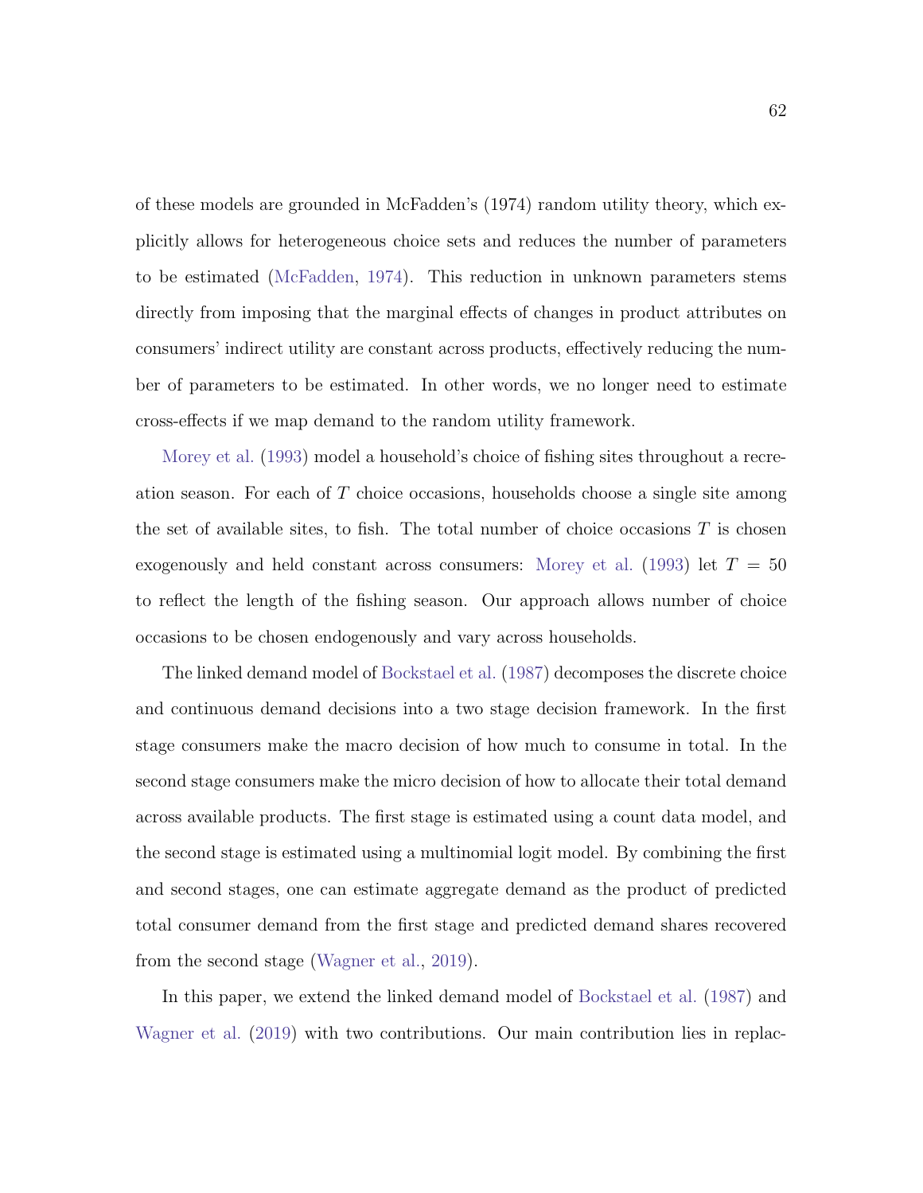of these models are grounded in McFadden's (1974) random utility theory, which explicitly allows for heterogeneous choice sets and reduces the number of parameters to be estimated (McFadden, 1974). This reduction in unknown parameters stems directly from imposing that the marginal effects of changes in product attributes on consumers' indirect utility are constant across products, effectively reducing the number of parameters to be estimated. In other words, we no longer need to estimate cross-effects if we map demand to the random utility framework.

Morey et al. (1993) model a household's choice of fishing sites throughout a recreation season. For each of $T$ choice occasions, households choose a single site among the set of available sites, to fish. The total number of choice occasions $T$ is chosen exogenously and held constant across consumers: Morey et al. (1993) let $T = 50$ to reflect the length of the fishing season. Our approach allows number of choice occasions to be chosen endogenously and vary across households.

The linked demand model of Bockstael et al. (1987) decomposes the discrete choice and continuous demand decisions into a two stage decision framework. In the first stage consumers make the macro decision of how much to consume in total. In the second stage consumers make the micro decision of how to allocate their total demand across available products. The first stage is estimated using a count data model, and the second stage is estimated using a multinomial logit model. By combining the first and second stages, one can estimate aggregate demand as the product of predicted total consumer demand from the first stage and predicted demand shares recovered from the second stage (Wagner et al., 2019).

In this paper, we extend the linked demand model of Bockstael et al. (1987) and Wagner et al. (2019) with two contributions. Our main contribution lies in replac-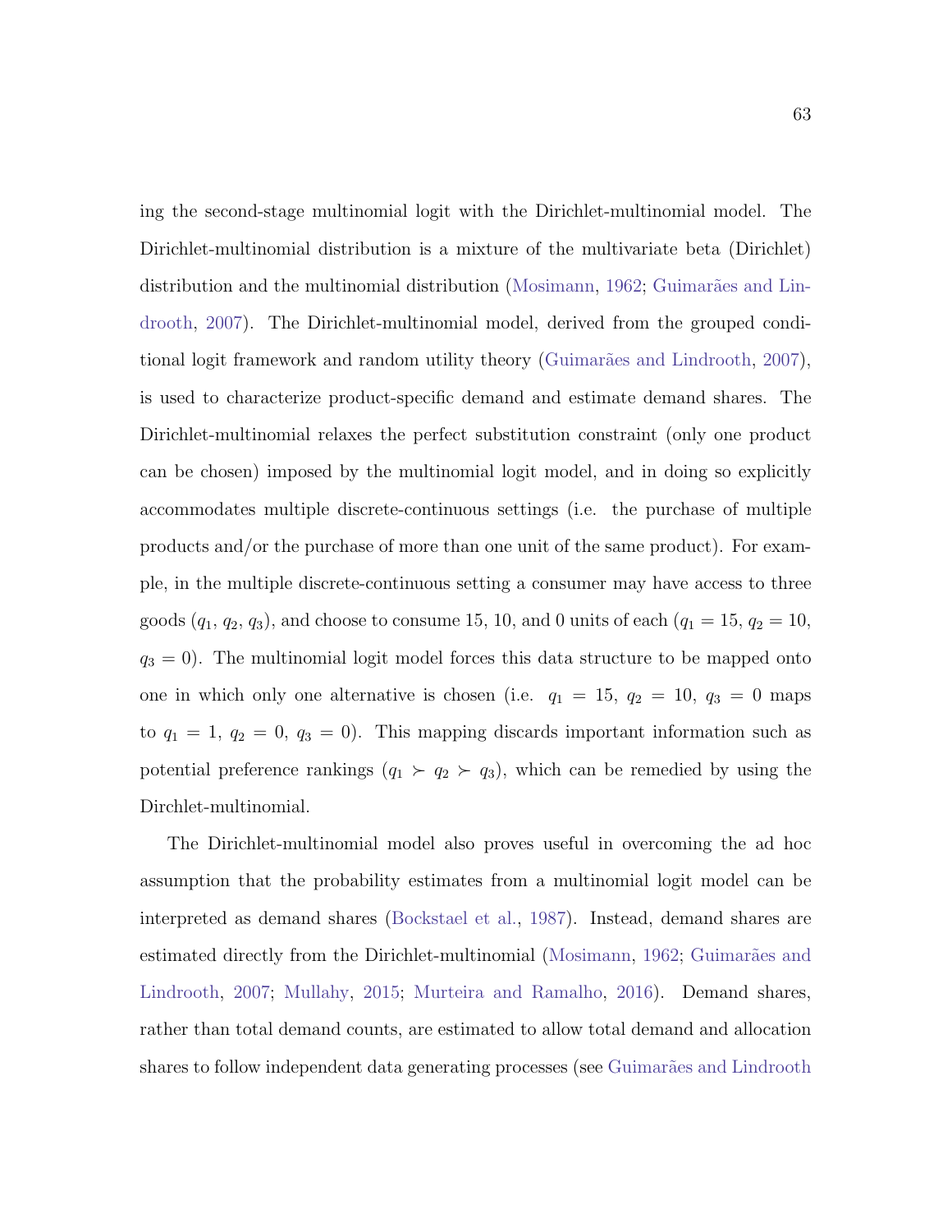ing the second-stage multinomial logit with the Dirichlet-multinomial model. The Dirichlet-multinomial distribution is a mixture of the multivariate beta (Dirichlet) distribution and the multinomial distribution (Mosimann, 1962; Guimarães and Lindrooth, 2007). The Dirichlet-multinomial model, derived from the grouped conditional logit framework and random utility theory (Guimarães and Lindrooth, 2007), is used to characterize product-specific demand and estimate demand shares. The Dirichlet-multinomial relaxes the perfect substitution constraint (only one product can be chosen) imposed by the multinomial logit model, and in doing so explicitly accommodates multiple discrete-continuous settings (i.e. the purchase of multiple products and/or the purchase of more than one unit of the same product). For example, in the multiple discrete-continuous setting a consumer may have access to three goods ($q_1$, $q_2$, $q_3$), and choose to consume 15, 10, and 0 units of each ($q_1 = 15$, $q_2 = 10$, $q_3 = 0$). The multinomial logit model forces this data structure to be mapped onto one in which only one alternative is chosen (i.e. $q_1 = 15$, $q_2 = 10$, $q_3 = 0$ maps to $q_1 = 1$, $q_2 = 0$, $q_3 = 0$). This mapping discards important information such as potential preference rankings ($q_1 \succ q_2 \succ q_3$), which can be remedied by using the Dirchlet-multinomial.

The Dirichlet-multinomial model also proves useful in overcoming the ad hoc assumption that the probability estimates from a multinomial logit model can be interpreted as demand shares (Bockstael et al., 1987). Instead, demand shares are estimated directly from the Dirichlet-multinomial (Mosimann, 1962; Guimarães and Lindrooth, 2007; Mullahy, 2015; Murteira and Ramalho, 2016). Demand shares, rather than total demand counts, are estimated to allow total demand and allocation shares to follow independent data generating processes (see Guimarães and Lindrooth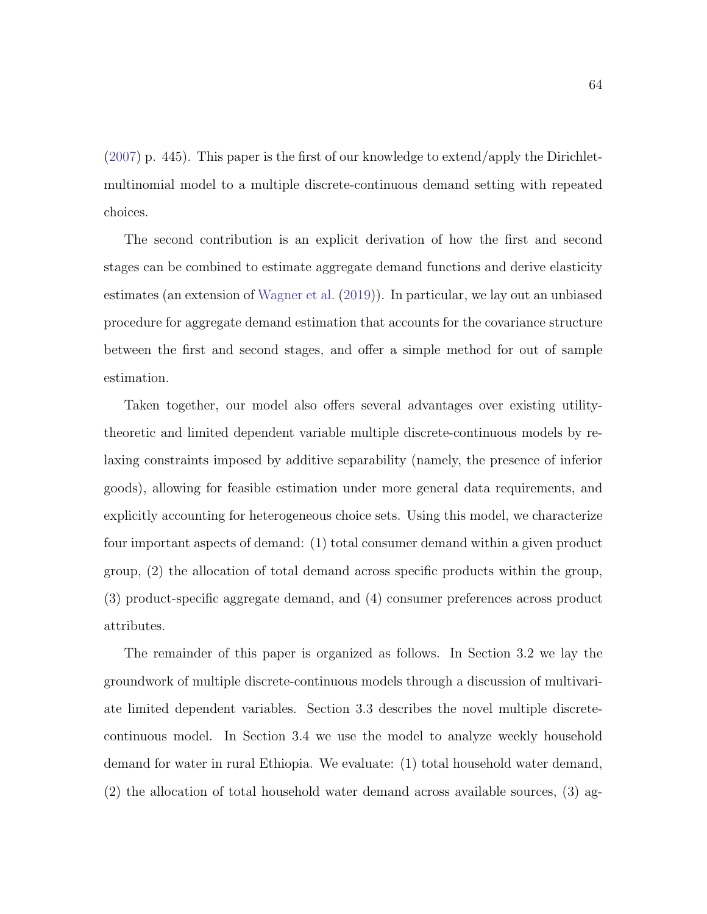(2007) p. 445). This paper is the first of our knowledge to extend/apply the Dirichlet-multinomial model to a multiple discrete-continuous demand setting with repeated choices.

The second contribution is an explicit derivation of how the first and second stages can be combined to estimate aggregate demand functions and derive elasticity estimates (an extension of Wagner et al. (2019)). In particular, we lay out an unbiased procedure for aggregate demand estimation that accounts for the covariance structure between the first and second stages, and offer a simple method for out of sample estimation.

Taken together, our model also offers several advantages over existing utility-theoretic and limited dependent variable multiple discrete-continuous models by relaxing constraints imposed by additive separability (namely, the presence of inferior goods), allowing for feasible estimation under more general data requirements, and explicitly accounting for heterogeneous choice sets. Using this model, we characterize four important aspects of demand: (1) total consumer demand within a given product group, (2) the allocation of total demand across specific products within the group, (3) product-specific aggregate demand, and (4) consumer preferences across product attributes.

The remainder of this paper is organized as follows. In Section 3.2 we lay the groundwork of multiple discrete-continuous models through a discussion of multivariate limited dependent variables. Section 3.3 describes the novel multiple discrete-continuous model. In Section 3.4 we use the model to analyze weekly household demand for water in rural Ethiopia. We evaluate: (1) total household water demand, (2) the allocation of total household water demand across available sources, (3) ag-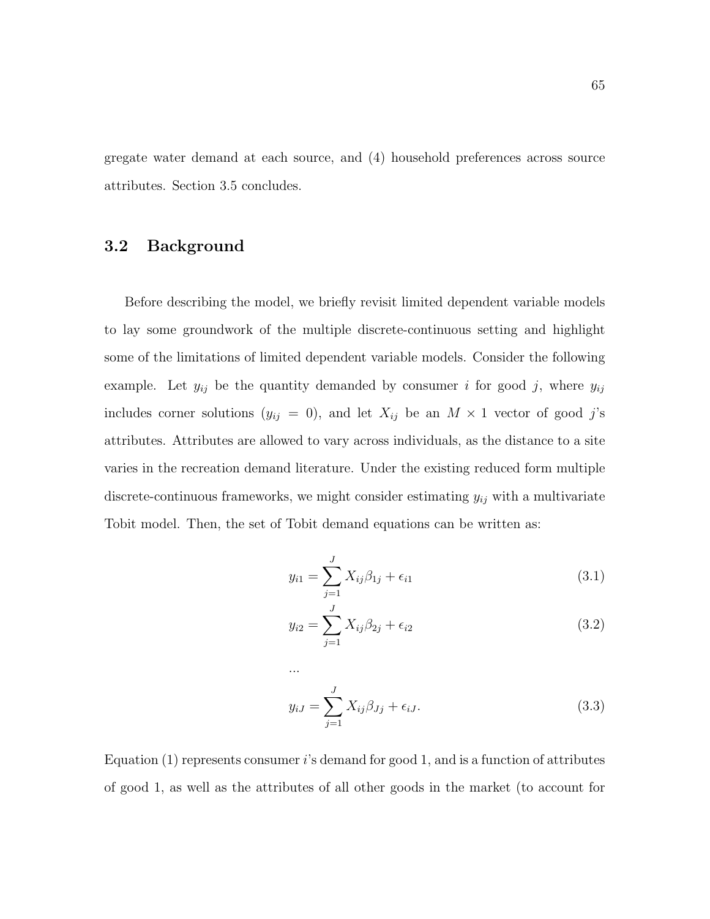gregate water demand at each source, and (4) household preferences across source attributes. Section 3.5 concludes.

## 3.2 Background

Before describing the model, we briefly revisit limited dependent variable models to lay some groundwork of the multiple discrete-continuous setting and highlight some of the limitations of limited dependent variable models. Consider the following example. Let $y_{ij}$ be the quantity demanded by consumer $i$ for good $j$, where $y_{ij}$ includes corner solutions ($y_{ij} = 0$), and let $X_{ij}$ be an $M \times 1$ vector of good $j$'s attributes. Attributes are allowed to vary across individuals, as the distance to a site varies in the recreation demand literature. Under the existing reduced form multiple discrete-continuous frameworks, we might consider estimating $y_{ij}$ with a multivariate Tobit model. Then, the set of Tobit demand equations can be written as:

$$y_{i1} = \sum_{j=1}^{J} X_{ij}\beta_{1j} + \epsilon_{i1} \tag{3.1}$$

$$y_{i2} = \sum_{j=1}^{J} X_{ij}\beta_{2j} + \epsilon_{i2} \tag{3.2}$$

$$\ldots$$

$$y_{iJ} = \sum_{j=1}^{J} X_{ij}\beta_{Jj} + \epsilon_{iJ}. \tag{3.3}$$

Equation (1) represents consumer $i$'s demand for good 1, and is a function of attributes of good 1, as well as the attributes of all other goods in the market (to account for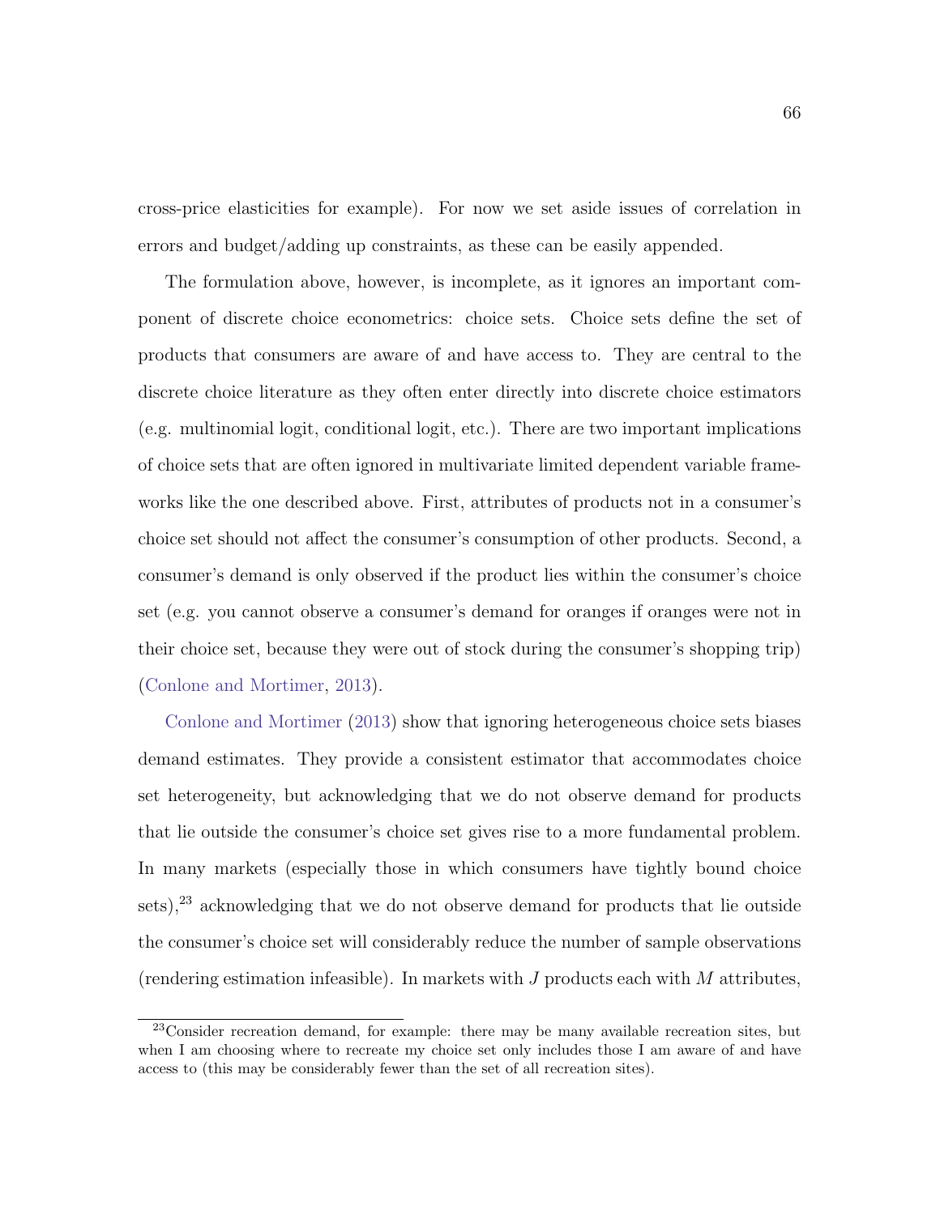cross-price elasticities for example). For now we set aside issues of correlation in errors and budget/adding up constraints, as these can be easily appended.

The formulation above, however, is incomplete, as it ignores an important component of discrete choice econometrics: choice sets. Choice sets define the set of products that consumers are aware of and have access to. They are central to the discrete choice literature as they often enter directly into discrete choice estimators (e.g. multinomial logit, conditional logit, etc.). There are two important implications of choice sets that are often ignored in multivariate limited dependent variable frameworks like the one described above. First, attributes of products not in a consumer's choice set should not affect the consumer's consumption of other products. Second, a consumer's demand is only observed if the product lies within the consumer's choice set (e.g. you cannot observe a consumer's demand for oranges if oranges were not in their choice set, because they were out of stock during the consumer's shopping trip) (Conlone and Mortimer, 2013).

Conlone and Mortimer (2013) show that ignoring heterogeneous choice sets biases demand estimates. They provide a consistent estimator that accommodates choice set heterogeneity, but acknowledging that we do not observe demand for products that lie outside the consumer's choice set gives rise to a more fundamental problem. In many markets (especially those in which consumers have tightly bound choice sets),[23] acknowledging that we do not observe demand for products that lie outside the consumer's choice set will considerably reduce the number of sample observations (rendering estimation infeasible). In markets with $J$ products each with $M$ attributes,

[23] Consider recreation demand, for example: there may be many available recreation sites, but when I am choosing where to recreate my choice set only includes those I am aware of and have access to (this may be considerably fewer than the set of all recreation sites).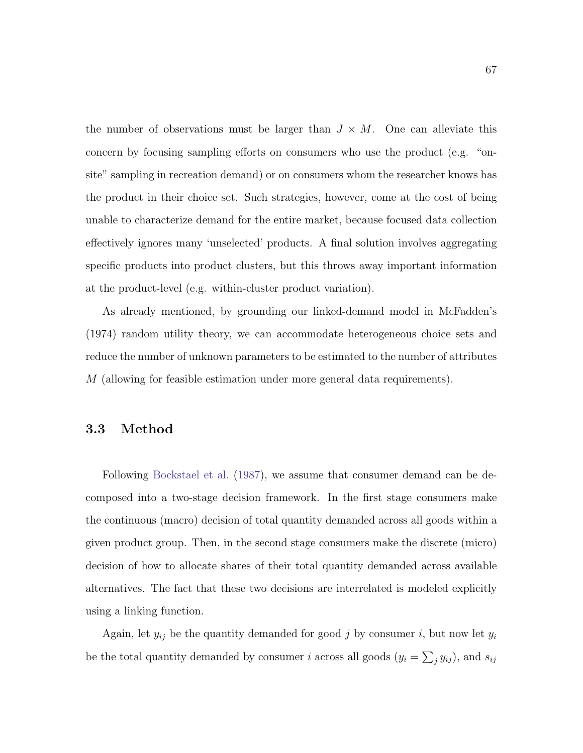the number of observations must be larger than $J \times M$. One can alleviate this concern by focusing sampling efforts on consumers who use the product (e.g. "on-site" sampling in recreation demand) or on consumers whom the researcher knows has the product in their choice set. Such strategies, however, come at the cost of being unable to characterize demand for the entire market, because focused data collection effectively ignores many 'unselected' products. A final solution involves aggregating specific products into product clusters, but this throws away important information at the product-level (e.g. within-cluster product variation).

As already mentioned, by grounding our linked-demand model in McFadden's (1974) random utility theory, we can accommodate heterogeneous choice sets and reduce the number of unknown parameters to be estimated to the number of attributes $M$ (allowing for feasible estimation under more general data requirements).

## 3.3 Method

Following Bockstael et al. (1987), we assume that consumer demand can be decomposed into a two-stage decision framework. In the first stage consumers make the continuous (macro) decision of total quantity demanded across all goods within a given product group. Then, in the second stage consumers make the discrete (micro) decision of how to allocate shares of their total quantity demanded across available alternatives. The fact that these two decisions are interrelated is modeled explicitly using a linking function.

Again, let $y_{ij}$ be the quantity demanded for good $j$ by consumer $i$, but now let $y_i$ be the total quantity demanded by consumer $i$ across all goods ($y_i = \sum_j y_{ij}$), and $s_{ij}$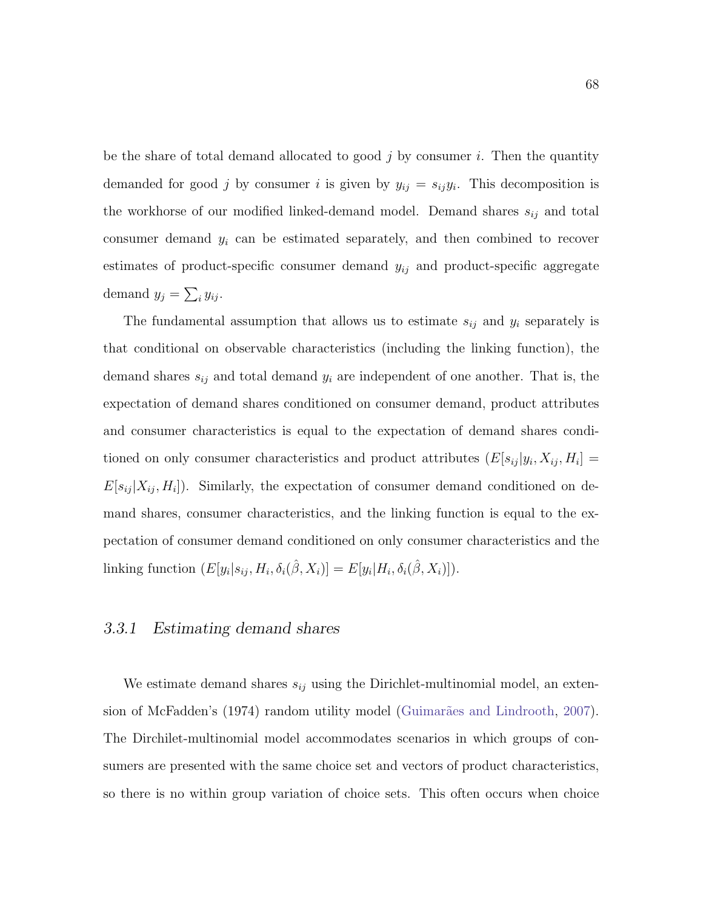be the share of total demand allocated to good $j$ by consumer $i$. Then the quantity demanded for good $j$ by consumer $i$ is given by $y_{ij} = s_{ij}y_i$. This decomposition is the workhorse of our modified linked-demand model. Demand shares $s_{ij}$ and total consumer demand $y_i$ can be estimated separately, and then combined to recover estimates of product-specific consumer demand $y_{ij}$ and product-specific aggregate demand $y_j = \sum_i y_{ij}$.

The fundamental assumption that allows us to estimate $s_{ij}$ and $y_i$ separately is that conditional on observable characteristics (including the linking function), the demand shares $s_{ij}$ and total demand $y_i$ are independent of one another. That is, the expectation of demand shares conditioned on consumer demand, product attributes and consumer characteristics is equal to the expectation of demand shares conditioned on only consumer characteristics and product attributes ($E[s_{ij}|y_i, X_{ij}, H_i] = E[s_{ij}|X_{ij}, H_i]$). Similarly, the expectation of consumer demand conditioned on demand shares, consumer characteristics, and the linking function is equal to the expectation of consumer demand conditioned on only consumer characteristics and the linking function ($E[y_i|s_{ij}, H_i, \delta_i(\hat{\beta}, X_i)] = E[y_i|H_i, \delta_i(\hat{\beta}, X_i)]$).

### 3.3.1 *Estimating demand shares*

We estimate demand shares $s_{ij}$ using the Dirichlet-multinomial model, an extension of McFadden's (1974) random utility model (Guimarães and Lindrooth, 2007). The Dirchilet-multinomial model accommodates scenarios in which groups of consumers are presented with the same choice set and vectors of product characteristics, so there is no within group variation of choice sets. This often occurs when choice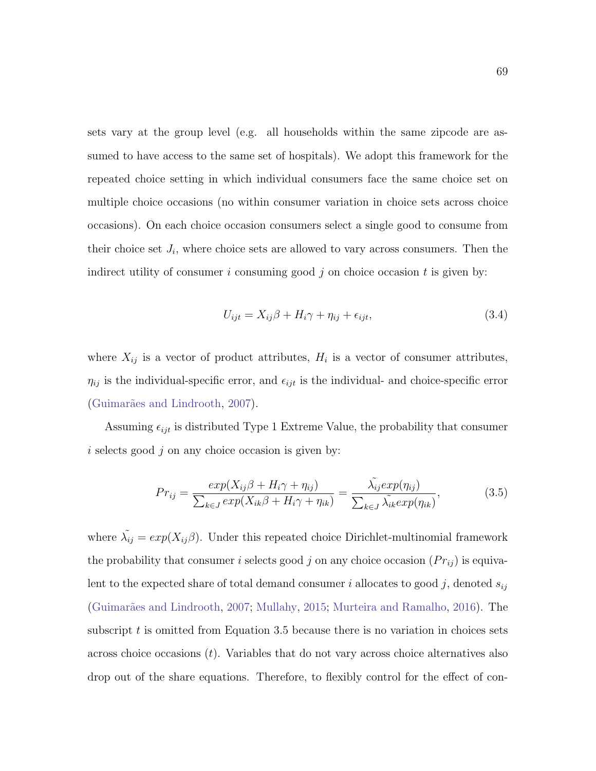sets vary at the group level (e.g. all households within the same zipcode are assumed to have access to the same set of hospitals). We adopt this framework for the repeated choice setting in which individual consumers face the same choice set on multiple choice occasions (no within consumer variation in choice sets across choice occasions). On each choice occasion consumers select a single good to consume from their choice set $J_i$, where choice sets are allowed to vary across consumers. Then the indirect utility of consumer $i$ consuming good $j$ on choice occasion $t$ is given by:

$$U_{ijt} = X_{ij}\beta + H_i\gamma + \eta_{ij} + \epsilon_{ijt}, \tag{3.4}$$

where $X_{ij}$ is a vector of product attributes, $H_i$ is a vector of consumer attributes, $\eta_{ij}$ is the individual-specific error, and $\epsilon_{ijt}$ is the individual- and choice-specific error (Guimarães and Lindrooth, 2007).

Assuming $\epsilon_{ijt}$ is distributed Type 1 Extreme Value, the probability that consumer $i$ selects good $j$ on any choice occasion is given by:

$$Pr_{ij} = \frac{exp(X_{ij}\beta + H_i\gamma + \eta_{ij})}{\sum_{k \in J} exp(X_{ik}\beta + H_i\gamma + \eta_{ik})} = \frac{\tilde{\lambda_{ij}} exp(\eta_{ij})}{\sum_{k \in J} \tilde{\lambda_{ik}} exp(\eta_{ik})}, \tag{3.5}$$

where $\tilde{\lambda_{ij}} = exp(X_{ij}\beta)$. Under this repeated choice Dirichlet-multinomial framework the probability that consumer $i$ selects good $j$ on any choice occasion ($Pr_{ij}$) is equivalent to the expected share of total demand consumer $i$ allocates to good $j$, denoted $s_{ij}$ (Guimarães and Lindrooth, 2007; Mullahy, 2015; Murteira and Ramalho, 2016). The subscript $t$ is omitted from Equation 3.5 because there is no variation in choices sets across choice occasions ($t$). Variables that do not vary across choice alternatives also drop out of the share equations. Therefore, to flexibly control for the effect of con-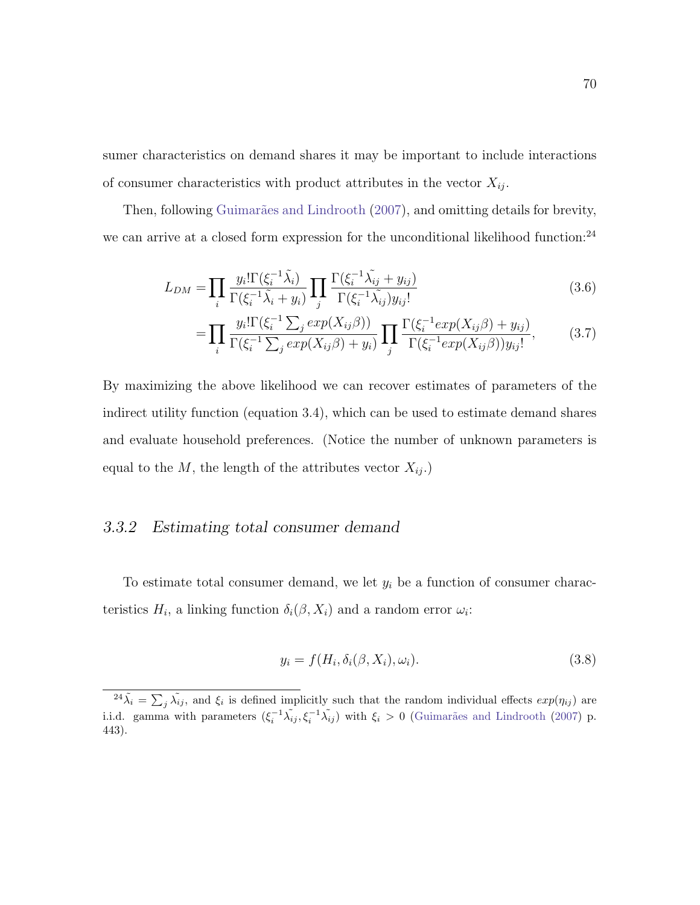sumer characteristics on demand shares it may be important to include interactions of consumer characteristics with product attributes in the vector $X_{ij}$.

Then, following Guimarães and Lindrooth (2007), and omitting details for brevity, we can arrive at a closed form expression for the unconditional likelihood function:[24]

$$L_{DM} = \prod_i \frac{y_i! \Gamma(\xi_i^{-1} \tilde{\lambda_i})}{\Gamma(\xi_i^{-1} \tilde{\lambda_i} + y_i)} \prod_j \frac{\Gamma(\xi_i^{-1} \tilde{\lambda_{ij}} + y_{ij})}{\Gamma(\xi_i^{-1} \tilde{\lambda_{ij}}) y_{ij}!} \tag{3.6}$$

$$= \prod_i \frac{y_i! \Gamma(\xi_i^{-1} \sum_j exp(X_{ij}\beta))}{\Gamma(\xi_i^{-1} \sum_j exp(X_{ij}\beta) + y_i)} \prod_j \frac{\Gamma(\xi_i^{-1} exp(X_{ij}\beta) + y_{ij})}{\Gamma(\xi_i^{-1} exp(X_{ij}\beta)) y_{ij}!}, \tag{3.7}$$

By maximizing the above likelihood we can recover estimates of parameters of the indirect utility function (equation 3.4), which can be used to estimate demand shares and evaluate household preferences. (Notice the number of unknown parameters is equal to the $M$, the length of the attributes vector $X_{ij}$.)

### *3.3.2 Estimating total consumer demand*

To estimate total consumer demand, we let $y_i$ be a function of consumer characteristics $H_i$, a linking function $\delta_i(\beta, X_i)$ and a random error $\omega_i$:

$$y_i = f(H_i, \delta_i(\beta, X_i), \omega_i). \tag{3.8}$$

[24] $\tilde{\lambda_i} = \sum_j \tilde{\lambda_{ij}}$, and $\xi_i$ is defined implicitly such that the random individual effects $exp(\eta_{ij})$ are i.i.d. gamma with parameters $(\xi_i^{-1}\tilde{\lambda_{ij}}, \xi_i^{-1}\tilde{\lambda_{ij}})$ with $\xi_i > 0$ (Guimarães and Lindrooth (2007) p. 443).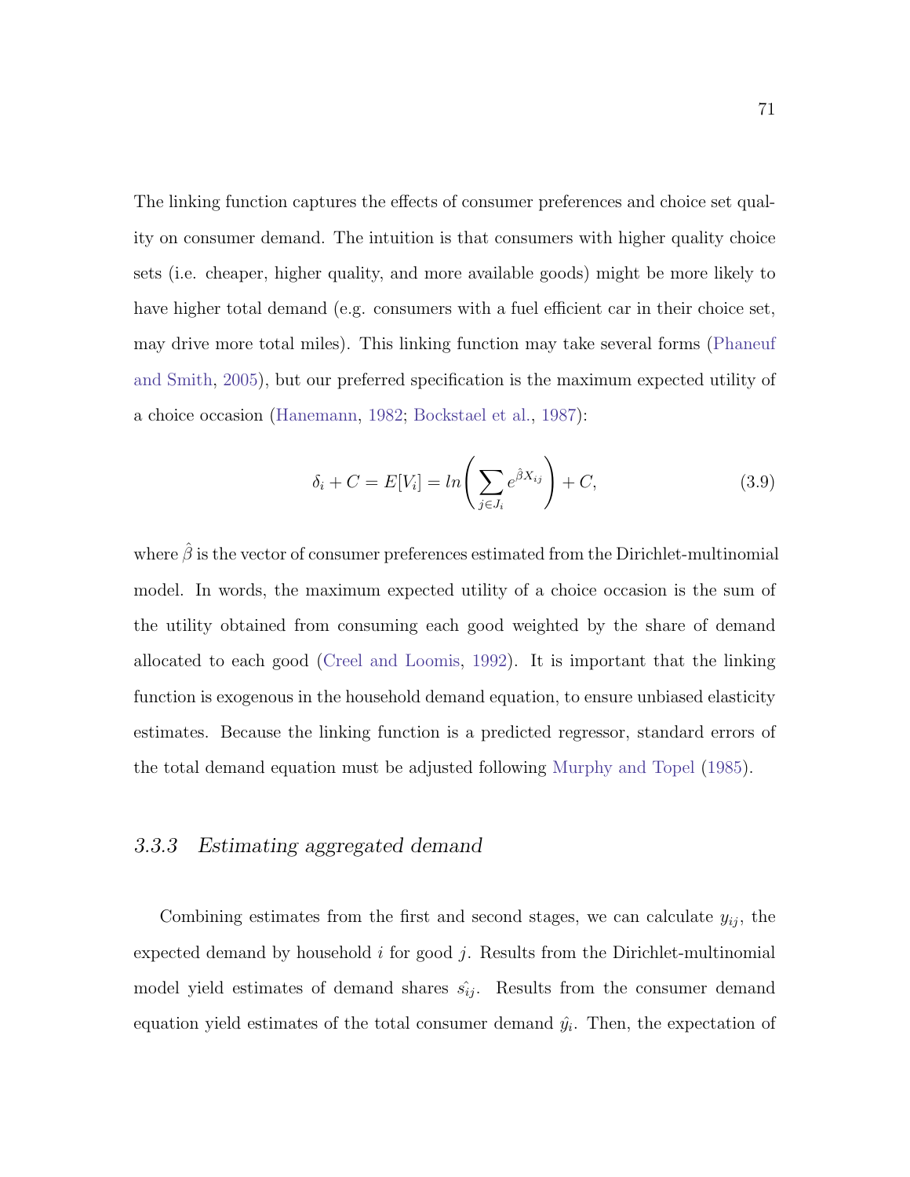The linking function captures the effects of consumer preferences and choice set quality on consumer demand. The intuition is that consumers with higher quality choice sets (i.e. cheaper, higher quality, and more available goods) might be more likely to have higher total demand (e.g. consumers with a fuel efficient car in their choice set, may drive more total miles). This linking function may take several forms (Phaneuf and Smith, 2005), but our preferred specification is the maximum expected utility of a choice occasion (Hanemann, 1982; Bockstael et al., 1987):

$$\delta_i + C = E[V_i] = ln\left(\sum_{j \in J_i} e^{\hat{\beta} X_{ij}}\right) + C, \tag{3.9}$$

where $\hat{\beta}$ is the vector of consumer preferences estimated from the Dirichlet-multinomial model. In words, the maximum expected utility of a choice occasion is the sum of the utility obtained from consuming each good weighted by the share of demand allocated to each good (Creel and Loomis, 1992). It is important that the linking function is exogenous in the household demand equation, to ensure unbiased elasticity estimates. Because the linking function is a predicted regressor, standard errors of the total demand equation must be adjusted following Murphy and Topel (1985).

### *3.3.3 Estimating aggregated demand*

Combining estimates from the first and second stages, we can calculate $y_{ij}$, the expected demand by household $i$ for good $j$. Results from the Dirichlet-multinomial model yield estimates of demand shares $\hat{s_{ij}}$. Results from the consumer demand equation yield estimates of the total consumer demand $\hat{y_i}$. Then, the expectation of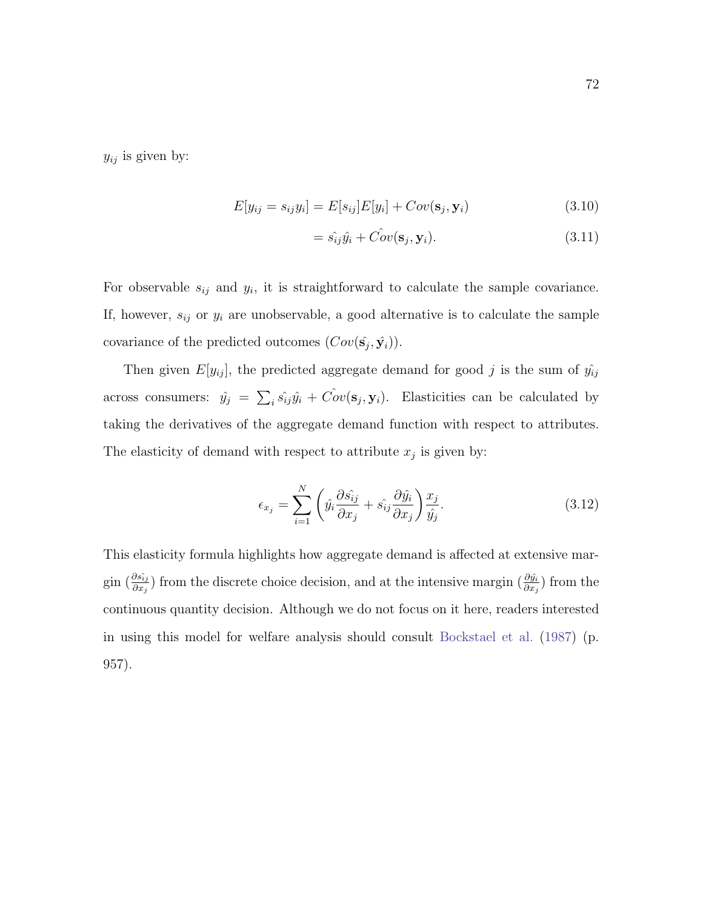$y_{ij}$ is given by:

$$E[y_{ij} = s_{ij}y_i] = E[s_{ij}]E[y_i] + Cov(\mathbf{s}_j, \mathbf{y}_i) \tag{3.10}$$

$$= \hat{s_{ij}}\hat{y_i} + \hat{Cov}(\mathbf{s}_j, \mathbf{y}_i). \tag{3.11}$$

For observable $s_{ij}$ and $y_i$, it is straightforward to calculate the sample covariance. If, however, $s_{ij}$ or $y_i$ are unobservable, a good alternative is to calculate the sample covariance of the predicted outcomes ($Cov(\hat{\mathbf{s}_j}, \hat{\mathbf{y}}_i)$).

Then given $E[y_{ij}]$, the predicted aggregate demand for good $j$ is the sum of $\hat{y_{ij}}$ across consumers: $\hat{y_j} = \sum_i \hat{s_{ij}}\hat{y_i} + \hat{Cov}(\mathbf{s}_j, \mathbf{y}_i)$. Elasticities can be calculated by taking the derivatives of the aggregate demand function with respect to attributes. The elasticity of demand with respect to attribute $x_j$ is given by:

$$\epsilon_{x_j} = \sum_{i=1}^{N} \left( \hat{y_i} \frac{\partial \hat{s_{ij}}}{\partial x_j} + \hat{s_{ij}} \frac{\partial \hat{y_i}}{\partial x_j} \right) \frac{x_j}{\hat{y_j}}. \tag{3.12}$$

This elasticity formula highlights how aggregate demand is affected at extensive margin ($\frac{\partial \hat{s_{ij}}}{\partial x_j}$) from the discrete choice decision, and at the intensive margin ($\frac{\partial \hat{y_i}}{\partial x_j}$) from the continuous quantity decision. Although we do not focus on it here, readers interested in using this model for welfare analysis should consult Bockstael et al. (1987) (p. 957).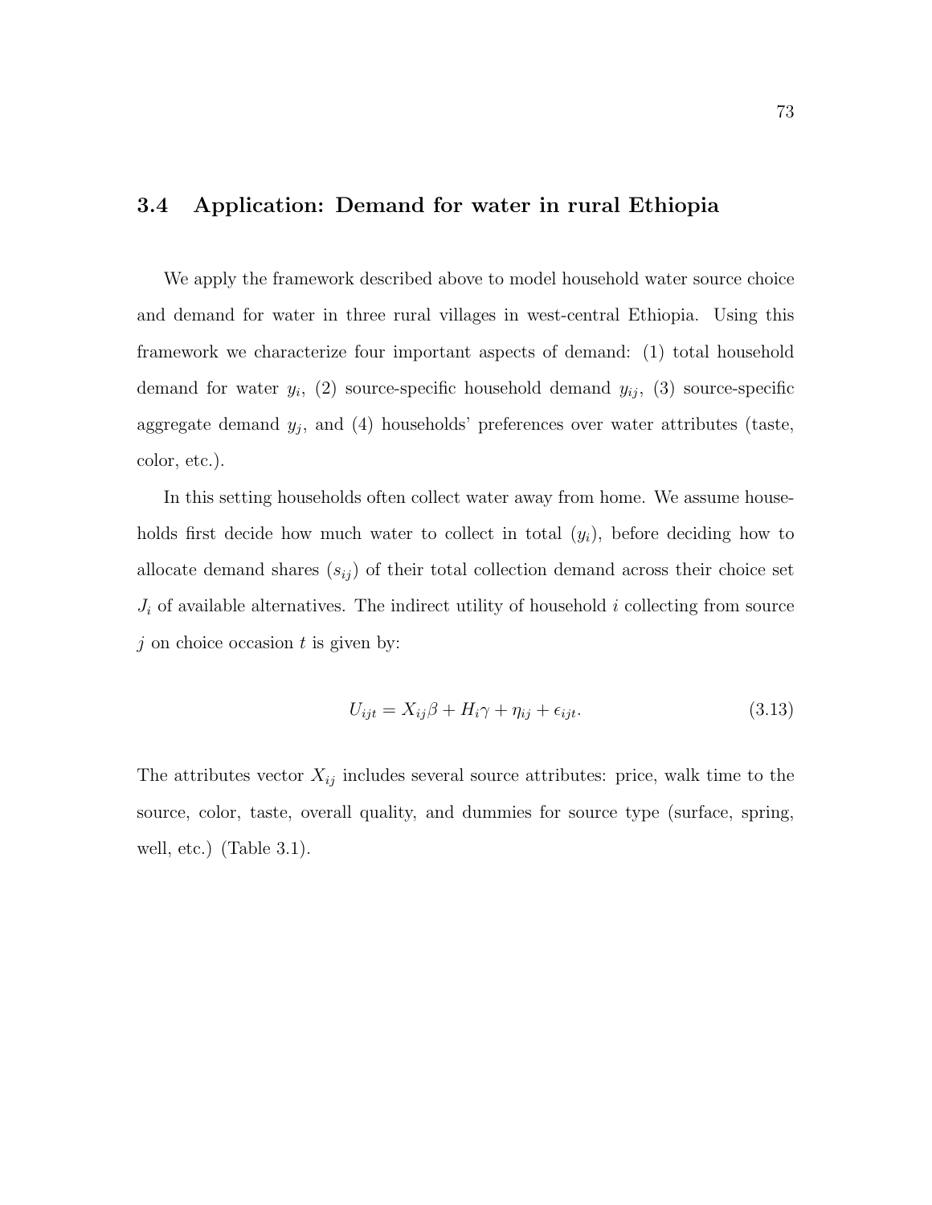## 3.4 Application: Demand for water in rural Ethiopia

We apply the framework described above to model household water source choice and demand for water in three rural villages in west-central Ethiopia. Using this framework we characterize four important aspects of demand: (1) total household demand for water $y_i$, (2) source-specific household demand $y_{ij}$, (3) source-specific aggregate demand $y_j$, and (4) households' preferences over water attributes (taste, color, etc.).

In this setting households often collect water away from home. We assume households first decide how much water to collect in total ($y_i$), before deciding how to allocate demand shares ($s_{ij}$) of their total collection demand across their choice set $J_i$ of available alternatives. The indirect utility of household $i$ collecting from source $j$ on choice occasion $t$ is given by:

$$U_{ijt} = X_{ij}\beta + H_i\gamma + \eta_{ij} + \epsilon_{ijt}. \tag{3.13}$$

The attributes vector $X_{ij}$ includes several source attributes: price, walk time to the source, color, taste, overall quality, and dummies for source type (surface, spring, well, etc.) (Table 3.1).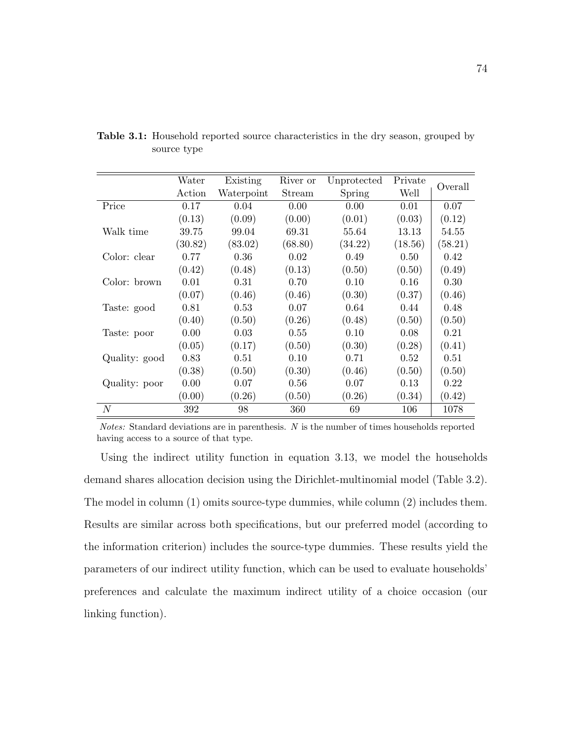**Table 3.1:** Household reported source characteristics in the dry season, grouped by source type

| | Water Action | Existing Waterpoint | River or Stream | Unprotected Spring | Private Well | Overall |
|---|---|---|---|---|---|---|
| Price | 0.17 | 0.04 | 0.00 | 0.00 | 0.01 | 0.07 |
| | (0.13) | (0.09) | (0.00) | (0.01) | (0.03) | (0.12) |
| Walk time | 39.75 | 99.04 | 69.31 | 55.64 | 13.13 | 54.55 |
| | (30.82) | (83.02) | (68.80) | (34.22) | (18.56) | (58.21) |
| Color: clear | 0.77 | 0.36 | 0.02 | 0.49 | 0.50 | 0.42 |
| | (0.42) | (0.48) | (0.13) | (0.50) | (0.50) | (0.49) |
| Color: brown | 0.01 | 0.31 | 0.70 | 0.10 | 0.16 | 0.30 |
| | (0.07) | (0.46) | (0.46) | (0.30) | (0.37) | (0.46) |
| Taste: good | 0.81 | 0.53 | 0.07 | 0.64 | 0.44 | 0.48 |
| | (0.40) | (0.50) | (0.26) | (0.48) | (0.50) | (0.50) |
| Taste: poor | 0.00 | 0.03 | 0.55 | 0.10 | 0.08 | 0.21 |
| | (0.05) | (0.17) | (0.50) | (0.30) | (0.28) | (0.41) |
| Quality: good | 0.83 | 0.51 | 0.10 | 0.71 | 0.52 | 0.51 |
| | (0.38) | (0.50) | (0.30) | (0.46) | (0.50) | (0.50) |
| Quality: poor | 0.00 | 0.07 | 0.56 | 0.07 | 0.13 | 0.22 |
| | (0.00) | (0.26) | (0.50) | (0.26) | (0.34) | (0.42) |
| $N$ | 392 | 98 | 360 | 69 | 106 | 1078 |

*Notes:* Standard deviations are in parenthesis. $N$ is the number of times households reported having access to a source of that type.

Using the indirect utility function in equation 3.13, we model the households demand shares allocation decision using the Dirichlet-multinomial model (Table 3.2). The model in column (1) omits source-type dummies, while column (2) includes them. Results are similar across both specifications, but our preferred model (according to the information criterion) includes the source-type dummies. These results yield the parameters of our indirect utility function, which can be used to evaluate households' preferences and calculate the maximum indirect utility of a choice occasion (our linking function).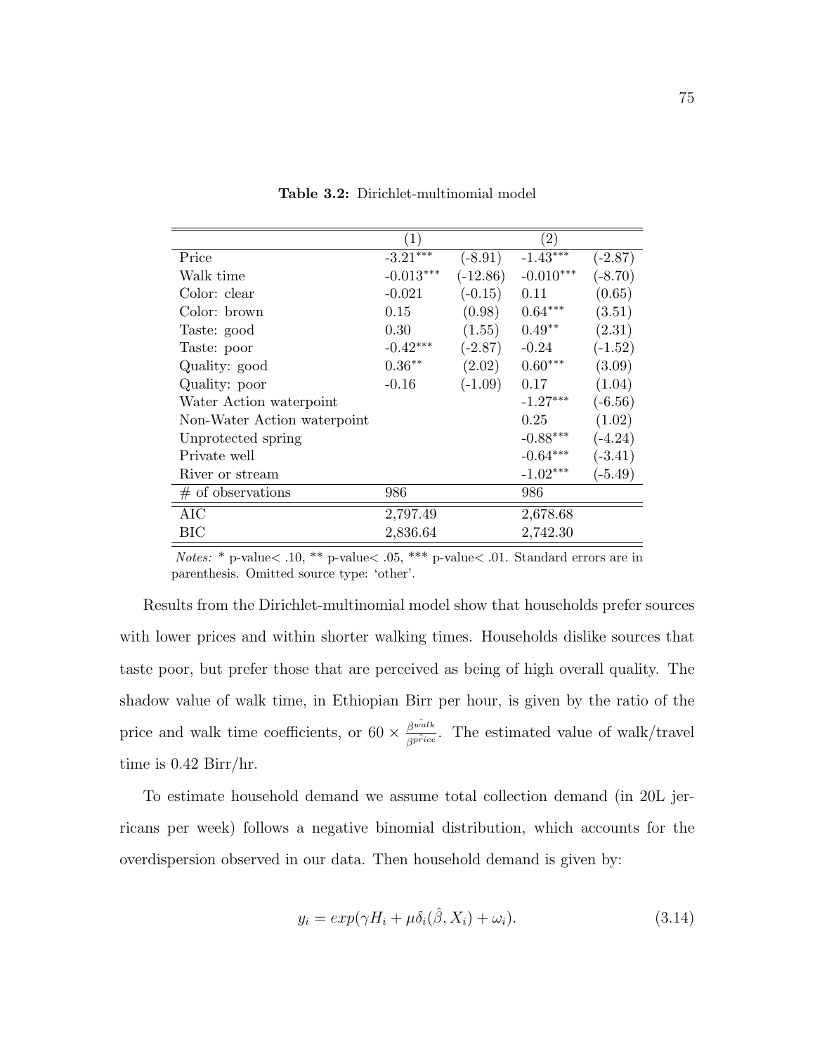**Table 3.2:** Dirichlet-multinomial model

| | (1) | | (2) | |
|---|---|---|---|---|
| Price | -3.21*** | (-8.91) | -1.43*** | (-2.87) |
| Walk time | -0.013*** | (-12.86) | -0.010*** | (-8.70) |
| Color: clear | -0.021 | (-0.15) | 0.11 | (0.65) |
| Color: brown | 0.15 | (0.98) | 0.64*** | (3.51) |
| Taste: good | 0.30 | (1.55) | 0.49** | (2.31) |
| Taste: poor | -0.42*** | (-2.87) | -0.24 | (-1.52) |
| Quality: good | 0.36** | (2.02) | 0.60*** | (3.09) |
| Quality: poor | -0.16 | (-1.09) | 0.17 | (1.04) |
| Water Action waterpoint | | | -1.27*** | (-6.56) |
| Non-Water Action waterpoint | | | 0.25 | (1.02) |
| Unprotected spring | | | -0.88*** | (-4.24) |
| Private well | | | -0.64*** | (-3.41) |
| River or stream | | | -1.02*** | (-5.49) |
| # of observations | 986 | | 986 | |
| AIC | 2,797.49 | | 2,678.68 | |
| BIC | 2,836.64 | | 2,742.30 | |

*Notes:* * p-value< .10, ** p-value< .05, *** p-value< .01. Standard errors are in parenthesis. Omitted source type: 'other'.

Results from the Dirichlet-multinomial model show that households prefer sources with lower prices and within shorter walking times. Households dislike sources that taste poor, but prefer those that are perceived as being of high overall quality. The shadow value of walk time, in Ethiopian Birr per hour, is given by the ratio of the price and walk time coefficients, or $60 \times \frac{\hat{\beta^{walk}}}{\hat{\beta^{price}}}$. The estimated value of walk/travel time is 0.42 Birr/hr.

To estimate household demand we assume total collection demand (in 20L jerricans per week) follows a negative binomial distribution, which accounts for the overdispersion observed in our data. Then household demand is given by:

$$y_i = exp(\gamma H_i + \mu \delta_i(\hat{\beta}, X_i) + \omega_i). \tag{3.14}$$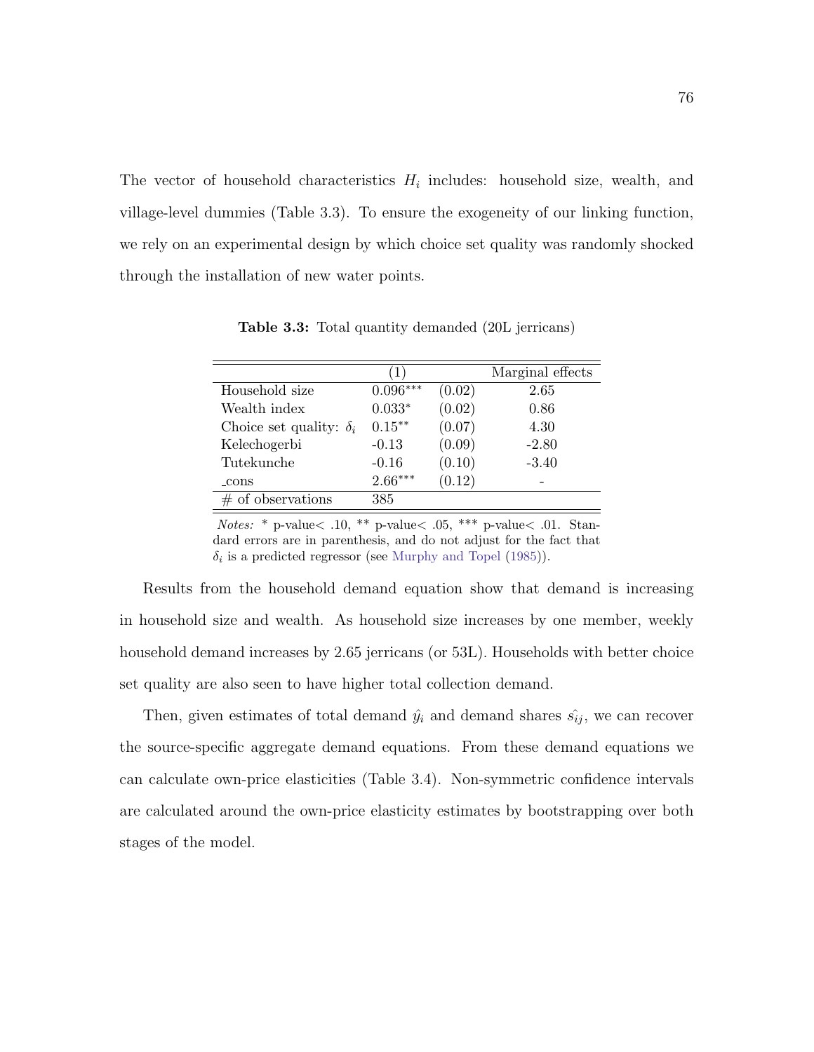The vector of household characteristics $H_i$ includes: household size, wealth, and village-level dummies (Table 3.3). To ensure the exogeneity of our linking function, we rely on an experimental design by which choice set quality was randomly shocked through the installation of new water points.

**Table 3.3:** Total quantity demanded (20L jerricans)

| | (1) | | Marginal effects |
|---|---|---|---|
| Household size | $0.096^{***}$ | (0.02) | 2.65 |
| Wealth index | $0.033^{*}$ | (0.02) | 0.86 |
| Choice set quality: $\delta_i$ | $0.15^{**}$ | (0.07) | 4.30 |
| Kelechogerbi | -0.13 | (0.09) | -2.80 |
| Tutekunche | -0.16 | (0.10) | -3.40 |
| _cons | $2.66^{***}$ | (0.12) | - |
| # of observations | 385 | | |

*Notes:* * p-value< .10, ** p-value< .05, *** p-value< .01. Standard errors are in parenthesis, and do not adjust for the fact that $\delta_i$ is a predicted regressor (see Murphy and Topel (1985)).

Results from the household demand equation show that demand is increasing in household size and wealth. As household size increases by one member, weekly household demand increases by 2.65 jerricans (or 53L). Households with better choice set quality are also seen to have higher total collection demand.

Then, given estimates of total demand $\hat{y_i}$ and demand shares $\hat{s_{ij}}$, we can recover the source-specific aggregate demand equations. From these demand equations we can calculate own-price elasticities (Table 3.4). Non-symmetric confidence intervals are calculated around the own-price elasticity estimates by bootstrapping over both stages of the model.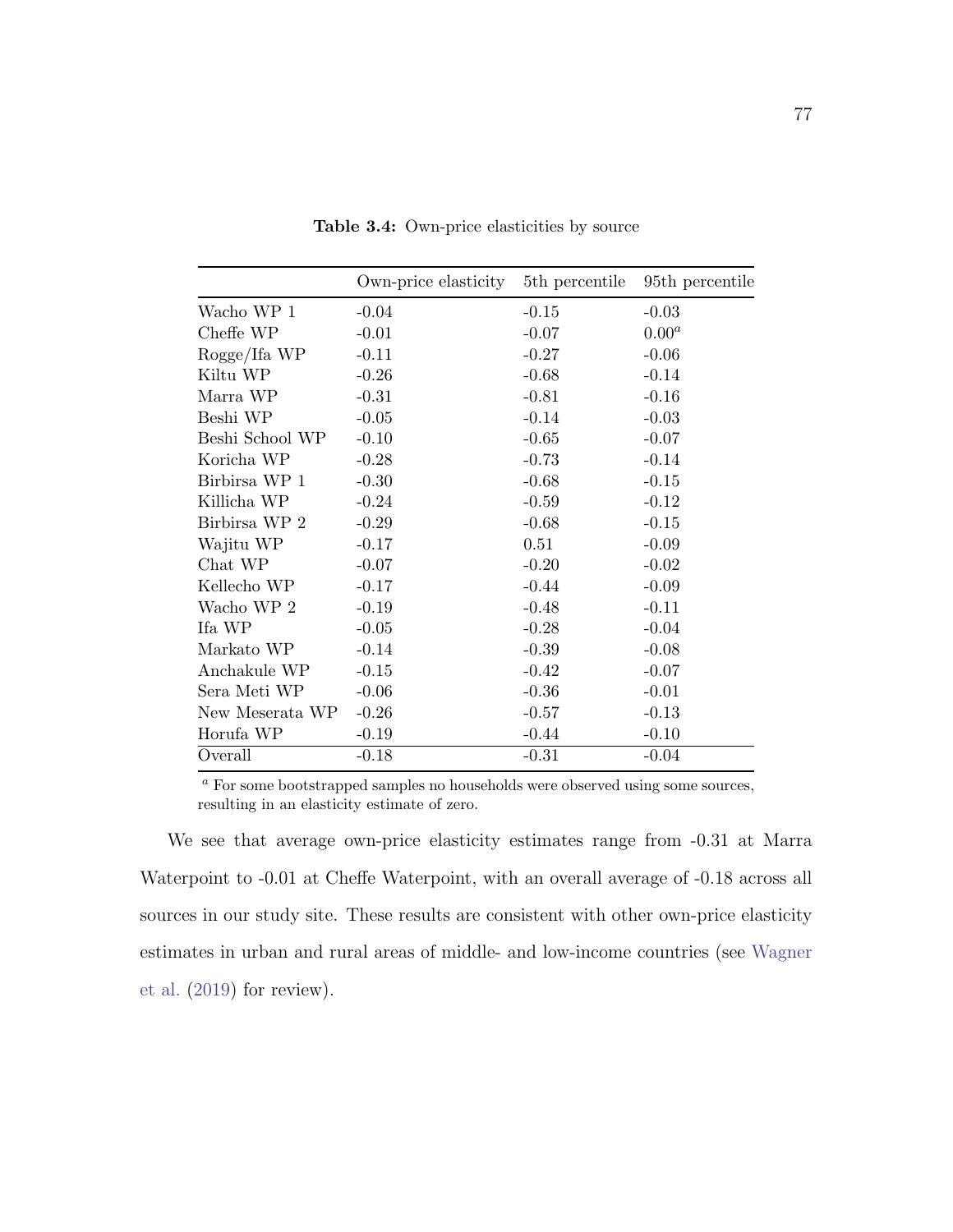**Table 3.4:** Own-price elasticities by source

| | Own-price elasticity | 5th percentile | 95th percentile |
|---|---|---|---|
| Wacho WP 1 | -0.04 | -0.15 | -0.03 |
| Cheffe WP | -0.01 | -0.07 | 0.00[a] |
| Rogge/Ifa WP | -0.11 | -0.27 | -0.06 |
| Kiltu WP | -0.26 | -0.68 | -0.14 |
| Marra WP | -0.31 | -0.81 | -0.16 |
| Beshi WP | -0.05 | -0.14 | -0.03 |
| Beshi School WP | -0.10 | -0.65 | -0.07 |
| Koricha WP | -0.28 | -0.73 | -0.14 |
| Birbirsa WP 1 | -0.30 | -0.68 | -0.15 |
| Killicha WP | -0.24 | -0.59 | -0.12 |
| Birbirsa WP 2 | -0.29 | -0.68 | -0.15 |
| Wajitu WP | -0.17 | 0.51 | -0.09 |
| Chat WP | -0.07 | -0.20 | -0.02 |
| Kellecho WP | -0.17 | -0.44 | -0.09 |
| Wacho WP 2 | -0.19 | -0.48 | -0.11 |
| Ifa WP | -0.05 | -0.28 | -0.04 |
| Markato WP | -0.14 | -0.39 | -0.08 |
| Anchakule WP | -0.15 | -0.42 | -0.07 |
| Sera Meti WP | -0.06 | -0.36 | -0.01 |
| New Meserata WP | -0.26 | -0.57 | -0.13 |
| Horufa WP | -0.19 | -0.44 | -0.10 |
| Overall | -0.18 | -0.31 | -0.04 |

[a] For some bootstrapped samples no households were observed using some sources, resulting in an elasticity estimate of zero.

We see that average own-price elasticity estimates range from -0.31 at Marra Waterpoint to -0.01 at Cheffe Waterpoint, with an overall average of -0.18 across all sources in our study site. These results are consistent with other own-price elasticity estimates in urban and rural areas of middle- and low-income countries (see Wagner et al. (2019) for review).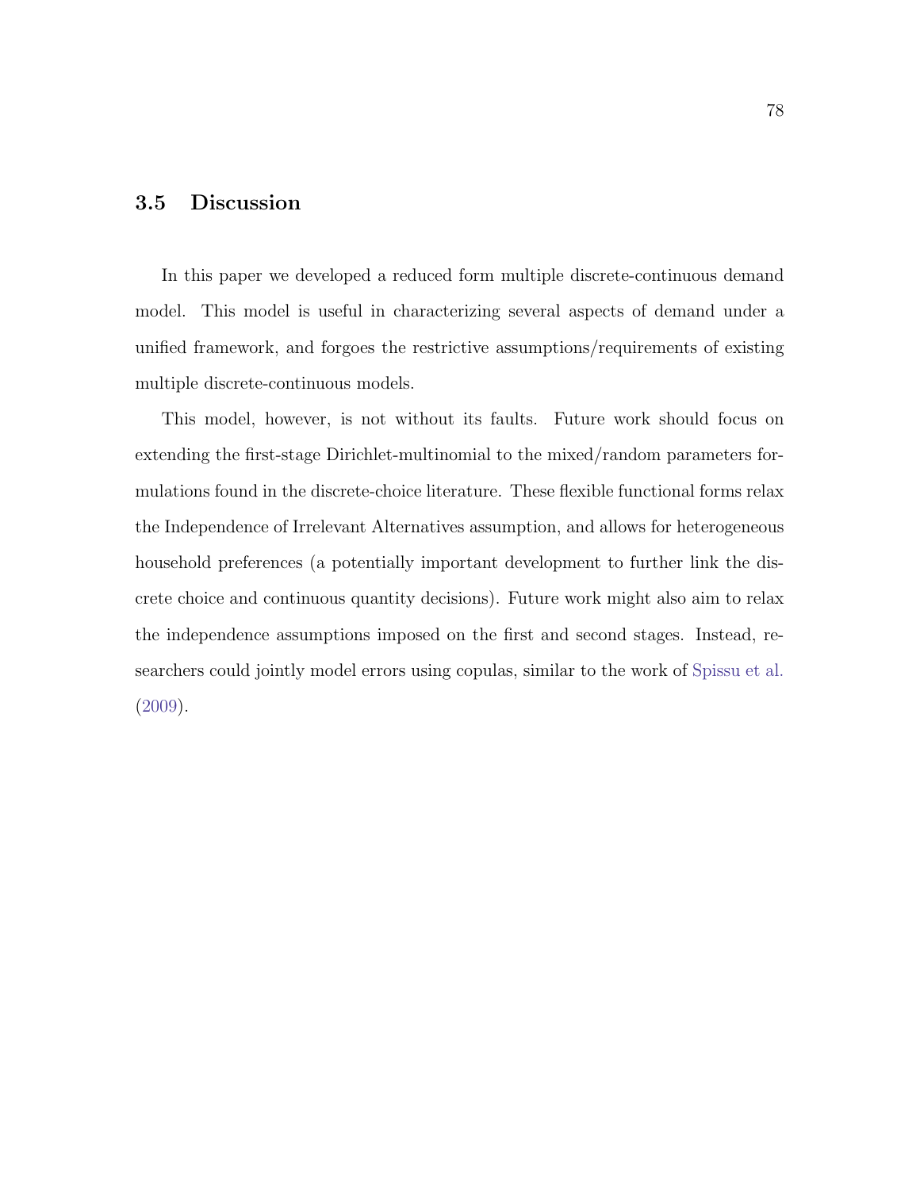## 3.5 Discussion

In this paper we developed a reduced form multiple discrete-continuous demand model. This model is useful in characterizing several aspects of demand under a unified framework, and forgoes the restrictive assumptions/requirements of existing multiple discrete-continuous models.

This model, however, is not without its faults. Future work should focus on extending the first-stage Dirichlet-multinomial to the mixed/random parameters formulations found in the discrete-choice literature. These flexible functional forms relax the Independence of Irrelevant Alternatives assumption, and allows for heterogeneous household preferences (a potentially important development to further link the discrete choice and continuous quantity decisions). Future work might also aim to relax the independence assumptions imposed on the first and second stages. Instead, researchers could jointly model errors using copulas, similar to the work of Spissu et al. (2009).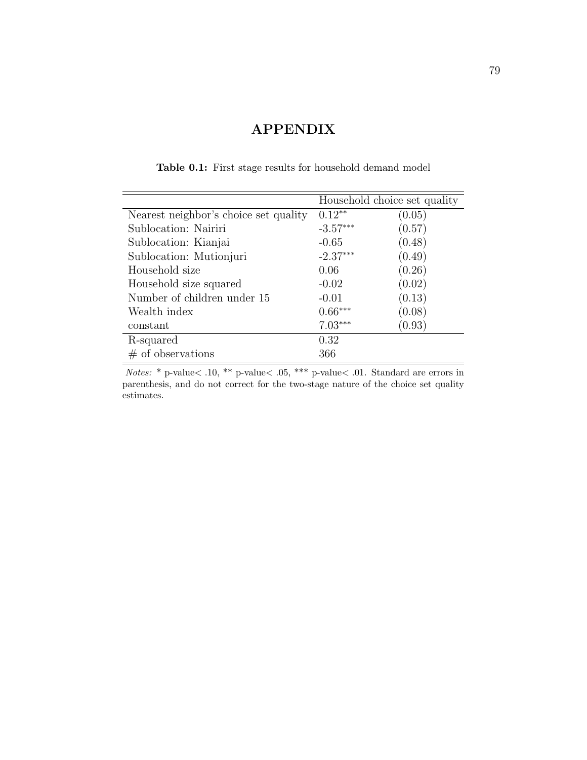# APPENDIX

**Table 0.1:** First stage results for household demand model

| | Household choice set quality | |
|---|---|---|
| Nearest neighbor's choice set quality | $0.12^{**}$ | (0.05) |
| Sublocation: Nairiri | $-3.57^{***}$ | (0.57) |
| Sublocation: Kianjai | -0.65 | (0.48) |
| Sublocation: Mutionjuri | $-2.37^{***}$ | (0.49) |
| Household size | 0.06 | (0.26) |
| Household size squared | -0.02 | (0.02) |
| Number of children under 15 | -0.01 | (0.13) |
| Wealth index | $0.66^{***}$ | (0.08) |
| constant | $7.03^{***}$ | (0.93) |
| R-squared | 0.32 | |
| # of observations | 366 | |

*Notes:* * p-value< .10, ** p-value< .05, *** p-value< .01. Standard are errors in parenthesis, and do not correct for the two-stage nature of the choice set quality estimates.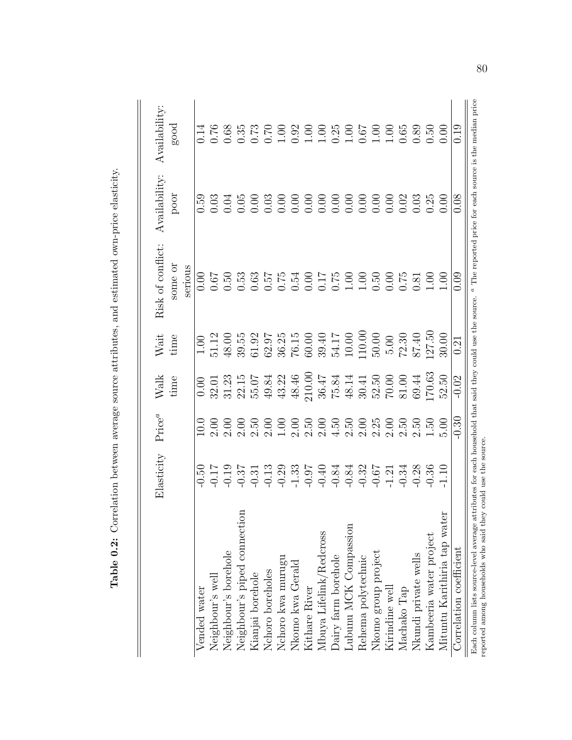**Table 0.2:** Correlation between average source attributes, and estimated own-price elasticity.

| | Elasticity | Price[a] | Walk time | Wait time | Risk of conflict: some or serious | Availability: poor | Availability: good |
|---|---|---|---|---|---|---|---|
| Vended water | -0.50 | 10.0 | 0.00 | 1.00 | 0.00 | 0.59 | 0.14 |
| Neighbour's well | -0.17 | 2.00 | 32.01 | 51.12 | 0.67 | 0.03 | 0.76 |
| Neighbour's borehole | -0.19 | 2.00 | 31.23 | 48.00 | 0.50 | 0.04 | 0.68 |
| Neighbour's piped connection | -0.37 | 2.00 | 22.15 | 39.55 | 0.53 | 0.05 | 0.35 |
| Kianjai borehole | -0.31 | 2.50 | 55.07 | 61.92 | 0.63 | 0.00 | 0.73 |
| Nchoro boreholes | -0.13 | 2.00 | 49.84 | 62.97 | 0.57 | 0.03 | 0.70 |
| Nchoro kwa murugu | -0.29 | 1.00 | 43.22 | 36.25 | 0.75 | 0.00 | 1.00 |
| Nkomo kwa Gerald | -1.33 | 2.00 | 48.46 | 76.15 | 0.54 | 0.00 | 0.92 |
| Kithare River | -0.97 | 2.50 | 210.00 | 60.00 | 0.00 | 0.00 | 1.00 |
| Mbuya Lifelink/Redcross | -0.40 | 2.00 | 36.47 | 39.40 | 0.17 | 0.00 | 1.00 |
| Dairy farm borehole | -0.84 | 4.50 | 75.84 | 54.17 | 0.75 | 0.00 | 0.25 |
| Lubunu MCK Compassion | -0.84 | 2.50 | 48.14 | 10.00 | 1.00 | 0.00 | 1.00 |
| Rehema polytechnic | -0.32 | 2.00 | 30.41 | 110.00 | 1.00 | 0.00 | 0.67 |
| Nkomo group project | -0.67 | 2.25 | 52.50 | 50.00 | 0.50 | 0.00 | 1.00 |
| Kirindine well | -1.21 | 2.00 | 70.00 | 5.00 | 0.00 | 0.00 | 1.00 |
| Machako Tap | -0.34 | 2.50 | 81.00 | 72.30 | 0.75 | 0.02 | 0.65 |
| Nkundi private wells | -0.28 | 2.50 | 69.44 | 87.40 | 0.81 | 0.03 | 0.89 |
| Kambeeria water project | -0.36 | 1.50 | 170.63 | 127.50 | 1.00 | 0.25 | 0.50 |
| Mituntu Karithiria tap water | -1.10 | 5.00 | 52.50 | 30.00 | 1.00 | 0.00 | 0.00 |
| Correlation coefficient | | -0.30 | -0.02 | 0.21 | 0.09 | 0.08 | 0.19 |

Each column lists source-level average attributes for each household that said they could use the source. [a] The reported price for each source is the median price reported among households who said they could use the source.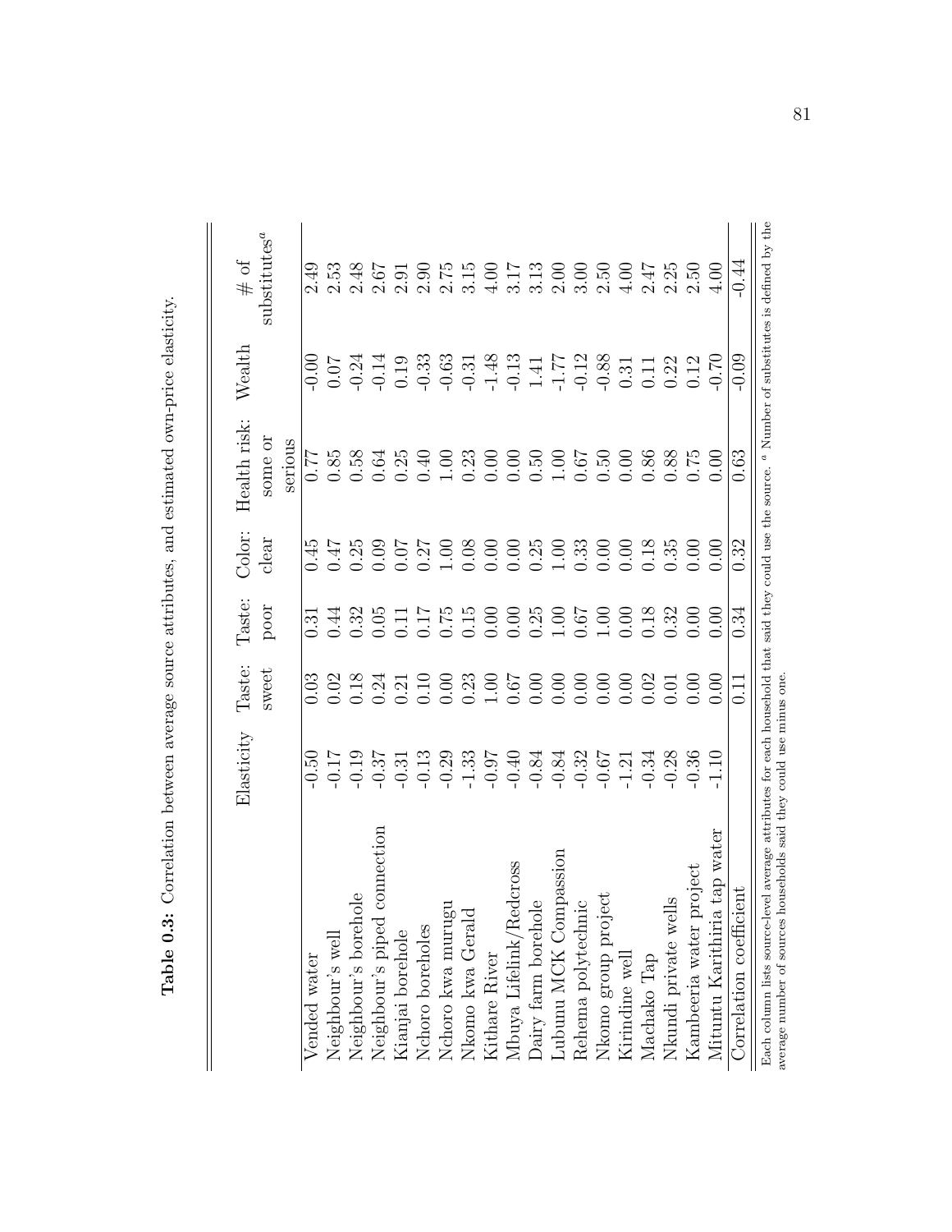**Table 0.3:** Correlation between average source attributes, and estimated own-price elasticity.

| | Elasticity | Taste: sweet | Taste: poor | Color: clear | Health risk: some or serious | Wealth | # of substitutes[a] |
|---|---|---|---|---|---|---|---|
| Vended water | -0.50 | 0.03 | 0.31 | 0.45 | 0.77 | -0.00 | 2.49 |
| Neighbour's well | -0.17 | 0.02 | 0.44 | 0.47 | 0.85 | 0.07 | 2.53 |
| Neighbour's borehole | -0.19 | 0.18 | 0.32 | 0.25 | 0.58 | -0.24 | 2.48 |
| Neighbour's piped connection | -0.37 | 0.24 | 0.05 | 0.09 | 0.64 | -0.14 | 2.67 |
| Kianjai borehole | -0.31 | 0.21 | 0.11 | 0.07 | 0.25 | 0.19 | 2.91 |
| Nchoro boreholes | -0.13 | 0.10 | 0.17 | 0.27 | 0.40 | -0.33 | 2.90 |
| Nchoro kwa murugu | -0.29 | 0.00 | 0.75 | 1.00 | 1.00 | -0.63 | 2.75 |
| Nkomo kwa Gerald | -1.33 | 0.23 | 0.15 | 0.08 | 0.23 | -0.31 | 3.15 |
| Kithare River | -0.97 | 1.00 | 0.00 | 0.00 | 0.00 | -1.48 | 4.00 |
| Mbuya Lifelink/Redcross | -0.40 | 0.67 | 0.00 | 0.00 | 0.00 | -0.13 | 3.17 |
| Dairy farm borehole | -0.84 | 0.00 | 0.25 | 0.25 | 0.50 | 1.41 | 3.13 |
| Lubunu MCK Compassion | -0.84 | 0.00 | 1.00 | 1.00 | 1.00 | -1.77 | 2.00 |
| Rehema polytechnic | -0.32 | 0.00 | 0.67 | 0.33 | 0.67 | -0.12 | 3.00 |
| Nkomo group project | -0.67 | 0.00 | 1.00 | 0.00 | 0.50 | -0.88 | 2.50 |
| Kirindine well | -1.21 | 0.00 | 0.00 | 0.00 | 0.00 | 0.31 | 4.00 |
| Machako Tap | -0.34 | 0.02 | 0.18 | 0.18 | 0.86 | 0.11 | 2.47 |
| Nkundi private wells | -0.28 | 0.01 | 0.32 | 0.35 | 0.88 | 0.22 | 2.25 |
| Kambeeria water project | -0.36 | 0.00 | 0.00 | 0.00 | 0.75 | 0.12 | 2.50 |
| Mituntu Karithiria tap water | -1.10 | 0.00 | 0.00 | 0.00 | 0.00 | -0.70 | 4.00 |
| Correlation coefficient | | 0.11 | 0.34 | 0.32 | 0.63 | -0.09 | -0.44 |

Each column lists source-level average attributes for each household that said they could use the source. [a] Number of substitutes is defined by the average number of sources households said they could use minus one.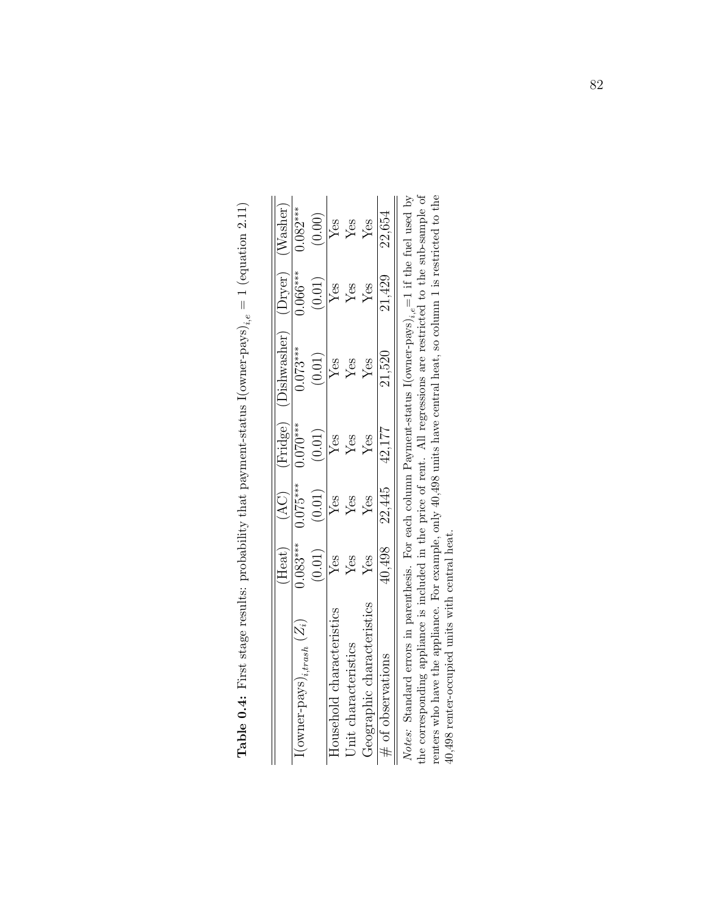**Table 0.4:** First stage results: probability that payment-status I(owner-pays)$_{i,e} = 1$ (equation 2.11)

| | (Heat) | (AC) | (Fridge) | (Dishwasher) | (Dryer) | (Washer) |
|---|---|---|---|---|---|---|
| I(owner-pays)$_{i,trash}$ ($Z_i$) | 0.083*** | 0.075*** | 0.070*** | 0.073*** | 0.066*** | 0.082*** |
| | (0.01) | (0.01) | (0.01) | (0.01) | (0.01) | (0.00) |
| Household characteristics | Yes | Yes | Yes | Yes | Yes | Yes |
| Unit characteristics | Yes | Yes | Yes | Yes | Yes | Yes |
| Geographic characteristics | Yes | Yes | Yes | Yes | Yes | Yes |
| # of observations | 40,498 | 22,445 | 42,177 | 21,520 | 21,429 | 22,654 |

*Notes:* Standard errors in parenthesis. For each column Payment-status I(owner-pays)$_{i,e}$=1 if the fuel used by the corresponding appliance is included in the price of rent. All regressions are restricted to the sub-sample of renters who have the appliance. For example, only 40,498 units have central heat, so column 1 is restricted to the 40,498 renter-occupied units with central heat.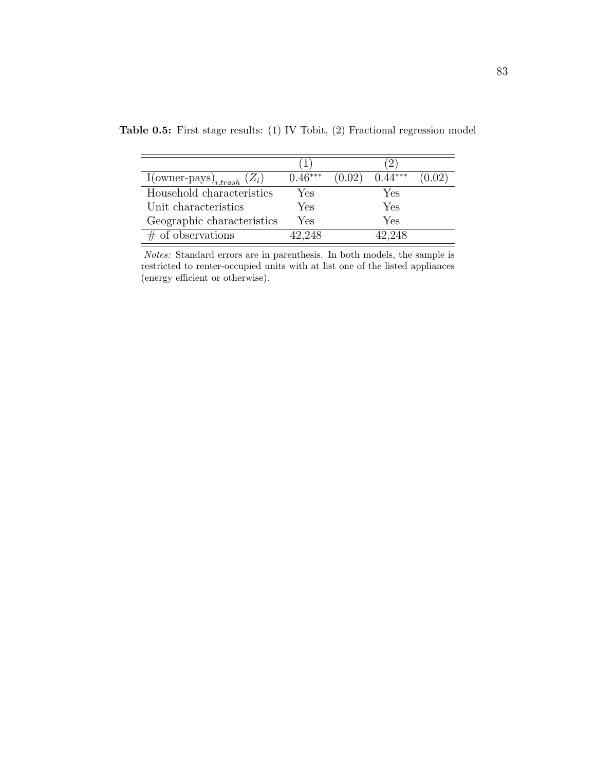**Table 0.5:** First stage results: (1) IV Tobit, (2) Fractional regression model

| | (1) | | (2) | |
|---|---|---|---|---|
| I(owner-pays)$_{i,trash}$ ($Z_i$) | 0.46*** | (0.02) | 0.44*** | (0.02) |
| Household characteristics | Yes | | Yes | |
| Unit characteristics | Yes | | Yes | |
| Geographic characteristics | Yes | | Yes | |
| # of observations | 42,248 | | 42,248 | |

*Notes:* Standard errors are in parenthesis. In both models, the sample is restricted to renter-occupied units with at list one of the listed appliances (energy efficient or otherwise).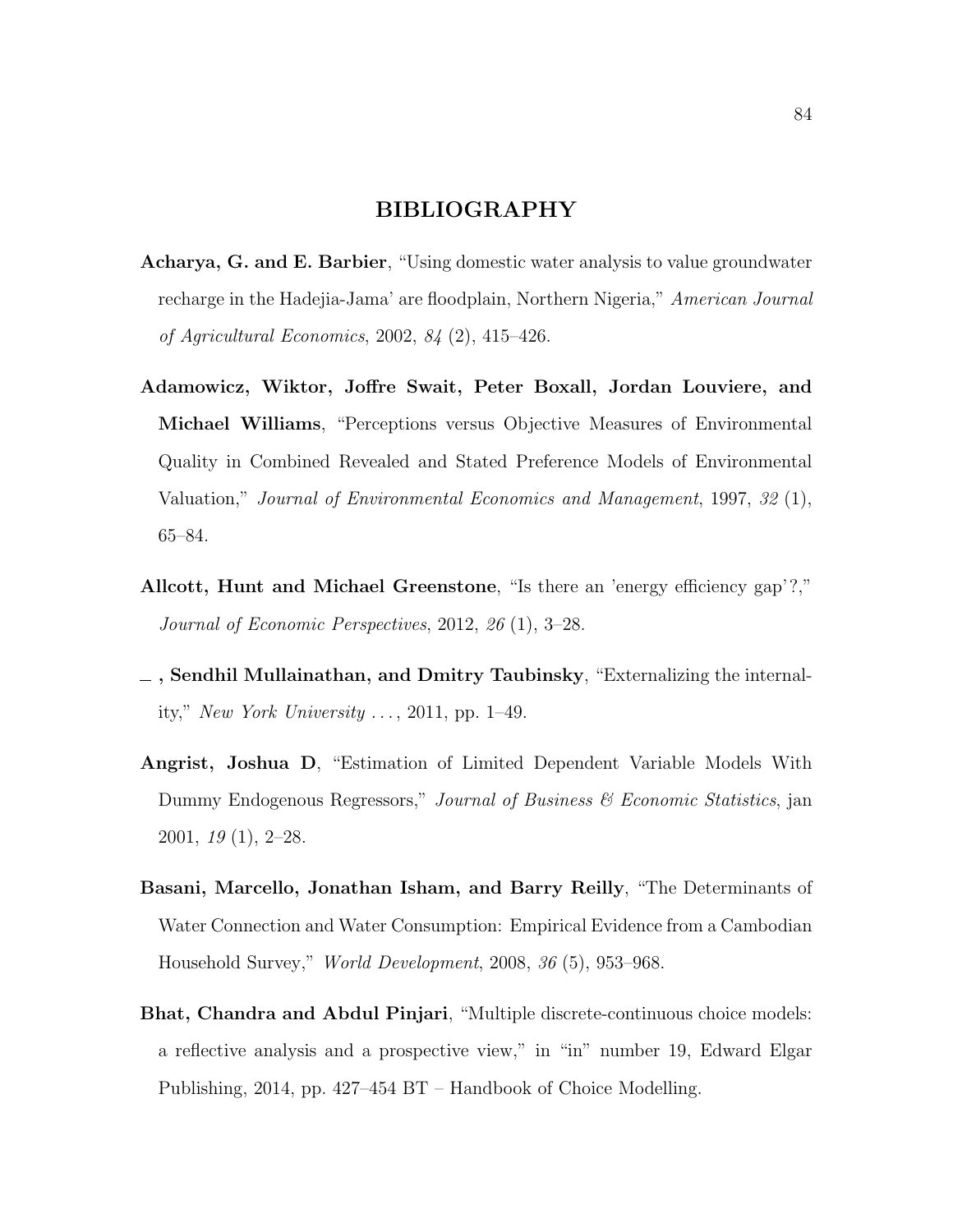# BIBLIOGRAPHY

**Acharya, G. and E. Barbier**, "Using domestic water analysis to value groundwater recharge in the Hadejia-Jama' are floodplain, Northern Nigeria," *American Journal of Agricultural Economics*, 2002, *84* (2), 415–426.

**Adamowicz, Wiktor, Joffre Swait, Peter Boxall, Jordan Louviere, and Michael Williams**, "Perceptions versus Objective Measures of Environmental Quality in Combined Revealed and Stated Preference Models of Environmental Valuation," *Journal of Environmental Economics and Management*, 1997, *32* (1), 65–84.

**Allcott, Hunt and Michael Greenstone**, "Is there an 'energy efficiency gap'?," *Journal of Economic Perspectives*, 2012, *26* (1), 3–28.

**_ , Sendhil Mullainathan, and Dmitry Taubinsky**, "Externalizing the internality," *New York University ...*, 2011, pp. 1–49.

**Angrist, Joshua D**, "Estimation of Limited Dependent Variable Models With Dummy Endogenous Regressors," *Journal of Business & Economic Statistics*, jan 2001, *19* (1), 2–28.

**Basani, Marcello, Jonathan Isham, and Barry Reilly**, "The Determinants of Water Connection and Water Consumption: Empirical Evidence from a Cambodian Household Survey," *World Development*, 2008, *36* (5), 953–968.

**Bhat, Chandra and Abdul Pinjari**, "Multiple discrete-continuous choice models: a reflective analysis and a prospective view," in "in" number 19, Edward Elgar Publishing, 2014, pp. 427–454 BT – Handbook of Choice Modelling.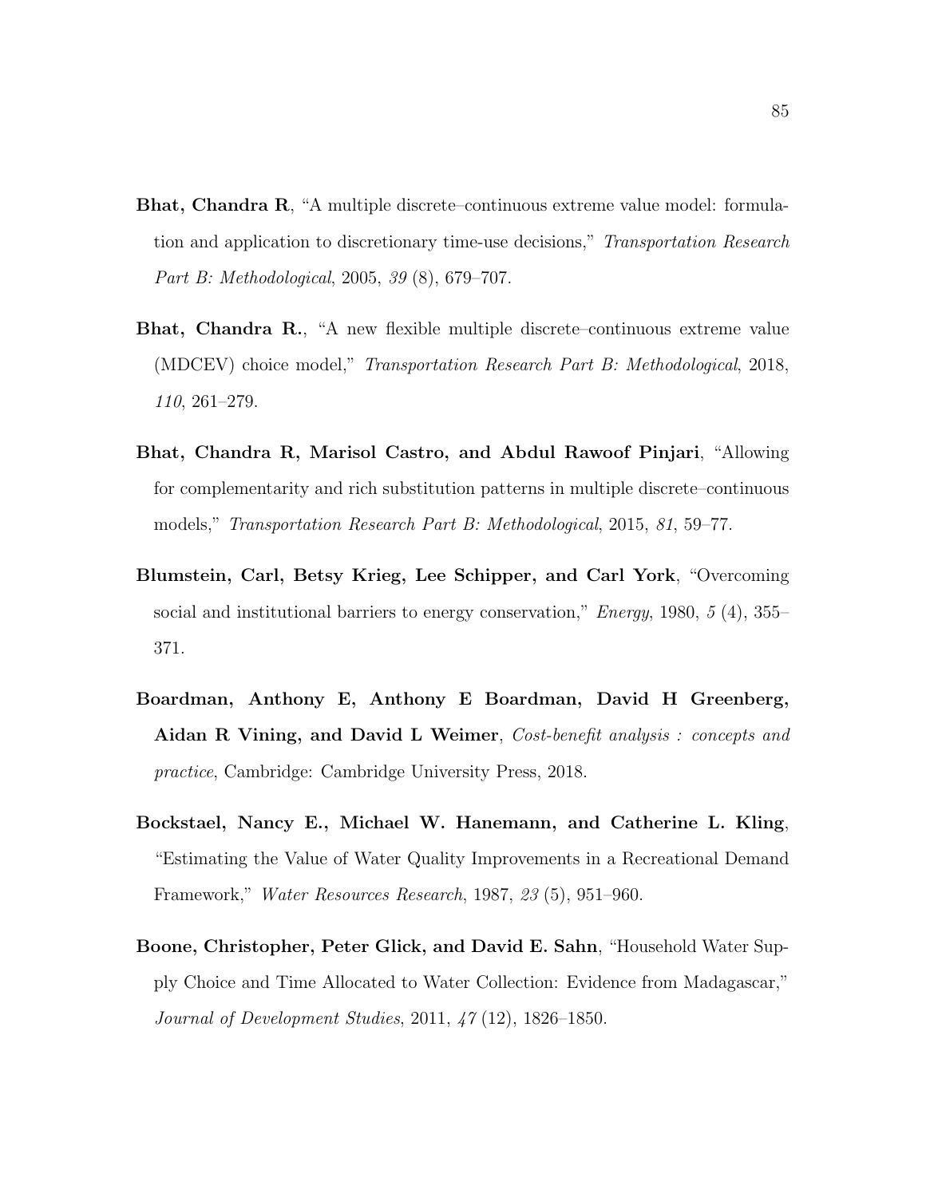**Bhat, Chandra R**, "A multiple discrete–continuous extreme value model: formulation and application to discretionary time-use decisions," *Transportation Research Part B: Methodological*, 2005, *39* (8), 679–707.

**Bhat, Chandra R.**, "A new flexible multiple discrete–continuous extreme value (MDCEV) choice model," *Transportation Research Part B: Methodological*, 2018, *110*, 261–279.

**Bhat, Chandra R, Marisol Castro, and Abdul Rawoof Pinjari**, "Allowing for complementarity and rich substitution patterns in multiple discrete–continuous models," *Transportation Research Part B: Methodological*, 2015, *81*, 59–77.

**Blumstein, Carl, Betsy Krieg, Lee Schipper, and Carl York**, "Overcoming social and institutional barriers to energy conservation," *Energy*, 1980, *5* (4), 355–371.

**Boardman, Anthony E, Anthony E Boardman, David H Greenberg, Aidan R Vining, and David L Weimer**, *Cost-benefit analysis : concepts and practice*, Cambridge: Cambridge University Press, 2018.

**Bockstael, Nancy E., Michael W. Hanemann, and Catherine L. Kling**, "Estimating the Value of Water Quality Improvements in a Recreational Demand Framework," *Water Resources Research*, 1987, *23* (5), 951–960.

**Boone, Christopher, Peter Glick, and David E. Sahn**, "Household Water Supply Choice and Time Allocated to Water Collection: Evidence from Madagascar," *Journal of Development Studies*, 2011, *47* (12), 1826–1850.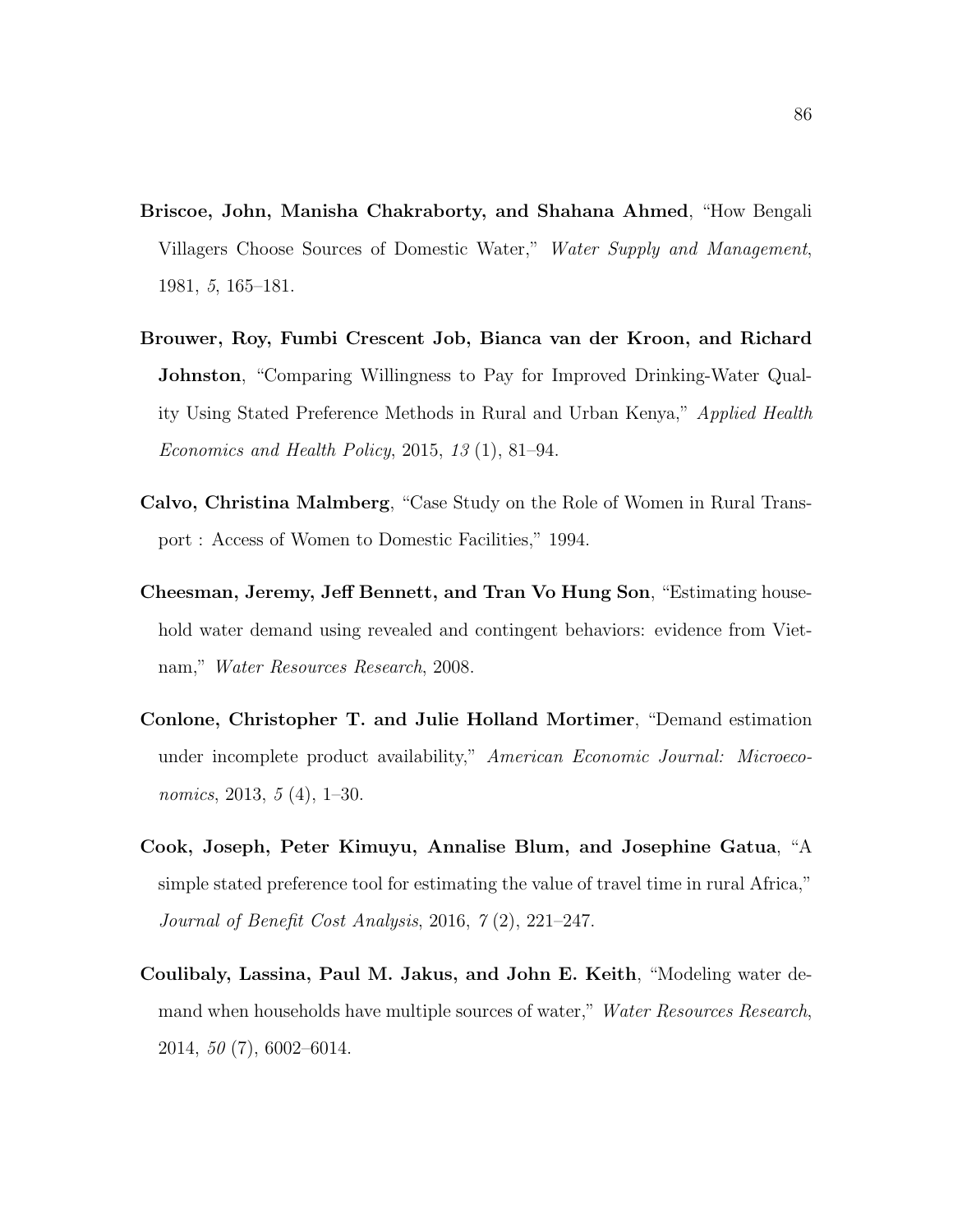**Briscoe, John, Manisha Chakraborty, and Shahana Ahmed**, "How Bengali Villagers Choose Sources of Domestic Water," *Water Supply and Management*, 1981, *5*, 165–181.

**Brouwer, Roy, Fumbi Crescent Job, Bianca van der Kroon, and Richard Johnston**, "Comparing Willingness to Pay for Improved Drinking-Water Quality Using Stated Preference Methods in Rural and Urban Kenya," *Applied Health Economics and Health Policy*, 2015, *13* (1), 81–94.

**Calvo, Christina Malmberg**, "Case Study on the Role of Women in Rural Transport : Access of Women to Domestic Facilities," 1994.

**Cheesman, Jeremy, Jeff Bennett, and Tran Vo Hung Son**, "Estimating household water demand using revealed and contingent behaviors: evidence from Vietnam," *Water Resources Research*, 2008.

**Conlone, Christopher T. and Julie Holland Mortimer**, "Demand estimation under incomplete product availability," *American Economic Journal: Microeconomics*, 2013, *5* (4), 1–30.

**Cook, Joseph, Peter Kimuyu, Annalise Blum, and Josephine Gatua**, "A simple stated preference tool for estimating the value of travel time in rural Africa," *Journal of Benefit Cost Analysis*, 2016, *7* (2), 221–247.

**Coulibaly, Lassina, Paul M. Jakus, and John E. Keith**, "Modeling water demand when households have multiple sources of water," *Water Resources Research*, 2014, *50* (7), 6002–6014.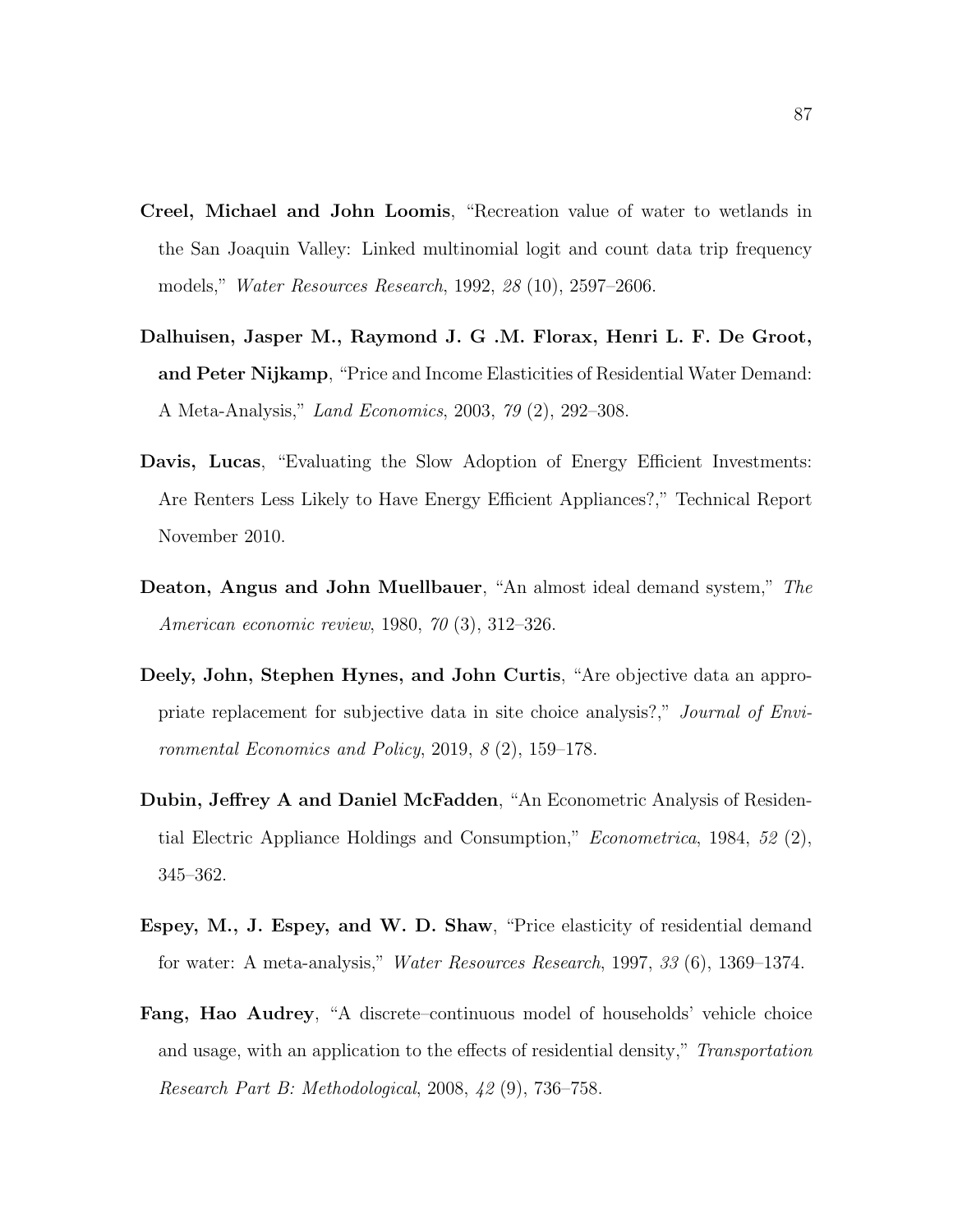**Creel, Michael and John Loomis**, "Recreation value of water to wetlands in the San Joaquin Valley: Linked multinomial logit and count data trip frequency models," *Water Resources Research*, 1992, *28* (10), 2597–2606.

**Dalhuisen, Jasper M., Raymond J. G .M. Florax, Henri L. F. De Groot, and Peter Nijkamp**, "Price and Income Elasticities of Residential Water Demand: A Meta-Analysis," *Land Economics*, 2003, *79* (2), 292–308.

**Davis, Lucas**, "Evaluating the Slow Adoption of Energy Efficient Investments: Are Renters Less Likely to Have Energy Efficient Appliances?," Technical Report November 2010.

**Deaton, Angus and John Muellbauer**, "An almost ideal demand system," *The American economic review*, 1980, *70* (3), 312–326.

**Deely, John, Stephen Hynes, and John Curtis**, "Are objective data an appropriate replacement for subjective data in site choice analysis?," *Journal of Environmental Economics and Policy*, 2019, *8* (2), 159–178.

**Dubin, Jeffrey A and Daniel McFadden**, "An Econometric Analysis of Residential Electric Appliance Holdings and Consumption," *Econometrica*, 1984, *52* (2), 345–362.

**Espey, M., J. Espey, and W. D. Shaw**, "Price elasticity of residential demand for water: A meta-analysis," *Water Resources Research*, 1997, *33* (6), 1369–1374.

**Fang, Hao Audrey**, "A discrete–continuous model of households' vehicle choice and usage, with an application to the effects of residential density," *Transportation Research Part B: Methodological*, 2008, *42* (9), 736–758.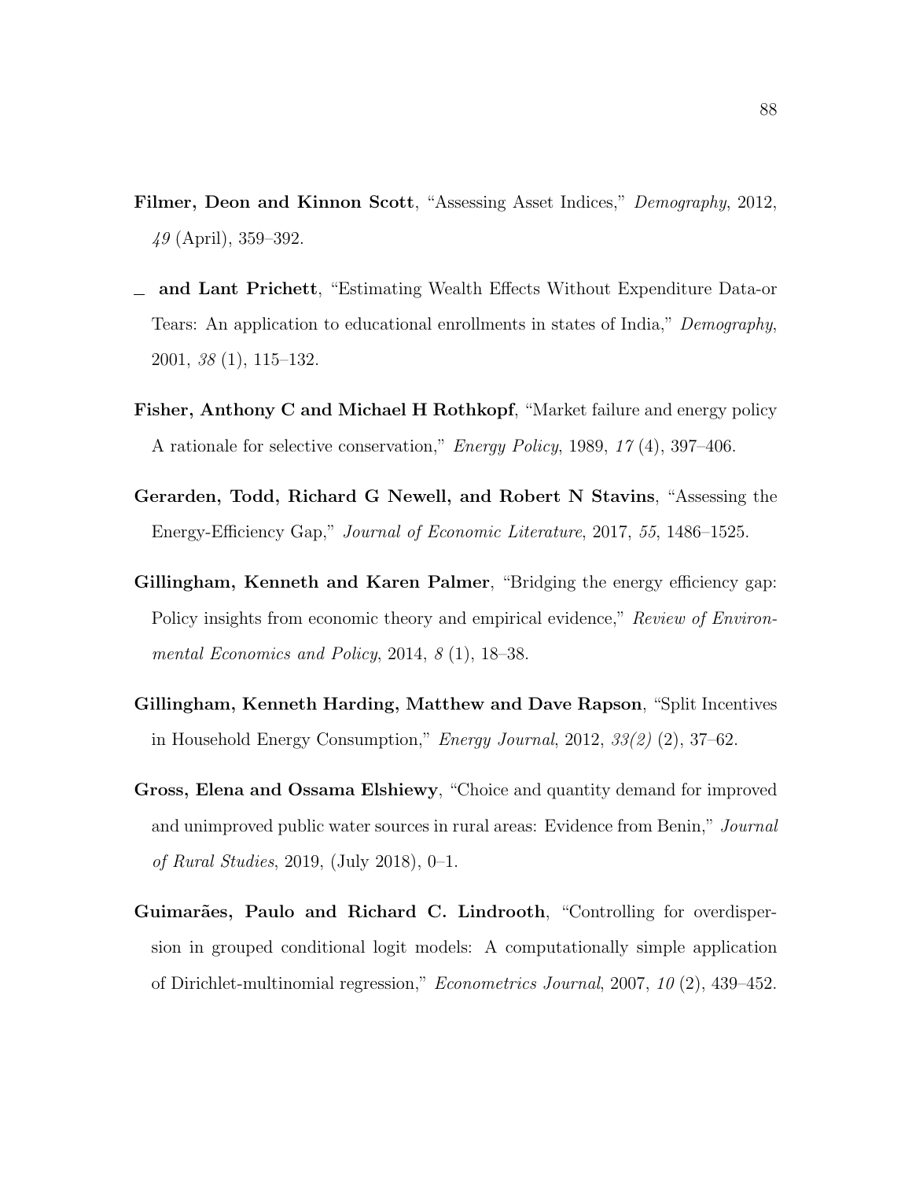**Filmer, Deon and Kinnon Scott**, "Assessing Asset Indices," *Demography*, 2012, *49* (April), 359–392.

_ **and Lant Prichett**, "Estimating Wealth Effects Without Expenditure Data-or Tears: An application to educational enrollments in states of India," *Demography*, 2001, *38* (1), 115–132.

**Fisher, Anthony C and Michael H Rothkopf**, "Market failure and energy policy A rationale for selective conservation," *Energy Policy*, 1989, *17* (4), 397–406.

**Gerarden, Todd, Richard G Newell, and Robert N Stavins**, "Assessing the Energy-Efficiency Gap," *Journal of Economic Literature*, 2017, *55*, 1486–1525.

**Gillingham, Kenneth and Karen Palmer**, "Bridging the energy efficiency gap: Policy insights from economic theory and empirical evidence," *Review of Environmental Economics and Policy*, 2014, *8* (1), 18–38.

**Gillingham, Kenneth Harding, Matthew and Dave Rapson**, "Split Incentives in Household Energy Consumption," *Energy Journal*, 2012, *33(2)* (2), 37–62.

**Gross, Elena and Ossama Elshiewy**, "Choice and quantity demand for improved and unimproved public water sources in rural areas: Evidence from Benin," *Journal of Rural Studies*, 2019, (July 2018), 0–1.

**Guimarães, Paulo and Richard C. Lindrooth**, "Controlling for overdispersion in grouped conditional logit models: A computationally simple application of Dirichlet-multinomial regression," *Econometrics Journal*, 2007, *10* (2), 439–452.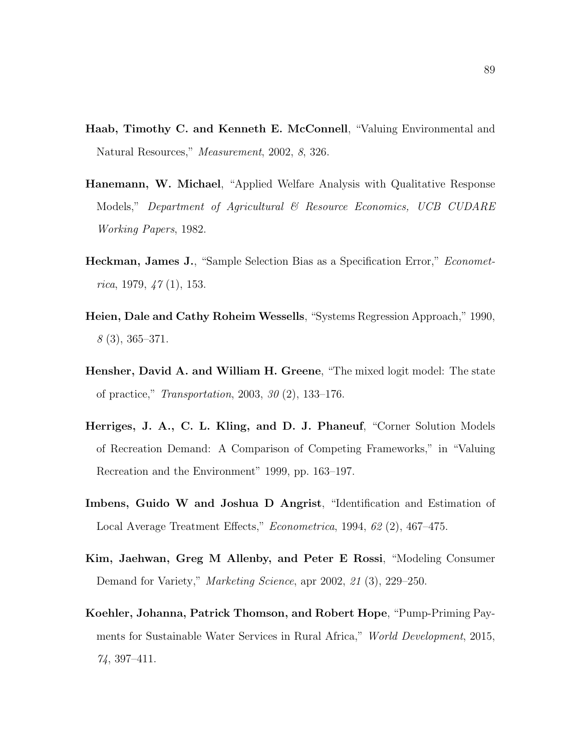**Haab, Timothy C. and Kenneth E. McConnell**, "Valuing Environmental and Natural Resources," *Measurement*, 2002, *8*, 326.

**Hanemann, W. Michael**, "Applied Welfare Analysis with Qualitative Response Models," *Department of Agricultural & Resource Economics, UCB CUDARE Working Papers*, 1982.

**Heckman, James J.**, "Sample Selection Bias as a Specification Error," *Econometrica*, 1979, *47* (1), 153.

**Heien, Dale and Cathy Roheim Wessells**, "Systems Regression Approach," 1990, *8* (3), 365–371.

**Hensher, David A. and William H. Greene**, "The mixed logit model: The state of practice," *Transportation*, 2003, *30* (2), 133–176.

**Herriges, J. A., C. L. Kling, and D. J. Phaneuf**, "Corner Solution Models of Recreation Demand: A Comparison of Competing Frameworks," in "Valuing Recreation and the Environment" 1999, pp. 163–197.

**Imbens, Guido W and Joshua D Angrist**, "Identification and Estimation of Local Average Treatment Effects," *Econometrica*, 1994, *62* (2), 467–475.

**Kim, Jaehwan, Greg M Allenby, and Peter E Rossi**, "Modeling Consumer Demand for Variety," *Marketing Science*, apr 2002, *21* (3), 229–250.

**Koehler, Johanna, Patrick Thomson, and Robert Hope**, "Pump-Priming Payments for Sustainable Water Services in Rural Africa," *World Development*, 2015, *74*, 397–411.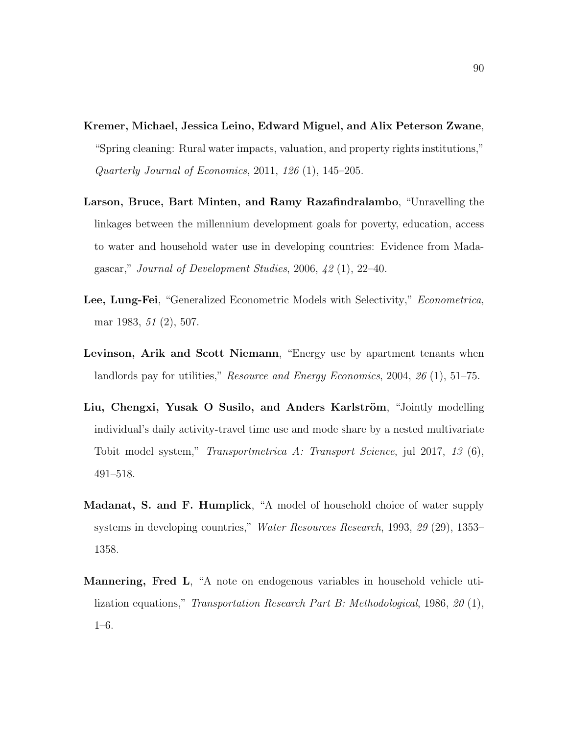**Kremer, Michael, Jessica Leino, Edward Miguel, and Alix Peterson Zwane**, "Spring cleaning: Rural water impacts, valuation, and property rights institutions," *Quarterly Journal of Economics*, 2011, *126* (1), 145–205.

**Larson, Bruce, Bart Minten, and Ramy Razafindralambo**, "Unravelling the linkages between the millennium development goals for poverty, education, access to water and household water use in developing countries: Evidence from Madagascar," *Journal of Development Studies*, 2006, *42* (1), 22–40.

**Lee, Lung-Fei**, "Generalized Econometric Models with Selectivity," *Econometrica*, mar 1983, *51* (2), 507.

**Levinson, Arik and Scott Niemann**, "Energy use by apartment tenants when landlords pay for utilities," *Resource and Energy Economics*, 2004, *26* (1), 51–75.

**Liu, Chengxi, Yusak O Susilo, and Anders Karlström**, "Jointly modelling individual's daily activity-travel time use and mode share by a nested multivariate Tobit model system," *Transportmetrica A: Transport Science*, jul 2017, *13* (6), 491–518.

**Madanat, S. and F. Humplick**, "A model of household choice of water supply systems in developing countries," *Water Resources Research*, 1993, *29* (29), 1353–1358.

**Mannering, Fred L**, "A note on endogenous variables in household vehicle utilization equations," *Transportation Research Part B: Methodological*, 1986, *20* (1), 1–6.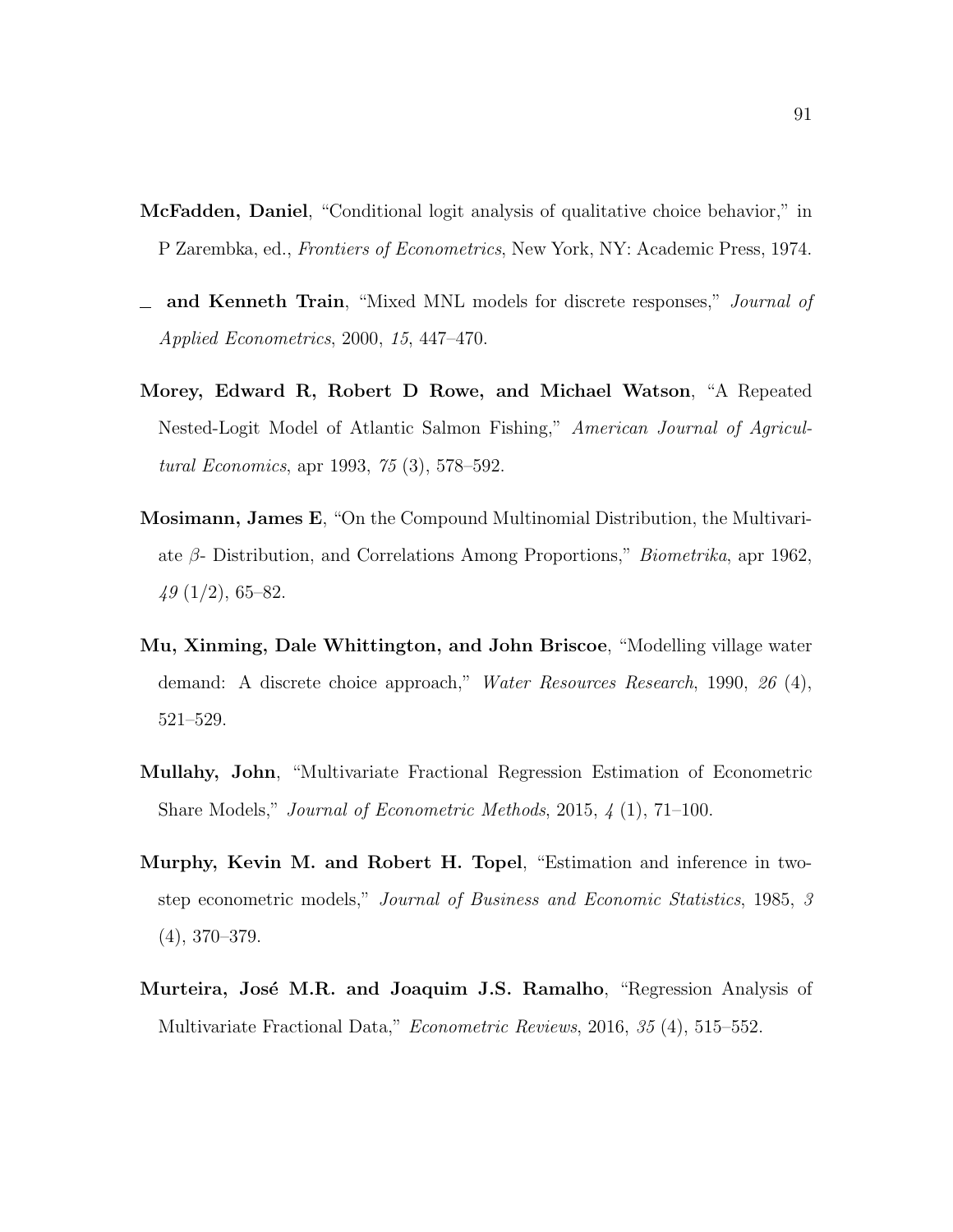**McFadden, Daniel**, "Conditional logit analysis of qualitative choice behavior," in P Zarembka, ed., *Frontiers of Econometrics*, New York, NY: Academic Press, 1974.

— **and Kenneth Train**, "Mixed MNL models for discrete responses," *Journal of Applied Econometrics*, 2000, *15*, 447–470.

**Morey, Edward R, Robert D Rowe, and Michael Watson**, "A Repeated Nested-Logit Model of Atlantic Salmon Fishing," *American Journal of Agricultural Economics*, apr 1993, *75* (3), 578–592.

**Mosimann, James E**, "On the Compound Multinomial Distribution, the Multivariate $\beta$- Distribution, and Correlations Among Proportions," *Biometrika*, apr 1962, *49* (1/2), 65–82.

**Mu, Xinming, Dale Whittington, and John Briscoe**, "Modelling village water demand: A discrete choice approach," *Water Resources Research*, 1990, *26* (4), 521–529.

**Mullahy, John**, "Multivariate Fractional Regression Estimation of Econometric Share Models," *Journal of Econometric Methods*, 2015, *4* (1), 71–100.

**Murphy, Kevin M. and Robert H. Topel**, "Estimation and inference in two-step econometric models," *Journal of Business and Economic Statistics*, 1985, *3* (4), 370–379.

**Murteira, José M.R. and Joaquim J.S. Ramalho**, "Regression Analysis of Multivariate Fractional Data," *Econometric Reviews*, 2016, *35* (4), 515–552.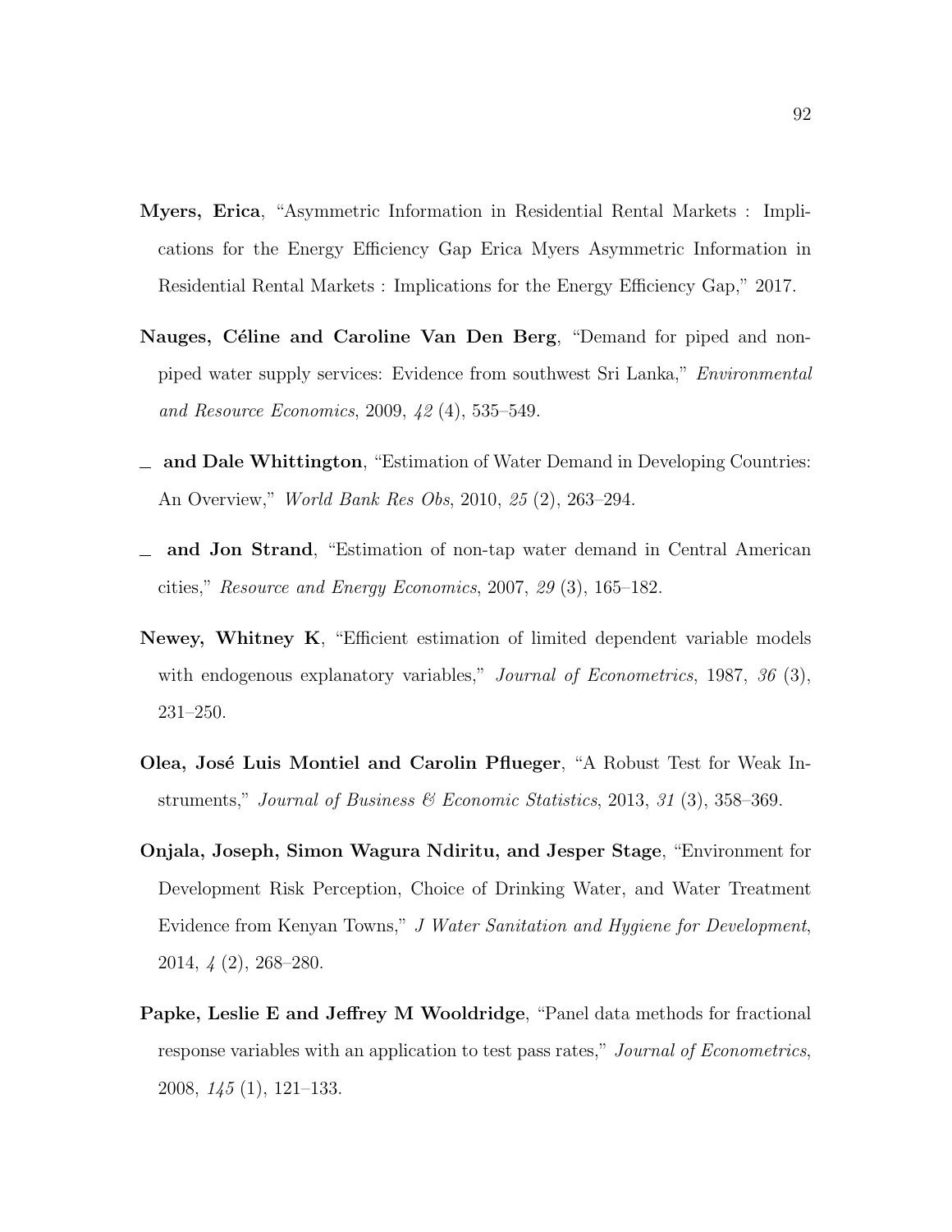**Myers, Erica**, "Asymmetric Information in Residential Rental Markets : Implications for the Energy Efficiency Gap Erica Myers Asymmetric Information in Residential Rental Markets : Implications for the Energy Efficiency Gap," 2017.

**Nauges, Céline and Caroline Van Den Berg**, "Demand for piped and non-piped water supply services: Evidence from southwest Sri Lanka," *Environmental and Resource Economics*, 2009, *42* (4), 535–549.

_ **and Dale Whittington**, "Estimation of Water Demand in Developing Countries: An Overview," *World Bank Res Obs*, 2010, *25* (2), 263–294.

_ **and Jon Strand**, "Estimation of non-tap water demand in Central American cities," *Resource and Energy Economics*, 2007, *29* (3), 165–182.

**Newey, Whitney K**, "Efficient estimation of limited dependent variable models with endogenous explanatory variables," *Journal of Econometrics*, 1987, *36* (3), 231–250.

**Olea, José Luis Montiel and Carolin Pflueger**, "A Robust Test for Weak Instruments," *Journal of Business & Economic Statistics*, 2013, *31* (3), 358–369.

**Onjala, Joseph, Simon Wagura Ndiritu, and Jesper Stage**, "Environment for Development Risk Perception, Choice of Drinking Water, and Water Treatment Evidence from Kenyan Towns," *J Water Sanitation and Hygiene for Development*, 2014, *4* (2), 268–280.

**Papke, Leslie E and Jeffrey M Wooldridge**, "Panel data methods for fractional response variables with an application to test pass rates," *Journal of Econometrics*, 2008, *145* (1), 121–133.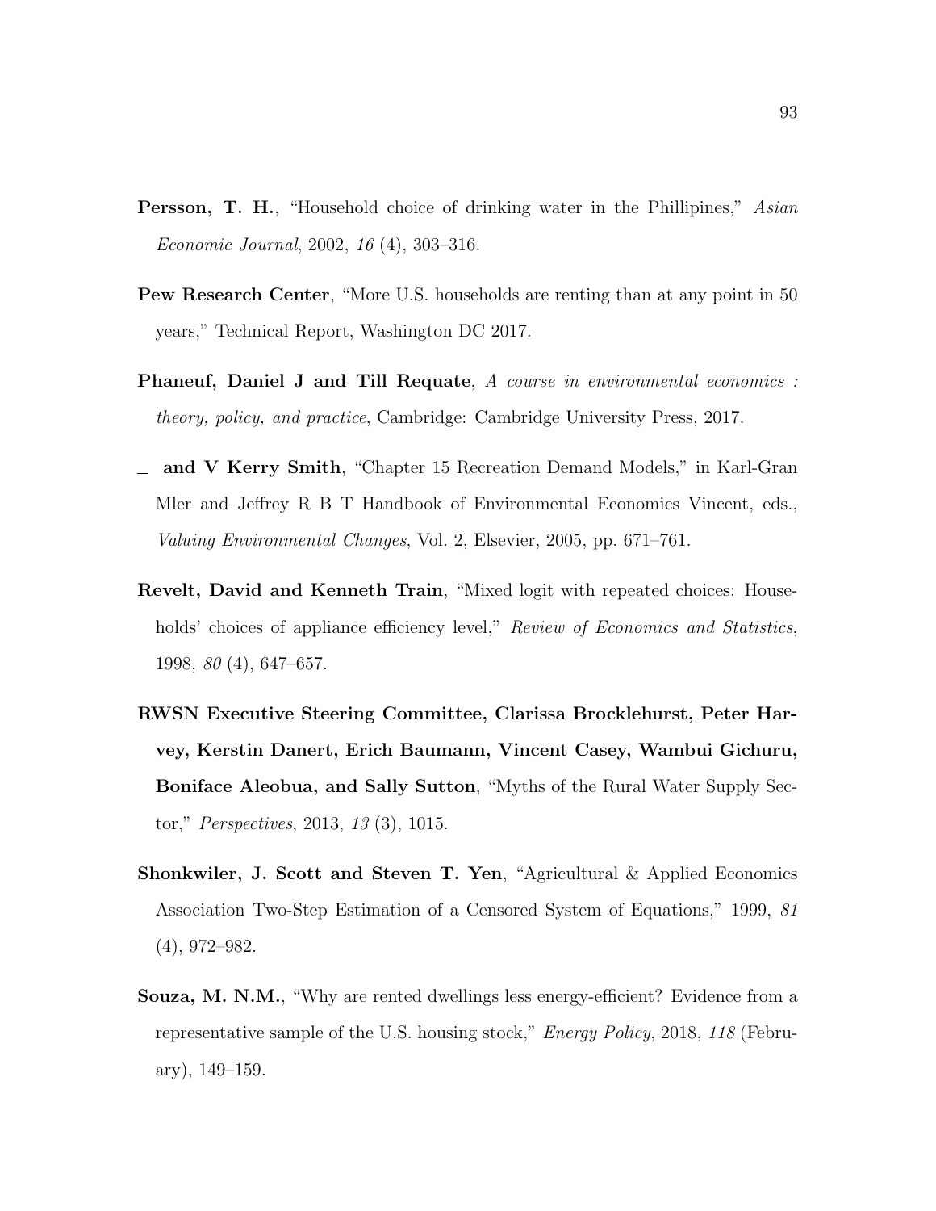**Persson, T. H.**, "Household choice of drinking water in the Phillipines," *Asian Economic Journal*, 2002, *16* (4), 303–316.

**Pew Research Center**, "More U.S. households are renting than at any point in 50 years," Technical Report, Washington DC 2017.

**Phaneuf, Daniel J and Till Requate**, *A course in environmental economics : theory, policy, and practice*, Cambridge: Cambridge University Press, 2017.

_ **and V Kerry Smith**, "Chapter 15 Recreation Demand Models," in Karl-Gran Mler and Jeffrey R B T Handbook of Environmental Economics Vincent, eds., *Valuing Environmental Changes*, Vol. 2, Elsevier, 2005, pp. 671–761.

**Revelt, David and Kenneth Train**, "Mixed logit with repeated choices: Households' choices of appliance efficiency level," *Review of Economics and Statistics*, 1998, *80* (4), 647–657.

**RWSN Executive Steering Committee, Clarissa Brocklehurst, Peter Harvey, Kerstin Danert, Erich Baumann, Vincent Casey, Wambui Gichuru, Boniface Aleobua, and Sally Sutton**, "Myths of the Rural Water Supply Sector," *Perspectives*, 2013, *13* (3), 1015.

**Shonkwiler, J. Scott and Steven T. Yen**, "Agricultural & Applied Economics Association Two-Step Estimation of a Censored System of Equations," 1999, *81* (4), 972–982.

**Souza, M. N.M.**, "Why are rented dwellings less energy-efficient? Evidence from a representative sample of the U.S. housing stock," *Energy Policy*, 2018, *118* (February), 149–159.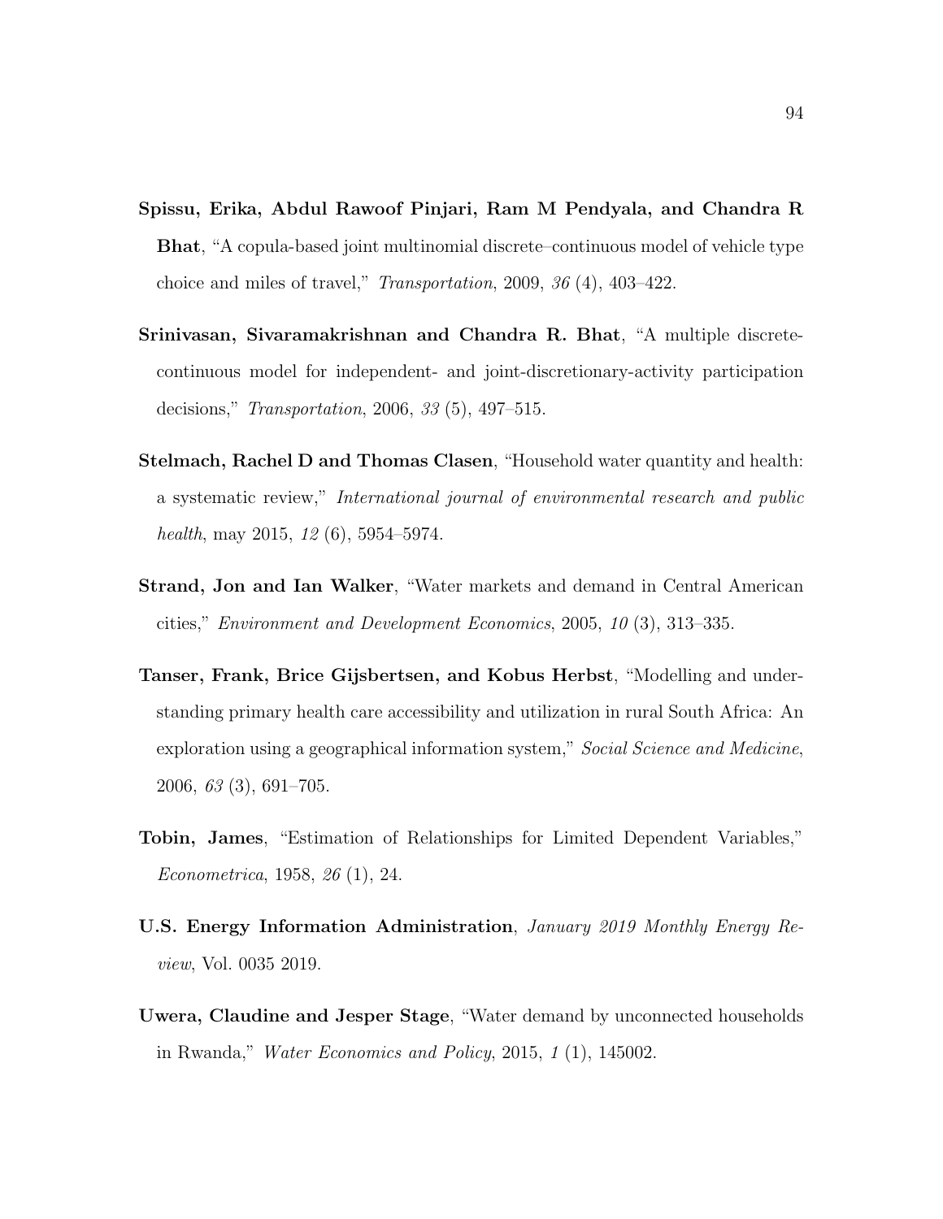**Spissu, Erika, Abdul Rawoof Pinjari, Ram M Pendyala, and Chandra R Bhat**, "A copula-based joint multinomial discrete–continuous model of vehicle type choice and miles of travel," *Transportation*, 2009, *36* (4), 403–422.

**Srinivasan, Sivaramakrishnan and Chandra R. Bhat**, "A multiple discrete-continuous model for independent- and joint-discretionary-activity participation decisions," *Transportation*, 2006, *33* (5), 497–515.

**Stelmach, Rachel D and Thomas Clasen**, "Household water quantity and health: a systematic review," *International journal of environmental research and public health*, may 2015, *12* (6), 5954–5974.

**Strand, Jon and Ian Walker**, "Water markets and demand in Central American cities," *Environment and Development Economics*, 2005, *10* (3), 313–335.

**Tanser, Frank, Brice Gijsbertsen, and Kobus Herbst**, "Modelling and understanding primary health care accessibility and utilization in rural South Africa: An exploration using a geographical information system," *Social Science and Medicine*, 2006, *63* (3), 691–705.

**Tobin, James**, "Estimation of Relationships for Limited Dependent Variables," *Econometrica*, 1958, *26* (1), 24.

**U.S. Energy Information Administration**, *January 2019 Monthly Energy Review*, Vol. 0035 2019.

**Uwera, Claudine and Jesper Stage**, "Water demand by unconnected households in Rwanda," *Water Economics and Policy*, 2015, *1* (1), 145002.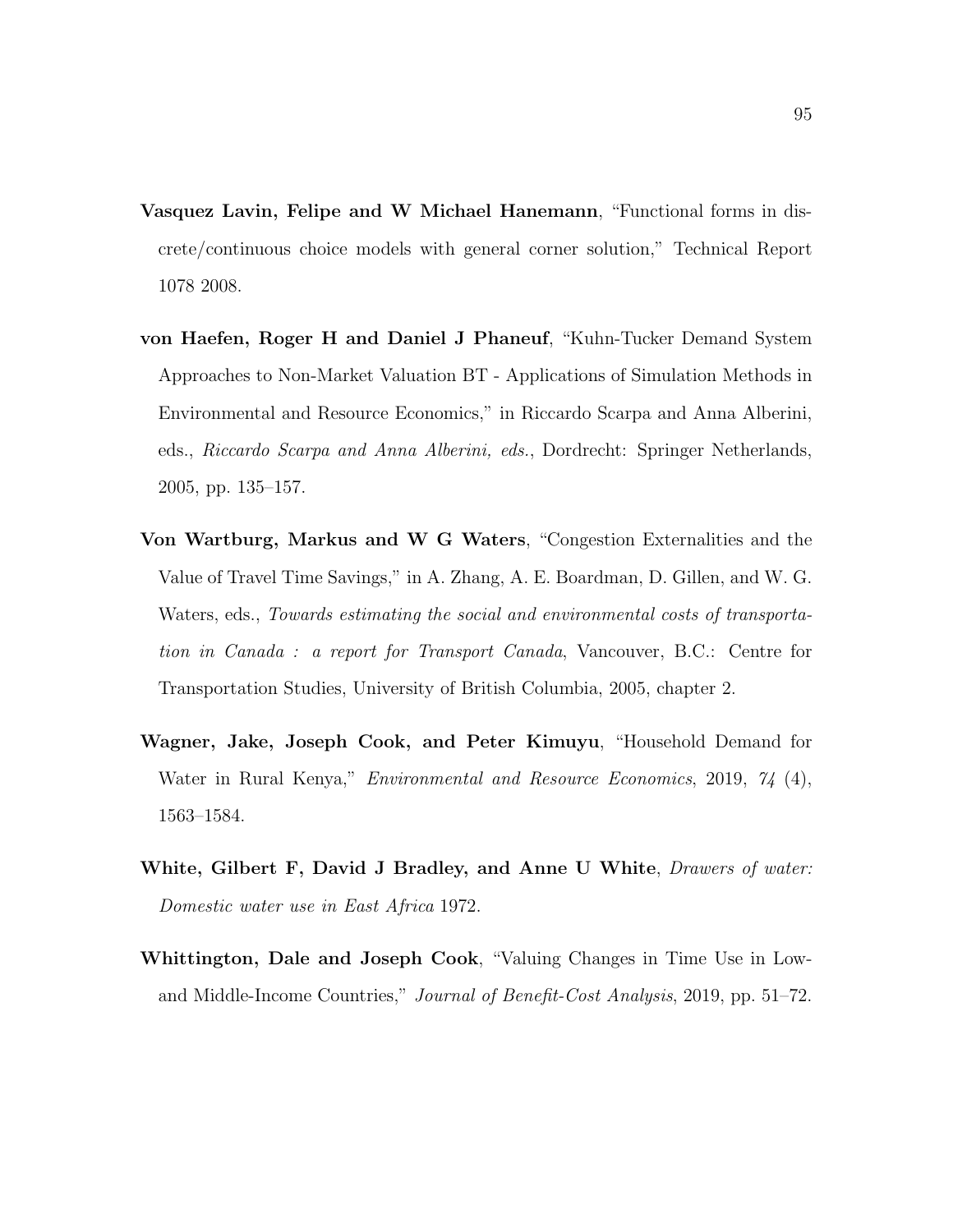**Vasquez Lavin, Felipe and W Michael Hanemann**, "Functional forms in discrete/continuous choice models with general corner solution," Technical Report 1078 2008.

**von Haefen, Roger H and Daniel J Phaneuf**, "Kuhn-Tucker Demand System Approaches to Non-Market Valuation BT - Applications of Simulation Methods in Environmental and Resource Economics," in Riccardo Scarpa and Anna Alberini, eds., *Riccardo Scarpa and Anna Alberini, eds.*, Dordrecht: Springer Netherlands, 2005, pp. 135–157.

**Von Wartburg, Markus and W G Waters**, "Congestion Externalities and the Value of Travel Time Savings," in A. Zhang, A. E. Boardman, D. Gillen, and W. G. Waters, eds., *Towards estimating the social and environmental costs of transportation in Canada : a report for Transport Canada*, Vancouver, B.C.: Centre for Transportation Studies, University of British Columbia, 2005, chapter 2.

**Wagner, Jake, Joseph Cook, and Peter Kimuyu**, "Household Demand for Water in Rural Kenya," *Environmental and Resource Economics*, 2019, *74* (4), 1563–1584.

**White, Gilbert F, David J Bradley, and Anne U White**, *Drawers of water: Domestic water use in East Africa* 1972.

**Whittington, Dale and Joseph Cook**, "Valuing Changes in Time Use in Low- and Middle-Income Countries," *Journal of Benefit-Cost Analysis*, 2019, pp. 51–72.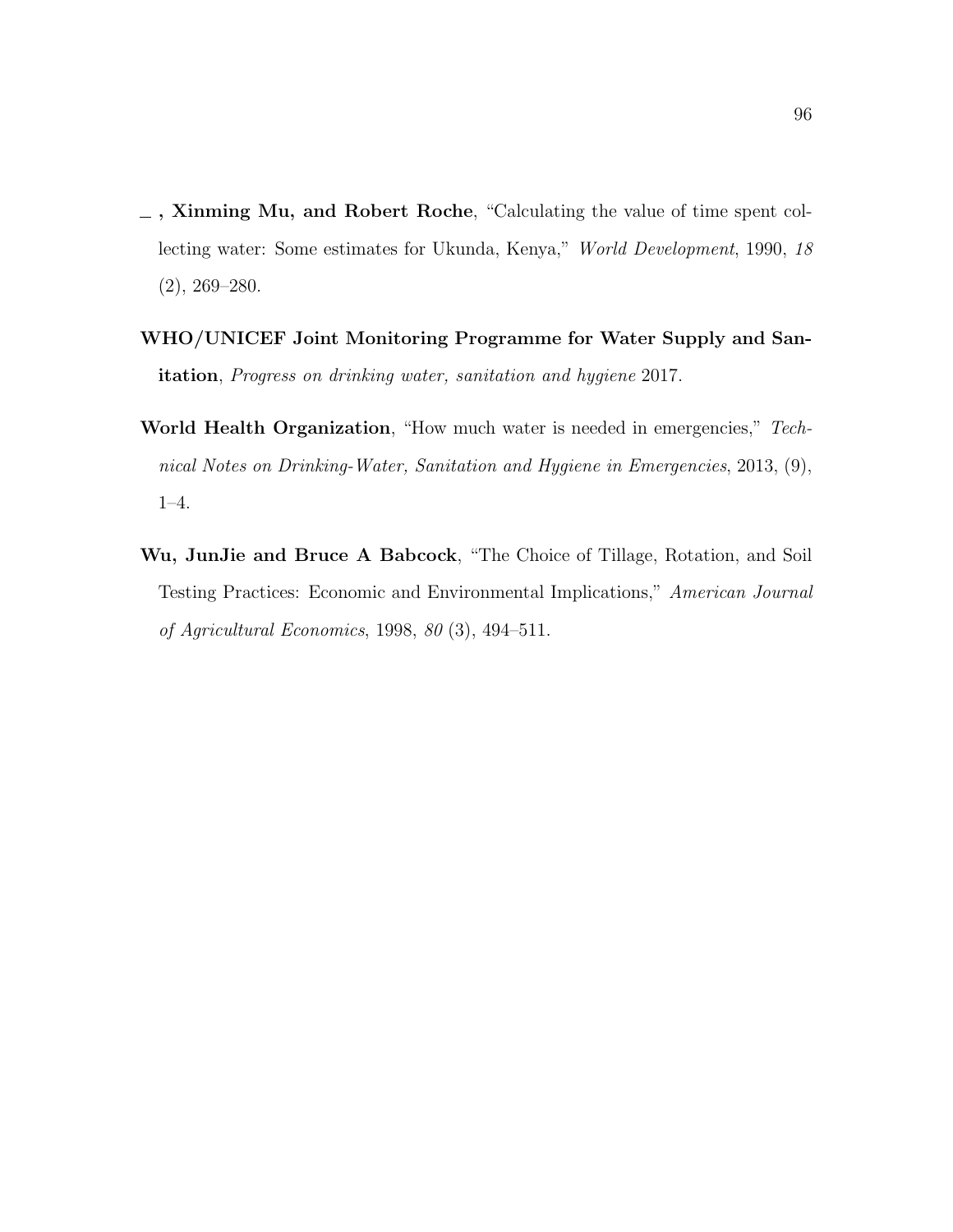**\_ , Xinming Mu, and Robert Roche**, "Calculating the value of time spent collecting water: Some estimates for Ukunda, Kenya," *World Development*, 1990, *18* (2), 269–280.

**WHO/UNICEF Joint Monitoring Programme for Water Supply and Sanitation**, *Progress on drinking water, sanitation and hygiene* 2017.

**World Health Organization**, "How much water is needed in emergencies," *Technical Notes on Drinking-Water, Sanitation and Hygiene in Emergencies*, 2013, (9), 1–4.

**Wu, JunJie and Bruce A Babcock**, "The Choice of Tillage, Rotation, and Soil Testing Practices: Economic and Environmental Implications," *American Journal of Agricultural Economics*, 1998, *80* (3), 494–511.